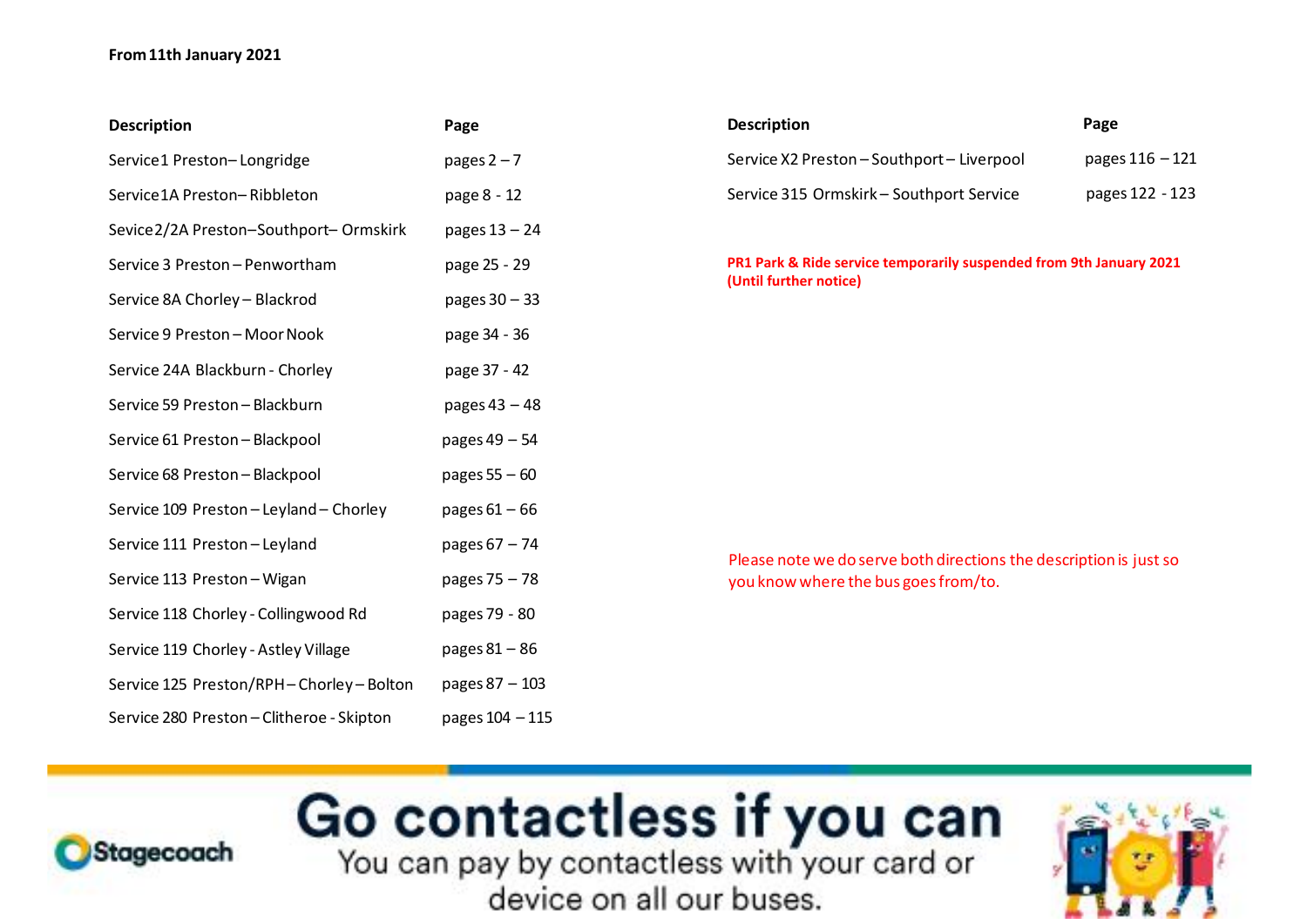**From 11th January 2021**

| Description | Page |
|---|---|
| Service1 Preston– Longridge | pages 2 – 7 |
| Service1A Preston– Ribbleton | page 8 - 12 |
| Sevice2/2A Preston–Southport– Ormskirk | pages 13 – 24 |
| Service 3 Preston – Penwortham | page 25 - 29 |
| Service 8A Chorley – Blackrod | pages 30 – 33 |
| Service 9 Preston – Moor Nook | page 34 - 36 |
| Service 24A Blackburn - Chorley | page 37 - 42 |
| Service 59 Preston – Blackburn | pages 43 – 48 |
| Service 61 Preston – Blackpool | pages 49 – 54 |
| Service 68 Preston – Blackpool | pages 55 – 60 |
| Service 109 Preston – Leyland – Chorley | pages 61 – 66 |
| Service 111 Preston – Leyland | pages 67 – 74 |
| Service 113 Preston – Wigan | pages 75 – 78 |
| Service 118 Chorley - Collingwood Rd | pages 79 - 80 |
| Service 119 Chorley - Astley Village | pages 81 – 86 |
| Service 125 Preston/RPH – Chorley – Bolton | pages 87 – 103 |
| Service 280 Preston – Clitheroe - Skipton | pages 104 – 115 |
| Service X2 Preston – Southport – Liverpool | pages 116 – 121 |
| Service 315 Ormskirk – Southport Service | pages 122 - 123 |

**PR1 Park & Ride service temporarily suspended from 9th January 2021 (Until further notice)**

Please note we do serve both directions the description is just so you know where the bus goes from/to.

Stagecoach

Go contactless if you can

You can pay by contactless with your card or device on all our buses.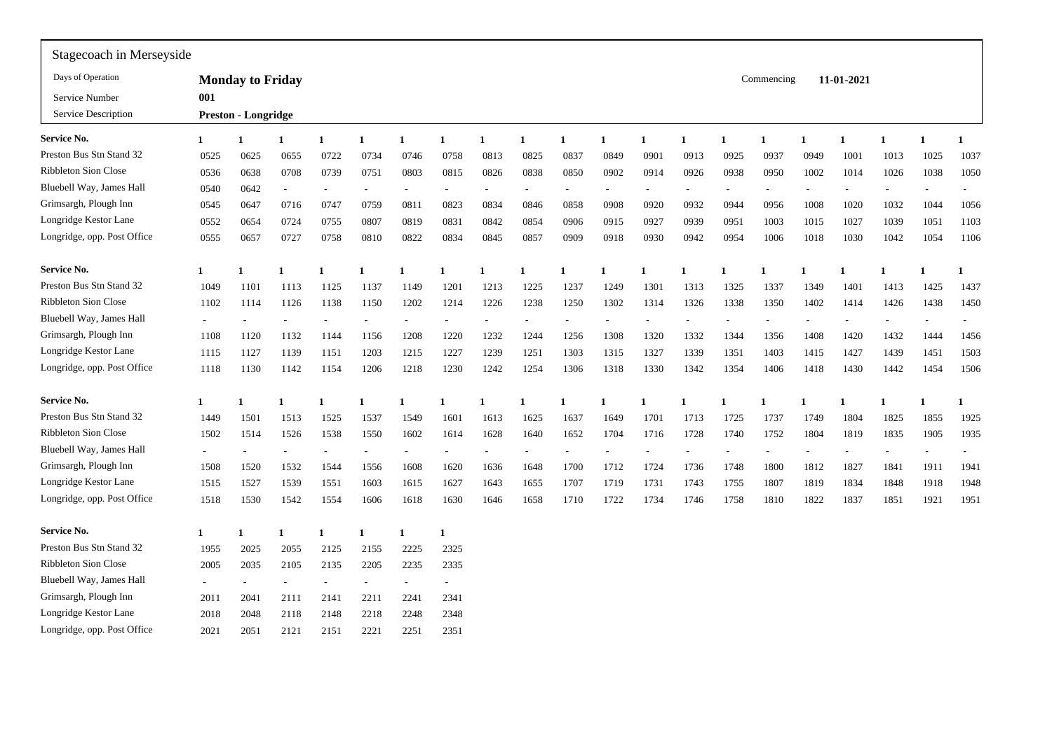# Stagecoach in Merseyside

| | | | |
|---|---|---|---|
| Days of Operation | **Monday to Friday** | Commencing | **11-01-2021** |
| Service Number | **001** | | |
| Service Description | **Preston - Longridge** | | |

| Service No. | 1 | 1 | 1 | 1 | 1 | 1 | 1 | 1 | 1 | 1 | 1 | 1 | 1 | 1 | 1 | 1 | 1 | 1 | 1 | 1 |
|---|---|---|---|---|---|---|---|---|---|---|---|---|---|---|---|---|---|---|---|---|
| Preston Bus Stn Stand 32 | 0525 | 0625 | 0655 | 0722 | 0734 | 0746 | 0758 | 0813 | 0825 | 0837 | 0849 | 0901 | 0913 | 0925 | 0937 | 0949 | 1001 | 1013 | 1025 | 1037 |
| Ribbleton Sion Close | 0536 | 0638 | 0708 | 0739 | 0751 | 0803 | 0815 | 0826 | 0838 | 0850 | 0902 | 0914 | 0926 | 0938 | 0950 | 1002 | 1014 | 1026 | 1038 | 1050 |
| Bluebell Way, James Hall | 0540 | 0642 | - | - | - | - | - | - | - | - | - | - | - | - | - | - | - | - | - | - |
| Grimsargh, Plough Inn | 0545 | 0647 | 0716 | 0747 | 0759 | 0811 | 0823 | 0834 | 0846 | 0858 | 0908 | 0920 | 0932 | 0944 | 0956 | 1008 | 1020 | 1032 | 1044 | 1056 |
| Longridge Kestor Lane | 0552 | 0654 | 0724 | 0755 | 0807 | 0819 | 0831 | 0842 | 0854 | 0906 | 0915 | 0927 | 0939 | 0951 | 1003 | 1015 | 1027 | 1039 | 1051 | 1103 |
| Longridge, opp. Post Office | 0555 | 0657 | 0727 | 0758 | 0810 | 0822 | 0834 | 0845 | 0857 | 0909 | 0918 | 0930 | 0942 | 0954 | 1006 | 1018 | 1030 | 1042 | 1054 | 1106 |

| Service No. | 1 | 1 | 1 | 1 | 1 | 1 | 1 | 1 | 1 | 1 | 1 | 1 | 1 | 1 | 1 | 1 | 1 | 1 | 1 | 1 |
|---|---|---|---|---|---|---|---|---|---|---|---|---|---|---|---|---|---|---|---|---|
| Preston Bus Stn Stand 32 | 1049 | 1101 | 1113 | 1125 | 1137 | 1149 | 1201 | 1213 | 1225 | 1237 | 1249 | 1301 | 1313 | 1325 | 1337 | 1349 | 1401 | 1413 | 1425 | 1437 |
| Ribbleton Sion Close | 1102 | 1114 | 1126 | 1138 | 1150 | 1202 | 1214 | 1226 | 1238 | 1250 | 1302 | 1314 | 1326 | 1338 | 1350 | 1402 | 1414 | 1426 | 1438 | 1450 |
| Bluebell Way, James Hall | - | - | - | - | - | - | - | - | - | - | - | - | - | - | - | - | - | - | - | - |
| Grimsargh, Plough Inn | 1108 | 1120 | 1132 | 1144 | 1156 | 1208 | 1220 | 1232 | 1244 | 1256 | 1308 | 1320 | 1332 | 1344 | 1356 | 1408 | 1420 | 1432 | 1444 | 1456 |
| Longridge Kestor Lane | 1115 | 1127 | 1139 | 1151 | 1203 | 1215 | 1227 | 1239 | 1251 | 1303 | 1315 | 1327 | 1339 | 1351 | 1403 | 1415 | 1427 | 1439 | 1451 | 1503 |
| Longridge, opp. Post Office | 1118 | 1130 | 1142 | 1154 | 1206 | 1218 | 1230 | 1242 | 1254 | 1306 | 1318 | 1330 | 1342 | 1354 | 1406 | 1418 | 1430 | 1442 | 1454 | 1506 |

| Service No. | 1 | 1 | 1 | 1 | 1 | 1 | 1 | 1 | 1 | 1 | 1 | 1 | 1 | 1 | 1 | 1 | 1 | 1 | 1 | 1 |
|---|---|---|---|---|---|---|---|---|---|---|---|---|---|---|---|---|---|---|---|---|
| Preston Bus Stn Stand 32 | 1449 | 1501 | 1513 | 1525 | 1537 | 1549 | 1601 | 1613 | 1625 | 1637 | 1649 | 1701 | 1713 | 1725 | 1737 | 1749 | 1804 | 1825 | 1855 | 1925 |
| Ribbleton Sion Close | 1502 | 1514 | 1526 | 1538 | 1550 | 1602 | 1614 | 1628 | 1640 | 1652 | 1704 | 1716 | 1728 | 1740 | 1752 | 1804 | 1819 | 1835 | 1905 | 1935 |
| Bluebell Way, James Hall | - | - | - | - | - | - | - | - | - | - | - | - | - | - | - | - | - | - | - | - |
| Grimsargh, Plough Inn | 1508 | 1520 | 1532 | 1544 | 1556 | 1608 | 1620 | 1636 | 1648 | 1700 | 1712 | 1724 | 1736 | 1748 | 1800 | 1812 | 1827 | 1841 | 1911 | 1941 |
| Longridge Kestor Lane | 1515 | 1527 | 1539 | 1551 | 1603 | 1615 | 1627 | 1643 | 1655 | 1707 | 1719 | 1731 | 1743 | 1755 | 1807 | 1819 | 1834 | 1848 | 1918 | 1948 |
| Longridge, opp. Post Office | 1518 | 1530 | 1542 | 1554 | 1606 | 1618 | 1630 | 1646 | 1658 | 1710 | 1722 | 1734 | 1746 | 1758 | 1810 | 1822 | 1837 | 1851 | 1921 | 1951 |

| Service No. | 1 | 1 | 1 | 1 | 1 | 1 | 1 |
|---|---|---|---|---|---|---|---|
| Preston Bus Stn Stand 32 | 1955 | 2025 | 2055 | 2125 | 2155 | 2225 | 2325 |
| Ribbleton Sion Close | 2005 | 2035 | 2105 | 2135 | 2205 | 2235 | 2335 |
| Bluebell Way, James Hall | - | - | - | - | - | - | - |
| Grimsargh, Plough Inn | 2011 | 2041 | 2111 | 2141 | 2211 | 2241 | 2341 |
| Longridge Kestor Lane | 2018 | 2048 | 2118 | 2148 | 2218 | 2248 | 2348 |
| Longridge, opp. Post Office | 2021 | 2051 | 2121 | 2151 | 2221 | 2251 | 2351 |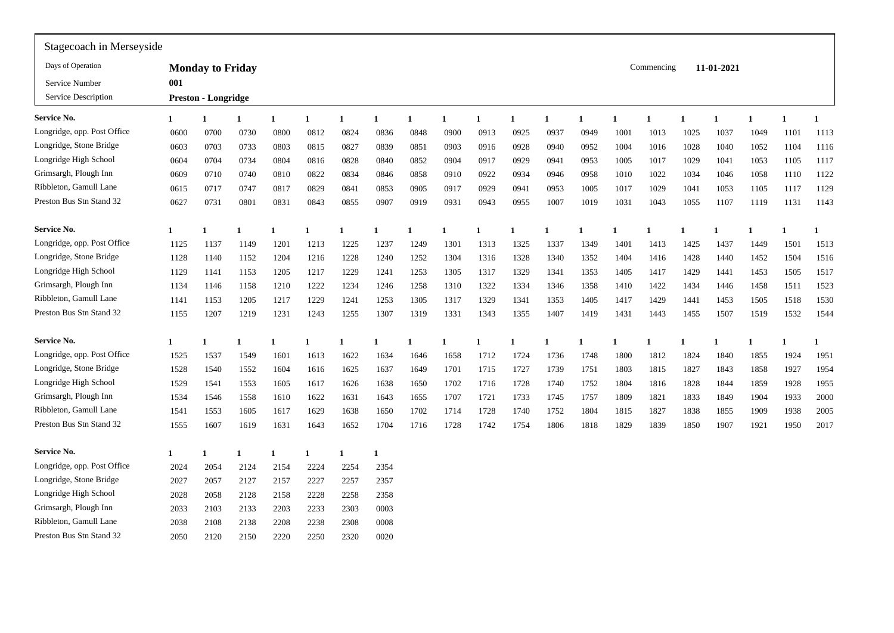## Stagecoach in Merseyside

| | | | |
|---|---|---|---|
| Days of Operation | **Monday to Friday** | Commencing | **11-01-2021** |
| Service Number | **001** | | |
| Service Description | **Preston - Longridge** | | |

| **Service No.** | **1** | **1** | **1** | **1** | **1** | **1** | **1** | **1** | **1** | **1** | **1** | **1** | **1** | **1** | **1** | **1** | **1** | **1** | **1** | **1** |
|---|---|---|---|---|---|---|---|---|---|---|---|---|---|---|---|---|---|---|---|---|
| Longridge, opp. Post Office | 0600 | 0700 | 0730 | 0800 | 0812 | 0824 | 0836 | 0848 | 0900 | 0913 | 0925 | 0937 | 0949 | 1001 | 1013 | 1025 | 1037 | 1049 | 1101 | 1113 |
| Longridge, Stone Bridge | 0603 | 0703 | 0733 | 0803 | 0815 | 0827 | 0839 | 0851 | 0903 | 0916 | 0928 | 0940 | 0952 | 1004 | 1016 | 1028 | 1040 | 1052 | 1104 | 1116 |
| Longridge High School | 0604 | 0704 | 0734 | 0804 | 0816 | 0828 | 0840 | 0852 | 0904 | 0917 | 0929 | 0941 | 0953 | 1005 | 1017 | 1029 | 1041 | 1053 | 1105 | 1117 |
| Grimsargh, Plough Inn | 0609 | 0710 | 0740 | 0810 | 0822 | 0834 | 0846 | 0858 | 0910 | 0922 | 0934 | 0946 | 0958 | 1010 | 1022 | 1034 | 1046 | 1058 | 1110 | 1122 |
| Ribbleton, Gamull Lane | 0615 | 0717 | 0747 | 0817 | 0829 | 0841 | 0853 | 0905 | 0917 | 0929 | 0941 | 0953 | 1005 | 1017 | 1029 | 1041 | 1053 | 1105 | 1117 | 1129 |
| Preston Bus Stn Stand 32 | 0627 | 0731 | 0801 | 0831 | 0843 | 0855 | 0907 | 0919 | 0931 | 0943 | 0955 | 1007 | 1019 | 1031 | 1043 | 1055 | 1107 | 1119 | 1131 | 1143 |

| **Service No.** | **1** | **1** | **1** | **1** | **1** | **1** | **1** | **1** | **1** | **1** | **1** | **1** | **1** | **1** | **1** | **1** | **1** | **1** | **1** | **1** |
|---|---|---|---|---|---|---|---|---|---|---|---|---|---|---|---|---|---|---|---|---|
| Longridge, opp. Post Office | 1125 | 1137 | 1149 | 1201 | 1213 | 1225 | 1237 | 1249 | 1301 | 1313 | 1325 | 1337 | 1349 | 1401 | 1413 | 1425 | 1437 | 1449 | 1501 | 1513 |
| Longridge, Stone Bridge | 1128 | 1140 | 1152 | 1204 | 1216 | 1228 | 1240 | 1252 | 1304 | 1316 | 1328 | 1340 | 1352 | 1404 | 1416 | 1428 | 1440 | 1452 | 1504 | 1516 |
| Longridge High School | 1129 | 1141 | 1153 | 1205 | 1217 | 1229 | 1241 | 1253 | 1305 | 1317 | 1329 | 1341 | 1353 | 1405 | 1417 | 1429 | 1441 | 1453 | 1505 | 1517 |
| Grimsargh, Plough Inn | 1134 | 1146 | 1158 | 1210 | 1222 | 1234 | 1246 | 1258 | 1310 | 1322 | 1334 | 1346 | 1358 | 1410 | 1422 | 1434 | 1446 | 1458 | 1511 | 1523 |
| Ribbleton, Gamull Lane | 1141 | 1153 | 1205 | 1217 | 1229 | 1241 | 1253 | 1305 | 1317 | 1329 | 1341 | 1353 | 1405 | 1417 | 1429 | 1441 | 1453 | 1505 | 1518 | 1530 |
| Preston Bus Stn Stand 32 | 1155 | 1207 | 1219 | 1231 | 1243 | 1255 | 1307 | 1319 | 1331 | 1343 | 1355 | 1407 | 1419 | 1431 | 1443 | 1455 | 1507 | 1519 | 1532 | 1544 |

| **Service No.** | **1** | **1** | **1** | **1** | **1** | **1** | **1** | **1** | **1** | **1** | **1** | **1** | **1** | **1** | **1** | **1** | **1** | **1** | **1** | **1** |
|---|---|---|---|---|---|---|---|---|---|---|---|---|---|---|---|---|---|---|---|---|
| Longridge, opp. Post Office | 1525 | 1537 | 1549 | 1601 | 1613 | 1622 | 1634 | 1646 | 1658 | 1712 | 1724 | 1736 | 1748 | 1800 | 1812 | 1824 | 1840 | 1855 | 1924 | 1951 |
| Longridge, Stone Bridge | 1528 | 1540 | 1552 | 1604 | 1616 | 1625 | 1637 | 1649 | 1701 | 1715 | 1727 | 1739 | 1751 | 1803 | 1815 | 1827 | 1843 | 1858 | 1927 | 1954 |
| Longridge High School | 1529 | 1541 | 1553 | 1605 | 1617 | 1626 | 1638 | 1650 | 1702 | 1716 | 1728 | 1740 | 1752 | 1804 | 1816 | 1828 | 1844 | 1859 | 1928 | 1955 |
| Grimsargh, Plough Inn | 1534 | 1546 | 1558 | 1610 | 1622 | 1631 | 1643 | 1655 | 1707 | 1721 | 1733 | 1745 | 1757 | 1809 | 1821 | 1833 | 1849 | 1904 | 1933 | 2000 |
| Ribbleton, Gamull Lane | 1541 | 1553 | 1605 | 1617 | 1629 | 1638 | 1650 | 1702 | 1714 | 1728 | 1740 | 1752 | 1804 | 1815 | 1827 | 1838 | 1855 | 1909 | 1938 | 2005 |
| Preston Bus Stn Stand 32 | 1555 | 1607 | 1619 | 1631 | 1643 | 1652 | 1704 | 1716 | 1728 | 1742 | 1754 | 1806 | 1818 | 1829 | 1839 | 1850 | 1907 | 1921 | 1950 | 2017 |

| **Service No.** | **1** | **1** | **1** | **1** | **1** | **1** | **1** |
|---|---|---|---|---|---|---|---|
| Longridge, opp. Post Office | 2024 | 2054 | 2124 | 2154 | 2224 | 2254 | 2354 |
| Longridge, Stone Bridge | 2027 | 2057 | 2127 | 2157 | 2227 | 2257 | 2357 |
| Longridge High School | 2028 | 2058 | 2128 | 2158 | 2228 | 2258 | 2358 |
| Grimsargh, Plough Inn | 2033 | 2103 | 2133 | 2203 | 2233 | 2303 | 0003 |
| Ribbleton, Gamull Lane | 2038 | 2108 | 2138 | 2208 | 2238 | 2308 | 0008 |
| Preston Bus Stn Stand 32 | 2050 | 2120 | 2150 | 2220 | 2250 | 2320 | 0020 |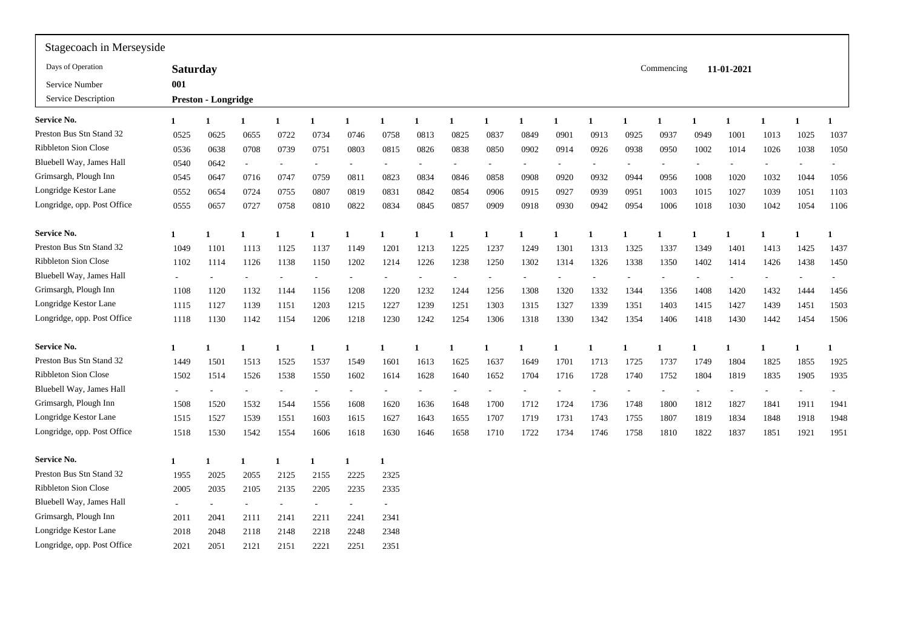Stagecoach in Merseyside

| | | | |
|---|---|---|---|
| Days of Operation | **Saturday** | Commencing | **11-01-2021** |
| Service Number | **001** | | |
| Service Description | **Preston - Longridge** | | |

| **Service No.** | **1** | **1** | **1** | **1** | **1** | **1** | **1** | **1** | **1** | **1** | **1** | **1** | **1** | **1** | **1** | **1** | **1** | **1** | **1** | **1** |
|---|---|---|---|---|---|---|---|---|---|---|---|---|---|---|---|---|---|---|---|---|
| Preston Bus Stn Stand 32 | 0525 | 0625 | 0655 | 0722 | 0734 | 0746 | 0758 | 0813 | 0825 | 0837 | 0849 | 0901 | 0913 | 0925 | 0937 | 0949 | 1001 | 1013 | 1025 | 1037 |
| Ribbleton Sion Close | 0536 | 0638 | 0708 | 0739 | 0751 | 0803 | 0815 | 0826 | 0838 | 0850 | 0902 | 0914 | 0926 | 0938 | 0950 | 1002 | 1014 | 1026 | 1038 | 1050 |
| Bluebell Way, James Hall | 0540 | 0642 | - | - | - | - | - | - | - | - | - | - | - | - | - | - | - | - | - | - |
| Grimsargh, Plough Inn | 0545 | 0647 | 0716 | 0747 | 0759 | 0811 | 0823 | 0834 | 0846 | 0858 | 0908 | 0920 | 0932 | 0944 | 0956 | 1008 | 1020 | 1032 | 1044 | 1056 |
| Longridge Kestor Lane | 0552 | 0654 | 0724 | 0755 | 0807 | 0819 | 0831 | 0842 | 0854 | 0906 | 0915 | 0927 | 0939 | 0951 | 1003 | 1015 | 1027 | 1039 | 1051 | 1103 |
| Longridge, opp. Post Office | 0555 | 0657 | 0727 | 0758 | 0810 | 0822 | 0834 | 0845 | 0857 | 0909 | 0918 | 0930 | 0942 | 0954 | 1006 | 1018 | 1030 | 1042 | 1054 | 1106 |

| **Service No.** | **1** | **1** | **1** | **1** | **1** | **1** | **1** | **1** | **1** | **1** | **1** | **1** | **1** | **1** | **1** | **1** | **1** | **1** | **1** | **1** |
|---|---|---|---|---|---|---|---|---|---|---|---|---|---|---|---|---|---|---|---|---|
| Preston Bus Stn Stand 32 | 1049 | 1101 | 1113 | 1125 | 1137 | 1149 | 1201 | 1213 | 1225 | 1237 | 1249 | 1301 | 1313 | 1325 | 1337 | 1349 | 1401 | 1413 | 1425 | 1437 |
| Ribbleton Sion Close | 1102 | 1114 | 1126 | 1138 | 1150 | 1202 | 1214 | 1226 | 1238 | 1250 | 1302 | 1314 | 1326 | 1338 | 1350 | 1402 | 1414 | 1426 | 1438 | 1450 |
| Bluebell Way, James Hall | - | - | - | - | - | - | - | - | - | - | - | - | - | - | - | - | - | - | - | - |
| Grimsargh, Plough Inn | 1108 | 1120 | 1132 | 1144 | 1156 | 1208 | 1220 | 1232 | 1244 | 1256 | 1308 | 1320 | 1332 | 1344 | 1356 | 1408 | 1420 | 1432 | 1444 | 1456 |
| Longridge Kestor Lane | 1115 | 1127 | 1139 | 1151 | 1203 | 1215 | 1227 | 1239 | 1251 | 1303 | 1315 | 1327 | 1339 | 1351 | 1403 | 1415 | 1427 | 1439 | 1451 | 1503 |
| Longridge, opp. Post Office | 1118 | 1130 | 1142 | 1154 | 1206 | 1218 | 1230 | 1242 | 1254 | 1306 | 1318 | 1330 | 1342 | 1354 | 1406 | 1418 | 1430 | 1442 | 1454 | 1506 |

| **Service No.** | **1** | **1** | **1** | **1** | **1** | **1** | **1** | **1** | **1** | **1** | **1** | **1** | **1** | **1** | **1** | **1** | **1** | **1** | **1** | **1** |
|---|---|---|---|---|---|---|---|---|---|---|---|---|---|---|---|---|---|---|---|---|
| Preston Bus Stn Stand 32 | 1449 | 1501 | 1513 | 1525 | 1537 | 1549 | 1601 | 1613 | 1625 | 1637 | 1649 | 1701 | 1713 | 1725 | 1737 | 1749 | 1804 | 1825 | 1855 | 1925 |
| Ribbleton Sion Close | 1502 | 1514 | 1526 | 1538 | 1550 | 1602 | 1614 | 1628 | 1640 | 1652 | 1704 | 1716 | 1728 | 1740 | 1752 | 1804 | 1819 | 1835 | 1905 | 1935 |
| Bluebell Way, James Hall | - | - | - | - | - | - | - | - | - | - | - | - | - | - | - | - | - | - | - | - |
| Grimsargh, Plough Inn | 1508 | 1520 | 1532 | 1544 | 1556 | 1608 | 1620 | 1636 | 1648 | 1700 | 1712 | 1724 | 1736 | 1748 | 1800 | 1812 | 1827 | 1841 | 1911 | 1941 |
| Longridge Kestor Lane | 1515 | 1527 | 1539 | 1551 | 1603 | 1615 | 1627 | 1643 | 1655 | 1707 | 1719 | 1731 | 1743 | 1755 | 1807 | 1819 | 1834 | 1848 | 1918 | 1948 |
| Longridge, opp. Post Office | 1518 | 1530 | 1542 | 1554 | 1606 | 1618 | 1630 | 1646 | 1658 | 1710 | 1722 | 1734 | 1746 | 1758 | 1810 | 1822 | 1837 | 1851 | 1921 | 1951 |

| **Service No.** | **1** | **1** | **1** | **1** | **1** | **1** | **1** |
|---|---|---|---|---|---|---|---|
| Preston Bus Stn Stand 32 | 1955 | 2025 | 2055 | 2125 | 2155 | 2225 | 2325 |
| Ribbleton Sion Close | 2005 | 2035 | 2105 | 2135 | 2205 | 2235 | 2335 |
| Bluebell Way, James Hall | - | - | - | - | - | - | - |
| Grimsargh, Plough Inn | 2011 | 2041 | 2111 | 2141 | 2211 | 2241 | 2341 |
| Longridge Kestor Lane | 2018 | 2048 | 2118 | 2148 | 2218 | 2248 | 2348 |
| Longridge, opp. Post Office | 2021 | 2051 | 2121 | 2151 | 2221 | 2251 | 2351 |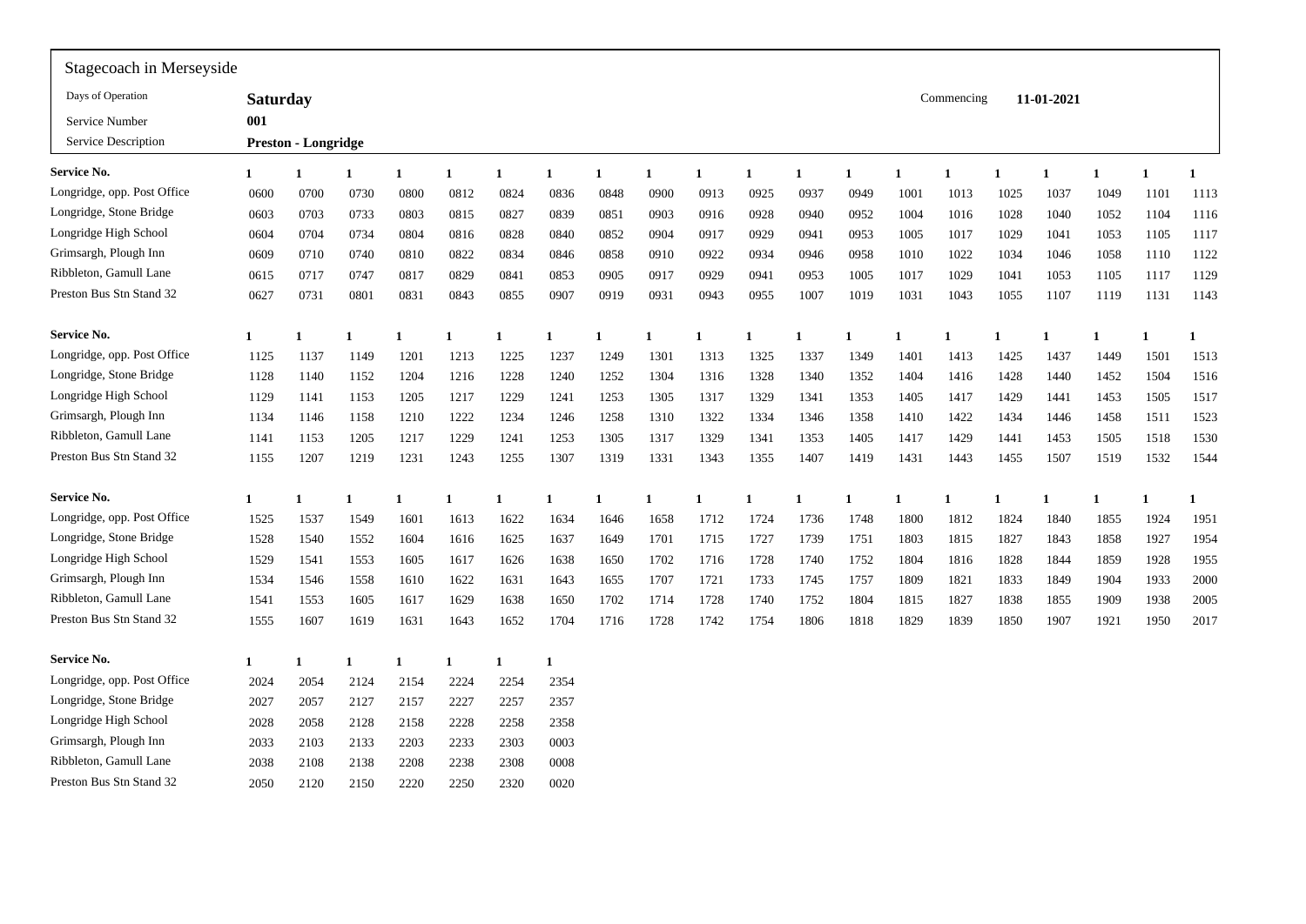| Stagecoach in Merseyside | | | |
|---|---|---|---|
| Days of Operation | **Saturday** | Commencing | **11-01-2021** |
| Service Number | **001** | | |
| Service Description | **Preston - Longridge** | | |

| **Service No.** | **1** | **1** | **1** | **1** | **1** | **1** | **1** | **1** | **1** | **1** | **1** | **1** | **1** | **1** | **1** | **1** | **1** | **1** | **1** | **1** |
|---|---|---|---|---|---|---|---|---|---|---|---|---|---|---|---|---|---|---|---|---|
| Longridge, opp. Post Office | 0600 | 0700 | 0730 | 0800 | 0812 | 0824 | 0836 | 0848 | 0900 | 0913 | 0925 | 0937 | 0949 | 1001 | 1013 | 1025 | 1037 | 1049 | 1101 | 1113 |
| Longridge, Stone Bridge | 0603 | 0703 | 0733 | 0803 | 0815 | 0827 | 0839 | 0851 | 0903 | 0916 | 0928 | 0940 | 0952 | 1004 | 1016 | 1028 | 1040 | 1052 | 1104 | 1116 |
| Longridge High School | 0604 | 0704 | 0734 | 0804 | 0816 | 0828 | 0840 | 0852 | 0904 | 0917 | 0929 | 0941 | 0953 | 1005 | 1017 | 1029 | 1041 | 1053 | 1105 | 1117 |
| Grimsargh, Plough Inn | 0609 | 0710 | 0740 | 0810 | 0822 | 0834 | 0846 | 0858 | 0910 | 0922 | 0934 | 0946 | 0958 | 1010 | 1022 | 1034 | 1046 | 1058 | 1110 | 1122 |
| Ribbleton, Gamull Lane | 0615 | 0717 | 0747 | 0817 | 0829 | 0841 | 0853 | 0905 | 0917 | 0929 | 0941 | 0953 | 1005 | 1017 | 1029 | 1041 | 1053 | 1105 | 1117 | 1129 |
| Preston Bus Stn Stand 32 | 0627 | 0731 | 0801 | 0831 | 0843 | 0855 | 0907 | 0919 | 0931 | 0943 | 0955 | 1007 | 1019 | 1031 | 1043 | 1055 | 1107 | 1119 | 1131 | 1143 |

| **Service No.** | **1** | **1** | **1** | **1** | **1** | **1** | **1** | **1** | **1** | **1** | **1** | **1** | **1** | **1** | **1** | **1** | **1** | **1** | **1** | **1** |
|---|---|---|---|---|---|---|---|---|---|---|---|---|---|---|---|---|---|---|---|---|
| Longridge, opp. Post Office | 1125 | 1137 | 1149 | 1201 | 1213 | 1225 | 1237 | 1249 | 1301 | 1313 | 1325 | 1337 | 1349 | 1401 | 1413 | 1425 | 1437 | 1449 | 1501 | 1513 |
| Longridge, Stone Bridge | 1128 | 1140 | 1152 | 1204 | 1216 | 1228 | 1240 | 1252 | 1304 | 1316 | 1328 | 1340 | 1352 | 1404 | 1416 | 1428 | 1440 | 1452 | 1504 | 1516 |
| Longridge High School | 1129 | 1141 | 1153 | 1205 | 1217 | 1229 | 1241 | 1253 | 1305 | 1317 | 1329 | 1341 | 1353 | 1405 | 1417 | 1429 | 1441 | 1453 | 1505 | 1517 |
| Grimsargh, Plough Inn | 1134 | 1146 | 1158 | 1210 | 1222 | 1234 | 1246 | 1258 | 1310 | 1322 | 1334 | 1346 | 1358 | 1410 | 1422 | 1434 | 1446 | 1458 | 1511 | 1523 |
| Ribbleton, Gamull Lane | 1141 | 1153 | 1205 | 1217 | 1229 | 1241 | 1253 | 1305 | 1317 | 1329 | 1341 | 1353 | 1405 | 1417 | 1429 | 1441 | 1453 | 1505 | 1518 | 1530 |
| Preston Bus Stn Stand 32 | 1155 | 1207 | 1219 | 1231 | 1243 | 1255 | 1307 | 1319 | 1331 | 1343 | 1355 | 1407 | 1419 | 1431 | 1443 | 1455 | 1507 | 1519 | 1532 | 1544 |

| **Service No.** | **1** | **1** | **1** | **1** | **1** | **1** | **1** | **1** | **1** | **1** | **1** | **1** | **1** | **1** | **1** | **1** | **1** | **1** | **1** | **1** |
|---|---|---|---|---|---|---|---|---|---|---|---|---|---|---|---|---|---|---|---|---|
| Longridge, opp. Post Office | 1525 | 1537 | 1549 | 1601 | 1613 | 1622 | 1634 | 1646 | 1658 | 1712 | 1724 | 1736 | 1748 | 1800 | 1812 | 1824 | 1840 | 1855 | 1924 | 1951 |
| Longridge, Stone Bridge | 1528 | 1540 | 1552 | 1604 | 1616 | 1625 | 1637 | 1649 | 1701 | 1715 | 1727 | 1739 | 1751 | 1803 | 1815 | 1827 | 1843 | 1858 | 1927 | 1954 |
| Longridge High School | 1529 | 1541 | 1553 | 1605 | 1617 | 1626 | 1638 | 1650 | 1702 | 1716 | 1728 | 1740 | 1752 | 1804 | 1816 | 1828 | 1844 | 1859 | 1928 | 1955 |
| Grimsargh, Plough Inn | 1534 | 1546 | 1558 | 1610 | 1622 | 1631 | 1643 | 1655 | 1707 | 1721 | 1733 | 1745 | 1757 | 1809 | 1821 | 1833 | 1849 | 1904 | 1933 | 2000 |
| Ribbleton, Gamull Lane | 1541 | 1553 | 1605 | 1617 | 1629 | 1638 | 1650 | 1702 | 1714 | 1728 | 1740 | 1752 | 1804 | 1815 | 1827 | 1838 | 1855 | 1909 | 1938 | 2005 |
| Preston Bus Stn Stand 32 | 1555 | 1607 | 1619 | 1631 | 1643 | 1652 | 1704 | 1716 | 1728 | 1742 | 1754 | 1806 | 1818 | 1829 | 1839 | 1850 | 1907 | 1921 | 1950 | 2017 |

| **Service No.** | **1** | **1** | **1** | **1** | **1** | **1** | **1** |
|---|---|---|---|---|---|---|---|
| Longridge, opp. Post Office | 2024 | 2054 | 2124 | 2154 | 2224 | 2254 | 2354 |
| Longridge, Stone Bridge | 2027 | 2057 | 2127 | 2157 | 2227 | 2257 | 2357 |
| Longridge High School | 2028 | 2058 | 2128 | 2158 | 2228 | 2258 | 2358 |
| Grimsargh, Plough Inn | 2033 | 2103 | 2133 | 2203 | 2233 | 2303 | 0003 |
| Ribbleton, Gamull Lane | 2038 | 2108 | 2138 | 2208 | 2238 | 2308 | 0008 |
| Preston Bus Stn Stand 32 | 2050 | 2120 | 2150 | 2220 | 2250 | 2320 | 0020 |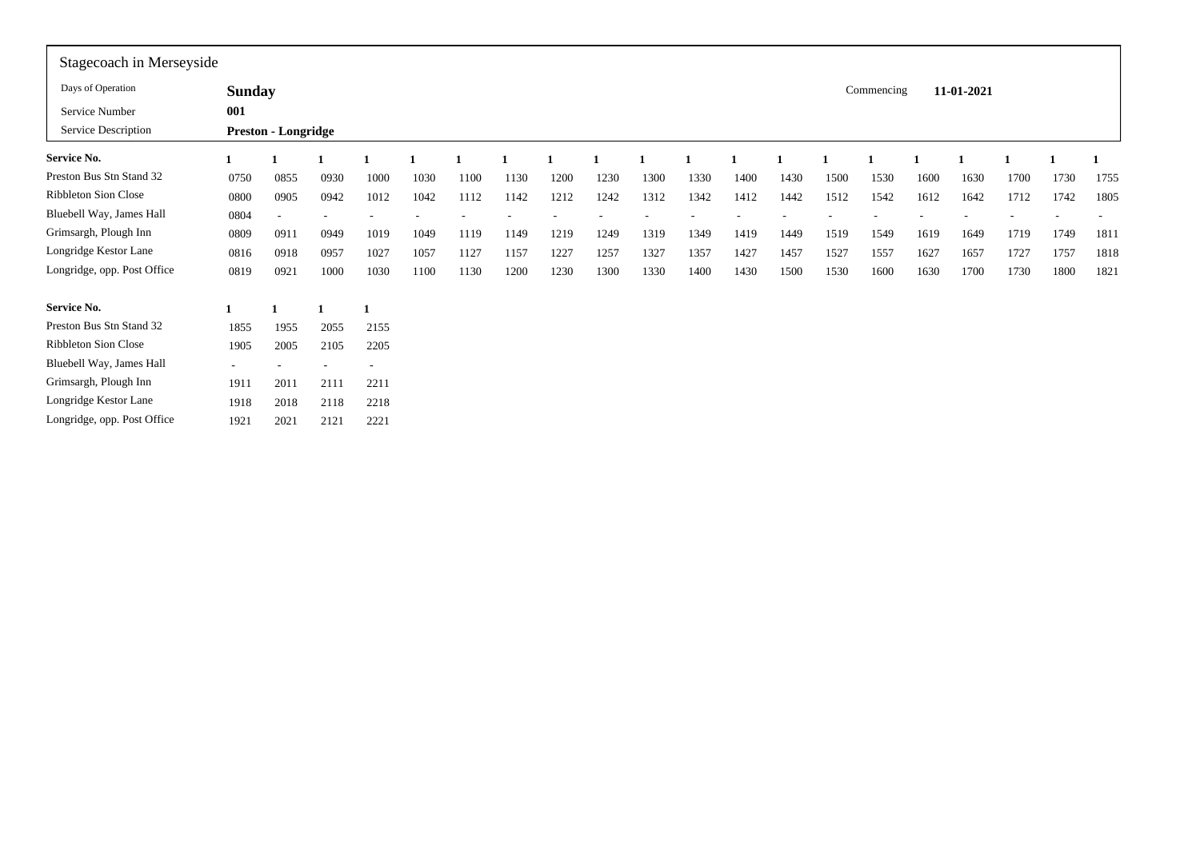Stagecoach in Merseyside

| | | | |
|---|---|---|---|
| Days of Operation | **Sunday** | Commencing | **11-01-2021** |
| Service Number | **001** | | |
| Service Description | **Preston - Longridge** | | |

| **Service No.** | **1** | **1** | **1** | **1** | **1** | **1** | **1** | **1** | **1** | **1** | **1** | **1** | **1** | **1** | **1** | **1** | **1** | **1** | **1** | **1** |
|---|---|---|---|---|---|---|---|---|---|---|---|---|---|---|---|---|---|---|---|---|
| Preston Bus Stn Stand 32 | 0750 | 0855 | 0930 | 1000 | 1030 | 1100 | 1130 | 1200 | 1230 | 1300 | 1330 | 1400 | 1430 | 1500 | 1530 | 1600 | 1630 | 1700 | 1730 | 1755 |
| Ribbleton Sion Close | 0800 | 0905 | 0942 | 1012 | 1042 | 1112 | 1142 | 1212 | 1242 | 1312 | 1342 | 1412 | 1442 | 1512 | 1542 | 1612 | 1642 | 1712 | 1742 | 1805 |
| Bluebell Way, James Hall | 0804 | - | - | - | - | - | - | - | - | - | - | - | - | - | - | - | - | - | - | - |
| Grimsargh, Plough Inn | 0809 | 0911 | 0949 | 1019 | 1049 | 1119 | 1149 | 1219 | 1249 | 1319 | 1349 | 1419 | 1449 | 1519 | 1549 | 1619 | 1649 | 1719 | 1749 | 1811 |
| Longridge Kestor Lane | 0816 | 0918 | 0957 | 1027 | 1057 | 1127 | 1157 | 1227 | 1257 | 1327 | 1357 | 1427 | 1457 | 1527 | 1557 | 1627 | 1657 | 1727 | 1757 | 1818 |
| Longridge, opp. Post Office | 0819 | 0921 | 1000 | 1030 | 1100 | 1130 | 1200 | 1230 | 1300 | 1330 | 1400 | 1430 | 1500 | 1530 | 1600 | 1630 | 1700 | 1730 | 1800 | 1821 |

| **Service No.** | **1** | **1** | **1** | **1** |
|---|---|---|---|---|
| Preston Bus Stn Stand 32 | 1855 | 1955 | 2055 | 2155 |
| Ribbleton Sion Close | 1905 | 2005 | 2105 | 2205 |
| Bluebell Way, James Hall | - | - | - | - |
| Grimsargh, Plough Inn | 1911 | 2011 | 2111 | 2211 |
| Longridge Kestor Lane | 1918 | 2018 | 2118 | 2218 |
| Longridge, opp. Post Office | 1921 | 2021 | 2121 | 2221 |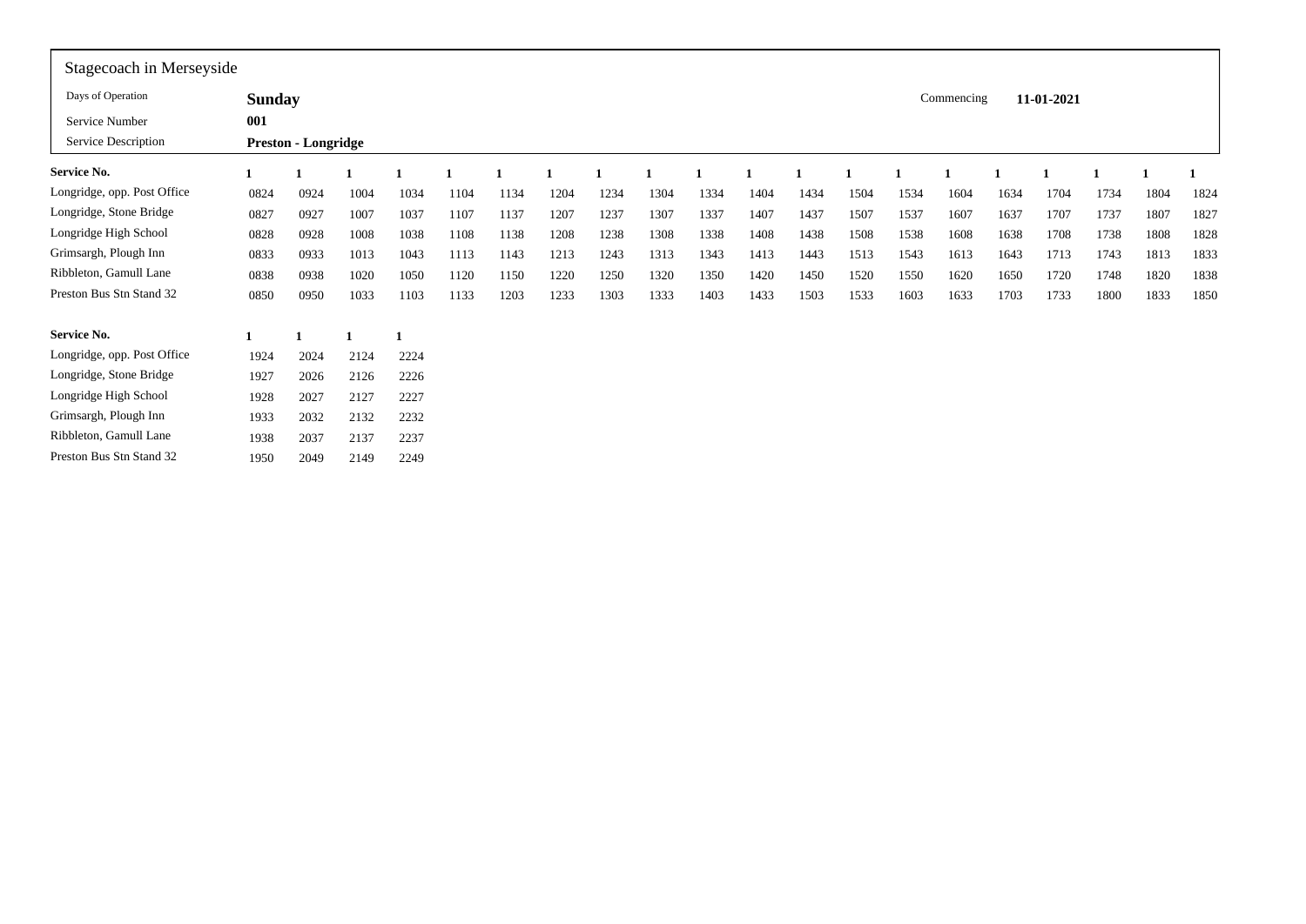Stagecoach in Merseyside

| | | | |
|---|---|---|---|
| Days of Operation | **Sunday** | Commencing | **11-01-2021** |
| Service Number | **001** | | |
| Service Description | **Preston - Longridge** | | |

| **Service No.** | **1** | **1** | **1** | **1** | **1** | **1** | **1** | **1** | **1** | **1** | **1** | **1** | **1** | **1** | **1** | **1** | **1** | **1** | **1** | **1** |
|---|---|---|---|---|---|---|---|---|---|---|---|---|---|---|---|---|---|---|---|---|
| Longridge, opp. Post Office | 0824 | 0924 | 1004 | 1034 | 1104 | 1134 | 1204 | 1234 | 1304 | 1334 | 1404 | 1434 | 1504 | 1534 | 1604 | 1634 | 1704 | 1734 | 1804 | 1824 |
| Longridge, Stone Bridge | 0827 | 0927 | 1007 | 1037 | 1107 | 1137 | 1207 | 1237 | 1307 | 1337 | 1407 | 1437 | 1507 | 1537 | 1607 | 1637 | 1707 | 1737 | 1807 | 1827 |
| Longridge High School | 0828 | 0928 | 1008 | 1038 | 1108 | 1138 | 1208 | 1238 | 1308 | 1338 | 1408 | 1438 | 1508 | 1538 | 1608 | 1638 | 1708 | 1738 | 1808 | 1828 |
| Grimsargh, Plough Inn | 0833 | 0933 | 1013 | 1043 | 1113 | 1143 | 1213 | 1243 | 1313 | 1343 | 1413 | 1443 | 1513 | 1543 | 1613 | 1643 | 1713 | 1743 | 1813 | 1833 |
| Ribbleton, Gamull Lane | 0838 | 0938 | 1020 | 1050 | 1120 | 1150 | 1220 | 1250 | 1320 | 1350 | 1420 | 1450 | 1520 | 1550 | 1620 | 1650 | 1720 | 1748 | 1820 | 1838 |
| Preston Bus Stn Stand 32 | 0850 | 0950 | 1033 | 1103 | 1133 | 1203 | 1233 | 1303 | 1333 | 1403 | 1433 | 1503 | 1533 | 1603 | 1633 | 1703 | 1733 | 1800 | 1833 | 1850 |

| **Service No.** | **1** | **1** | **1** | **1** |
|---|---|---|---|---|
| Longridge, opp. Post Office | 1924 | 2024 | 2124 | 2224 |
| Longridge, Stone Bridge | 1927 | 2026 | 2126 | 2226 |
| Longridge High School | 1928 | 2027 | 2127 | 2227 |
| Grimsargh, Plough Inn | 1933 | 2032 | 2132 | 2232 |
| Ribbleton, Gamull Lane | 1938 | 2037 | 2137 | 2237 |
| Preston Bus Stn Stand 32 | 1950 | 2049 | 2149 | 2249 |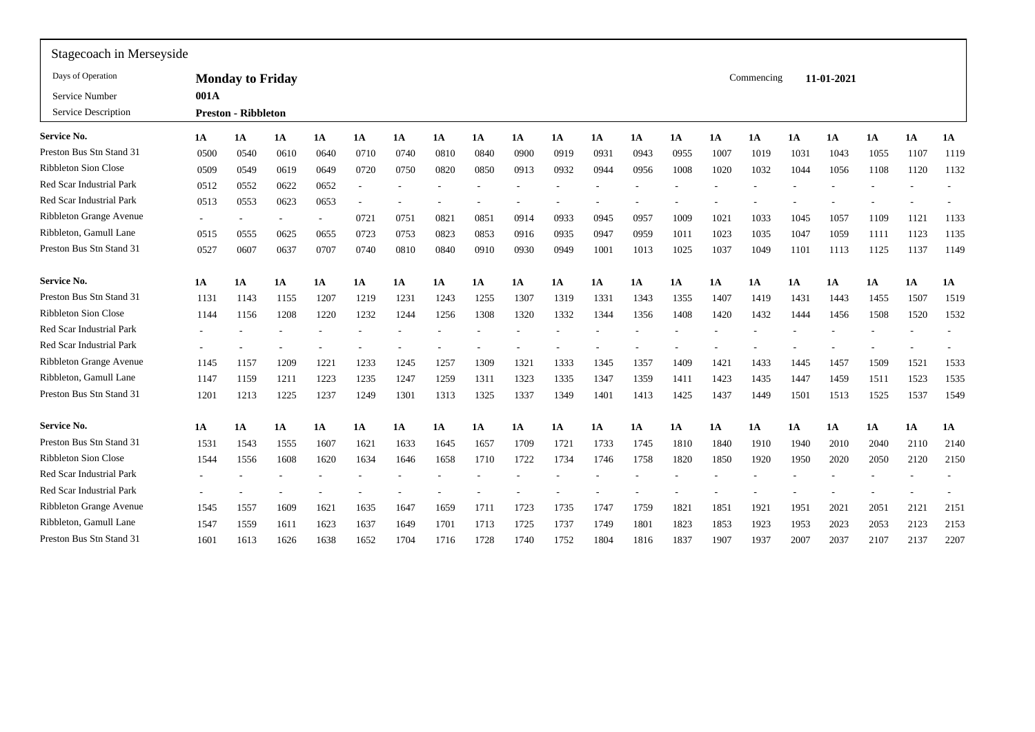Stagecoach in Merseyside

| | | | |
|---|---|---|---|
| Days of Operation | **Monday to Friday** | Commencing | **11-01-2021** |
| Service Number | **001A** | | |
| Service Description | **Preston - Ribbleton** | | |

| **Service No.** | **1A** | **1A** | **1A** | **1A** | **1A** | **1A** | **1A** | **1A** | **1A** | **1A** | **1A** | **1A** | **1A** | **1A** | **1A** | **1A** | **1A** | **1A** | **1A** | **1A** |
|---|---|---|---|---|---|---|---|---|---|---|---|---|---|---|---|---|---|---|---|---|
| Preston Bus Stn Stand 31 | 0500 | 0540 | 0610 | 0640 | 0710 | 0740 | 0810 | 0840 | 0900 | 0919 | 0931 | 0943 | 0955 | 1007 | 1019 | 1031 | 1043 | 1055 | 1107 | 1119 |
| Ribbleton Sion Close | 0509 | 0549 | 0619 | 0649 | 0720 | 0750 | 0820 | 0850 | 0913 | 0932 | 0944 | 0956 | 1008 | 1020 | 1032 | 1044 | 1056 | 1108 | 1120 | 1132 |
| Red Scar Industrial Park | 0512 | 0552 | 0622 | 0652 | - | - | - | - | - | - | - | - | - | - | - | - | - | - | - | - |
| Red Scar Industrial Park | 0513 | 0553 | 0623 | 0653 | - | - | - | - | - | - | - | - | - | - | - | - | - | - | - | - |
| Ribbleton Grange Avenue | - | - | - | - | 0721 | 0751 | 0821 | 0851 | 0914 | 0933 | 0945 | 0957 | 1009 | 1021 | 1033 | 1045 | 1057 | 1109 | 1121 | 1133 |
| Ribbleton, Gamull Lane | 0515 | 0555 | 0625 | 0655 | 0723 | 0753 | 0823 | 0853 | 0916 | 0935 | 0947 | 0959 | 1011 | 1023 | 1035 | 1047 | 1059 | 1111 | 1123 | 1135 |
| Preston Bus Stn Stand 31 | 0527 | 0607 | 0637 | 0707 | 0740 | 0810 | 0840 | 0910 | 0930 | 0949 | 1001 | 1013 | 1025 | 1037 | 1049 | 1101 | 1113 | 1125 | 1137 | 1149 |

| **Service No.** | **1A** | **1A** | **1A** | **1A** | **1A** | **1A** | **1A** | **1A** | **1A** | **1A** | **1A** | **1A** | **1A** | **1A** | **1A** | **1A** | **1A** | **1A** | **1A** | **1A** |
|---|---|---|---|---|---|---|---|---|---|---|---|---|---|---|---|---|---|---|---|---|
| Preston Bus Stn Stand 31 | 1131 | 1143 | 1155 | 1207 | 1219 | 1231 | 1243 | 1255 | 1307 | 1319 | 1331 | 1343 | 1355 | 1407 | 1419 | 1431 | 1443 | 1455 | 1507 | 1519 |
| Ribbleton Sion Close | 1144 | 1156 | 1208 | 1220 | 1232 | 1244 | 1256 | 1308 | 1320 | 1332 | 1344 | 1356 | 1408 | 1420 | 1432 | 1444 | 1456 | 1508 | 1520 | 1532 |
| Red Scar Industrial Park | - | - | - | - | - | - | - | - | - | - | - | - | - | - | - | - | - | - | - | - |
| Red Scar Industrial Park | - | - | - | - | - | - | - | - | - | - | - | - | - | - | - | - | - | - | - | - |
| Ribbleton Grange Avenue | 1145 | 1157 | 1209 | 1221 | 1233 | 1245 | 1257 | 1309 | 1321 | 1333 | 1345 | 1357 | 1409 | 1421 | 1433 | 1445 | 1457 | 1509 | 1521 | 1533 |
| Ribbleton, Gamull Lane | 1147 | 1159 | 1211 | 1223 | 1235 | 1247 | 1259 | 1311 | 1323 | 1335 | 1347 | 1359 | 1411 | 1423 | 1435 | 1447 | 1459 | 1511 | 1523 | 1535 |
| Preston Bus Stn Stand 31 | 1201 | 1213 | 1225 | 1237 | 1249 | 1301 | 1313 | 1325 | 1337 | 1349 | 1401 | 1413 | 1425 | 1437 | 1449 | 1501 | 1513 | 1525 | 1537 | 1549 |

| **Service No.** | **1A** | **1A** | **1A** | **1A** | **1A** | **1A** | **1A** | **1A** | **1A** | **1A** | **1A** | **1A** | **1A** | **1A** | **1A** | **1A** | **1A** | **1A** | **1A** | **1A** |
|---|---|---|---|---|---|---|---|---|---|---|---|---|---|---|---|---|---|---|---|---|
| Preston Bus Stn Stand 31 | 1531 | 1543 | 1555 | 1607 | 1621 | 1633 | 1645 | 1657 | 1709 | 1721 | 1733 | 1745 | 1810 | 1840 | 1910 | 1940 | 2010 | 2040 | 2110 | 2140 |
| Ribbleton Sion Close | 1544 | 1556 | 1608 | 1620 | 1634 | 1646 | 1658 | 1710 | 1722 | 1734 | 1746 | 1758 | 1820 | 1850 | 1920 | 1950 | 2020 | 2050 | 2120 | 2150 |
| Red Scar Industrial Park | - | - | - | - | - | - | - | - | - | - | - | - | - | - | - | - | - | - | - | - |
| Red Scar Industrial Park | - | - | - | - | - | - | - | - | - | - | - | - | - | - | - | - | - | - | - | - |
| Ribbleton Grange Avenue | 1545 | 1557 | 1609 | 1621 | 1635 | 1647 | 1659 | 1711 | 1723 | 1735 | 1747 | 1759 | 1821 | 1851 | 1921 | 1951 | 2021 | 2051 | 2121 | 2151 |
| Ribbleton, Gamull Lane | 1547 | 1559 | 1611 | 1623 | 1637 | 1649 | 1701 | 1713 | 1725 | 1737 | 1749 | 1801 | 1823 | 1853 | 1923 | 1953 | 2023 | 2053 | 2123 | 2153 |
| Preston Bus Stn Stand 31 | 1601 | 1613 | 1626 | 1638 | 1652 | 1704 | 1716 | 1728 | 1740 | 1752 | 1804 | 1816 | 1837 | 1907 | 1937 | 2007 | 2037 | 2107 | 2137 | 2207 |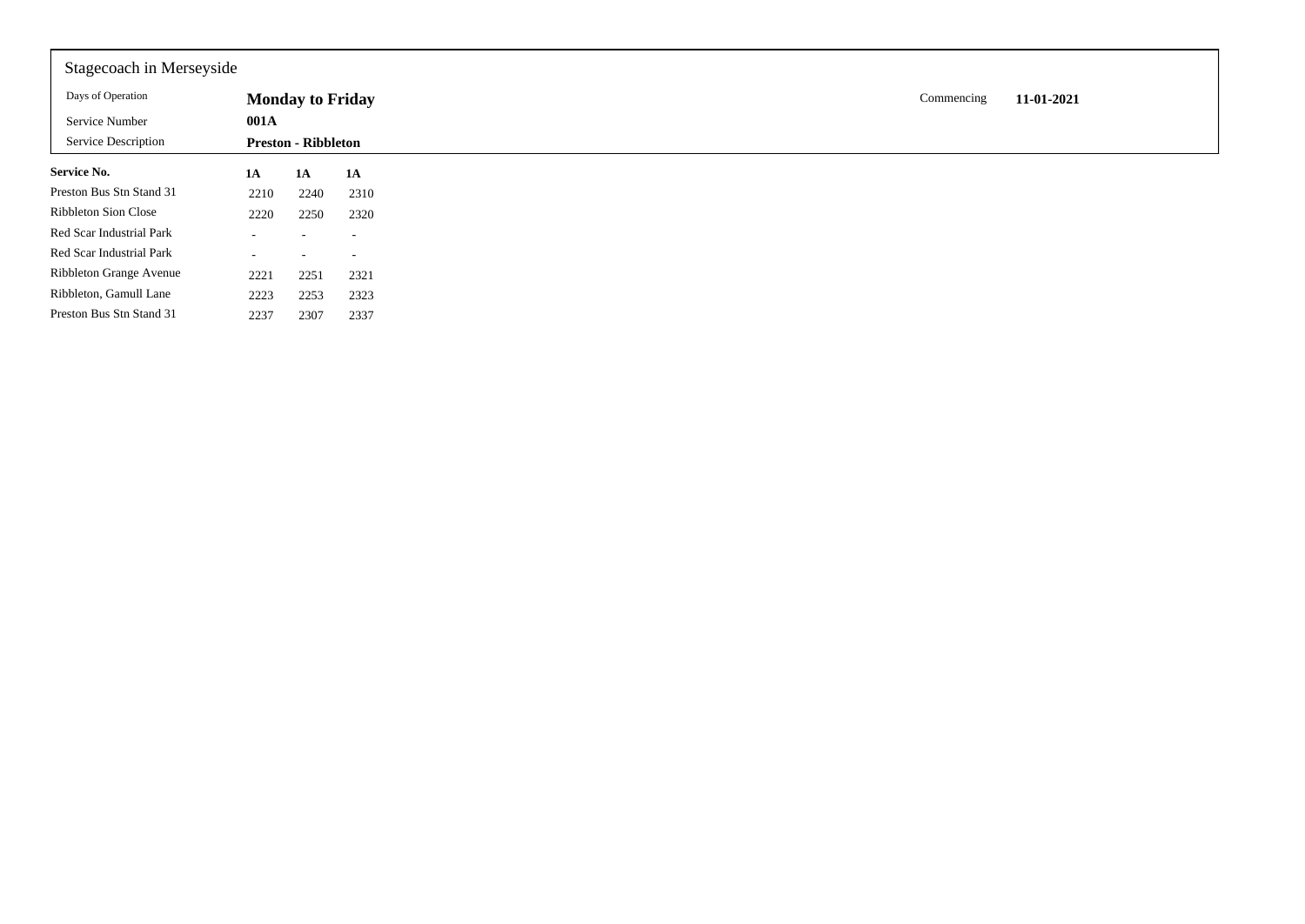Stagecoach in Merseyside

| | | | |
|---|---|---|---|
| Days of Operation | **Monday to Friday** | Commencing | **11-01-2021** |
| Service Number | **001A** | | |
| Service Description | **Preston - Ribbleton** | | |

| **Service No.** | **1A** | **1A** | **1A** |
|---|---|---|---|
| Preston Bus Stn Stand 31 | 2210 | 2240 | 2310 |
| Ribbleton Sion Close | 2220 | 2250 | 2320 |
| Red Scar Industrial Park | - | - | - |
| Red Scar Industrial Park | - | - | - |
| Ribbleton Grange Avenue | 2221 | 2251 | 2321 |
| Ribbleton, Gamull Lane | 2223 | 2253 | 2323 |
| Preston Bus Stn Stand 31 | 2237 | 2307 | 2337 |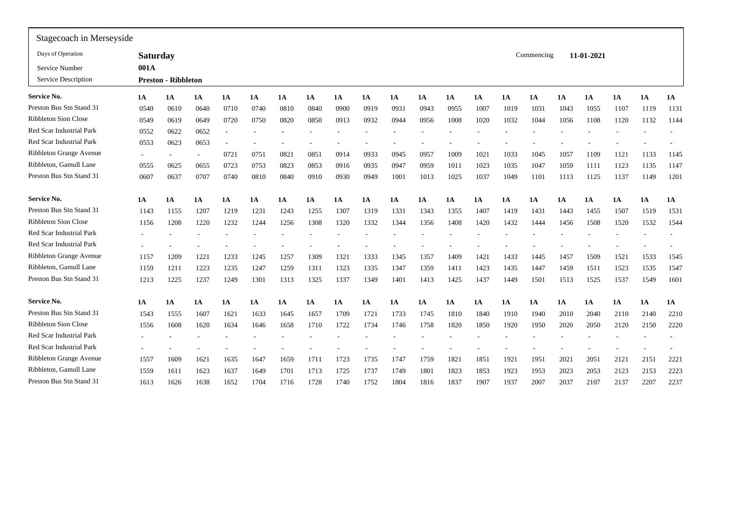Stagecoach in Merseyside

| | | | |
|---|---|---|---|
| Days of Operation | **Saturday** | Commencing | **11-01-2021** |
| Service Number | **001A** | | |
| Service Description | **Preston - Ribbleton** | | |

| Service No. | 1A | 1A | 1A | 1A | 1A | 1A | 1A | 1A | 1A | 1A | 1A | 1A | 1A | 1A | 1A | 1A | 1A | 1A | 1A | 1A |
|---|---|---|---|---|---|---|---|---|---|---|---|---|---|---|---|---|---|---|---|---|
| Preston Bus Stn Stand 31 | 0540 | 0610 | 0640 | 0710 | 0740 | 0810 | 0840 | 0900 | 0919 | 0931 | 0943 | 0955 | 1007 | 1019 | 1031 | 1043 | 1055 | 1107 | 1119 | 1131 |
| Ribbleton Sion Close | 0549 | 0619 | 0649 | 0720 | 0750 | 0820 | 0850 | 0913 | 0932 | 0944 | 0956 | 1008 | 1020 | 1032 | 1044 | 1056 | 1108 | 1120 | 1132 | 1144 |
| Red Scar Industrial Park | 0552 | 0622 | 0652 | - | - | - | - | - | - | - | - | - | - | - | - | - | - | - | - | - |
| Red Scar Industrial Park | 0553 | 0623 | 0653 | - | - | - | - | - | - | - | - | - | - | - | - | - | - | - | - | - |
| Ribbleton Grange Avenue | - | - | - | 0721 | 0751 | 0821 | 0851 | 0914 | 0933 | 0945 | 0957 | 1009 | 1021 | 1033 | 1045 | 1057 | 1109 | 1121 | 1133 | 1145 |
| Ribbleton, Gamull Lane | 0555 | 0625 | 0655 | 0723 | 0753 | 0823 | 0853 | 0916 | 0935 | 0947 | 0959 | 1011 | 1023 | 1035 | 1047 | 1059 | 1111 | 1123 | 1135 | 1147 |
| Preston Bus Stn Stand 31 | 0607 | 0637 | 0707 | 0740 | 0810 | 0840 | 0910 | 0930 | 0949 | 1001 | 1013 | 1025 | 1037 | 1049 | 1101 | 1113 | 1125 | 1137 | 1149 | 1201 |

| Service No. | 1A | 1A | 1A | 1A | 1A | 1A | 1A | 1A | 1A | 1A | 1A | 1A | 1A | 1A | 1A | 1A | 1A | 1A | 1A | 1A |
|---|---|---|---|---|---|---|---|---|---|---|---|---|---|---|---|---|---|---|---|---|
| Preston Bus Stn Stand 31 | 1143 | 1155 | 1207 | 1219 | 1231 | 1243 | 1255 | 1307 | 1319 | 1331 | 1343 | 1355 | 1407 | 1419 | 1431 | 1443 | 1455 | 1507 | 1519 | 1531 |
| Ribbleton Sion Close | 1156 | 1208 | 1220 | 1232 | 1244 | 1256 | 1308 | 1320 | 1332 | 1344 | 1356 | 1408 | 1420 | 1432 | 1444 | 1456 | 1508 | 1520 | 1532 | 1544 |
| Red Scar Industrial Park | - | - | - | - | - | - | - | - | - | - | - | - | - | - | - | - | - | - | - | - |
| Red Scar Industrial Park | - | - | - | - | - | - | - | - | - | - | - | - | - | - | - | - | - | - | - | - |
| Ribbleton Grange Avenue | 1157 | 1209 | 1221 | 1233 | 1245 | 1257 | 1309 | 1321 | 1333 | 1345 | 1357 | 1409 | 1421 | 1433 | 1445 | 1457 | 1509 | 1521 | 1533 | 1545 |
| Ribbleton, Gamull Lane | 1159 | 1211 | 1223 | 1235 | 1247 | 1259 | 1311 | 1323 | 1335 | 1347 | 1359 | 1411 | 1423 | 1435 | 1447 | 1459 | 1511 | 1523 | 1535 | 1547 |
| Preston Bus Stn Stand 31 | 1213 | 1225 | 1237 | 1249 | 1301 | 1313 | 1325 | 1337 | 1349 | 1401 | 1413 | 1425 | 1437 | 1449 | 1501 | 1513 | 1525 | 1537 | 1549 | 1601 |

| Service No. | 1A | 1A | 1A | 1A | 1A | 1A | 1A | 1A | 1A | 1A | 1A | 1A | 1A | 1A | 1A | 1A | 1A | 1A | 1A | 1A |
|---|---|---|---|---|---|---|---|---|---|---|---|---|---|---|---|---|---|---|---|---|
| Preston Bus Stn Stand 31 | 1543 | 1555 | 1607 | 1621 | 1633 | 1645 | 1657 | 1709 | 1721 | 1733 | 1745 | 1810 | 1840 | 1910 | 1940 | 2010 | 2040 | 2110 | 2140 | 2210 |
| Ribbleton Sion Close | 1556 | 1608 | 1620 | 1634 | 1646 | 1658 | 1710 | 1722 | 1734 | 1746 | 1758 | 1820 | 1850 | 1920 | 1950 | 2020 | 2050 | 2120 | 2150 | 2220 |
| Red Scar Industrial Park | - | - | - | - | - | - | - | - | - | - | - | - | - | - | - | - | - | - | - | - |
| Red Scar Industrial Park | - | - | - | - | - | - | - | - | - | - | - | - | - | - | - | - | - | - | - | - |
| Ribbleton Grange Avenue | 1557 | 1609 | 1621 | 1635 | 1647 | 1659 | 1711 | 1723 | 1735 | 1747 | 1759 | 1821 | 1851 | 1921 | 1951 | 2021 | 2051 | 2121 | 2151 | 2221 |
| Ribbleton, Gamull Lane | 1559 | 1611 | 1623 | 1637 | 1649 | 1701 | 1713 | 1725 | 1737 | 1749 | 1801 | 1823 | 1853 | 1923 | 1953 | 2023 | 2053 | 2123 | 2153 | 2223 |
| Preston Bus Stn Stand 31 | 1613 | 1626 | 1638 | 1652 | 1704 | 1716 | 1728 | 1740 | 1752 | 1804 | 1816 | 1837 | 1907 | 1937 | 2007 | 2037 | 2107 | 2137 | 2207 | 2237 |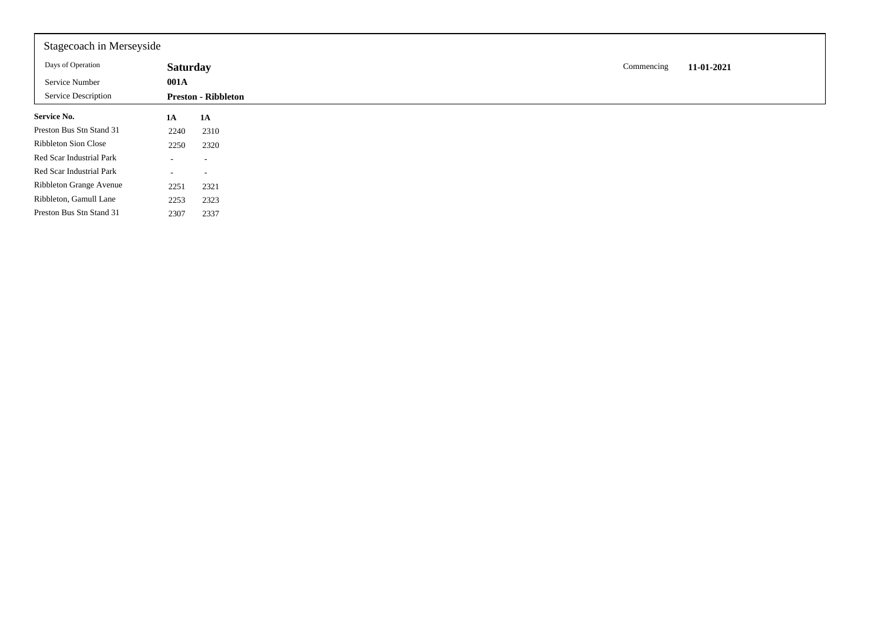Stagecoach in Merseyside

| | | |
|---|---|---|
| Days of Operation | **Saturday** | Commencing **11-01-2021** |
| Service Number | **001A** | |
| Service Description | **Preston - Ribbleton** | |

| **Service No.** | **1A** | **1A** |
|---|---|---|
| Preston Bus Stn Stand 31 | 2240 | 2310 |
| Ribbleton Sion Close | 2250 | 2320 |
| Red Scar Industrial Park | - | - |
| Red Scar Industrial Park | - | - |
| Ribbleton Grange Avenue | 2251 | 2321 |
| Ribbleton, Gamull Lane | 2253 | 2323 |
| Preston Bus Stn Stand 31 | 2307 | 2337 |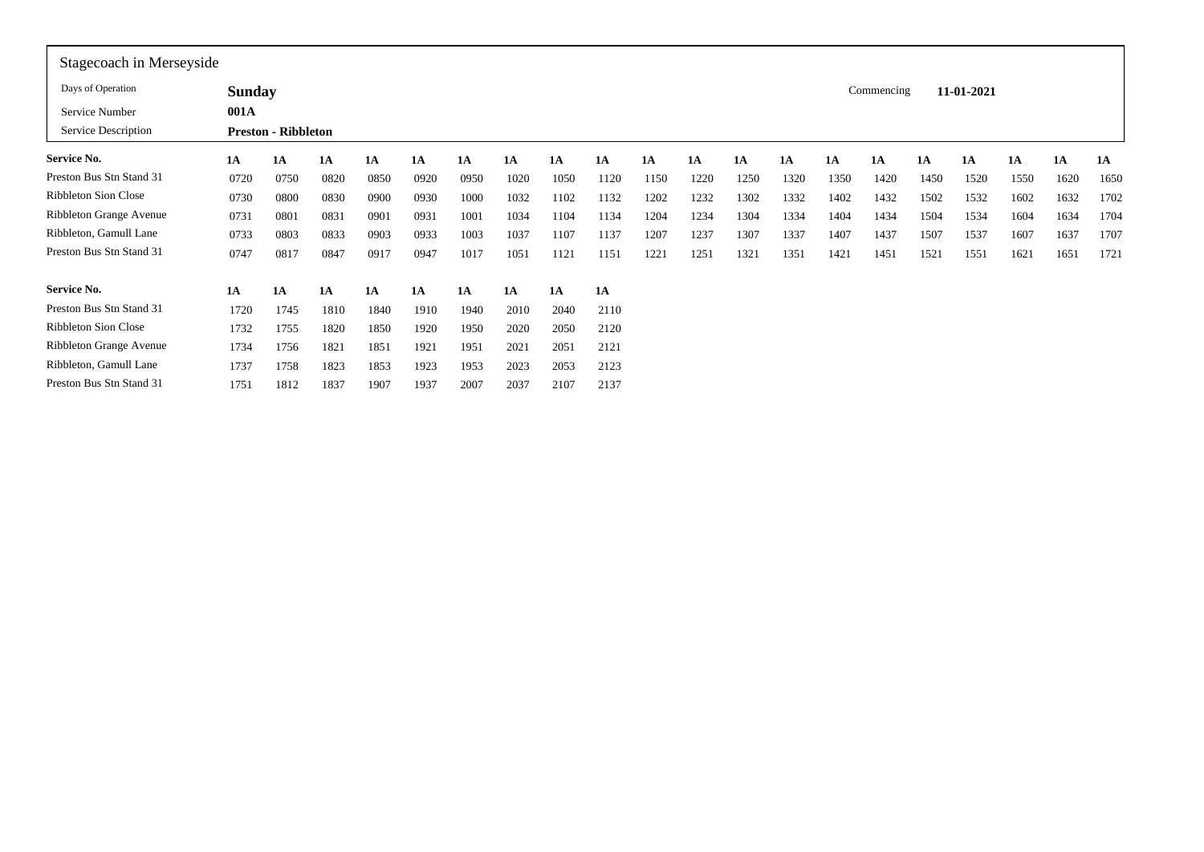Stagecoach in Merseyside

| | | | |
|---|---|---|---|
| Days of Operation | **Sunday** | Commencing | **11-01-2021** |
| Service Number | **001A** | | |
| Service Description | **Preston - Ribbleton** | | |

| **Service No.** | **1A** | **1A** | **1A** | **1A** | **1A** | **1A** | **1A** | **1A** | **1A** | **1A** | **1A** | **1A** | **1A** | **1A** | **1A** | **1A** | **1A** | **1A** | **1A** | **1A** |
|---|---|---|---|---|---|---|---|---|---|---|---|---|---|---|---|---|---|---|---|---|
| Preston Bus Stn Stand 31 | 0720 | 0750 | 0820 | 0850 | 0920 | 0950 | 1020 | 1050 | 1120 | 1150 | 1220 | 1250 | 1320 | 1350 | 1420 | 1450 | 1520 | 1550 | 1620 | 1650 |
| Ribbleton Sion Close | 0730 | 0800 | 0830 | 0900 | 0930 | 1000 | 1032 | 1102 | 1132 | 1202 | 1232 | 1302 | 1332 | 1402 | 1432 | 1502 | 1532 | 1602 | 1632 | 1702 |
| Ribbleton Grange Avenue | 0731 | 0801 | 0831 | 0901 | 0931 | 1001 | 1034 | 1104 | 1134 | 1204 | 1234 | 1304 | 1334 | 1404 | 1434 | 1504 | 1534 | 1604 | 1634 | 1704 |
| Ribbleton, Gamull Lane | 0733 | 0803 | 0833 | 0903 | 0933 | 1003 | 1037 | 1107 | 1137 | 1207 | 1237 | 1307 | 1337 | 1407 | 1437 | 1507 | 1537 | 1607 | 1637 | 1707 |
| Preston Bus Stn Stand 31 | 0747 | 0817 | 0847 | 0917 | 0947 | 1017 | 1051 | 1121 | 1151 | 1221 | 1251 | 1321 | 1351 | 1421 | 1451 | 1521 | 1551 | 1621 | 1651 | 1721 |

| **Service No.** | **1A** | **1A** | **1A** | **1A** | **1A** | **1A** | **1A** | **1A** | **1A** |
|---|---|---|---|---|---|---|---|---|---|
| Preston Bus Stn Stand 31 | 1720 | 1745 | 1810 | 1840 | 1910 | 1940 | 2010 | 2040 | 2110 |
| Ribbleton Sion Close | 1732 | 1755 | 1820 | 1850 | 1920 | 1950 | 2020 | 2050 | 2120 |
| Ribbleton Grange Avenue | 1734 | 1756 | 1821 | 1851 | 1921 | 1951 | 2021 | 2051 | 2121 |
| Ribbleton, Gamull Lane | 1737 | 1758 | 1823 | 1853 | 1923 | 1953 | 2023 | 2053 | 2123 |
| Preston Bus Stn Stand 31 | 1751 | 1812 | 1837 | 1907 | 1937 | 2007 | 2037 | 2107 | 2137 |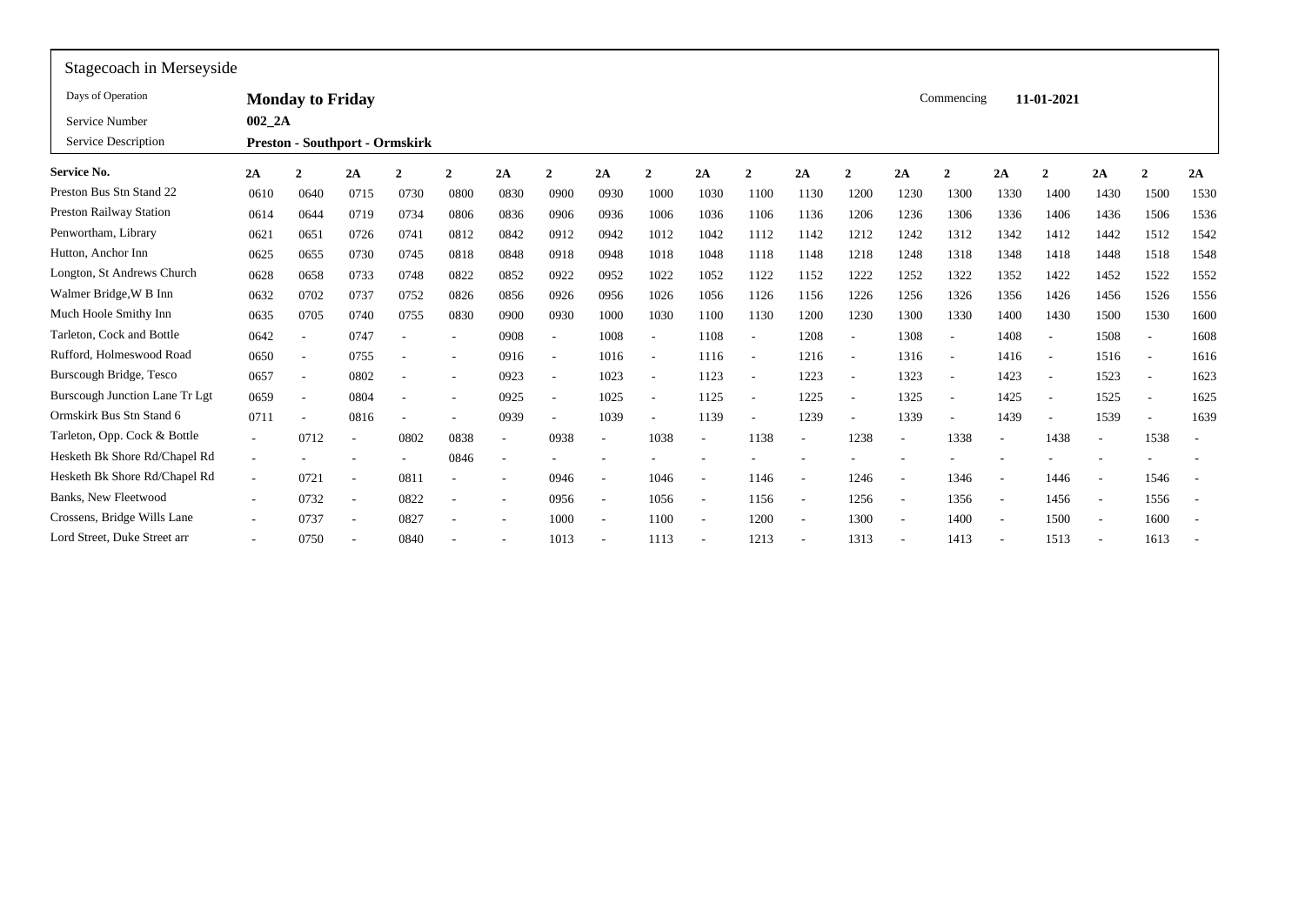## Stagecoach in Merseyside

| | | | |
|---|---|---|---|
| Days of Operation | **Monday to Friday** | Commencing | **11-01-2021** |
| Service Number | **002_2A** | | |
| Service Description | **Preston - Southport - Ormskirk** | | |

| **Service No.** | **2A** | **2** | **2A** | **2** | **2** | **2A** | **2** | **2A** | **2** | **2A** | **2** | **2A** | **2** | **2A** | **2** | **2A** | **2** | **2A** | **2** | **2A** |
|---|---|---|---|---|---|---|---|---|---|---|---|---|---|---|---|---|---|---|---|---|
| Preston Bus Stn Stand 22 | 0610 | 0640 | 0715 | 0730 | 0800 | 0830 | 0900 | 0930 | 1000 | 1030 | 1100 | 1130 | 1200 | 1230 | 1300 | 1330 | 1400 | 1430 | 1500 | 1530 |
| Preston Railway Station | 0614 | 0644 | 0719 | 0734 | 0806 | 0836 | 0906 | 0936 | 1006 | 1036 | 1106 | 1136 | 1206 | 1236 | 1306 | 1336 | 1406 | 1436 | 1506 | 1536 |
| Penwortham, Library | 0621 | 0651 | 0726 | 0741 | 0812 | 0842 | 0912 | 0942 | 1012 | 1042 | 1112 | 1142 | 1212 | 1242 | 1312 | 1342 | 1412 | 1442 | 1512 | 1542 |
| Hutton, Anchor Inn | 0625 | 0655 | 0730 | 0745 | 0818 | 0848 | 0918 | 0948 | 1018 | 1048 | 1118 | 1148 | 1218 | 1248 | 1318 | 1348 | 1418 | 1448 | 1518 | 1548 |
| Longton, St Andrews Church | 0628 | 0658 | 0733 | 0748 | 0822 | 0852 | 0922 | 0952 | 1022 | 1052 | 1122 | 1152 | 1222 | 1252 | 1322 | 1352 | 1422 | 1452 | 1522 | 1552 |
| Walmer Bridge,W B Inn | 0632 | 0702 | 0737 | 0752 | 0826 | 0856 | 0926 | 0956 | 1026 | 1056 | 1126 | 1156 | 1226 | 1256 | 1326 | 1356 | 1426 | 1456 | 1526 | 1556 |
| Much Hoole Smithy Inn | 0635 | 0705 | 0740 | 0755 | 0830 | 0900 | 0930 | 1000 | 1030 | 1100 | 1130 | 1200 | 1230 | 1300 | 1330 | 1400 | 1430 | 1500 | 1530 | 1600 |
| Tarleton, Cock and Bottle | 0642 | - | 0747 | - | - | 0908 | - | 1008 | - | 1108 | - | 1208 | - | 1308 | - | 1408 | - | 1508 | - | 1608 |
| Rufford, Holmeswood Road | 0650 | - | 0755 | - | - | 0916 | - | 1016 | - | 1116 | - | 1216 | - | 1316 | - | 1416 | - | 1516 | - | 1616 |
| Burscough Bridge, Tesco | 0657 | - | 0802 | - | - | 0923 | - | 1023 | - | 1123 | - | 1223 | - | 1323 | - | 1423 | - | 1523 | - | 1623 |
| Burscough Junction Lane Tr Lgt | 0659 | - | 0804 | - | - | 0925 | - | 1025 | - | 1125 | - | 1225 | - | 1325 | - | 1425 | - | 1525 | - | 1625 |
| Ormskirk Bus Stn Stand 6 | 0711 | - | 0816 | - | - | 0939 | - | 1039 | - | 1139 | - | 1239 | - | 1339 | - | 1439 | - | 1539 | - | 1639 |
| Tarleton, Opp. Cock & Bottle | - | 0712 | - | 0802 | 0838 | - | 0938 | - | 1038 | - | 1138 | - | 1238 | - | 1338 | - | 1438 | - | 1538 | - |
| Hesketh Bk Shore Rd/Chapel Rd | - | - | - | - | 0846 | - | - | - | - | - | - | - | - | - | - | - | - | - | - | - |
| Hesketh Bk Shore Rd/Chapel Rd | - | 0721 | - | 0811 | - | - | 0946 | - | 1046 | - | 1146 | - | 1246 | - | 1346 | - | 1446 | - | 1546 | - |
| Banks, New Fleetwood | - | 0732 | - | 0822 | - | - | 0956 | - | 1056 | - | 1156 | - | 1256 | - | 1356 | - | 1456 | - | 1556 | - |
| Crossens, Bridge Wills Lane | - | 0737 | - | 0827 | - | - | 1000 | - | 1100 | - | 1200 | - | 1300 | - | 1400 | - | 1500 | - | 1600 | - |
| Lord Street, Duke Street arr | - | 0750 | - | 0840 | - | - | 1013 | - | 1113 | - | 1213 | - | 1313 | - | 1413 | - | 1513 | - | 1613 | - |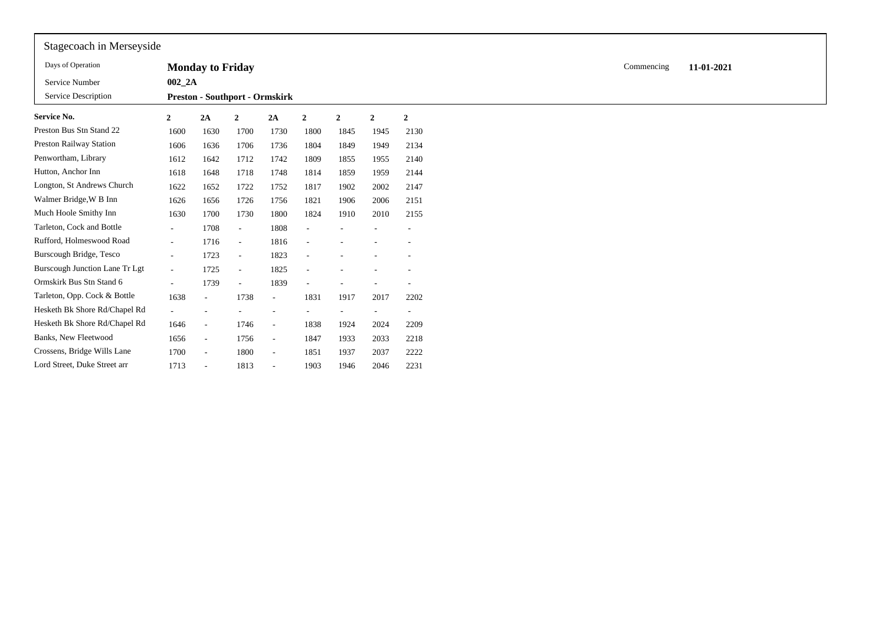Stagecoach in Merseyside

| Days of Operation | **Monday to Friday** | Commencing | **11-01-2021** |
|---|---|---|---|
| Service Number | **002_2A** | | |
| Service Description | **Preston - Southport - Ormskirk** | | |

| **Service No.** | **2** | **2A** | **2** | **2A** | **2** | **2** | **2** | **2** |
|---|---|---|---|---|---|---|---|---|
| Preston Bus Stn Stand 22 | 1600 | 1630 | 1700 | 1730 | 1800 | 1845 | 1945 | 2130 |
| Preston Railway Station | 1606 | 1636 | 1706 | 1736 | 1804 | 1849 | 1949 | 2134 |
| Penwortham, Library | 1612 | 1642 | 1712 | 1742 | 1809 | 1855 | 1955 | 2140 |
| Hutton, Anchor Inn | 1618 | 1648 | 1718 | 1748 | 1814 | 1859 | 1959 | 2144 |
| Longton, St Andrews Church | 1622 | 1652 | 1722 | 1752 | 1817 | 1902 | 2002 | 2147 |
| Walmer Bridge,W B Inn | 1626 | 1656 | 1726 | 1756 | 1821 | 1906 | 2006 | 2151 |
| Much Hoole Smithy Inn | 1630 | 1700 | 1730 | 1800 | 1824 | 1910 | 2010 | 2155 |
| Tarleton, Cock and Bottle | - | 1708 | - | 1808 | - | - | - | - |
| Rufford, Holmeswood Road | - | 1716 | - | 1816 | - | - | - | - |
| Burscough Bridge, Tesco | - | 1723 | - | 1823 | - | - | - | - |
| Burscough Junction Lane Tr Lgt | - | 1725 | - | 1825 | - | - | - | - |
| Ormskirk Bus Stn Stand 6 | - | 1739 | - | 1839 | - | - | - | - |
| Tarleton, Opp. Cock & Bottle | 1638 | - | 1738 | - | 1831 | 1917 | 2017 | 2202 |
| Hesketh Bk Shore Rd/Chapel Rd | - | - | - | - | - | - | - | - |
| Hesketh Bk Shore Rd/Chapel Rd | 1646 | - | 1746 | - | 1838 | 1924 | 2024 | 2209 |
| Banks, New Fleetwood | 1656 | - | 1756 | - | 1847 | 1933 | 2033 | 2218 |
| Crossens, Bridge Wills Lane | 1700 | - | 1800 | - | 1851 | 1937 | 2037 | 2222 |
| Lord Street, Duke Street arr | 1713 | - | 1813 | - | 1903 | 1946 | 2046 | 2231 |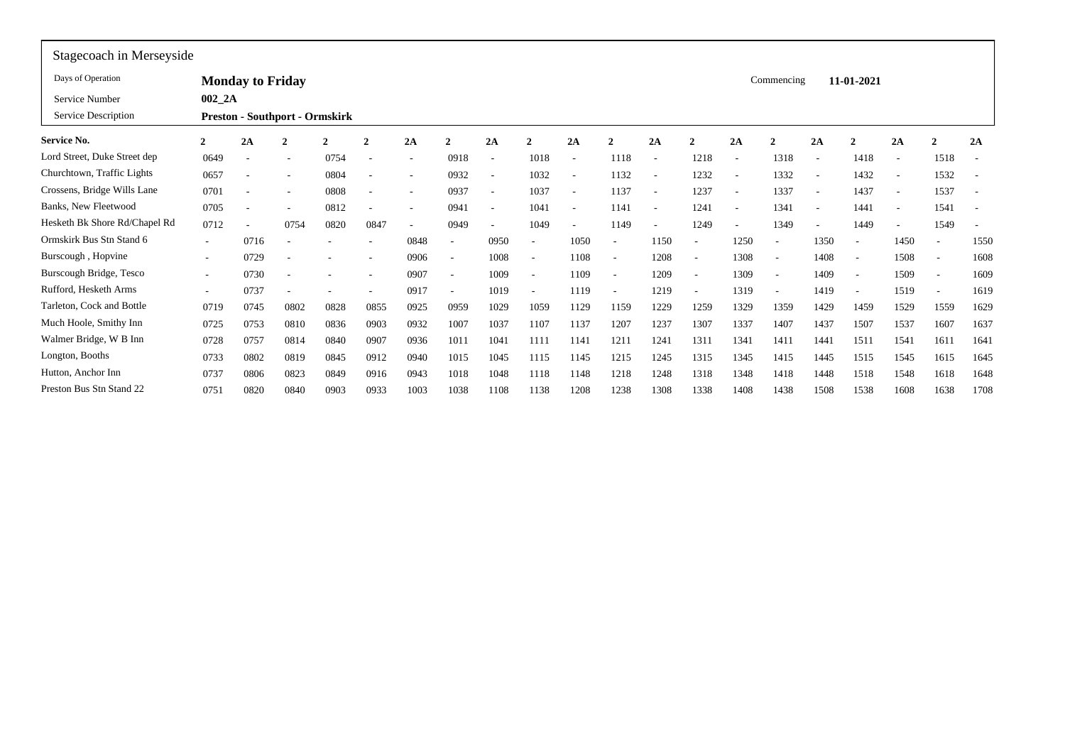## Stagecoach in Merseyside

| | | | |
|---|---|---|---|
| Days of Operation | **Monday to Friday** | Commencing | **11-01-2021** |
| Service Number | **002_2A** | | |
| Service Description | **Preston - Southport - Ormskirk** | | |

| **Service No.** | **2** | **2A** | **2** | **2** | **2** | **2A** | **2** | **2A** | **2** | **2A** | **2** | **2A** | **2** | **2A** | **2** | **2A** | **2** | **2A** | **2** | **2A** |
|---|---|---|---|---|---|---|---|---|---|---|---|---|---|---|---|---|---|---|---|---|
| Lord Street, Duke Street dep | 0649 | - | - | 0754 | - | - | 0918 | - | 1018 | - | 1118 | - | 1218 | - | 1318 | - | 1418 | - | 1518 | - |
| Churchtown, Traffic Lights | 0657 | - | - | 0804 | - | - | 0932 | - | 1032 | - | 1132 | - | 1232 | - | 1332 | - | 1432 | - | 1532 | - |
| Crossens, Bridge Wills Lane | 0701 | - | - | 0808 | - | - | 0937 | - | 1037 | - | 1137 | - | 1237 | - | 1337 | - | 1437 | - | 1537 | - |
| Banks, New Fleetwood | 0705 | - | - | 0812 | - | - | 0941 | - | 1041 | - | 1141 | - | 1241 | - | 1341 | - | 1441 | - | 1541 | - |
| Hesketh Bk Shore Rd/Chapel Rd | 0712 | - | 0754 | 0820 | 0847 | - | 0949 | - | 1049 | - | 1149 | - | 1249 | - | 1349 | - | 1449 | - | 1549 | - |
| Ormskirk Bus Stn Stand 6 | - | 0716 | - | - | - | 0848 | - | 0950 | - | 1050 | - | 1150 | - | 1250 | - | 1350 | - | 1450 | - | 1550 |
| Burscough , Hopvine | - | 0729 | - | - | - | 0906 | - | 1008 | - | 1108 | - | 1208 | - | 1308 | - | 1408 | - | 1508 | - | 1608 |
| Burscough Bridge, Tesco | - | 0730 | - | - | - | 0907 | - | 1009 | - | 1109 | - | 1209 | - | 1309 | - | 1409 | - | 1509 | - | 1609 |
| Rufford, Hesketh Arms | - | 0737 | - | - | - | 0917 | - | 1019 | - | 1119 | - | 1219 | - | 1319 | - | 1419 | - | 1519 | - | 1619 |
| Tarleton, Cock and Bottle | 0719 | 0745 | 0802 | 0828 | 0855 | 0925 | 0959 | 1029 | 1059 | 1129 | 1159 | 1229 | 1259 | 1329 | 1359 | 1429 | 1459 | 1529 | 1559 | 1629 |
| Much Hoole, Smithy Inn | 0725 | 0753 | 0810 | 0836 | 0903 | 0932 | 1007 | 1037 | 1107 | 1137 | 1207 | 1237 | 1307 | 1337 | 1407 | 1437 | 1507 | 1537 | 1607 | 1637 |
| Walmer Bridge, W B Inn | 0728 | 0757 | 0814 | 0840 | 0907 | 0936 | 1011 | 1041 | 1111 | 1141 | 1211 | 1241 | 1311 | 1341 | 1411 | 1441 | 1511 | 1541 | 1611 | 1641 |
| Longton, Booths | 0733 | 0802 | 0819 | 0845 | 0912 | 0940 | 1015 | 1045 | 1115 | 1145 | 1215 | 1245 | 1315 | 1345 | 1415 | 1445 | 1515 | 1545 | 1615 | 1645 |
| Hutton, Anchor Inn | 0737 | 0806 | 0823 | 0849 | 0916 | 0943 | 1018 | 1048 | 1118 | 1148 | 1218 | 1248 | 1318 | 1348 | 1418 | 1448 | 1518 | 1548 | 1618 | 1648 |
| Preston Bus Stn Stand 22 | 0751 | 0820 | 0840 | 0903 | 0933 | 1003 | 1038 | 1108 | 1138 | 1208 | 1238 | 1308 | 1338 | 1408 | 1438 | 1508 | 1538 | 1608 | 1638 | 1708 |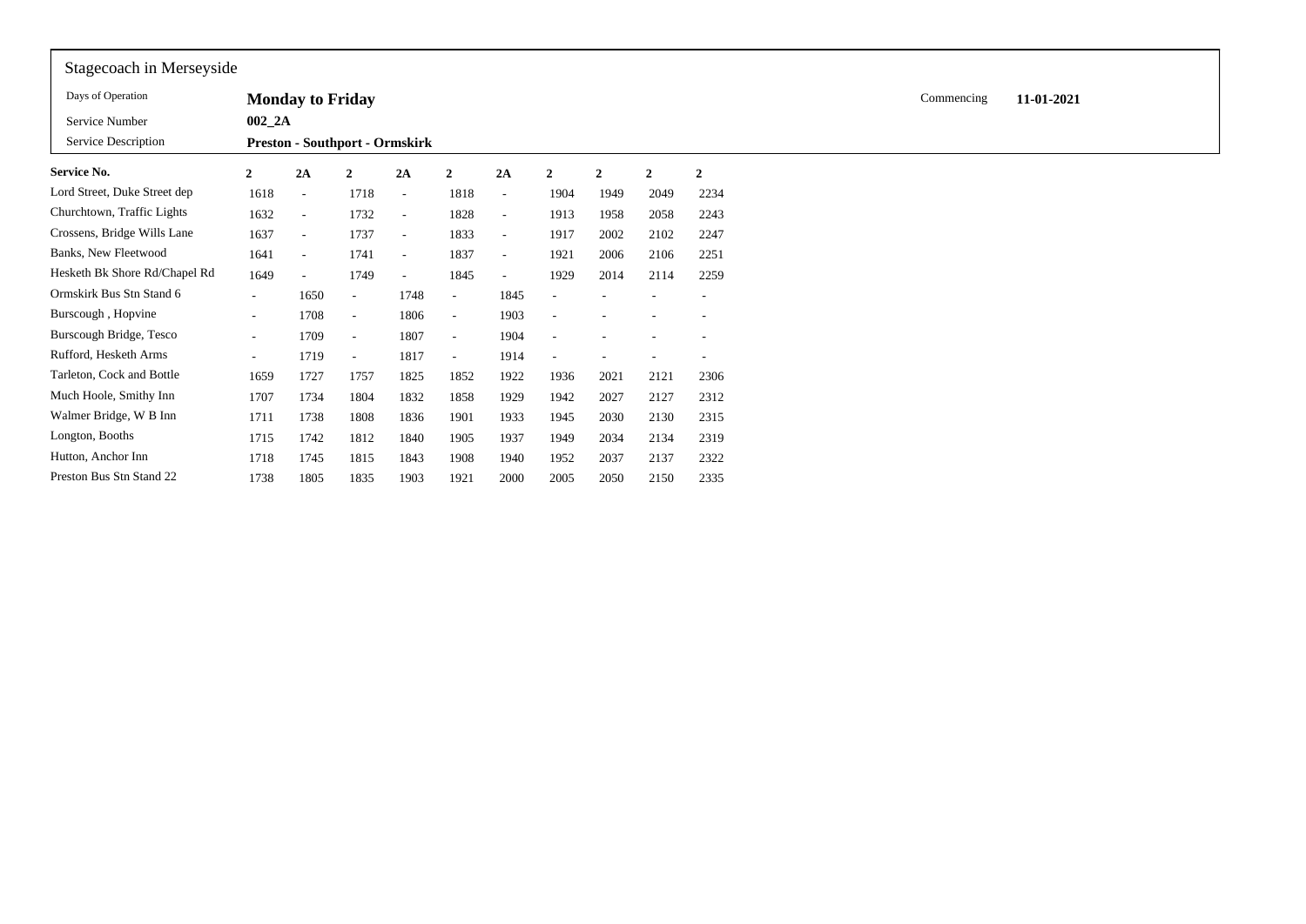Stagecoach in Merseyside

| | | | |
|---|---|---|---|
| Days of Operation | **Monday to Friday** | Commencing | **11-01-2021** |
| Service Number | **002_2A** | | |
| Service Description | **Preston - Southport - Ormskirk** | | |

| **Service No.** | **2** | **2A** | **2** | **2A** | **2** | **2A** | **2** | **2** | **2** | **2** |
|---|---|---|---|---|---|---|---|---|---|---|
| Lord Street, Duke Street dep | 1618 | - | 1718 | - | 1818 | - | 1904 | 1949 | 2049 | 2234 |
| Churchtown, Traffic Lights | 1632 | - | 1732 | - | 1828 | - | 1913 | 1958 | 2058 | 2243 |
| Crossens, Bridge Wills Lane | 1637 | - | 1737 | - | 1833 | - | 1917 | 2002 | 2102 | 2247 |
| Banks, New Fleetwood | 1641 | - | 1741 | - | 1837 | - | 1921 | 2006 | 2106 | 2251 |
| Hesketh Bk Shore Rd/Chapel Rd | 1649 | - | 1749 | - | 1845 | - | 1929 | 2014 | 2114 | 2259 |
| Ormskirk Bus Stn Stand 6 | - | 1650 | - | 1748 | - | 1845 | - | - | - | - |
| Burscough , Hopvine | - | 1708 | - | 1806 | - | 1903 | - | - | - | - |
| Burscough Bridge, Tesco | - | 1709 | - | 1807 | - | 1904 | - | - | - | - |
| Rufford, Hesketh Arms | - | 1719 | - | 1817 | - | 1914 | - | - | - | - |
| Tarleton, Cock and Bottle | 1659 | 1727 | 1757 | 1825 | 1852 | 1922 | 1936 | 2021 | 2121 | 2306 |
| Much Hoole, Smithy Inn | 1707 | 1734 | 1804 | 1832 | 1858 | 1929 | 1942 | 2027 | 2127 | 2312 |
| Walmer Bridge, W B Inn | 1711 | 1738 | 1808 | 1836 | 1901 | 1933 | 1945 | 2030 | 2130 | 2315 |
| Longton, Booths | 1715 | 1742 | 1812 | 1840 | 1905 | 1937 | 1949 | 2034 | 2134 | 2319 |
| Hutton, Anchor Inn | 1718 | 1745 | 1815 | 1843 | 1908 | 1940 | 1952 | 2037 | 2137 | 2322 |
| Preston Bus Stn Stand 22 | 1738 | 1805 | 1835 | 1903 | 1921 | 2000 | 2005 | 2050 | 2150 | 2335 |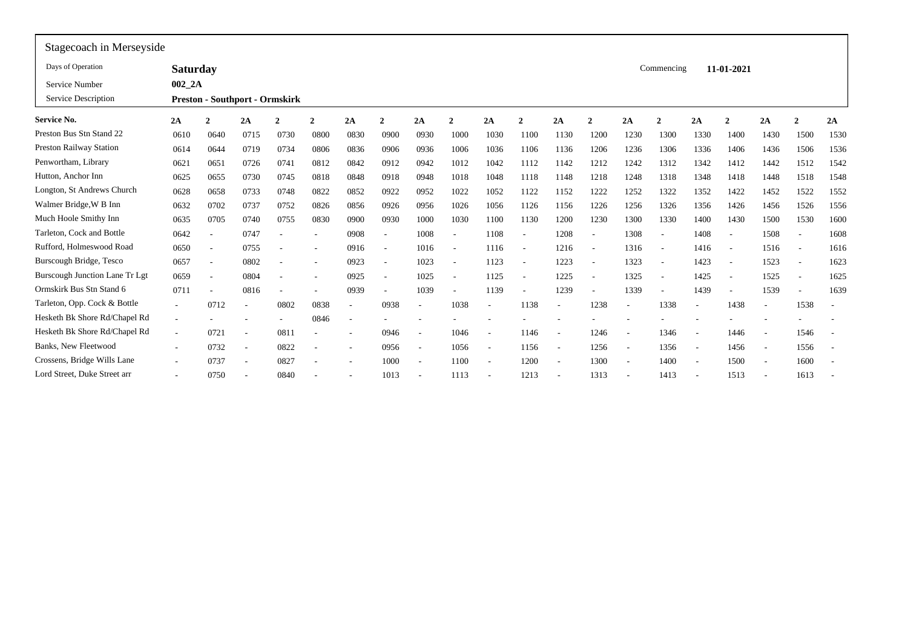# Stagecoach in Merseyside

| | | | |
|---|---|---|---|
| Days of Operation | **Saturday** | Commencing | **11-01-2021** |
| Service Number | **002_2A** | | |
| Service Description | **Preston - Southport - Ormskirk** | | |

| **Service No.** | **2A** | **2** | **2A** | **2** | **2** | **2A** | **2** | **2A** | **2** | **2A** | **2** | **2A** | **2** | **2A** | **2** | **2A** | **2** | **2A** | **2** | **2A** |
|---|---|---|---|---|---|---|---|---|---|---|---|---|---|---|---|---|---|---|---|---|
| Preston Bus Stn Stand 22 | 0610 | 0640 | 0715 | 0730 | 0800 | 0830 | 0900 | 0930 | 1000 | 1030 | 1100 | 1130 | 1200 | 1230 | 1300 | 1330 | 1400 | 1430 | 1500 | 1530 |
| Preston Railway Station | 0614 | 0644 | 0719 | 0734 | 0806 | 0836 | 0906 | 0936 | 1006 | 1036 | 1106 | 1136 | 1206 | 1236 | 1306 | 1336 | 1406 | 1436 | 1506 | 1536 |
| Penwortham, Library | 0621 | 0651 | 0726 | 0741 | 0812 | 0842 | 0912 | 0942 | 1012 | 1042 | 1112 | 1142 | 1212 | 1242 | 1312 | 1342 | 1412 | 1442 | 1512 | 1542 |
| Hutton, Anchor Inn | 0625 | 0655 | 0730 | 0745 | 0818 | 0848 | 0918 | 0948 | 1018 | 1048 | 1118 | 1148 | 1218 | 1248 | 1318 | 1348 | 1418 | 1448 | 1518 | 1548 |
| Longton, St Andrews Church | 0628 | 0658 | 0733 | 0748 | 0822 | 0852 | 0922 | 0952 | 1022 | 1052 | 1122 | 1152 | 1222 | 1252 | 1322 | 1352 | 1422 | 1452 | 1522 | 1552 |
| Walmer Bridge,W B Inn | 0632 | 0702 | 0737 | 0752 | 0826 | 0856 | 0926 | 0956 | 1026 | 1056 | 1126 | 1156 | 1226 | 1256 | 1326 | 1356 | 1426 | 1456 | 1526 | 1556 |
| Much Hoole Smithy Inn | 0635 | 0705 | 0740 | 0755 | 0830 | 0900 | 0930 | 1000 | 1030 | 1100 | 1130 | 1200 | 1230 | 1300 | 1330 | 1400 | 1430 | 1500 | 1530 | 1600 |
| Tarleton, Cock and Bottle | 0642 | - | 0747 | - | - | 0908 | - | 1008 | - | 1108 | - | 1208 | - | 1308 | - | 1408 | - | 1508 | - | 1608 |
| Rufford, Holmeswood Road | 0650 | - | 0755 | - | - | 0916 | - | 1016 | - | 1116 | - | 1216 | - | 1316 | - | 1416 | - | 1516 | - | 1616 |
| Burscough Bridge, Tesco | 0657 | - | 0802 | - | - | 0923 | - | 1023 | - | 1123 | - | 1223 | - | 1323 | - | 1423 | - | 1523 | - | 1623 |
| Burscough Junction Lane Tr Lgt | 0659 | - | 0804 | - | - | 0925 | - | 1025 | - | 1125 | - | 1225 | - | 1325 | - | 1425 | - | 1525 | - | 1625 |
| Ormskirk Bus Stn Stand 6 | 0711 | - | 0816 | - | - | 0939 | - | 1039 | - | 1139 | - | 1239 | - | 1339 | - | 1439 | - | 1539 | - | 1639 |
| Tarleton, Opp. Cock & Bottle | - | 0712 | - | 0802 | 0838 | - | 0938 | - | 1038 | - | 1138 | - | 1238 | - | 1338 | - | 1438 | - | 1538 | - |
| Hesketh Bk Shore Rd/Chapel Rd | - | - | - | - | 0846 | - | - | - | - | - | - | - | - | - | - | - | - | - | - | - |
| Hesketh Bk Shore Rd/Chapel Rd | - | 0721 | - | 0811 | - | - | 0946 | - | 1046 | - | 1146 | - | 1246 | - | 1346 | - | 1446 | - | 1546 | - |
| Banks, New Fleetwood | - | 0732 | - | 0822 | - | - | 0956 | - | 1056 | - | 1156 | - | 1256 | - | 1356 | - | 1456 | - | 1556 | - |
| Crossens, Bridge Wills Lane | - | 0737 | - | 0827 | - | - | 1000 | - | 1100 | - | 1200 | - | 1300 | - | 1400 | - | 1500 | - | 1600 | - |
| Lord Street, Duke Street arr | - | 0750 | - | 0840 | - | - | 1013 | - | 1113 | - | 1213 | - | 1313 | - | 1413 | - | 1513 | - | 1613 | - |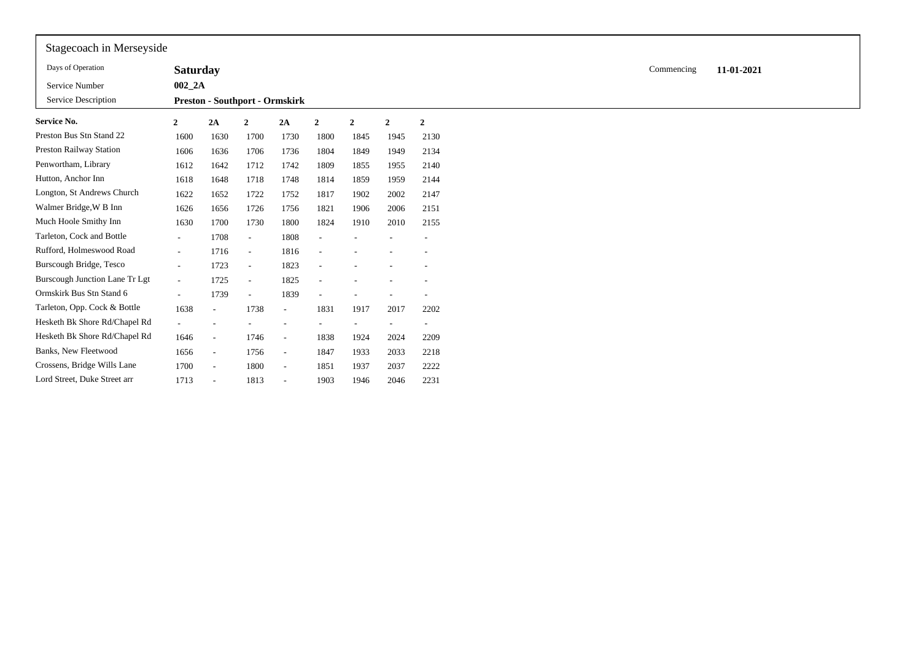Stagecoach in Merseyside

| | | | |
|---|---|---|---|
| Days of Operation | **Saturday** | Commencing | **11-01-2021** |
| Service Number | **002_2A** | | |
| Service Description | **Preston - Southport - Ormskirk** | | |

| **Service No.** | **2** | **2A** | **2** | **2A** | **2** | **2** | **2** | **2** |
|---|---|---|---|---|---|---|---|---|
| Preston Bus Stn Stand 22 | 1600 | 1630 | 1700 | 1730 | 1800 | 1845 | 1945 | 2130 |
| Preston Railway Station | 1606 | 1636 | 1706 | 1736 | 1804 | 1849 | 1949 | 2134 |
| Penwortham, Library | 1612 | 1642 | 1712 | 1742 | 1809 | 1855 | 1955 | 2140 |
| Hutton, Anchor Inn | 1618 | 1648 | 1718 | 1748 | 1814 | 1859 | 1959 | 2144 |
| Longton, St Andrews Church | 1622 | 1652 | 1722 | 1752 | 1817 | 1902 | 2002 | 2147 |
| Walmer Bridge,W B Inn | 1626 | 1656 | 1726 | 1756 | 1821 | 1906 | 2006 | 2151 |
| Much Hoole Smithy Inn | 1630 | 1700 | 1730 | 1800 | 1824 | 1910 | 2010 | 2155 |
| Tarleton, Cock and Bottle | - | 1708 | - | 1808 | - | - | - | - |
| Rufford, Holmeswood Road | - | 1716 | - | 1816 | - | - | - | - |
| Burscough Bridge, Tesco | - | 1723 | - | 1823 | - | - | - | - |
| Burscough Junction Lane Tr Lgt | - | 1725 | - | 1825 | - | - | - | - |
| Ormskirk Bus Stn Stand 6 | - | 1739 | - | 1839 | - | - | - | - |
| Tarleton, Opp. Cock & Bottle | 1638 | - | 1738 | - | 1831 | 1917 | 2017 | 2202 |
| Hesketh Bk Shore Rd/Chapel Rd | - | - | - | - | - | - | - | - |
| Hesketh Bk Shore Rd/Chapel Rd | 1646 | - | 1746 | - | 1838 | 1924 | 2024 | 2209 |
| Banks, New Fleetwood | 1656 | - | 1756 | - | 1847 | 1933 | 2033 | 2218 |
| Crossens, Bridge Wills Lane | 1700 | - | 1800 | - | 1851 | 1937 | 2037 | 2222 |
| Lord Street, Duke Street arr | 1713 | - | 1813 | - | 1903 | 1946 | 2046 | 2231 |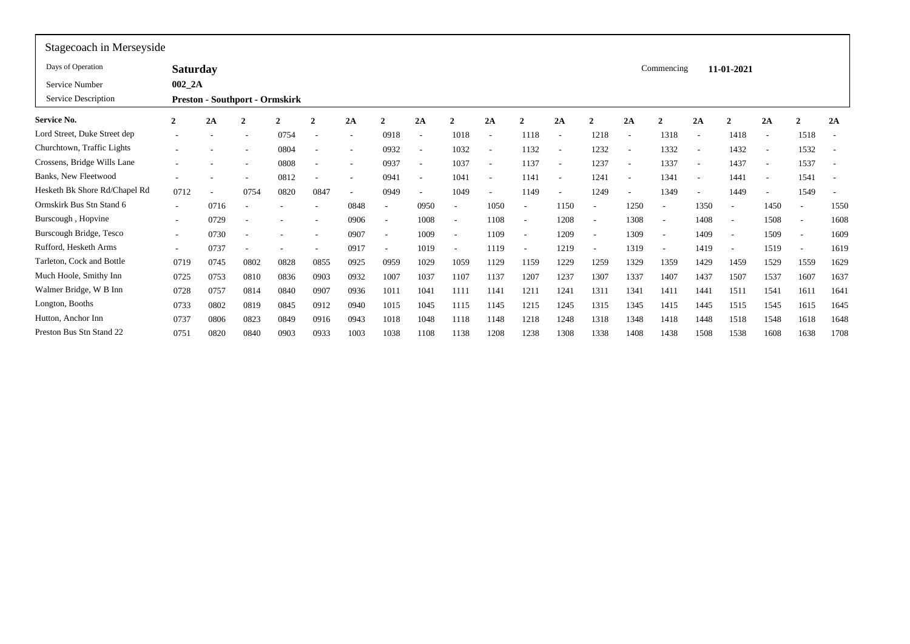## Stagecoach in Merseyside

| | | | | |
|---|---|---|---|---|
| Days of Operation | **Saturday** | | Commencing | **11-01-2021** |
| Service Number | **002_2A** | | | |
| Service Description | **Preston - Southport - Ormskirk** | | | |

| **Service No.** | **2** | **2A** | **2** | **2** | **2** | **2A** | **2** | **2A** | **2** | **2A** | **2** | **2A** | **2** | **2A** | **2** | **2A** | **2** | **2A** | **2** | **2A** |
|---|---|---|---|---|---|---|---|---|---|---|---|---|---|---|---|---|---|---|---|---|
| Lord Street, Duke Street dep | - | - | - | 0754 | - | - | 0918 | - | 1018 | - | 1118 | - | 1218 | - | 1318 | - | 1418 | - | 1518 | - |
| Churchtown, Traffic Lights | - | - | - | 0804 | - | - | 0932 | - | 1032 | - | 1132 | - | 1232 | - | 1332 | - | 1432 | - | 1532 | - |
| Crossens, Bridge Wills Lane | - | - | - | 0808 | - | - | 0937 | - | 1037 | - | 1137 | - | 1237 | - | 1337 | - | 1437 | - | 1537 | - |
| Banks, New Fleetwood | - | - | - | 0812 | - | - | 0941 | - | 1041 | - | 1141 | - | 1241 | - | 1341 | - | 1441 | - | 1541 | - |
| Hesketh Bk Shore Rd/Chapel Rd | 0712 | - | 0754 | 0820 | 0847 | - | 0949 | - | 1049 | - | 1149 | - | 1249 | - | 1349 | - | 1449 | - | 1549 | - |
| Ormskirk Bus Stn Stand 6 | - | 0716 | - | - | - | 0848 | - | 0950 | - | 1050 | - | 1150 | - | 1250 | - | 1350 | - | 1450 | - | 1550 |
| Burscough , Hopvine | - | 0729 | - | - | - | 0906 | - | 1008 | - | 1108 | - | 1208 | - | 1308 | - | 1408 | - | 1508 | - | 1608 |
| Burscough Bridge, Tesco | - | 0730 | - | - | - | 0907 | - | 1009 | - | 1109 | - | 1209 | - | 1309 | - | 1409 | - | 1509 | - | 1609 |
| Rufford, Hesketh Arms | - | 0737 | - | - | - | 0917 | - | 1019 | - | 1119 | - | 1219 | - | 1319 | - | 1419 | - | 1519 | - | 1619 |
| Tarleton, Cock and Bottle | 0719 | 0745 | 0802 | 0828 | 0855 | 0925 | 0959 | 1029 | 1059 | 1129 | 1159 | 1229 | 1259 | 1329 | 1359 | 1429 | 1459 | 1529 | 1559 | 1629 |
| Much Hoole, Smithy Inn | 0725 | 0753 | 0810 | 0836 | 0903 | 0932 | 1007 | 1037 | 1107 | 1137 | 1207 | 1237 | 1307 | 1337 | 1407 | 1437 | 1507 | 1537 | 1607 | 1637 |
| Walmer Bridge, W B Inn | 0728 | 0757 | 0814 | 0840 | 0907 | 0936 | 1011 | 1041 | 1111 | 1141 | 1211 | 1241 | 1311 | 1341 | 1411 | 1441 | 1511 | 1541 | 1611 | 1641 |
| Longton, Booths | 0733 | 0802 | 0819 | 0845 | 0912 | 0940 | 1015 | 1045 | 1115 | 1145 | 1215 | 1245 | 1315 | 1345 | 1415 | 1445 | 1515 | 1545 | 1615 | 1645 |
| Hutton, Anchor Inn | 0737 | 0806 | 0823 | 0849 | 0916 | 0943 | 1018 | 1048 | 1118 | 1148 | 1218 | 1248 | 1318 | 1348 | 1418 | 1448 | 1518 | 1548 | 1618 | 1648 |
| Preston Bus Stn Stand 22 | 0751 | 0820 | 0840 | 0903 | 0933 | 1003 | 1038 | 1108 | 1138 | 1208 | 1238 | 1308 | 1338 | 1408 | 1438 | 1508 | 1538 | 1608 | 1638 | 1708 |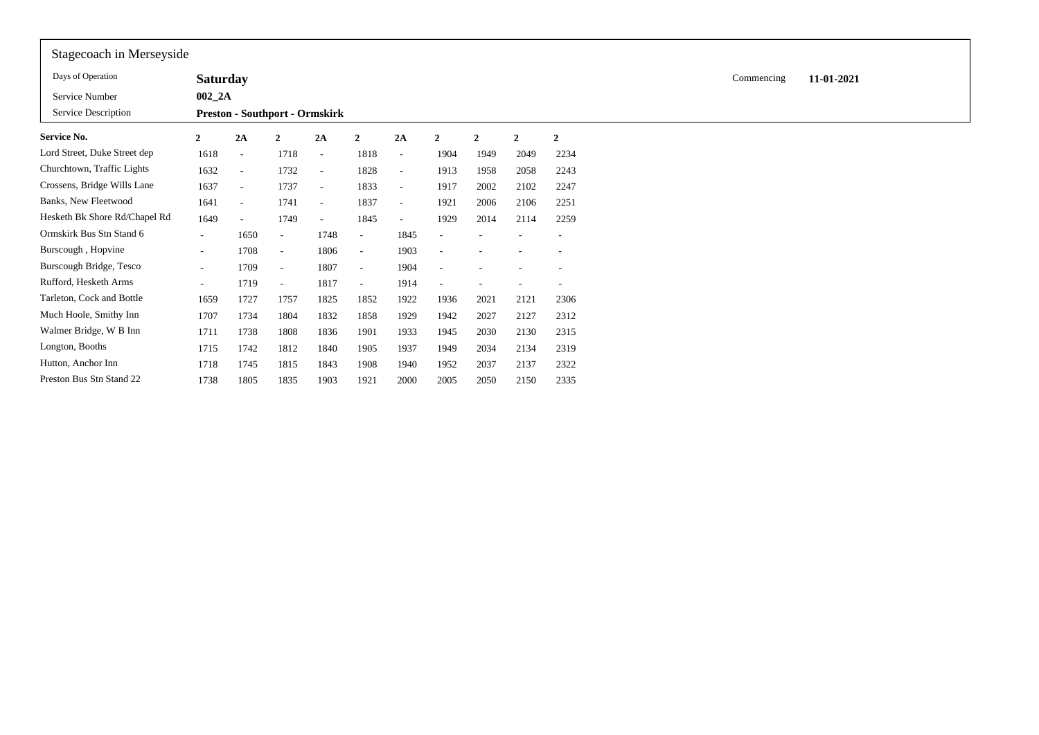Stagecoach in Merseyside

| | | | |
|---|---|---|---|
| Days of Operation | **Saturday** | Commencing | **11-01-2021** |
| Service Number | **002_2A** | | |
| Service Description | **Preston - Southport - Ormskirk** | | |

| **Service No.** | **2** | **2A** | **2** | **2A** | **2** | **2A** | **2** | **2** | **2** | **2** |
|---|---|---|---|---|---|---|---|---|---|---|
| Lord Street, Duke Street dep | 1618 | - | 1718 | - | 1818 | - | 1904 | 1949 | 2049 | 2234 |
| Churchtown, Traffic Lights | 1632 | - | 1732 | - | 1828 | - | 1913 | 1958 | 2058 | 2243 |
| Crossens, Bridge Wills Lane | 1637 | - | 1737 | - | 1833 | - | 1917 | 2002 | 2102 | 2247 |
| Banks, New Fleetwood | 1641 | - | 1741 | - | 1837 | - | 1921 | 2006 | 2106 | 2251 |
| Hesketh Bk Shore Rd/Chapel Rd | 1649 | - | 1749 | - | 1845 | - | 1929 | 2014 | 2114 | 2259 |
| Ormskirk Bus Stn Stand 6 | - | 1650 | - | 1748 | - | 1845 | - | - | - | - |
| Burscough , Hopvine | - | 1708 | - | 1806 | - | 1903 | - | - | - | - |
| Burscough Bridge, Tesco | - | 1709 | - | 1807 | - | 1904 | - | - | - | - |
| Rufford, Hesketh Arms | - | 1719 | - | 1817 | - | 1914 | - | - | - | - |
| Tarleton, Cock and Bottle | 1659 | 1727 | 1757 | 1825 | 1852 | 1922 | 1936 | 2021 | 2121 | 2306 |
| Much Hoole, Smithy Inn | 1707 | 1734 | 1804 | 1832 | 1858 | 1929 | 1942 | 2027 | 2127 | 2312 |
| Walmer Bridge, W B Inn | 1711 | 1738 | 1808 | 1836 | 1901 | 1933 | 1945 | 2030 | 2130 | 2315 |
| Longton, Booths | 1715 | 1742 | 1812 | 1840 | 1905 | 1937 | 1949 | 2034 | 2134 | 2319 |
| Hutton, Anchor Inn | 1718 | 1745 | 1815 | 1843 | 1908 | 1940 | 1952 | 2037 | 2137 | 2322 |
| Preston Bus Stn Stand 22 | 1738 | 1805 | 1835 | 1903 | 1921 | 2000 | 2005 | 2050 | 2150 | 2335 |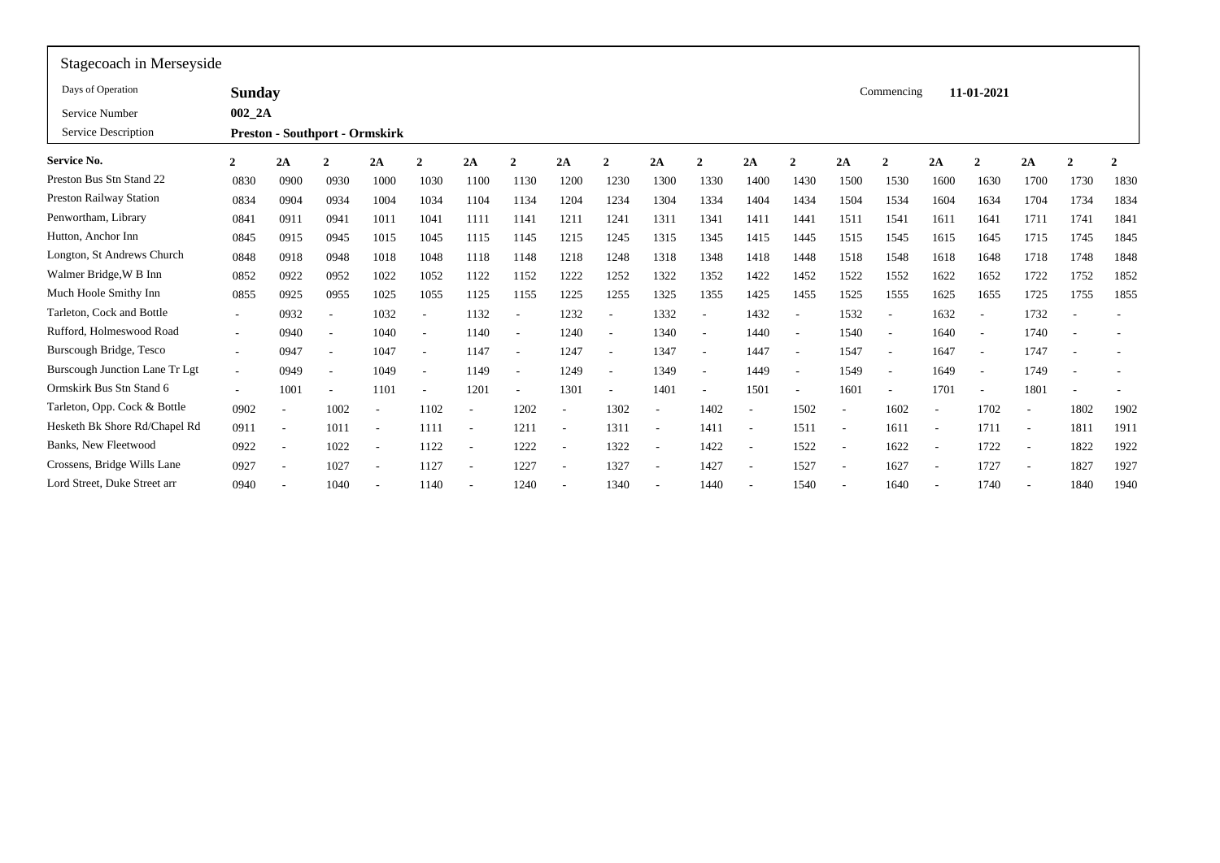## Stagecoach in Merseyside

| | | | |
|---|---|---|---|
| Days of Operation | **Sunday** | Commencing | **11-01-2021** |
| Service Number | **002_2A** | | |
| Service Description | **Preston - Southport - Ormskirk** | | |

| **Service No.** | **2** | **2A** | **2** | **2A** | **2** | **2A** | **2** | **2A** | **2** | **2A** | **2** | **2A** | **2** | **2A** | **2** | **2A** | **2** | **2A** | **2** | **2** |
|---|---|---|---|---|---|---|---|---|---|---|---|---|---|---|---|---|---|---|---|---|
| Preston Bus Stn Stand 22 | 0830 | 0900 | 0930 | 1000 | 1030 | 1100 | 1130 | 1200 | 1230 | 1300 | 1330 | 1400 | 1430 | 1500 | 1530 | 1600 | 1630 | 1700 | 1730 | 1830 |
| Preston Railway Station | 0834 | 0904 | 0934 | 1004 | 1034 | 1104 | 1134 | 1204 | 1234 | 1304 | 1334 | 1404 | 1434 | 1504 | 1534 | 1604 | 1634 | 1704 | 1734 | 1834 |
| Penwortham, Library | 0841 | 0911 | 0941 | 1011 | 1041 | 1111 | 1141 | 1211 | 1241 | 1311 | 1341 | 1411 | 1441 | 1511 | 1541 | 1611 | 1641 | 1711 | 1741 | 1841 |
| Hutton, Anchor Inn | 0845 | 0915 | 0945 | 1015 | 1045 | 1115 | 1145 | 1215 | 1245 | 1315 | 1345 | 1415 | 1445 | 1515 | 1545 | 1615 | 1645 | 1715 | 1745 | 1845 |
| Longton, St Andrews Church | 0848 | 0918 | 0948 | 1018 | 1048 | 1118 | 1148 | 1218 | 1248 | 1318 | 1348 | 1418 | 1448 | 1518 | 1548 | 1618 | 1648 | 1718 | 1748 | 1848 |
| Walmer Bridge,W B Inn | 0852 | 0922 | 0952 | 1022 | 1052 | 1122 | 1152 | 1222 | 1252 | 1322 | 1352 | 1422 | 1452 | 1522 | 1552 | 1622 | 1652 | 1722 | 1752 | 1852 |
| Much Hoole Smithy Inn | 0855 | 0925 | 0955 | 1025 | 1055 | 1125 | 1155 | 1225 | 1255 | 1325 | 1355 | 1425 | 1455 | 1525 | 1555 | 1625 | 1655 | 1725 | 1755 | 1855 |
| Tarleton, Cock and Bottle | - | 0932 | - | 1032 | - | 1132 | - | 1232 | - | 1332 | - | 1432 | - | 1532 | - | 1632 | - | 1732 | - | - |
| Rufford, Holmeswood Road | - | 0940 | - | 1040 | - | 1140 | - | 1240 | - | 1340 | - | 1440 | - | 1540 | - | 1640 | - | 1740 | - | - |
| Burscough Bridge, Tesco | - | 0947 | - | 1047 | - | 1147 | - | 1247 | - | 1347 | - | 1447 | - | 1547 | - | 1647 | - | 1747 | - | - |
| Burscough Junction Lane Tr Lgt | - | 0949 | - | 1049 | - | 1149 | - | 1249 | - | 1349 | - | 1449 | - | 1549 | - | 1649 | - | 1749 | - | - |
| Ormskirk Bus Stn Stand 6 | - | 1001 | - | 1101 | - | 1201 | - | 1301 | - | 1401 | - | 1501 | - | 1601 | - | 1701 | - | 1801 | - | - |
| Tarleton, Opp. Cock & Bottle | 0902 | - | 1002 | - | 1102 | - | 1202 | - | 1302 | - | 1402 | - | 1502 | - | 1602 | - | 1702 | - | 1802 | 1902 |
| Hesketh Bk Shore Rd/Chapel Rd | 0911 | - | 1011 | - | 1111 | - | 1211 | - | 1311 | - | 1411 | - | 1511 | - | 1611 | - | 1711 | - | 1811 | 1911 |
| Banks, New Fleetwood | 0922 | - | 1022 | - | 1122 | - | 1222 | - | 1322 | - | 1422 | - | 1522 | - | 1622 | - | 1722 | - | 1822 | 1922 |
| Crossens, Bridge Wills Lane | 0927 | - | 1027 | - | 1127 | - | 1227 | - | 1327 | - | 1427 | - | 1527 | - | 1627 | - | 1727 | - | 1827 | 1927 |
| Lord Street, Duke Street arr | 0940 | - | 1040 | - | 1140 | - | 1240 | - | 1340 | - | 1440 | - | 1540 | - | 1640 | - | 1740 | - | 1840 | 1940 |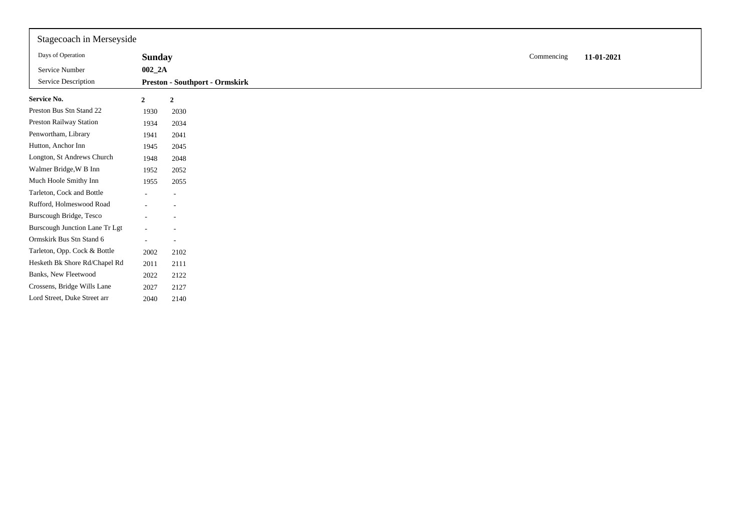| Stagecoach in Merseyside | | | |
|---|---|---|---|
| Days of Operation | **Sunday** | Commencing | **11-01-2021** |
| Service Number | **002_2A** | | |
| Service Description | **Preston - Southport - Ormskirk** | | |

| **Service No.** | **2** | **2** |
|---|---|---|
| Preston Bus Stn Stand 22 | 1930 | 2030 |
| Preston Railway Station | 1934 | 2034 |
| Penwortham, Library | 1941 | 2041 |
| Hutton, Anchor Inn | 1945 | 2045 |
| Longton, St Andrews Church | 1948 | 2048 |
| Walmer Bridge,W B Inn | 1952 | 2052 |
| Much Hoole Smithy Inn | 1955 | 2055 |
| Tarleton, Cock and Bottle | - | - |
| Rufford, Holmeswood Road | - | - |
| Burscough Bridge, Tesco | - | - |
| Burscough Junction Lane Tr Lgt | - | - |
| Ormskirk Bus Stn Stand 6 | - | - |
| Tarleton, Opp. Cock & Bottle | 2002 | 2102 |
| Hesketh Bk Shore Rd/Chapel Rd | 2011 | 2111 |
| Banks, New Fleetwood | 2022 | 2122 |
| Crossens, Bridge Wills Lane | 2027 | 2127 |
| Lord Street, Duke Street arr | 2040 | 2140 |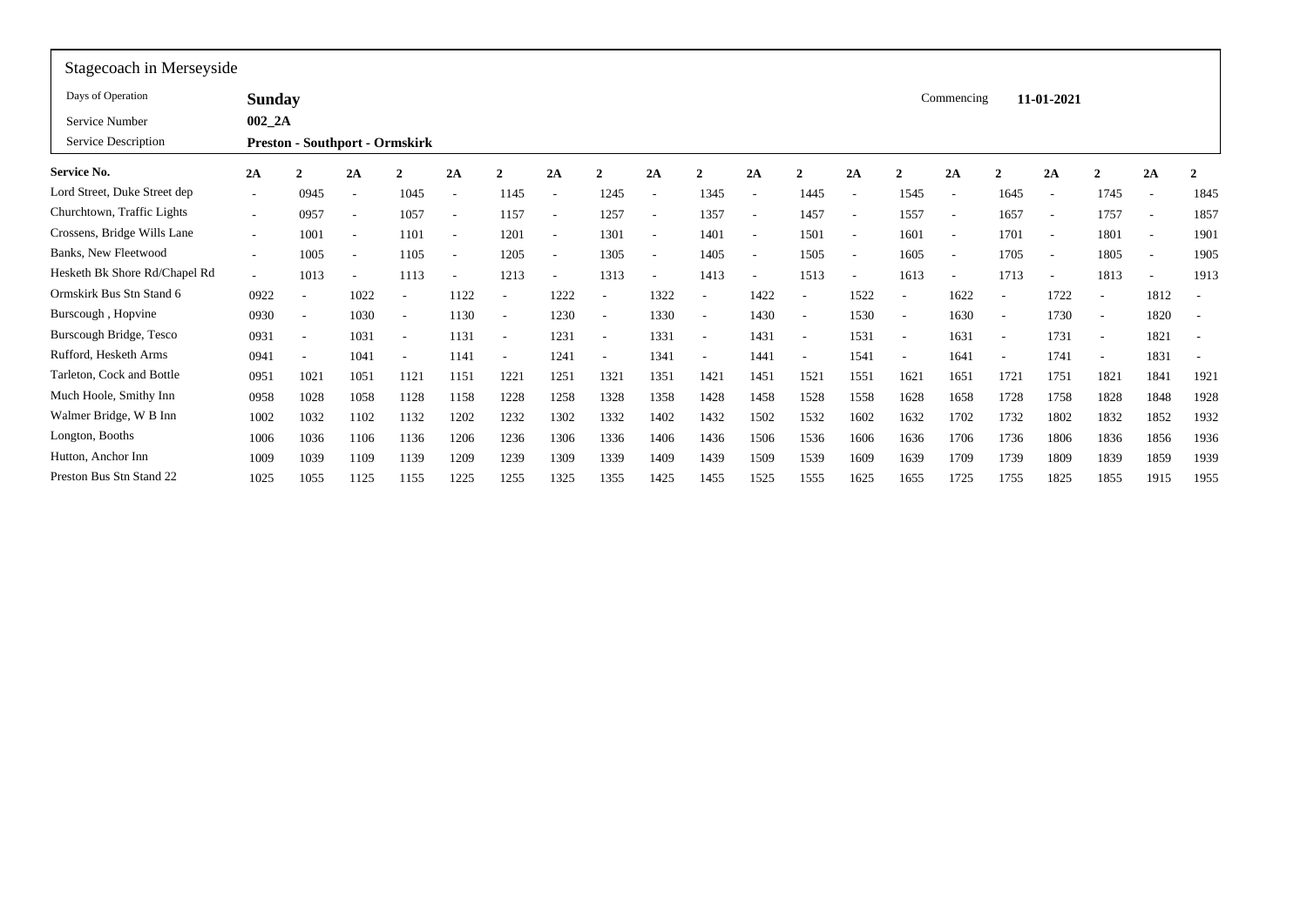## Stagecoach in Merseyside

| | | | |
|---|---|---|---|
| Days of Operation | **Sunday** | Commencing | **11-01-2021** |
| Service Number | **002_2A** | | |
| Service Description | **Preston - Southport - Ormskirk** | | |

| **Service No.** | **2A** | **2** | **2A** | **2** | **2A** | **2** | **2A** | **2** | **2A** | **2** | **2A** | **2** | **2A** | **2** | **2A** | **2** | **2A** | **2** | **2A** | **2** |
|---|---|---|---|---|---|---|---|---|---|---|---|---|---|---|---|---|---|---|---|---|
| Lord Street, Duke Street dep | - | 0945 | - | 1045 | - | 1145 | - | 1245 | - | 1345 | - | 1445 | - | 1545 | - | 1645 | - | 1745 | - | 1845 |
| Churchtown, Traffic Lights | - | 0957 | - | 1057 | - | 1157 | - | 1257 | - | 1357 | - | 1457 | - | 1557 | - | 1657 | - | 1757 | - | 1857 |
| Crossens, Bridge Wills Lane | - | 1001 | - | 1101 | - | 1201 | - | 1301 | - | 1401 | - | 1501 | - | 1601 | - | 1701 | - | 1801 | - | 1901 |
| Banks, New Fleetwood | - | 1005 | - | 1105 | - | 1205 | - | 1305 | - | 1405 | - | 1505 | - | 1605 | - | 1705 | - | 1805 | - | 1905 |
| Hesketh Bk Shore Rd/Chapel Rd | - | 1013 | - | 1113 | - | 1213 | - | 1313 | - | 1413 | - | 1513 | - | 1613 | - | 1713 | - | 1813 | - | 1913 |
| Ormskirk Bus Stn Stand 6 | 0922 | - | 1022 | - | 1122 | - | 1222 | - | 1322 | - | 1422 | - | 1522 | - | 1622 | - | 1722 | - | 1812 | - |
| Burscough , Hopvine | 0930 | - | 1030 | - | 1130 | - | 1230 | - | 1330 | - | 1430 | - | 1530 | - | 1630 | - | 1730 | - | 1820 | - |
| Burscough Bridge, Tesco | 0931 | - | 1031 | - | 1131 | - | 1231 | - | 1331 | - | 1431 | - | 1531 | - | 1631 | - | 1731 | - | 1821 | - |
| Rufford, Hesketh Arms | 0941 | - | 1041 | - | 1141 | - | 1241 | - | 1341 | - | 1441 | - | 1541 | - | 1641 | - | 1741 | - | 1831 | - |
| Tarleton, Cock and Bottle | 0951 | 1021 | 1051 | 1121 | 1151 | 1221 | 1251 | 1321 | 1351 | 1421 | 1451 | 1521 | 1551 | 1621 | 1651 | 1721 | 1751 | 1821 | 1841 | 1921 |
| Much Hoole, Smithy Inn | 0958 | 1028 | 1058 | 1128 | 1158 | 1228 | 1258 | 1328 | 1358 | 1428 | 1458 | 1528 | 1558 | 1628 | 1658 | 1728 | 1758 | 1828 | 1848 | 1928 |
| Walmer Bridge, W B Inn | 1002 | 1032 | 1102 | 1132 | 1202 | 1232 | 1302 | 1332 | 1402 | 1432 | 1502 | 1532 | 1602 | 1632 | 1702 | 1732 | 1802 | 1832 | 1852 | 1932 |
| Longton, Booths | 1006 | 1036 | 1106 | 1136 | 1206 | 1236 | 1306 | 1336 | 1406 | 1436 | 1506 | 1536 | 1606 | 1636 | 1706 | 1736 | 1806 | 1836 | 1856 | 1936 |
| Hutton, Anchor Inn | 1009 | 1039 | 1109 | 1139 | 1209 | 1239 | 1309 | 1339 | 1409 | 1439 | 1509 | 1539 | 1609 | 1639 | 1709 | 1739 | 1809 | 1839 | 1859 | 1939 |
| Preston Bus Stn Stand 22 | 1025 | 1055 | 1125 | 1155 | 1225 | 1255 | 1325 | 1355 | 1425 | 1455 | 1525 | 1555 | 1625 | 1655 | 1725 | 1755 | 1825 | 1855 | 1915 | 1955 |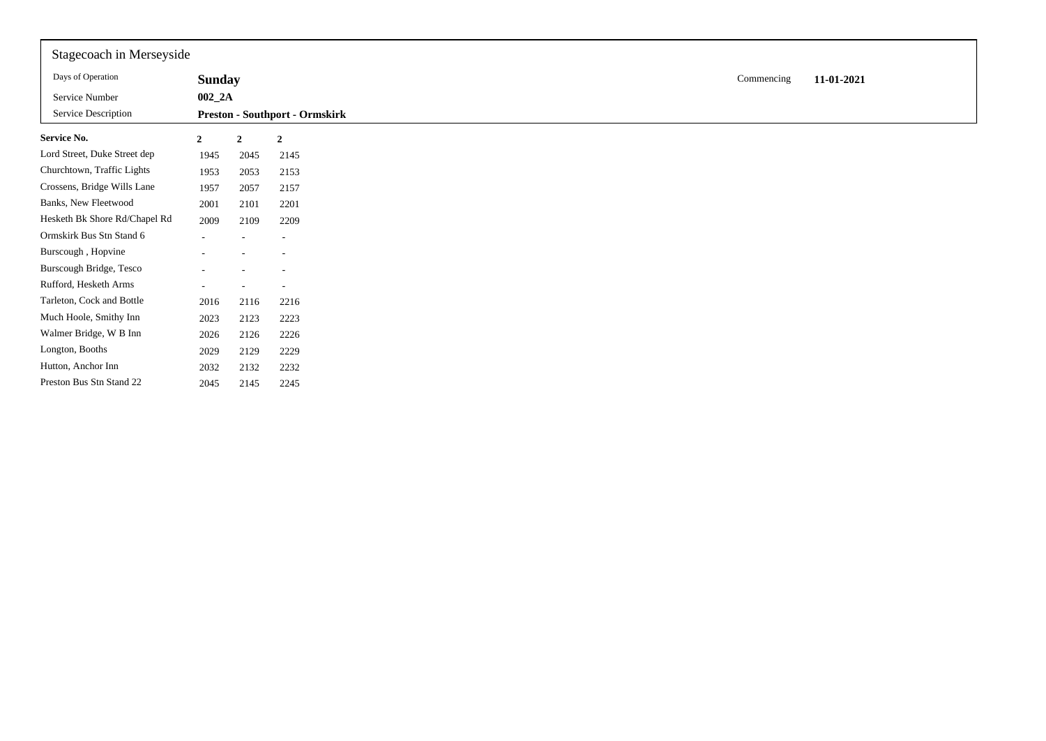Stagecoach in Merseyside

| | | | |
|---|---|---|---|
| Days of Operation | **Sunday** | Commencing | **11-01-2021** |
| Service Number | **002_2A** | | |
| Service Description | **Preston - Southport - Ormskirk** | | |

| **Service No.** | **2** | **2** | **2** |
|---|---|---|---|
| Lord Street, Duke Street dep | 1945 | 2045 | 2145 |
| Churchtown, Traffic Lights | 1953 | 2053 | 2153 |
| Crossens, Bridge Wills Lane | 1957 | 2057 | 2157 |
| Banks, New Fleetwood | 2001 | 2101 | 2201 |
| Hesketh Bk Shore Rd/Chapel Rd | 2009 | 2109 | 2209 |
| Ormskirk Bus Stn Stand 6 | - | - | - |
| Burscough , Hopvine | - | - | - |
| Burscough Bridge, Tesco | - | - | - |
| Rufford, Hesketh Arms | - | - | - |
| Tarleton, Cock and Bottle | 2016 | 2116 | 2216 |
| Much Hoole, Smithy Inn | 2023 | 2123 | 2223 |
| Walmer Bridge, W B Inn | 2026 | 2126 | 2226 |
| Longton, Booths | 2029 | 2129 | 2229 |
| Hutton, Anchor Inn | 2032 | 2132 | 2232 |
| Preston Bus Stn Stand 22 | 2045 | 2145 | 2245 |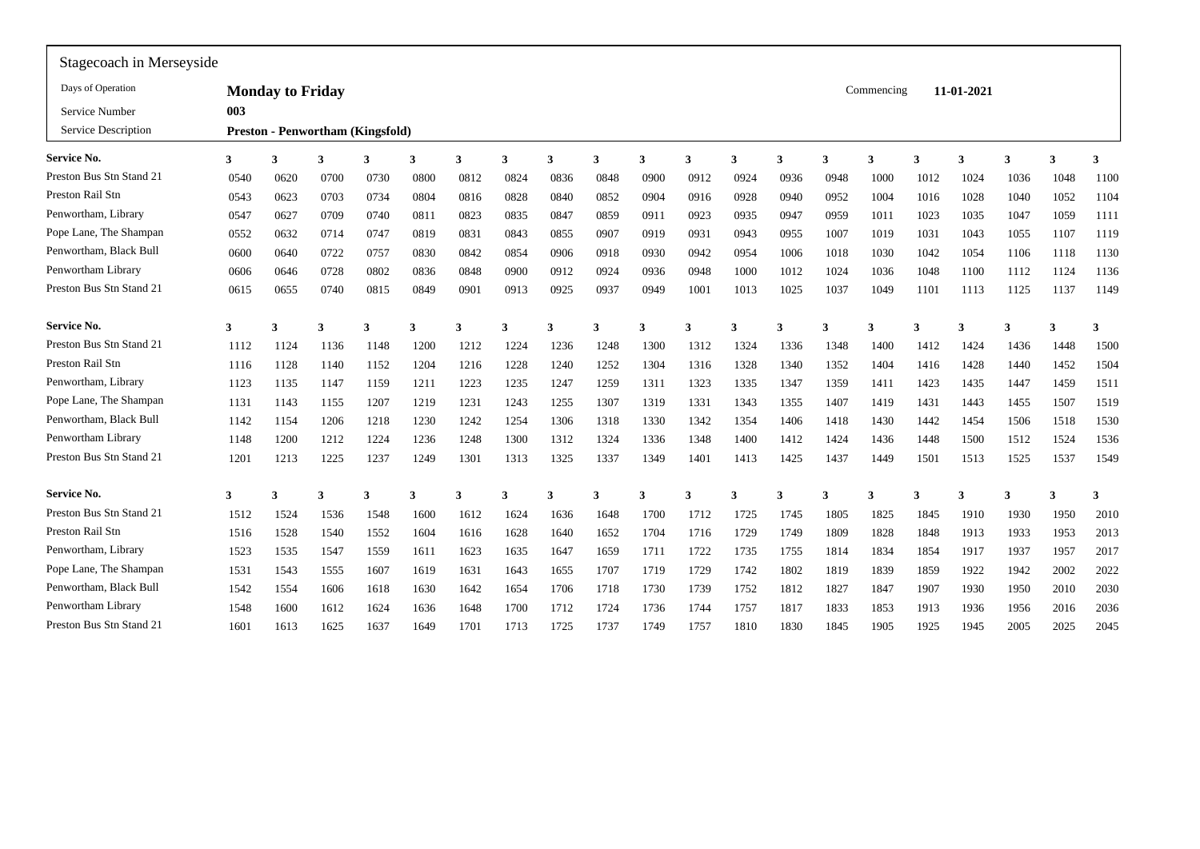## Stagecoach in Merseyside

| | | | |
|---|---|---|---|
| Days of Operation | **Monday to Friday** | Commencing | **11-01-2021** |
| Service Number | **003** | | |
| Service Description | **Preston - Penwortham (Kingsfold)** | | |

| Service No. | 3 | 3 | 3 | 3 | 3 | 3 | 3 | 3 | 3 | 3 | 3 | 3 | 3 | 3 | 3 | 3 | 3 | 3 | 3 | 3 |
|---|---|---|---|---|---|---|---|---|---|---|---|---|---|---|---|---|---|---|---|---|
| Preston Bus Stn Stand 21 | 0540 | 0620 | 0700 | 0730 | 0800 | 0812 | 0824 | 0836 | 0848 | 0900 | 0912 | 0924 | 0936 | 0948 | 1000 | 1012 | 1024 | 1036 | 1048 | 1100 |
| Preston Rail Stn | 0543 | 0623 | 0703 | 0734 | 0804 | 0816 | 0828 | 0840 | 0852 | 0904 | 0916 | 0928 | 0940 | 0952 | 1004 | 1016 | 1028 | 1040 | 1052 | 1104 |
| Penwortham, Library | 0547 | 0627 | 0709 | 0740 | 0811 | 0823 | 0835 | 0847 | 0859 | 0911 | 0923 | 0935 | 0947 | 0959 | 1011 | 1023 | 1035 | 1047 | 1059 | 1111 |
| Pope Lane, The Shampan | 0552 | 0632 | 0714 | 0747 | 0819 | 0831 | 0843 | 0855 | 0907 | 0919 | 0931 | 0943 | 0955 | 1007 | 1019 | 1031 | 1043 | 1055 | 1107 | 1119 |
| Penwortham, Black Bull | 0600 | 0640 | 0722 | 0757 | 0830 | 0842 | 0854 | 0906 | 0918 | 0930 | 0942 | 0954 | 1006 | 1018 | 1030 | 1042 | 1054 | 1106 | 1118 | 1130 |
| Penwortham Library | 0606 | 0646 | 0728 | 0802 | 0836 | 0848 | 0900 | 0912 | 0924 | 0936 | 0948 | 1000 | 1012 | 1024 | 1036 | 1048 | 1100 | 1112 | 1124 | 1136 |
| Preston Bus Stn Stand 21 | 0615 | 0655 | 0740 | 0815 | 0849 | 0901 | 0913 | 0925 | 0937 | 0949 | 1001 | 1013 | 1025 | 1037 | 1049 | 1101 | 1113 | 1125 | 1137 | 1149 |

| Service No. | 3 | 3 | 3 | 3 | 3 | 3 | 3 | 3 | 3 | 3 | 3 | 3 | 3 | 3 | 3 | 3 | 3 | 3 | 3 | 3 |
|---|---|---|---|---|---|---|---|---|---|---|---|---|---|---|---|---|---|---|---|---|
| Preston Bus Stn Stand 21 | 1112 | 1124 | 1136 | 1148 | 1200 | 1212 | 1224 | 1236 | 1248 | 1300 | 1312 | 1324 | 1336 | 1348 | 1400 | 1412 | 1424 | 1436 | 1448 | 1500 |
| Preston Rail Stn | 1116 | 1128 | 1140 | 1152 | 1204 | 1216 | 1228 | 1240 | 1252 | 1304 | 1316 | 1328 | 1340 | 1352 | 1404 | 1416 | 1428 | 1440 | 1452 | 1504 |
| Penwortham, Library | 1123 | 1135 | 1147 | 1159 | 1211 | 1223 | 1235 | 1247 | 1259 | 1311 | 1323 | 1335 | 1347 | 1359 | 1411 | 1423 | 1435 | 1447 | 1459 | 1511 |
| Pope Lane, The Shampan | 1131 | 1143 | 1155 | 1207 | 1219 | 1231 | 1243 | 1255 | 1307 | 1319 | 1331 | 1343 | 1355 | 1407 | 1419 | 1431 | 1443 | 1455 | 1507 | 1519 |
| Penwortham, Black Bull | 1142 | 1154 | 1206 | 1218 | 1230 | 1242 | 1254 | 1306 | 1318 | 1330 | 1342 | 1354 | 1406 | 1418 | 1430 | 1442 | 1454 | 1506 | 1518 | 1530 |
| Penwortham Library | 1148 | 1200 | 1212 | 1224 | 1236 | 1248 | 1300 | 1312 | 1324 | 1336 | 1348 | 1400 | 1412 | 1424 | 1436 | 1448 | 1500 | 1512 | 1524 | 1536 |
| Preston Bus Stn Stand 21 | 1201 | 1213 | 1225 | 1237 | 1249 | 1301 | 1313 | 1325 | 1337 | 1349 | 1401 | 1413 | 1425 | 1437 | 1449 | 1501 | 1513 | 1525 | 1537 | 1549 |

| Service No. | 3 | 3 | 3 | 3 | 3 | 3 | 3 | 3 | 3 | 3 | 3 | 3 | 3 | 3 | 3 | 3 | 3 | 3 | 3 | 3 |
|---|---|---|---|---|---|---|---|---|---|---|---|---|---|---|---|---|---|---|---|---|
| Preston Bus Stn Stand 21 | 1512 | 1524 | 1536 | 1548 | 1600 | 1612 | 1624 | 1636 | 1648 | 1700 | 1712 | 1725 | 1745 | 1805 | 1825 | 1845 | 1910 | 1930 | 1950 | 2010 |
| Preston Rail Stn | 1516 | 1528 | 1540 | 1552 | 1604 | 1616 | 1628 | 1640 | 1652 | 1704 | 1716 | 1729 | 1749 | 1809 | 1828 | 1848 | 1913 | 1933 | 1953 | 2013 |
| Penwortham, Library | 1523 | 1535 | 1547 | 1559 | 1611 | 1623 | 1635 | 1647 | 1659 | 1711 | 1722 | 1735 | 1755 | 1814 | 1834 | 1854 | 1917 | 1937 | 1957 | 2017 |
| Pope Lane, The Shampan | 1531 | 1543 | 1555 | 1607 | 1619 | 1631 | 1643 | 1655 | 1707 | 1719 | 1729 | 1742 | 1802 | 1819 | 1839 | 1859 | 1922 | 1942 | 2002 | 2022 |
| Penwortham, Black Bull | 1542 | 1554 | 1606 | 1618 | 1630 | 1642 | 1654 | 1706 | 1718 | 1730 | 1739 | 1752 | 1812 | 1827 | 1847 | 1907 | 1930 | 1950 | 2010 | 2030 |
| Penwortham Library | 1548 | 1600 | 1612 | 1624 | 1636 | 1648 | 1700 | 1712 | 1724 | 1736 | 1744 | 1757 | 1817 | 1833 | 1853 | 1913 | 1936 | 1956 | 2016 | 2036 |
| Preston Bus Stn Stand 21 | 1601 | 1613 | 1625 | 1637 | 1649 | 1701 | 1713 | 1725 | 1737 | 1749 | 1757 | 1810 | 1830 | 1845 | 1905 | 1925 | 1945 | 2005 | 2025 | 2045 |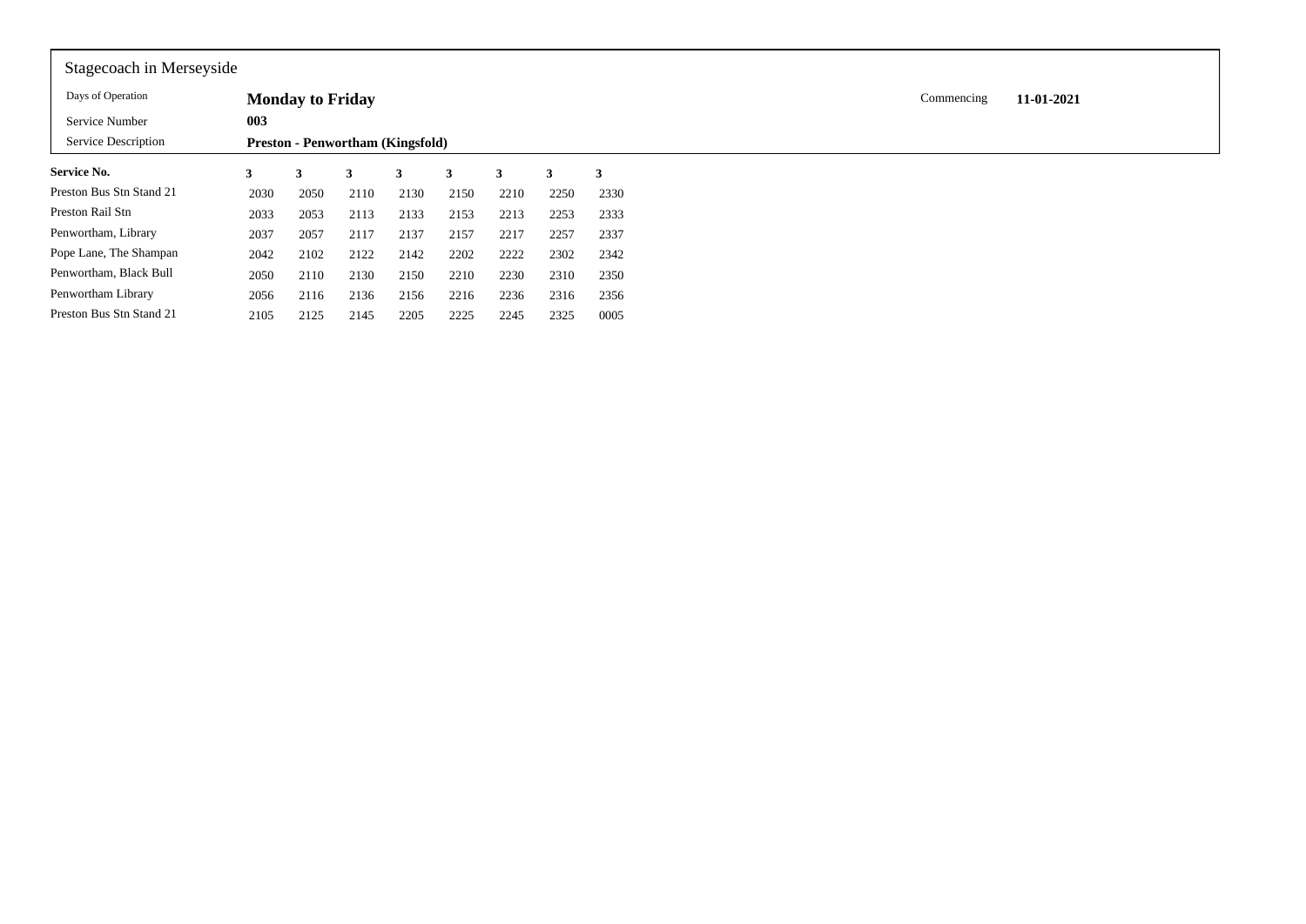Stagecoach in Merseyside

| | | | |
|---|---|---|---|
| Days of Operation | **Monday to Friday** | Commencing | **11-01-2021** |
| Service Number | **003** | | |
| Service Description | **Preston - Penwortham (Kingsfold)** | | |

| **Service No.** | **3** | **3** | **3** | **3** | **3** | **3** | **3** | **3** |
|---|---|---|---|---|---|---|---|---|
| Preston Bus Stn Stand 21 | 2030 | 2050 | 2110 | 2130 | 2150 | 2210 | 2250 | 2330 |
| Preston Rail Stn | 2033 | 2053 | 2113 | 2133 | 2153 | 2213 | 2253 | 2333 |
| Penwortham, Library | 2037 | 2057 | 2117 | 2137 | 2157 | 2217 | 2257 | 2337 |
| Pope Lane, The Shampan | 2042 | 2102 | 2122 | 2142 | 2202 | 2222 | 2302 | 2342 |
| Penwortham, Black Bull | 2050 | 2110 | 2130 | 2150 | 2210 | 2230 | 2310 | 2350 |
| Penwortham Library | 2056 | 2116 | 2136 | 2156 | 2216 | 2236 | 2316 | 2356 |
| Preston Bus Stn Stand 21 | 2105 | 2125 | 2145 | 2205 | 2225 | 2245 | 2325 | 0005 |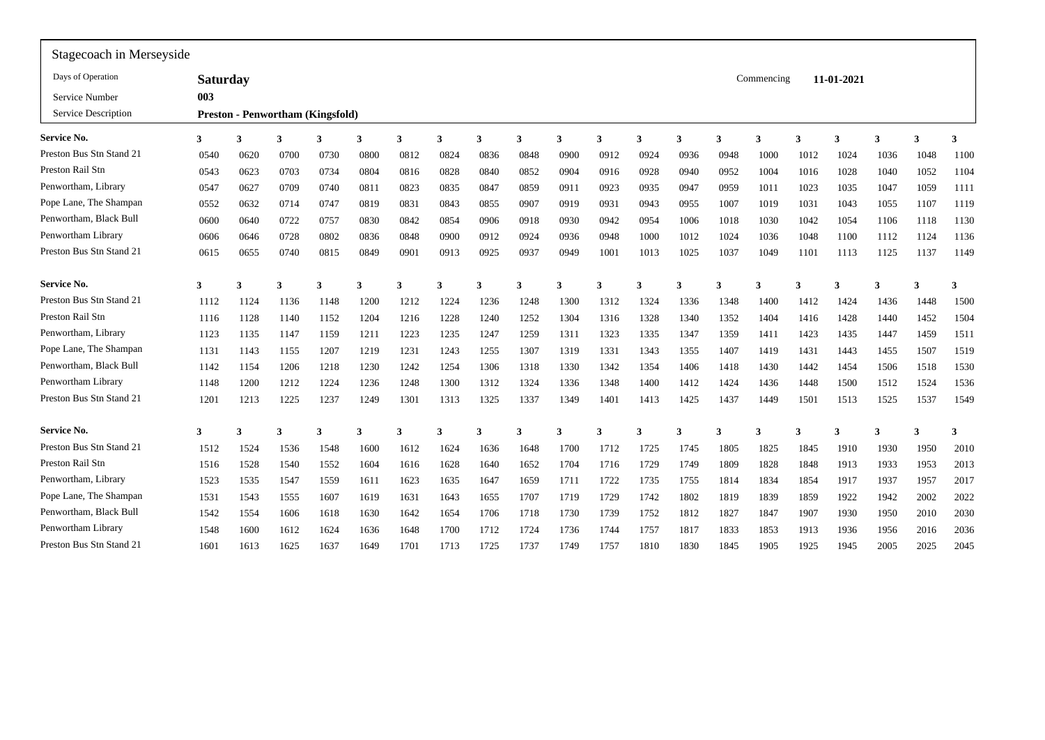## Stagecoach in Merseyside

| | | | |
|---|---|---|---|
| Days of Operation | **Saturday** | Commencing | **11-01-2021** |
| Service Number | **003** | | |
| Service Description | **Preston - Penwortham (Kingsfold)** | | |

| **Service No.** | **3** | **3** | **3** | **3** | **3** | **3** | **3** | **3** | **3** | **3** | **3** | **3** | **3** | **3** | **3** | **3** | **3** | **3** | **3** | **3** |
|---|---|---|---|---|---|---|---|---|---|---|---|---|---|---|---|---|---|---|---|---|
| Preston Bus Stn Stand 21 | 0540 | 0620 | 0700 | 0730 | 0800 | 0812 | 0824 | 0836 | 0848 | 0900 | 0912 | 0924 | 0936 | 0948 | 1000 | 1012 | 1024 | 1036 | 1048 | 1100 |
| Preston Rail Stn | 0543 | 0623 | 0703 | 0734 | 0804 | 0816 | 0828 | 0840 | 0852 | 0904 | 0916 | 0928 | 0940 | 0952 | 1004 | 1016 | 1028 | 1040 | 1052 | 1104 |
| Penwortham, Library | 0547 | 0627 | 0709 | 0740 | 0811 | 0823 | 0835 | 0847 | 0859 | 0911 | 0923 | 0935 | 0947 | 0959 | 1011 | 1023 | 1035 | 1047 | 1059 | 1111 |
| Pope Lane, The Shampan | 0552 | 0632 | 0714 | 0747 | 0819 | 0831 | 0843 | 0855 | 0907 | 0919 | 0931 | 0943 | 0955 | 1007 | 1019 | 1031 | 1043 | 1055 | 1107 | 1119 |
| Penwortham, Black Bull | 0600 | 0640 | 0722 | 0757 | 0830 | 0842 | 0854 | 0906 | 0918 | 0930 | 0942 | 0954 | 1006 | 1018 | 1030 | 1042 | 1054 | 1106 | 1118 | 1130 |
| Penwortham Library | 0606 | 0646 | 0728 | 0802 | 0836 | 0848 | 0900 | 0912 | 0924 | 0936 | 0948 | 1000 | 1012 | 1024 | 1036 | 1048 | 1100 | 1112 | 1124 | 1136 |
| Preston Bus Stn Stand 21 | 0615 | 0655 | 0740 | 0815 | 0849 | 0901 | 0913 | 0925 | 0937 | 0949 | 1001 | 1013 | 1025 | 1037 | 1049 | 1101 | 1113 | 1125 | 1137 | 1149 |

| **Service No.** | **3** | **3** | **3** | **3** | **3** | **3** | **3** | **3** | **3** | **3** | **3** | **3** | **3** | **3** | **3** | **3** | **3** | **3** | **3** | **3** |
|---|---|---|---|---|---|---|---|---|---|---|---|---|---|---|---|---|---|---|---|---|
| Preston Bus Stn Stand 21 | 1112 | 1124 | 1136 | 1148 | 1200 | 1212 | 1224 | 1236 | 1248 | 1300 | 1312 | 1324 | 1336 | 1348 | 1400 | 1412 | 1424 | 1436 | 1448 | 1500 |
| Preston Rail Stn | 1116 | 1128 | 1140 | 1152 | 1204 | 1216 | 1228 | 1240 | 1252 | 1304 | 1316 | 1328 | 1340 | 1352 | 1404 | 1416 | 1428 | 1440 | 1452 | 1504 |
| Penwortham, Library | 1123 | 1135 | 1147 | 1159 | 1211 | 1223 | 1235 | 1247 | 1259 | 1311 | 1323 | 1335 | 1347 | 1359 | 1411 | 1423 | 1435 | 1447 | 1459 | 1511 |
| Pope Lane, The Shampan | 1131 | 1143 | 1155 | 1207 | 1219 | 1231 | 1243 | 1255 | 1307 | 1319 | 1331 | 1343 | 1355 | 1407 | 1419 | 1431 | 1443 | 1455 | 1507 | 1519 |
| Penwortham, Black Bull | 1142 | 1154 | 1206 | 1218 | 1230 | 1242 | 1254 | 1306 | 1318 | 1330 | 1342 | 1354 | 1406 | 1418 | 1430 | 1442 | 1454 | 1506 | 1518 | 1530 |
| Penwortham Library | 1148 | 1200 | 1212 | 1224 | 1236 | 1248 | 1300 | 1312 | 1324 | 1336 | 1348 | 1400 | 1412 | 1424 | 1436 | 1448 | 1500 | 1512 | 1524 | 1536 |
| Preston Bus Stn Stand 21 | 1201 | 1213 | 1225 | 1237 | 1249 | 1301 | 1313 | 1325 | 1337 | 1349 | 1401 | 1413 | 1425 | 1437 | 1449 | 1501 | 1513 | 1525 | 1537 | 1549 |

| **Service No.** | **3** | **3** | **3** | **3** | **3** | **3** | **3** | **3** | **3** | **3** | **3** | **3** | **3** | **3** | **3** | **3** | **3** | **3** | **3** | **3** |
|---|---|---|---|---|---|---|---|---|---|---|---|---|---|---|---|---|---|---|---|---|
| Preston Bus Stn Stand 21 | 1512 | 1524 | 1536 | 1548 | 1600 | 1612 | 1624 | 1636 | 1648 | 1700 | 1712 | 1725 | 1745 | 1805 | 1825 | 1845 | 1910 | 1930 | 1950 | 2010 |
| Preston Rail Stn | 1516 | 1528 | 1540 | 1552 | 1604 | 1616 | 1628 | 1640 | 1652 | 1704 | 1716 | 1729 | 1749 | 1809 | 1828 | 1848 | 1913 | 1933 | 1953 | 2013 |
| Penwortham, Library | 1523 | 1535 | 1547 | 1559 | 1611 | 1623 | 1635 | 1647 | 1659 | 1711 | 1722 | 1735 | 1755 | 1814 | 1834 | 1854 | 1917 | 1937 | 1957 | 2017 |
| Pope Lane, The Shampan | 1531 | 1543 | 1555 | 1607 | 1619 | 1631 | 1643 | 1655 | 1707 | 1719 | 1729 | 1742 | 1802 | 1819 | 1839 | 1859 | 1922 | 1942 | 2002 | 2022 |
| Penwortham, Black Bull | 1542 | 1554 | 1606 | 1618 | 1630 | 1642 | 1654 | 1706 | 1718 | 1730 | 1739 | 1752 | 1812 | 1827 | 1847 | 1907 | 1930 | 1950 | 2010 | 2030 |
| Penwortham Library | 1548 | 1600 | 1612 | 1624 | 1636 | 1648 | 1700 | 1712 | 1724 | 1736 | 1744 | 1757 | 1817 | 1833 | 1853 | 1913 | 1936 | 1956 | 2016 | 2036 |
| Preston Bus Stn Stand 21 | 1601 | 1613 | 1625 | 1637 | 1649 | 1701 | 1713 | 1725 | 1737 | 1749 | 1757 | 1810 | 1830 | 1845 | 1905 | 1925 | 1945 | 2005 | 2025 | 2045 |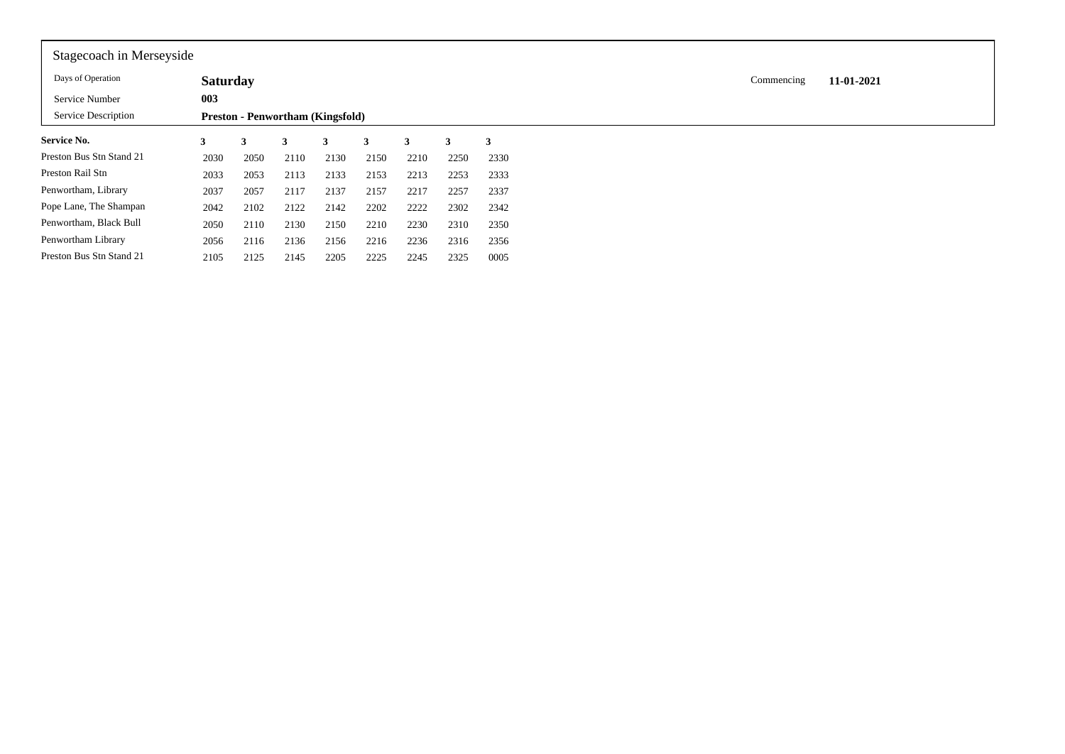Stagecoach in Merseyside

| | | | |
|---|---|---|---|
| Days of Operation | **Saturday** | Commencing | **11-01-2021** |
| Service Number | **003** | | |
| Service Description | **Preston - Penwortham (Kingsfold)** | | |

| **Service No.** | **3** | **3** | **3** | **3** | **3** | **3** | **3** | **3** |
|---|---|---|---|---|---|---|---|---|
| Preston Bus Stn Stand 21 | 2030 | 2050 | 2110 | 2130 | 2150 | 2210 | 2250 | 2330 |
| Preston Rail Stn | 2033 | 2053 | 2113 | 2133 | 2153 | 2213 | 2253 | 2333 |
| Penwortham, Library | 2037 | 2057 | 2117 | 2137 | 2157 | 2217 | 2257 | 2337 |
| Pope Lane, The Shampan | 2042 | 2102 | 2122 | 2142 | 2202 | 2222 | 2302 | 2342 |
| Penwortham, Black Bull | 2050 | 2110 | 2130 | 2150 | 2210 | 2230 | 2310 | 2350 |
| Penwortham Library | 2056 | 2116 | 2136 | 2156 | 2216 | 2236 | 2316 | 2356 |
| Preston Bus Stn Stand 21 | 2105 | 2125 | 2145 | 2205 | 2225 | 2245 | 2325 | 0005 |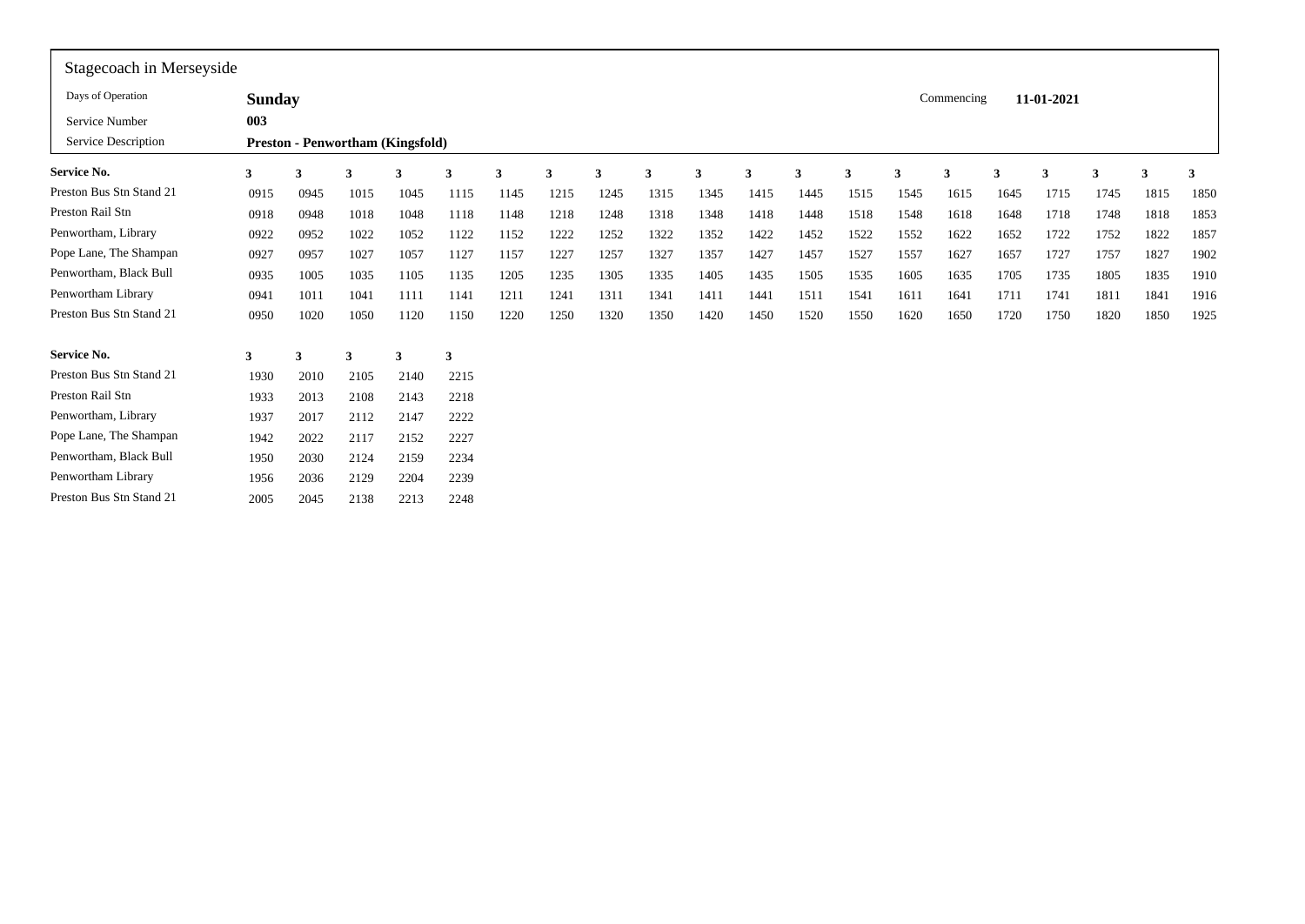Stagecoach in Merseyside

| | | | |
|---|---|---|---|
| Days of Operation | **Sunday** | Commencing | **11-01-2021** |
| Service Number | **003** | | |
| Service Description | **Preston - Penwortham (Kingsfold)** | | |

| **Service No.** | **3** | **3** | **3** | **3** | **3** | **3** | **3** | **3** | **3** | **3** | **3** | **3** | **3** | **3** | **3** | **3** | **3** | **3** | **3** | **3** |
|---|---|---|---|---|---|---|---|---|---|---|---|---|---|---|---|---|---|---|---|---|
| Preston Bus Stn Stand 21 | 0915 | 0945 | 1015 | 1045 | 1115 | 1145 | 1215 | 1245 | 1315 | 1345 | 1415 | 1445 | 1515 | 1545 | 1615 | 1645 | 1715 | 1745 | 1815 | 1850 |
| Preston Rail Stn | 0918 | 0948 | 1018 | 1048 | 1118 | 1148 | 1218 | 1248 | 1318 | 1348 | 1418 | 1448 | 1518 | 1548 | 1618 | 1648 | 1718 | 1748 | 1818 | 1853 |
| Penwortham, Library | 0922 | 0952 | 1022 | 1052 | 1122 | 1152 | 1222 | 1252 | 1322 | 1352 | 1422 | 1452 | 1522 | 1552 | 1622 | 1652 | 1722 | 1752 | 1822 | 1857 |
| Pope Lane, The Shampan | 0927 | 0957 | 1027 | 1057 | 1127 | 1157 | 1227 | 1257 | 1327 | 1357 | 1427 | 1457 | 1527 | 1557 | 1627 | 1657 | 1727 | 1757 | 1827 | 1902 |
| Penwortham, Black Bull | 0935 | 1005 | 1035 | 1105 | 1135 | 1205 | 1235 | 1305 | 1335 | 1405 | 1435 | 1505 | 1535 | 1605 | 1635 | 1705 | 1735 | 1805 | 1835 | 1910 |
| Penwortham Library | 0941 | 1011 | 1041 | 1111 | 1141 | 1211 | 1241 | 1311 | 1341 | 1411 | 1441 | 1511 | 1541 | 1611 | 1641 | 1711 | 1741 | 1811 | 1841 | 1916 |
| Preston Bus Stn Stand 21 | 0950 | 1020 | 1050 | 1120 | 1150 | 1220 | 1250 | 1320 | 1350 | 1420 | 1450 | 1520 | 1550 | 1620 | 1650 | 1720 | 1750 | 1820 | 1850 | 1925 |

| **Service No.** | **3** | **3** | **3** | **3** | **3** |
|---|---|---|---|---|---|
| Preston Bus Stn Stand 21 | 1930 | 2010 | 2105 | 2140 | 2215 |
| Preston Rail Stn | 1933 | 2013 | 2108 | 2143 | 2218 |
| Penwortham, Library | 1937 | 2017 | 2112 | 2147 | 2222 |
| Pope Lane, The Shampan | 1942 | 2022 | 2117 | 2152 | 2227 |
| Penwortham, Black Bull | 1950 | 2030 | 2124 | 2159 | 2234 |
| Penwortham Library | 1956 | 2036 | 2129 | 2204 | 2239 |
| Preston Bus Stn Stand 21 | 2005 | 2045 | 2138 | 2213 | 2248 |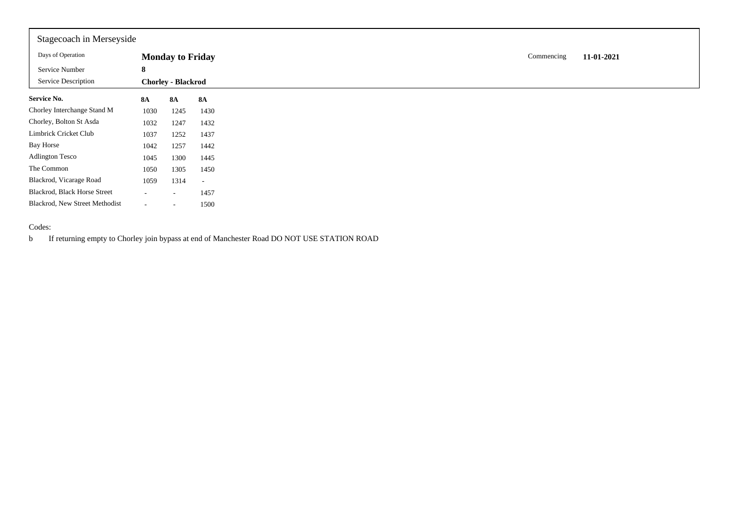Stagecoach in Merseyside

| Days of Operation | **Monday to Friday** | Commencing | **11-01-2021** |
|---|---|---|---|
| Service Number | **8** | | |
| Service Description | **Chorley - Blackrod** | | |

| **Service No.** | **8A** | **8A** | **8A** |
|---|---|---|---|
| Chorley Interchange Stand M | 1030 | 1245 | 1430 |
| Chorley, Bolton St Asda | 1032 | 1247 | 1432 |
| Limbrick Cricket Club | 1037 | 1252 | 1437 |
| Bay Horse | 1042 | 1257 | 1442 |
| Adlington Tesco | 1045 | 1300 | 1445 |
| The Common | 1050 | 1305 | 1450 |
| Blackrod, Vicarage Road | 1059 | 1314 | - |
| Blackrod, Black Horse Street | - | - | 1457 |
| Blackrod, New Street Methodist | - | - | 1500 |

Codes:

b If returning empty to Chorley join bypass at end of Manchester Road DO NOT USE STATION ROAD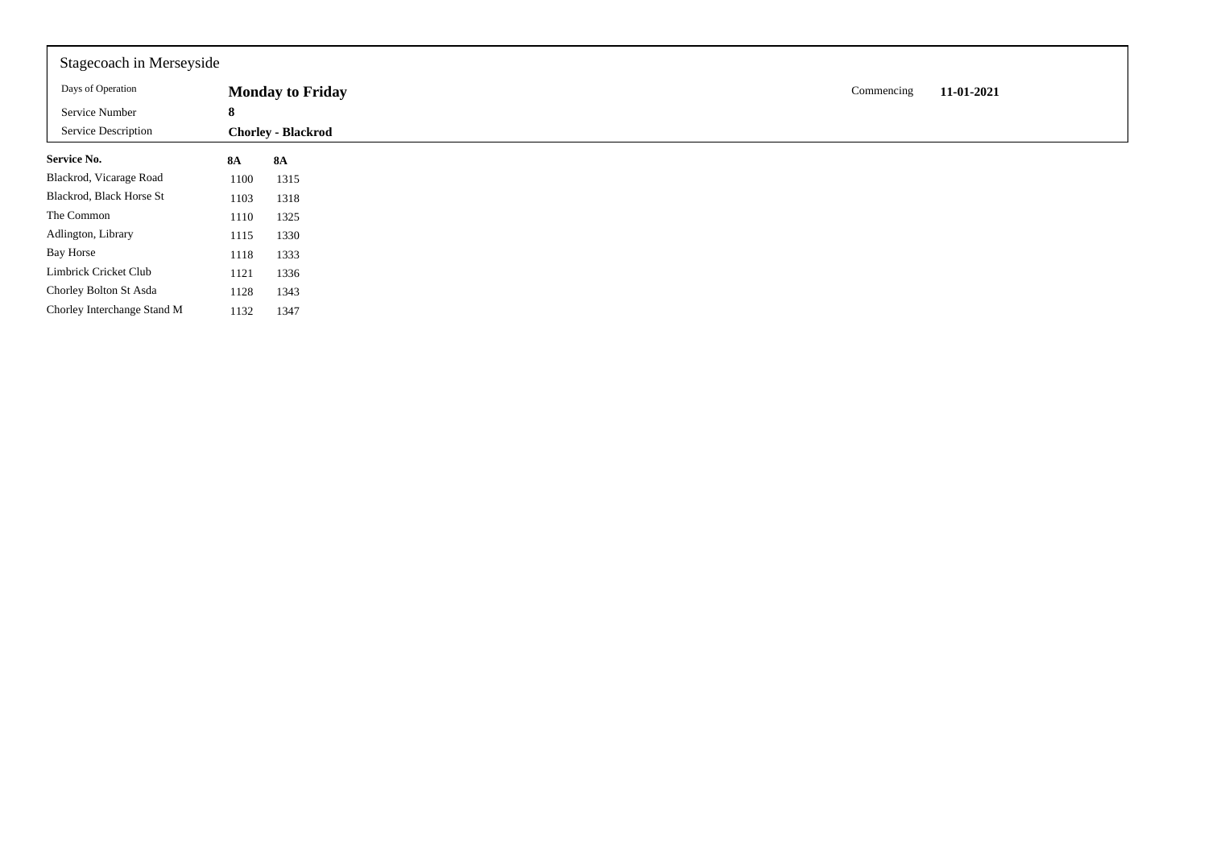Stagecoach in Merseyside

| | | | |
|---|---|---|---|
| Days of Operation | **Monday to Friday** | Commencing | **11-01-2021** |
| Service Number | **8** | | |
| Service Description | **Chorley - Blackrod** | | |

| **Service No.** | **8A** | **8A** |
|---|---|---|
| Blackrod, Vicarage Road | 1100 | 1315 |
| Blackrod, Black Horse St | 1103 | 1318 |
| The Common | 1110 | 1325 |
| Adlington, Library | 1115 | 1330 |
| Bay Horse | 1118 | 1333 |
| Limbrick Cricket Club | 1121 | 1336 |
| Chorley Bolton St Asda | 1128 | 1343 |
| Chorley Interchange Stand M | 1132 | 1347 |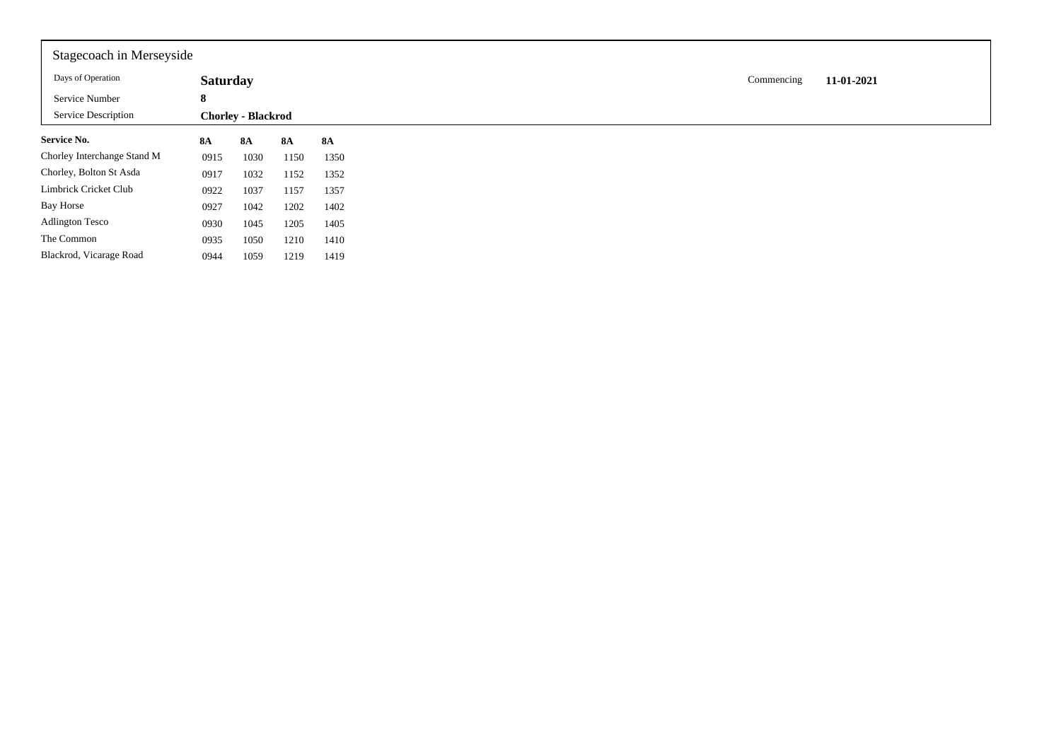Stagecoach in Merseyside

| | | | |
|---|---|---|---|
| Days of Operation | **Saturday** | Commencing | **11-01-2021** |
| Service Number | **8** | | |
| Service Description | **Chorley - Blackrod** | | |

| **Service No.** | **8A** | **8A** | **8A** | **8A** |
|---|---|---|---|---|
| Chorley Interchange Stand M | 0915 | 1030 | 1150 | 1350 |
| Chorley, Bolton St Asda | 0917 | 1032 | 1152 | 1352 |
| Limbrick Cricket Club | 0922 | 1037 | 1157 | 1357 |
| Bay Horse | 0927 | 1042 | 1202 | 1402 |
| Adlington Tesco | 0930 | 1045 | 1205 | 1405 |
| The Common | 0935 | 1050 | 1210 | 1410 |
| Blackrod, Vicarage Road | 0944 | 1059 | 1219 | 1419 |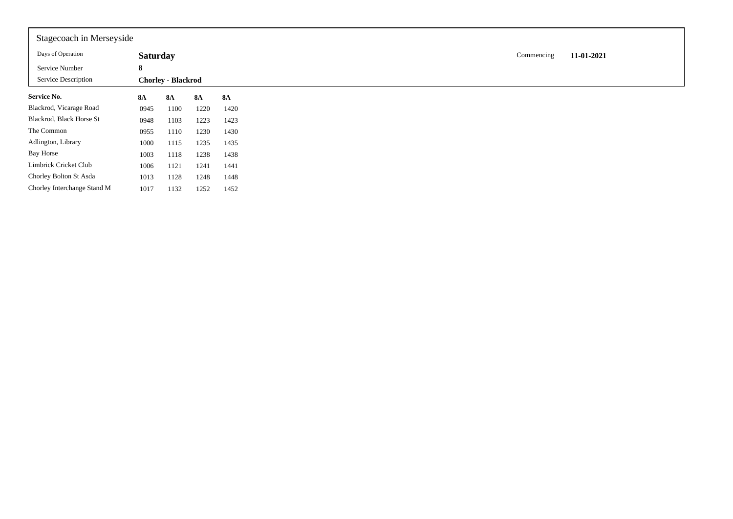Stagecoach in Merseyside

| | | | |
|---|---|---|---|
| Days of Operation | **Saturday** | Commencing | **11-01-2021** |
| Service Number | **8** | | |
| Service Description | **Chorley - Blackrod** | | |

| **Service No.** | **8A** | **8A** | **8A** | **8A** |
|---|---|---|---|---|
| Blackrod, Vicarage Road | 0945 | 1100 | 1220 | 1420 |
| Blackrod, Black Horse St | 0948 | 1103 | 1223 | 1423 |
| The Common | 0955 | 1110 | 1230 | 1430 |
| Adlington, Library | 1000 | 1115 | 1235 | 1435 |
| Bay Horse | 1003 | 1118 | 1238 | 1438 |
| Limbrick Cricket Club | 1006 | 1121 | 1241 | 1441 |
| Chorley Bolton St Asda | 1013 | 1128 | 1248 | 1448 |
| Chorley Interchange Stand M | 1017 | 1132 | 1252 | 1452 |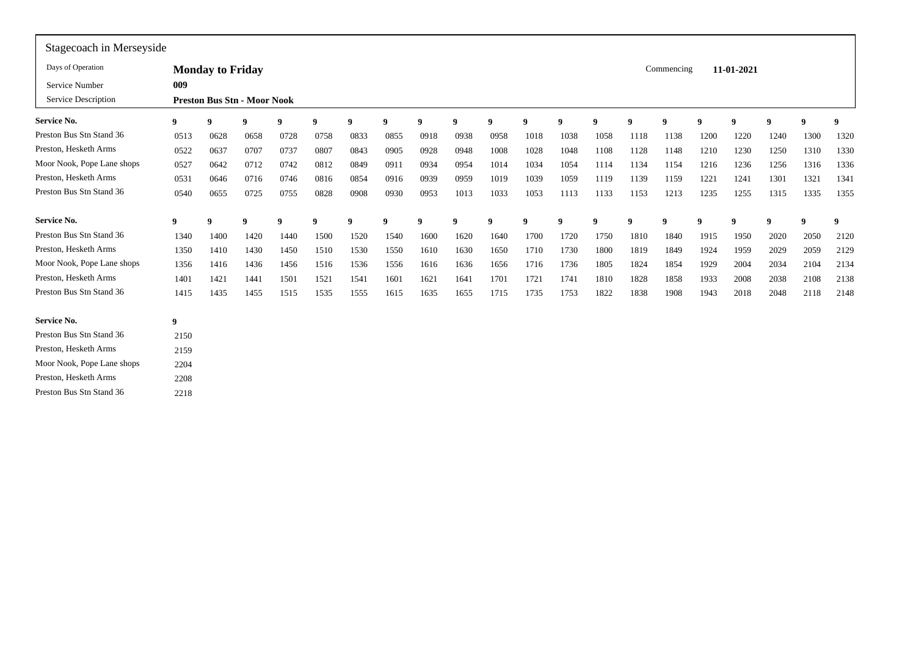Stagecoach in Merseyside

| | | | |
|---|---|---|---|
| Days of Operation | **Monday to Friday** | Commencing | **11-01-2021** |
| Service Number | **009** | | |
| Service Description | **Preston Bus Stn - Moor Nook** | | |

| **Service No.** | **9** | **9** | **9** | **9** | **9** | **9** | **9** | **9** | **9** | **9** | **9** | **9** | **9** | **9** | **9** | **9** | **9** | **9** | **9** | **9** |
|---|---|---|---|---|---|---|---|---|---|---|---|---|---|---|---|---|---|---|---|---|
| Preston Bus Stn Stand 36 | 0513 | 0628 | 0658 | 0728 | 0758 | 0833 | 0855 | 0918 | 0938 | 0958 | 1018 | 1038 | 1058 | 1118 | 1138 | 1200 | 1220 | 1240 | 1300 | 1320 |
| Preston, Hesketh Arms | 0522 | 0637 | 0707 | 0737 | 0807 | 0843 | 0905 | 0928 | 0948 | 1008 | 1028 | 1048 | 1108 | 1128 | 1148 | 1210 | 1230 | 1250 | 1310 | 1330 |
| Moor Nook, Pope Lane shops | 0527 | 0642 | 0712 | 0742 | 0812 | 0849 | 0911 | 0934 | 0954 | 1014 | 1034 | 1054 | 1114 | 1134 | 1154 | 1216 | 1236 | 1256 | 1316 | 1336 |
| Preston, Hesketh Arms | 0531 | 0646 | 0716 | 0746 | 0816 | 0854 | 0916 | 0939 | 0959 | 1019 | 1039 | 1059 | 1119 | 1139 | 1159 | 1221 | 1241 | 1301 | 1321 | 1341 |
| Preston Bus Stn Stand 36 | 0540 | 0655 | 0725 | 0755 | 0828 | 0908 | 0930 | 0953 | 1013 | 1033 | 1053 | 1113 | 1133 | 1153 | 1213 | 1235 | 1255 | 1315 | 1335 | 1355 |

| **Service No.** | **9** | **9** | **9** | **9** | **9** | **9** | **9** | **9** | **9** | **9** | **9** | **9** | **9** | **9** | **9** | **9** | **9** | **9** | **9** | **9** |
|---|---|---|---|---|---|---|---|---|---|---|---|---|---|---|---|---|---|---|---|---|
| Preston Bus Stn Stand 36 | 1340 | 1400 | 1420 | 1440 | 1500 | 1520 | 1540 | 1600 | 1620 | 1640 | 1700 | 1720 | 1750 | 1810 | 1840 | 1915 | 1950 | 2020 | 2050 | 2120 |
| Preston, Hesketh Arms | 1350 | 1410 | 1430 | 1450 | 1510 | 1530 | 1550 | 1610 | 1630 | 1650 | 1710 | 1730 | 1800 | 1819 | 1849 | 1924 | 1959 | 2029 | 2059 | 2129 |
| Moor Nook, Pope Lane shops | 1356 | 1416 | 1436 | 1456 | 1516 | 1536 | 1556 | 1616 | 1636 | 1656 | 1716 | 1736 | 1805 | 1824 | 1854 | 1929 | 2004 | 2034 | 2104 | 2134 |
| Preston, Hesketh Arms | 1401 | 1421 | 1441 | 1501 | 1521 | 1541 | 1601 | 1621 | 1641 | 1701 | 1721 | 1741 | 1810 | 1828 | 1858 | 1933 | 2008 | 2038 | 2108 | 2138 |
| Preston Bus Stn Stand 36 | 1415 | 1435 | 1455 | 1515 | 1535 | 1555 | 1615 | 1635 | 1655 | 1715 | 1735 | 1753 | 1822 | 1838 | 1908 | 1943 | 2018 | 2048 | 2118 | 2148 |

| **Service No.** | **9** |
|---|---|
| Preston Bus Stn Stand 36 | 2150 |
| Preston, Hesketh Arms | 2159 |
| Moor Nook, Pope Lane shops | 2204 |
| Preston, Hesketh Arms | 2208 |
| Preston Bus Stn Stand 36 | 2218 |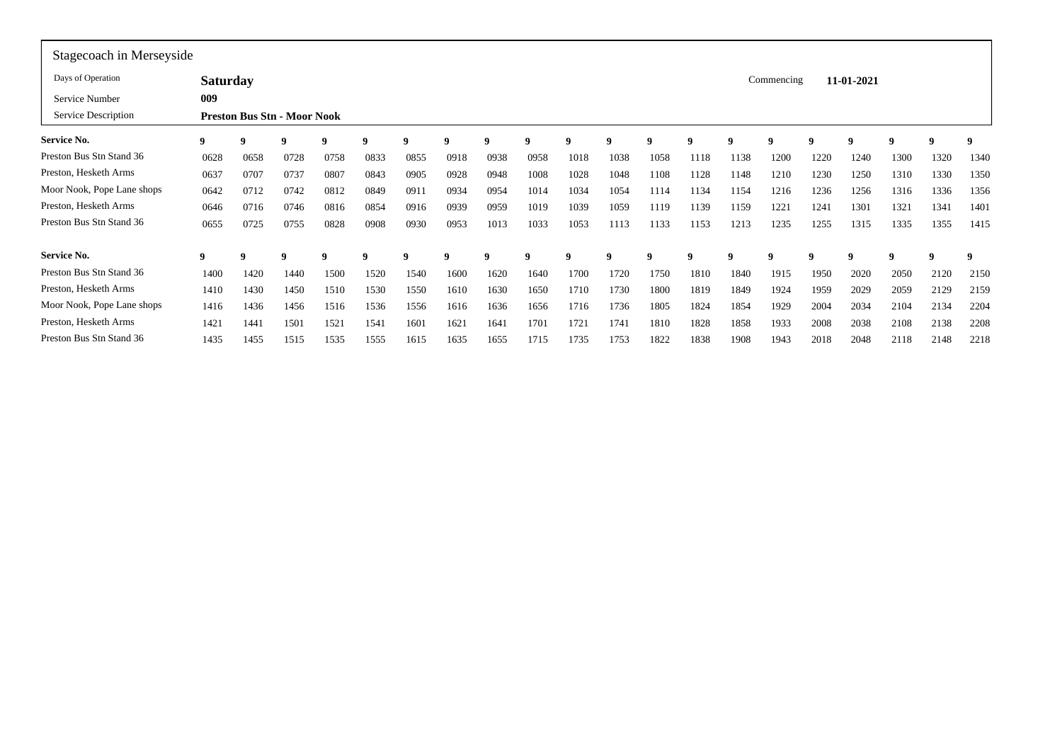Stagecoach in Merseyside

| | | | |
|---|---|---|---|
| Days of Operation | **Saturday** | Commencing | **11-01-2021** |
| Service Number | **009** | | |
| Service Description | **Preston Bus Stn - Moor Nook** | | |

| **Service No.** | **9** | **9** | **9** | **9** | **9** | **9** | **9** | **9** | **9** | **9** | **9** | **9** | **9** | **9** | **9** | **9** | **9** | **9** | **9** | **9** |
|---|---|---|---|---|---|---|---|---|---|---|---|---|---|---|---|---|---|---|---|---|
| Preston Bus Stn Stand 36 | 0628 | 0658 | 0728 | 0758 | 0833 | 0855 | 0918 | 0938 | 0958 | 1018 | 1038 | 1058 | 1118 | 1138 | 1200 | 1220 | 1240 | 1300 | 1320 | 1340 |
| Preston, Hesketh Arms | 0637 | 0707 | 0737 | 0807 | 0843 | 0905 | 0928 | 0948 | 1008 | 1028 | 1048 | 1108 | 1128 | 1148 | 1210 | 1230 | 1250 | 1310 | 1330 | 1350 |
| Moor Nook, Pope Lane shops | 0642 | 0712 | 0742 | 0812 | 0849 | 0911 | 0934 | 0954 | 1014 | 1034 | 1054 | 1114 | 1134 | 1154 | 1216 | 1236 | 1256 | 1316 | 1336 | 1356 |
| Preston, Hesketh Arms | 0646 | 0716 | 0746 | 0816 | 0854 | 0916 | 0939 | 0959 | 1019 | 1039 | 1059 | 1119 | 1139 | 1159 | 1221 | 1241 | 1301 | 1321 | 1341 | 1401 |
| Preston Bus Stn Stand 36 | 0655 | 0725 | 0755 | 0828 | 0908 | 0930 | 0953 | 1013 | 1033 | 1053 | 1113 | 1133 | 1153 | 1213 | 1235 | 1255 | 1315 | 1335 | 1355 | 1415 |

| **Service No.** | **9** | **9** | **9** | **9** | **9** | **9** | **9** | **9** | **9** | **9** | **9** | **9** | **9** | **9** | **9** | **9** | **9** | **9** | **9** | **9** |
|---|---|---|---|---|---|---|---|---|---|---|---|---|---|---|---|---|---|---|---|---|
| Preston Bus Stn Stand 36 | 1400 | 1420 | 1440 | 1500 | 1520 | 1540 | 1600 | 1620 | 1640 | 1700 | 1720 | 1750 | 1810 | 1840 | 1915 | 1950 | 2020 | 2050 | 2120 | 2150 |
| Preston, Hesketh Arms | 1410 | 1430 | 1450 | 1510 | 1530 | 1550 | 1610 | 1630 | 1650 | 1710 | 1730 | 1800 | 1819 | 1849 | 1924 | 1959 | 2029 | 2059 | 2129 | 2159 |
| Moor Nook, Pope Lane shops | 1416 | 1436 | 1456 | 1516 | 1536 | 1556 | 1616 | 1636 | 1656 | 1716 | 1736 | 1805 | 1824 | 1854 | 1929 | 2004 | 2034 | 2104 | 2134 | 2204 |
| Preston, Hesketh Arms | 1421 | 1441 | 1501 | 1521 | 1541 | 1601 | 1621 | 1641 | 1701 | 1721 | 1741 | 1810 | 1828 | 1858 | 1933 | 2008 | 2038 | 2108 | 2138 | 2208 |
| Preston Bus Stn Stand 36 | 1435 | 1455 | 1515 | 1535 | 1555 | 1615 | 1635 | 1655 | 1715 | 1735 | 1753 | 1822 | 1838 | 1908 | 1943 | 2018 | 2048 | 2118 | 2148 | 2218 |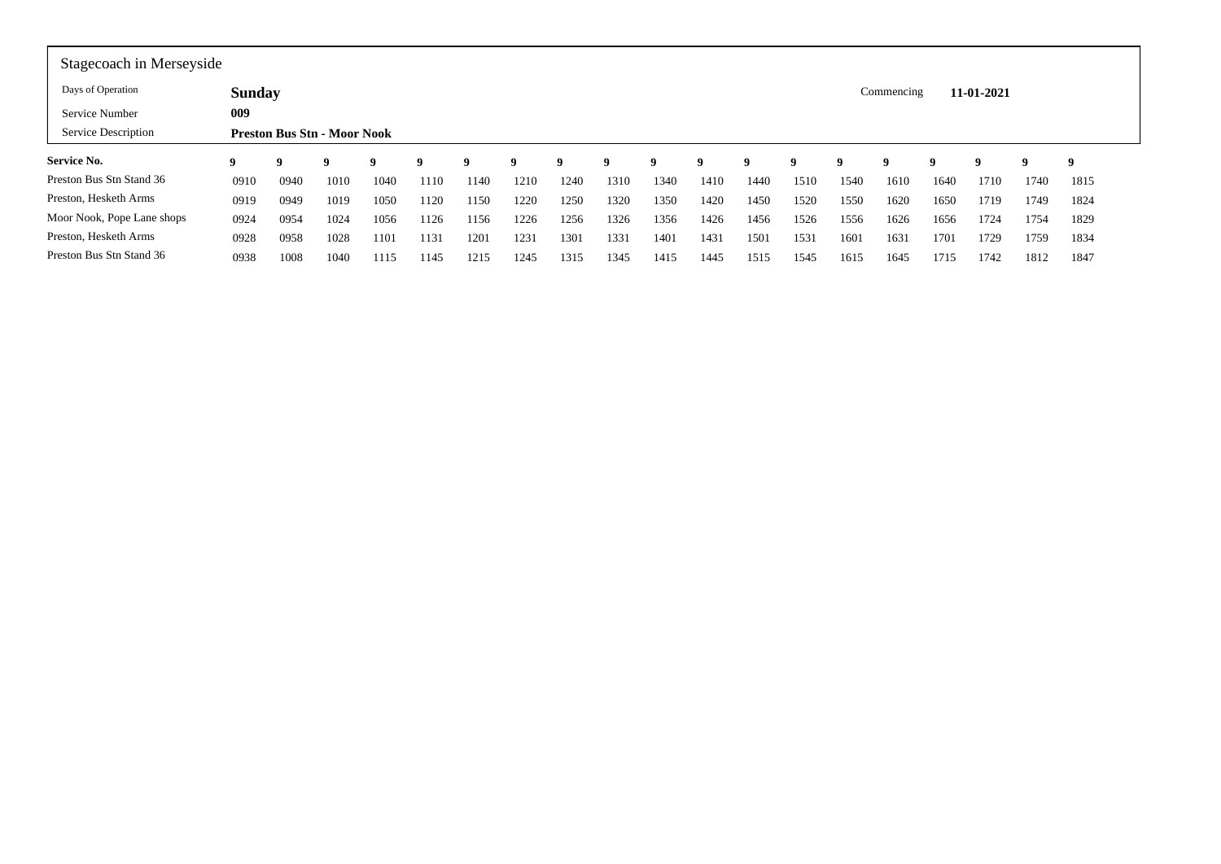Stagecoach in Merseyside

| | | | |
|---|---|---|---|
| Days of Operation | **Sunday** | Commencing | **11-01-2021** |
| Service Number | **009** | | |
| Service Description | **Preston Bus Stn - Moor Nook** | | |

| **Service No.** | **9** | **9** | **9** | **9** | **9** | **9** | **9** | **9** | **9** | **9** | **9** | **9** | **9** | **9** | **9** | **9** | **9** | **9** | **9** |
|---|---|---|---|---|---|---|---|---|---|---|---|---|---|---|---|---|---|---|---|
| Preston Bus Stn Stand 36 | 0910 | 0940 | 1010 | 1040 | 1110 | 1140 | 1210 | 1240 | 1310 | 1340 | 1410 | 1440 | 1510 | 1540 | 1610 | 1640 | 1710 | 1740 | 1815 |
| Preston, Hesketh Arms | 0919 | 0949 | 1019 | 1050 | 1120 | 1150 | 1220 | 1250 | 1320 | 1350 | 1420 | 1450 | 1520 | 1550 | 1620 | 1650 | 1719 | 1749 | 1824 |
| Moor Nook, Pope Lane shops | 0924 | 0954 | 1024 | 1056 | 1126 | 1156 | 1226 | 1256 | 1326 | 1356 | 1426 | 1456 | 1526 | 1556 | 1626 | 1656 | 1724 | 1754 | 1829 |
| Preston, Hesketh Arms | 0928 | 0958 | 1028 | 1101 | 1131 | 1201 | 1231 | 1301 | 1331 | 1401 | 1431 | 1501 | 1531 | 1601 | 1631 | 1701 | 1729 | 1759 | 1834 |
| Preston Bus Stn Stand 36 | 0938 | 1008 | 1040 | 1115 | 1145 | 1215 | 1245 | 1315 | 1345 | 1415 | 1445 | 1515 | 1545 | 1615 | 1645 | 1715 | 1742 | 1812 | 1847 |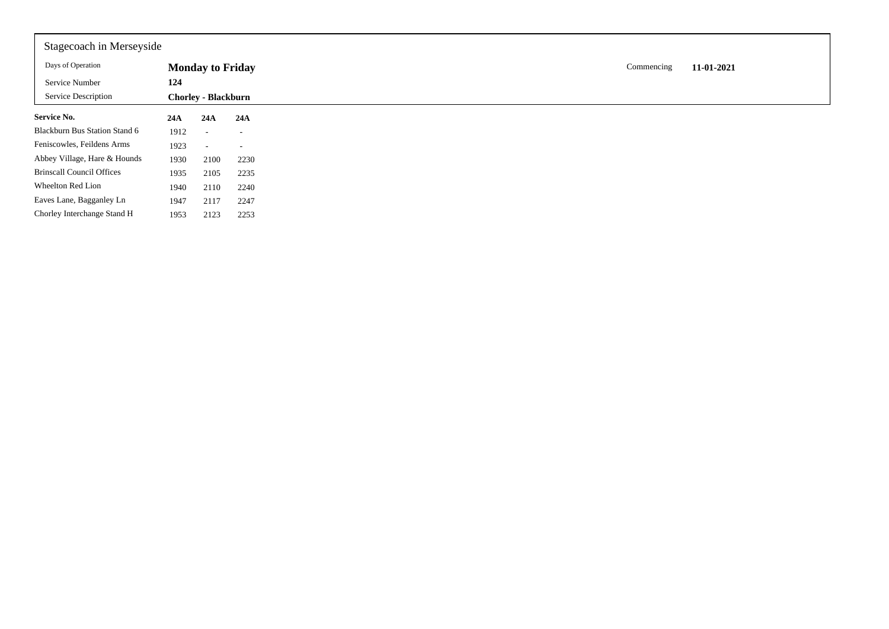Stagecoach in Merseyside

| | | | |
|---|---|---|---|
| Days of Operation | **Monday to Friday** | Commencing | **11-01-2021** |
| Service Number | **124** | | |
| Service Description | **Chorley - Blackburn** | | |

| **Service No.** | **24A** | **24A** | **24A** |
|---|---|---|---|
| Blackburn Bus Station Stand 6 | 1912 | - | - |
| Feniscowles, Feildens Arms | 1923 | - | - |
| Abbey Village, Hare & Hounds | 1930 | 2100 | 2230 |
| Brinscall Council Offices | 1935 | 2105 | 2235 |
| Wheelton Red Lion | 1940 | 2110 | 2240 |
| Eaves Lane, Bagganley Ln | 1947 | 2117 | 2247 |
| Chorley Interchange Stand H | 1953 | 2123 | 2253 |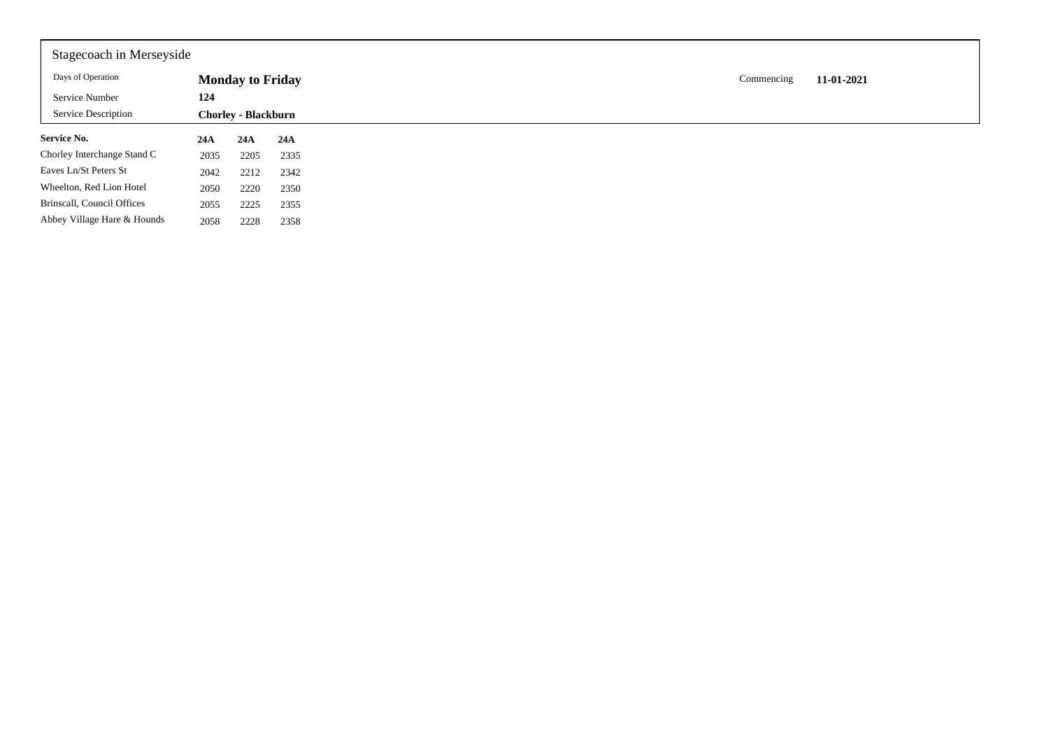Stagecoach in Merseyside

| | | | |
|---|---|---|---|
| Days of Operation | **Monday to Friday** | Commencing | **11-01-2021** |
| Service Number | **124** | | |
| Service Description | **Chorley - Blackburn** | | |

| **Service No.** | **24A** | **24A** | **24A** |
|---|---|---|---|
| Chorley Interchange Stand C | 2035 | 2205 | 2335 |
| Eaves Ln/St Peters St | 2042 | 2212 | 2342 |
| Wheelton, Red Lion Hotel | 2050 | 2220 | 2350 |
| Brinscall, Council Offices | 2055 | 2225 | 2355 |
| Abbey Village Hare & Hounds | 2058 | 2228 | 2358 |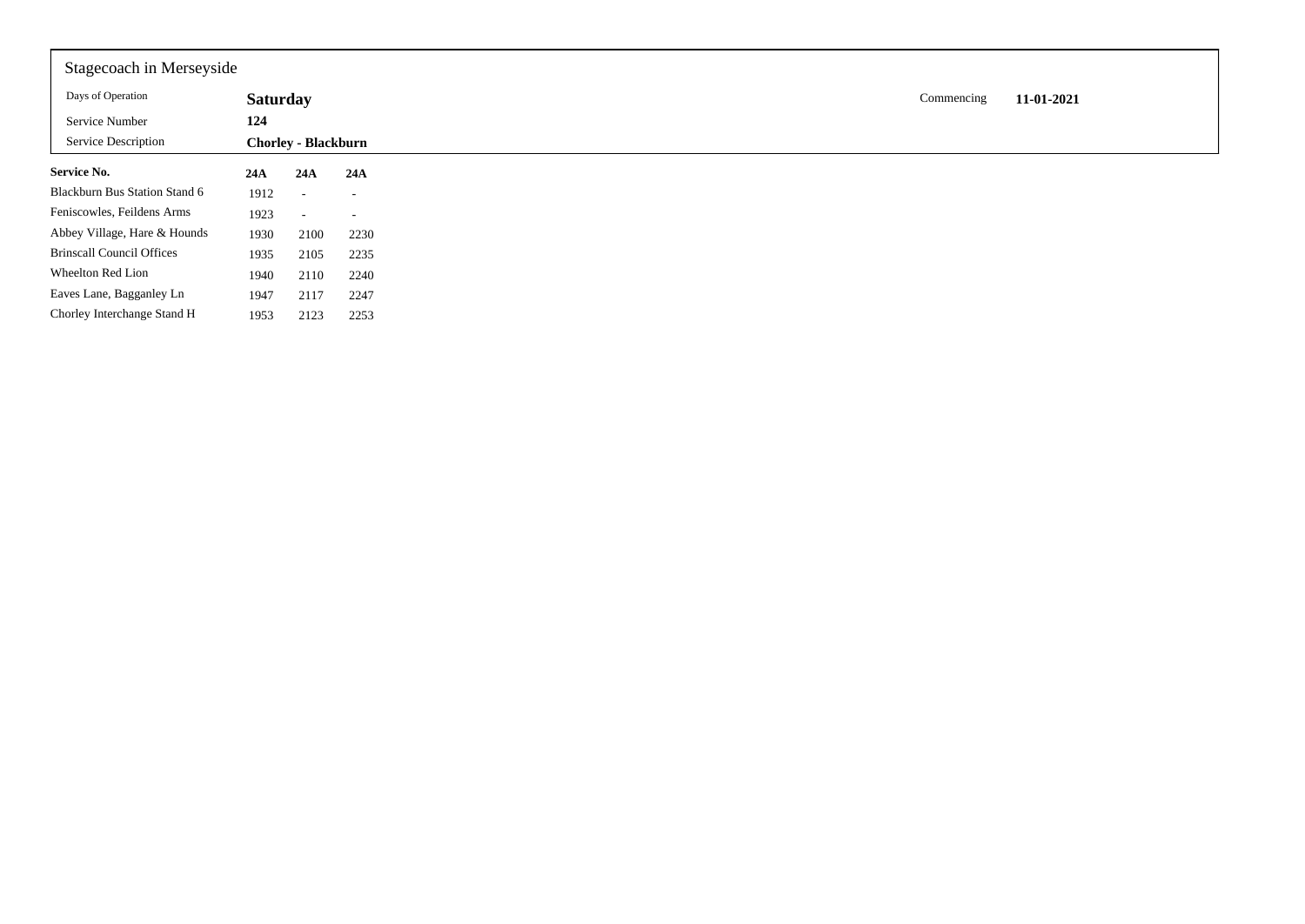Stagecoach in Merseyside

| | | |
|---|---|---|
| Days of Operation | **Saturday** | Commencing **11-01-2021** |
| Service Number | **124** | |
| Service Description | **Chorley - Blackburn** | |

| **Service No.** | **24A** | **24A** | **24A** |
|---|---|---|---|
| Blackburn Bus Station Stand 6 | 1912 | - | - |
| Feniscowles, Feildens Arms | 1923 | - | - |
| Abbey Village, Hare & Hounds | 1930 | 2100 | 2230 |
| Brinscall Council Offices | 1935 | 2105 | 2235 |
| Wheelton Red Lion | 1940 | 2110 | 2240 |
| Eaves Lane, Bagganley Ln | 1947 | 2117 | 2247 |
| Chorley Interchange Stand H | 1953 | 2123 | 2253 |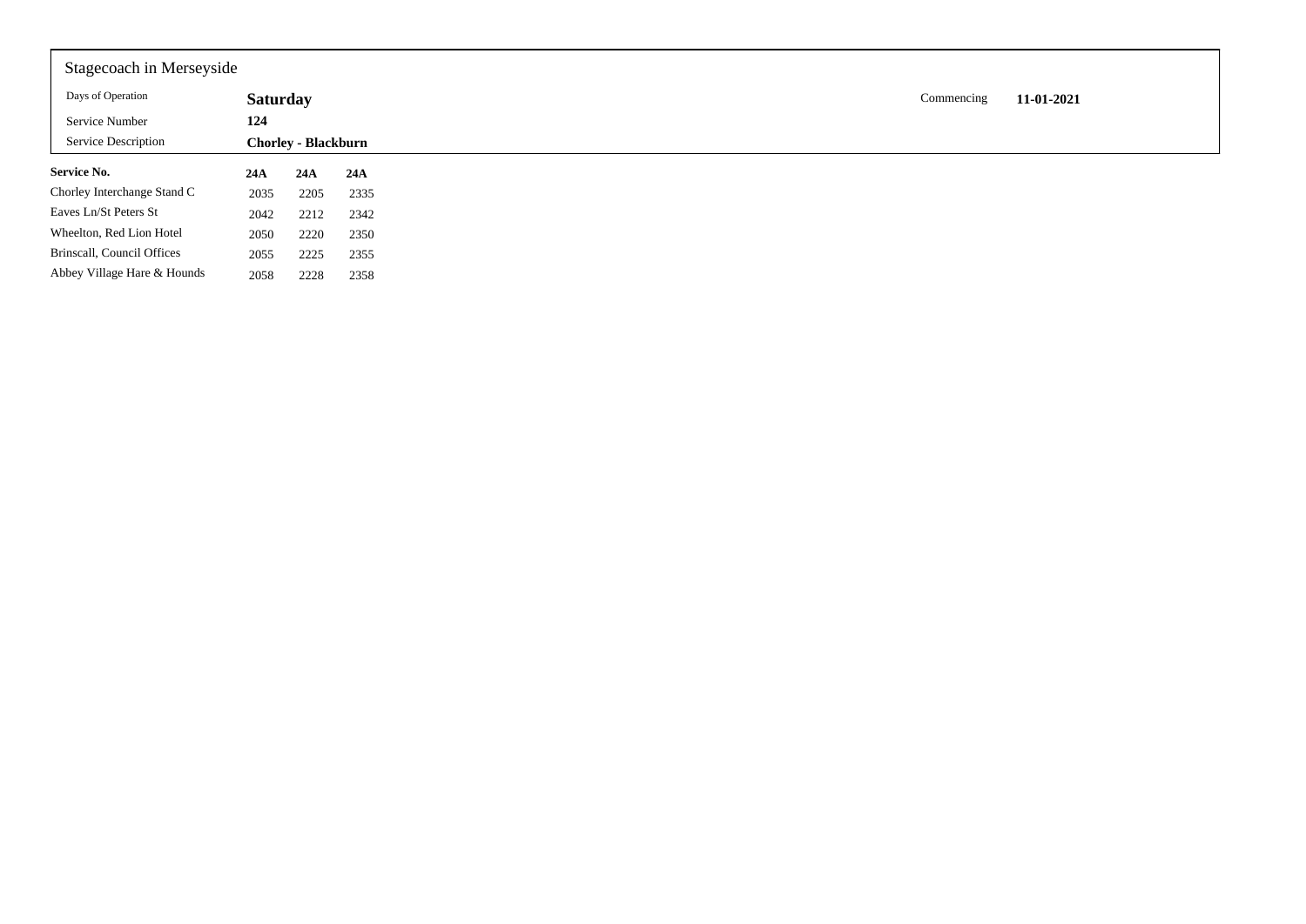Stagecoach in Merseyside

| | | | |
|---|---|---|---|
| Days of Operation | **Saturday** | Commencing | **11-01-2021** |
| Service Number | **124** | | |
| Service Description | **Chorley - Blackburn** | | |

| **Service No.** | **24A** | **24A** | **24A** |
|---|---|---|---|
| Chorley Interchange Stand C | 2035 | 2205 | 2335 |
| Eaves Ln/St Peters St | 2042 | 2212 | 2342 |
| Wheelton, Red Lion Hotel | 2050 | 2220 | 2350 |
| Brinscall, Council Offices | 2055 | 2225 | 2355 |
| Abbey Village Hare & Hounds | 2058 | 2228 | 2358 |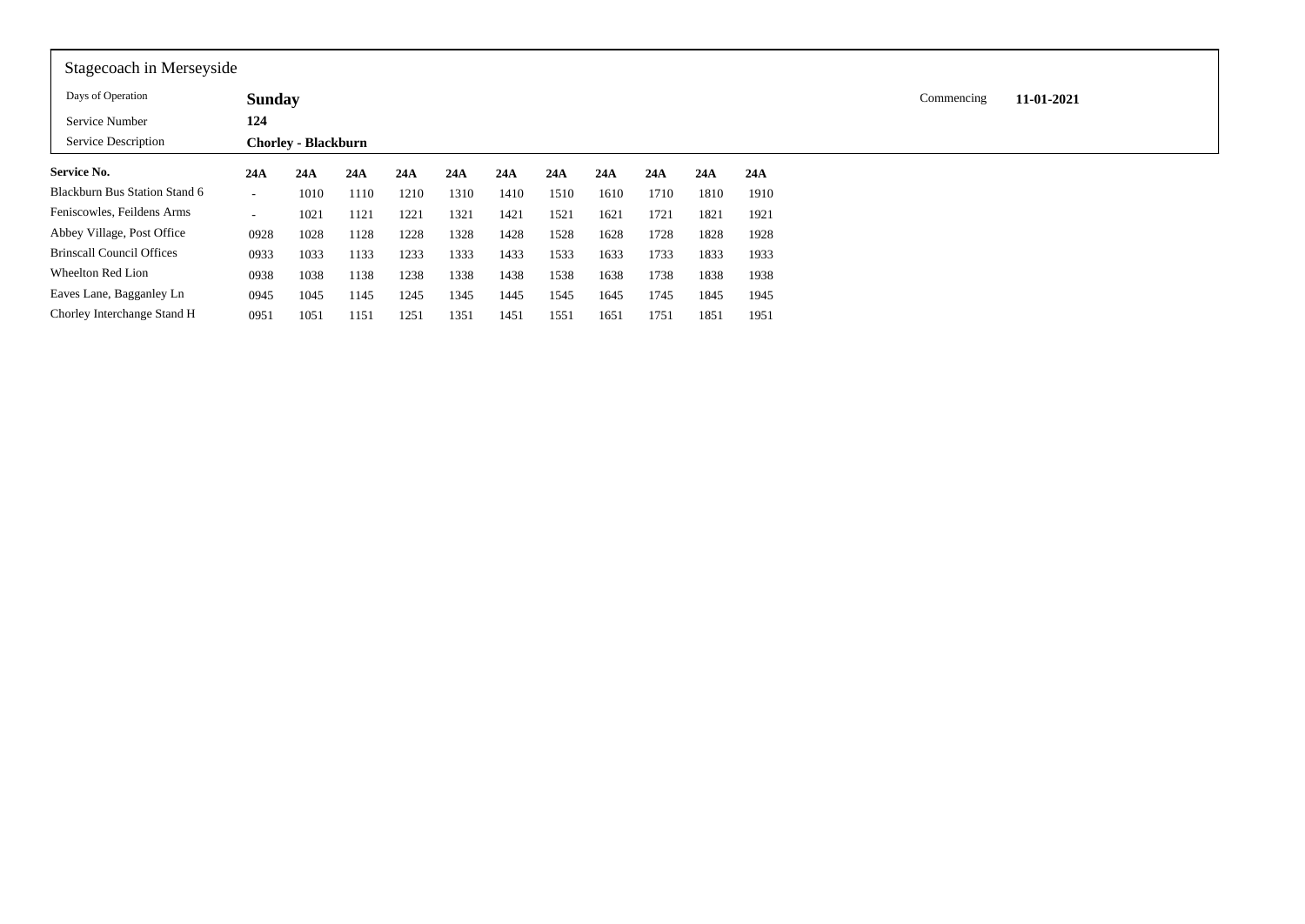Stagecoach in Merseyside

| | | | |
|---|---|---|---|
| Days of Operation | **Sunday** | Commencing | **11-01-2021** |
| Service Number | **124** | | |
| Service Description | **Chorley - Blackburn** | | |

| **Service No.** | **24A** | **24A** | **24A** | **24A** | **24A** | **24A** | **24A** | **24A** | **24A** | **24A** | **24A** |
|---|---|---|---|---|---|---|---|---|---|---|---|
| Blackburn Bus Station Stand 6 | - | 1010 | 1110 | 1210 | 1310 | 1410 | 1510 | 1610 | 1710 | 1810 | 1910 |
| Feniscowles, Feildens Arms | - | 1021 | 1121 | 1221 | 1321 | 1421 | 1521 | 1621 | 1721 | 1821 | 1921 |
| Abbey Village, Post Office | 0928 | 1028 | 1128 | 1228 | 1328 | 1428 | 1528 | 1628 | 1728 | 1828 | 1928 |
| Brinscall Council Offices | 0933 | 1033 | 1133 | 1233 | 1333 | 1433 | 1533 | 1633 | 1733 | 1833 | 1933 |
| Wheelton Red Lion | 0938 | 1038 | 1138 | 1238 | 1338 | 1438 | 1538 | 1638 | 1738 | 1838 | 1938 |
| Eaves Lane, Bagganley Ln | 0945 | 1045 | 1145 | 1245 | 1345 | 1445 | 1545 | 1645 | 1745 | 1845 | 1945 |
| Chorley Interchange Stand H | 0951 | 1051 | 1151 | 1251 | 1351 | 1451 | 1551 | 1651 | 1751 | 1851 | 1951 |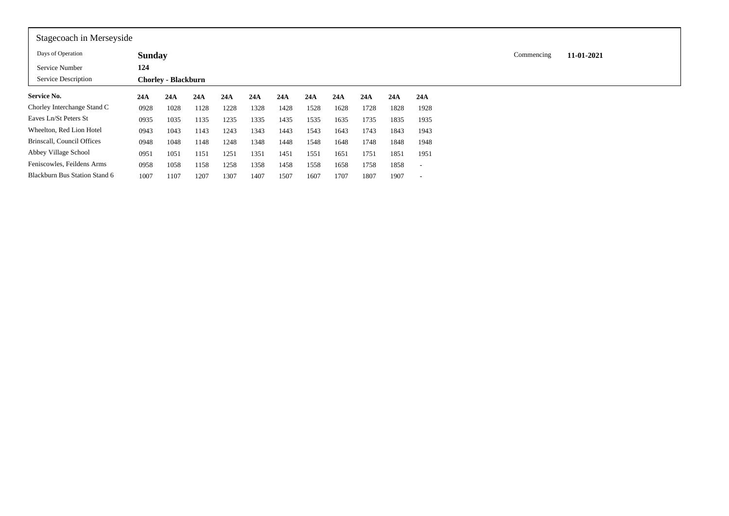Stagecoach in Merseyside

| | | | |
|---|---|---|---|
| Days of Operation | **Sunday** | Commencing | **11-01-2021** |
| Service Number | **124** | | |
| Service Description | **Chorley - Blackburn** | | |

| **Service No.** | **24A** | **24A** | **24A** | **24A** | **24A** | **24A** | **24A** | **24A** | **24A** | **24A** | **24A** |
|---|---|---|---|---|---|---|---|---|---|---|---|
| Chorley Interchange Stand C | 0928 | 1028 | 1128 | 1228 | 1328 | 1428 | 1528 | 1628 | 1728 | 1828 | 1928 |
| Eaves Ln/St Peters St | 0935 | 1035 | 1135 | 1235 | 1335 | 1435 | 1535 | 1635 | 1735 | 1835 | 1935 |
| Wheelton, Red Lion Hotel | 0943 | 1043 | 1143 | 1243 | 1343 | 1443 | 1543 | 1643 | 1743 | 1843 | 1943 |
| Brinscall, Council Offices | 0948 | 1048 | 1148 | 1248 | 1348 | 1448 | 1548 | 1648 | 1748 | 1848 | 1948 |
| Abbey Village School | 0951 | 1051 | 1151 | 1251 | 1351 | 1451 | 1551 | 1651 | 1751 | 1851 | 1951 |
| Feniscowles, Feildens Arms | 0958 | 1058 | 1158 | 1258 | 1358 | 1458 | 1558 | 1658 | 1758 | 1858 | - |
| Blackburn Bus Station Stand 6 | 1007 | 1107 | 1207 | 1307 | 1407 | 1507 | 1607 | 1707 | 1807 | 1907 | - |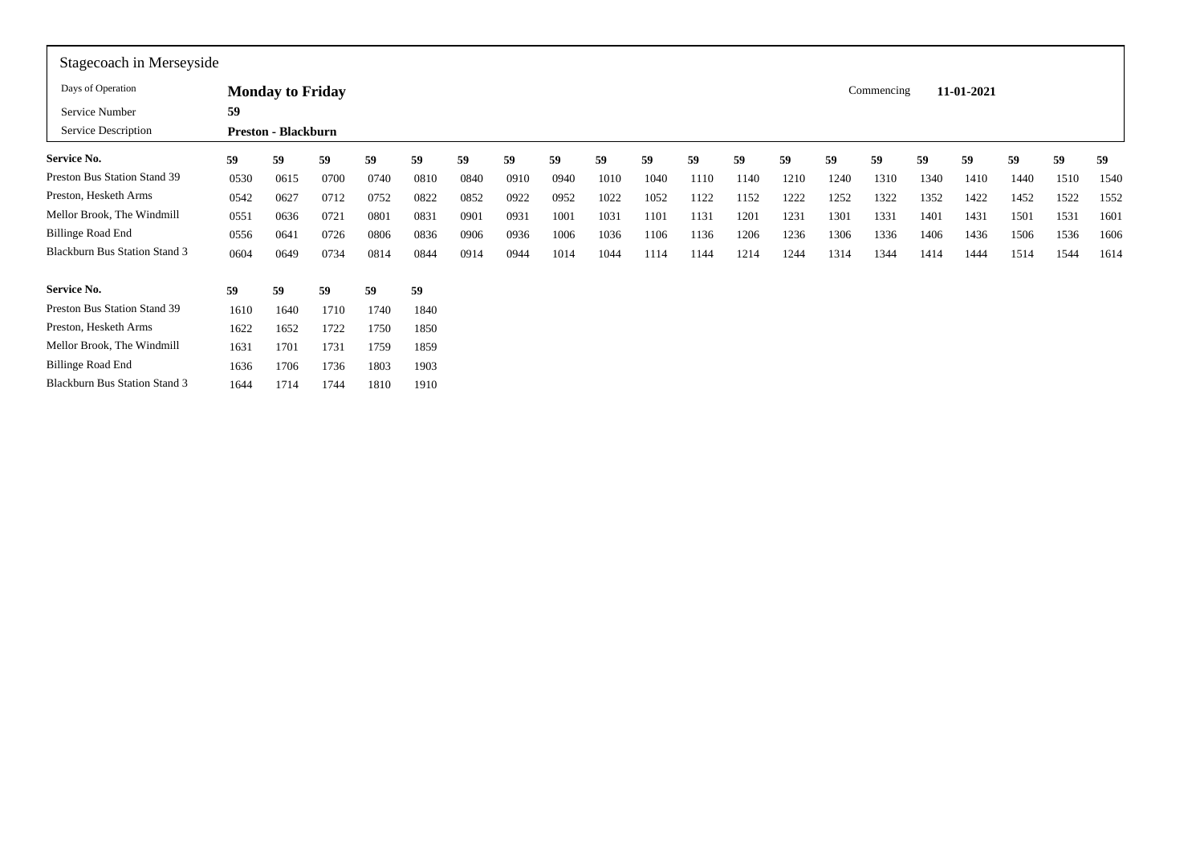Stagecoach in Merseyside

| | | | |
|---|---|---|---|
| Days of Operation | **Monday to Friday** | Commencing | **11-01-2021** |
| Service Number | **59** | | |
| Service Description | **Preston - Blackburn** | | |

| **Service No.** | **59** | **59** | **59** | **59** | **59** | **59** | **59** | **59** | **59** | **59** | **59** | **59** | **59** | **59** | **59** | **59** | **59** | **59** | **59** | **59** |
|---|---|---|---|---|---|---|---|---|---|---|---|---|---|---|---|---|---|---|---|---|
| Preston Bus Station Stand 39 | 0530 | 0615 | 0700 | 0740 | 0810 | 0840 | 0910 | 0940 | 1010 | 1040 | 1110 | 1140 | 1210 | 1240 | 1310 | 1340 | 1410 | 1440 | 1510 | 1540 |
| Preston, Hesketh Arms | 0542 | 0627 | 0712 | 0752 | 0822 | 0852 | 0922 | 0952 | 1022 | 1052 | 1122 | 1152 | 1222 | 1252 | 1322 | 1352 | 1422 | 1452 | 1522 | 1552 |
| Mellor Brook, The Windmill | 0551 | 0636 | 0721 | 0801 | 0831 | 0901 | 0931 | 1001 | 1031 | 1101 | 1131 | 1201 | 1231 | 1301 | 1331 | 1401 | 1431 | 1501 | 1531 | 1601 |
| Billinge Road End | 0556 | 0641 | 0726 | 0806 | 0836 | 0906 | 0936 | 1006 | 1036 | 1106 | 1136 | 1206 | 1236 | 1306 | 1336 | 1406 | 1436 | 1506 | 1536 | 1606 |
| Blackburn Bus Station Stand 3 | 0604 | 0649 | 0734 | 0814 | 0844 | 0914 | 0944 | 1014 | 1044 | 1114 | 1144 | 1214 | 1244 | 1314 | 1344 | 1414 | 1444 | 1514 | 1544 | 1614 |

| **Service No.** | **59** | **59** | **59** | **59** | **59** |
|---|---|---|---|---|---|
| Preston Bus Station Stand 39 | 1610 | 1640 | 1710 | 1740 | 1840 |
| Preston, Hesketh Arms | 1622 | 1652 | 1722 | 1750 | 1850 |
| Mellor Brook, The Windmill | 1631 | 1701 | 1731 | 1759 | 1859 |
| Billinge Road End | 1636 | 1706 | 1736 | 1803 | 1903 |
| Blackburn Bus Station Stand 3 | 1644 | 1714 | 1744 | 1810 | 1910 |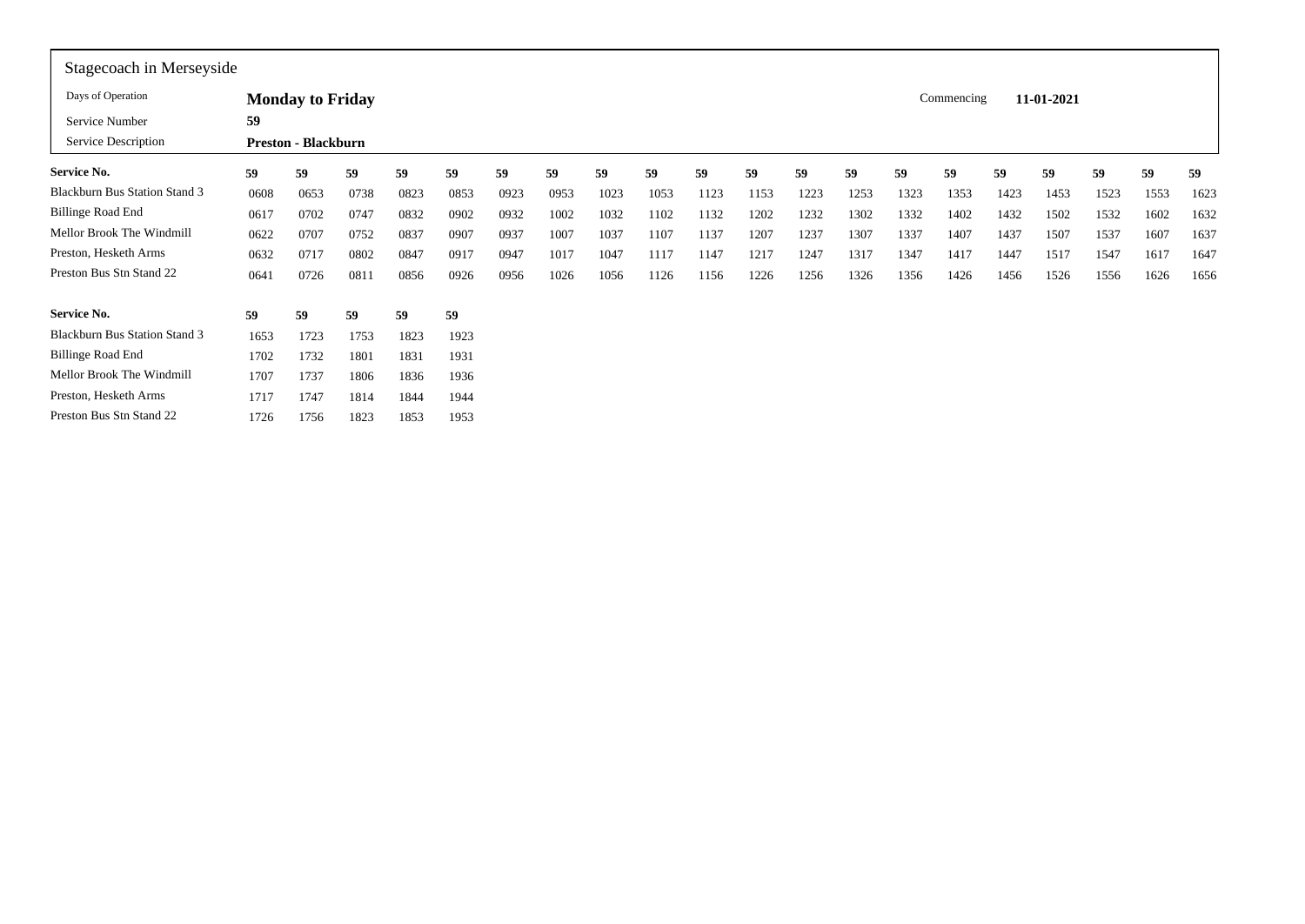Stagecoach in Merseyside

| | | | |
|---|---|---|---|
| Days of Operation | **Monday to Friday** | Commencing | **11-01-2021** |
| Service Number | **59** | | |
| Service Description | **Preston - Blackburn** | | |

| **Service No.** | **59** | **59** | **59** | **59** | **59** | **59** | **59** | **59** | **59** | **59** | **59** | **59** | **59** | **59** | **59** | **59** | **59** | **59** | **59** | **59** |
|---|---|---|---|---|---|---|---|---|---|---|---|---|---|---|---|---|---|---|---|---|
| Blackburn Bus Station Stand 3 | 0608 | 0653 | 0738 | 0823 | 0853 | 0923 | 0953 | 1023 | 1053 | 1123 | 1153 | 1223 | 1253 | 1323 | 1353 | 1423 | 1453 | 1523 | 1553 | 1623 |
| Billinge Road End | 0617 | 0702 | 0747 | 0832 | 0902 | 0932 | 1002 | 1032 | 1102 | 1132 | 1202 | 1232 | 1302 | 1332 | 1402 | 1432 | 1502 | 1532 | 1602 | 1632 |
| Mellor Brook The Windmill | 0622 | 0707 | 0752 | 0837 | 0907 | 0937 | 1007 | 1037 | 1107 | 1137 | 1207 | 1237 | 1307 | 1337 | 1407 | 1437 | 1507 | 1537 | 1607 | 1637 |
| Preston, Hesketh Arms | 0632 | 0717 | 0802 | 0847 | 0917 | 0947 | 1017 | 1047 | 1117 | 1147 | 1217 | 1247 | 1317 | 1347 | 1417 | 1447 | 1517 | 1547 | 1617 | 1647 |
| Preston Bus Stn Stand 22 | 0641 | 0726 | 0811 | 0856 | 0926 | 0956 | 1026 | 1056 | 1126 | 1156 | 1226 | 1256 | 1326 | 1356 | 1426 | 1456 | 1526 | 1556 | 1626 | 1656 |

| **Service No.** | **59** | **59** | **59** | **59** | **59** |
|---|---|---|---|---|---|
| Blackburn Bus Station Stand 3 | 1653 | 1723 | 1753 | 1823 | 1923 |
| Billinge Road End | 1702 | 1732 | 1801 | 1831 | 1931 |
| Mellor Brook The Windmill | 1707 | 1737 | 1806 | 1836 | 1936 |
| Preston, Hesketh Arms | 1717 | 1747 | 1814 | 1844 | 1944 |
| Preston Bus Stn Stand 22 | 1726 | 1756 | 1823 | 1853 | 1953 |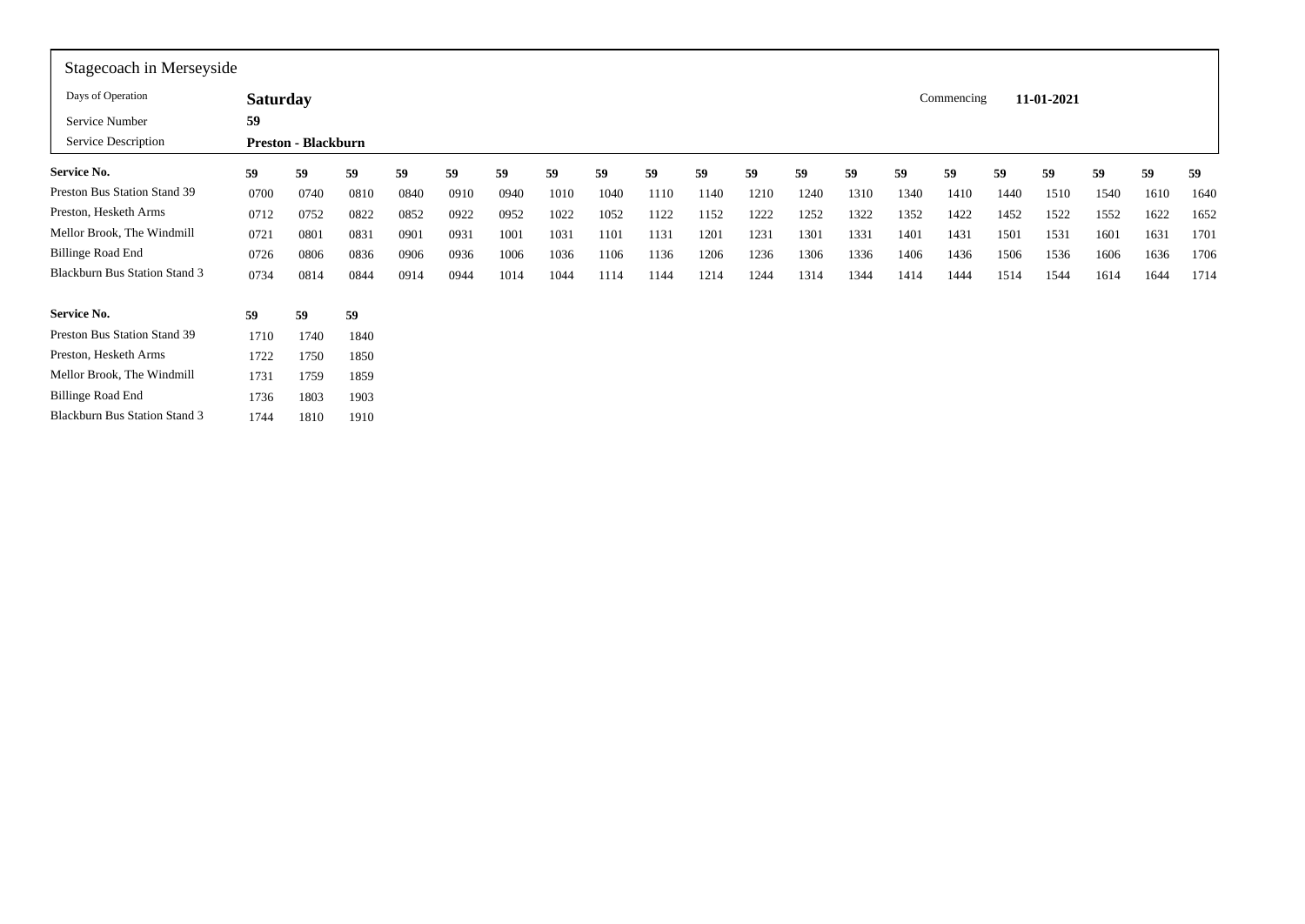Stagecoach in Merseyside

| Days of Operation | **Saturday** | Commencing | **11-01-2021** |
|---|---|---|---|
| Service Number | **59** | | |
| Service Description | **Preston - Blackburn** | | |

| **Service No.** | **59** | **59** | **59** | **59** | **59** | **59** | **59** | **59** | **59** | **59** | **59** | **59** | **59** | **59** | **59** | **59** | **59** | **59** | **59** | **59** |
|---|---|---|---|---|---|---|---|---|---|---|---|---|---|---|---|---|---|---|---|---|
| Preston Bus Station Stand 39 | 0700 | 0740 | 0810 | 0840 | 0910 | 0940 | 1010 | 1040 | 1110 | 1140 | 1210 | 1240 | 1310 | 1340 | 1410 | 1440 | 1510 | 1540 | 1610 | 1640 |
| Preston, Hesketh Arms | 0712 | 0752 | 0822 | 0852 | 0922 | 0952 | 1022 | 1052 | 1122 | 1152 | 1222 | 1252 | 1322 | 1352 | 1422 | 1452 | 1522 | 1552 | 1622 | 1652 |
| Mellor Brook, The Windmill | 0721 | 0801 | 0831 | 0901 | 0931 | 1001 | 1031 | 1101 | 1131 | 1201 | 1231 | 1301 | 1331 | 1401 | 1431 | 1501 | 1531 | 1601 | 1631 | 1701 |
| Billinge Road End | 0726 | 0806 | 0836 | 0906 | 0936 | 1006 | 1036 | 1106 | 1136 | 1206 | 1236 | 1306 | 1336 | 1406 | 1436 | 1506 | 1536 | 1606 | 1636 | 1706 |
| Blackburn Bus Station Stand 3 | 0734 | 0814 | 0844 | 0914 | 0944 | 1014 | 1044 | 1114 | 1144 | 1214 | 1244 | 1314 | 1344 | 1414 | 1444 | 1514 | 1544 | 1614 | 1644 | 1714 |

| **Service No.** | **59** | **59** | **59** |
|---|---|---|---|
| Preston Bus Station Stand 39 | 1710 | 1740 | 1840 |
| Preston, Hesketh Arms | 1722 | 1750 | 1850 |
| Mellor Brook, The Windmill | 1731 | 1759 | 1859 |
| Billinge Road End | 1736 | 1803 | 1903 |
| Blackburn Bus Station Stand 3 | 1744 | 1810 | 1910 |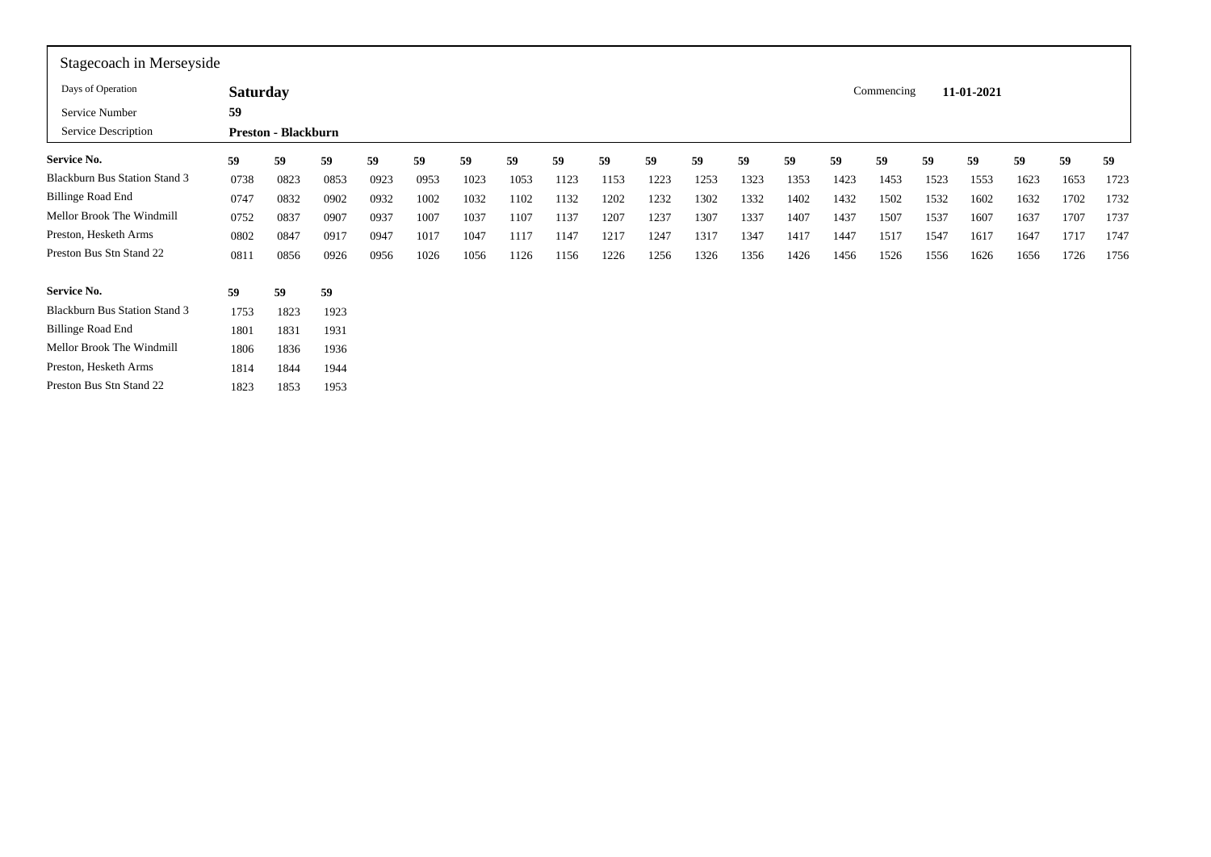Stagecoach in Merseyside

| | | | |
|---|---|---|---|
| Days of Operation | **Saturday** | Commencing | **11-01-2021** |
| Service Number | **59** | | |
| Service Description | **Preston - Blackburn** | | |

| **Service No.** | **59** | **59** | **59** | **59** | **59** | **59** | **59** | **59** | **59** | **59** | **59** | **59** | **59** | **59** | **59** | **59** | **59** | **59** | **59** | **59** |
|---|---|---|---|---|---|---|---|---|---|---|---|---|---|---|---|---|---|---|---|---|
| Blackburn Bus Station Stand 3 | 0738 | 0823 | 0853 | 0923 | 0953 | 1023 | 1053 | 1123 | 1153 | 1223 | 1253 | 1323 | 1353 | 1423 | 1453 | 1523 | 1553 | 1623 | 1653 | 1723 |
| Billinge Road End | 0747 | 0832 | 0902 | 0932 | 1002 | 1032 | 1102 | 1132 | 1202 | 1232 | 1302 | 1332 | 1402 | 1432 | 1502 | 1532 | 1602 | 1632 | 1702 | 1732 |
| Mellor Brook The Windmill | 0752 | 0837 | 0907 | 0937 | 1007 | 1037 | 1107 | 1137 | 1207 | 1237 | 1307 | 1337 | 1407 | 1437 | 1507 | 1537 | 1607 | 1637 | 1707 | 1737 |
| Preston, Hesketh Arms | 0802 | 0847 | 0917 | 0947 | 1017 | 1047 | 1117 | 1147 | 1217 | 1247 | 1317 | 1347 | 1417 | 1447 | 1517 | 1547 | 1617 | 1647 | 1717 | 1747 |
| Preston Bus Stn Stand 22 | 0811 | 0856 | 0926 | 0956 | 1026 | 1056 | 1126 | 1156 | 1226 | 1256 | 1326 | 1356 | 1426 | 1456 | 1526 | 1556 | 1626 | 1656 | 1726 | 1756 |

| **Service No.** | **59** | **59** | **59** |
|---|---|---|---|
| Blackburn Bus Station Stand 3 | 1753 | 1823 | 1923 |
| Billinge Road End | 1801 | 1831 | 1931 |
| Mellor Brook The Windmill | 1806 | 1836 | 1936 |
| Preston, Hesketh Arms | 1814 | 1844 | 1944 |
| Preston Bus Stn Stand 22 | 1823 | 1853 | 1953 |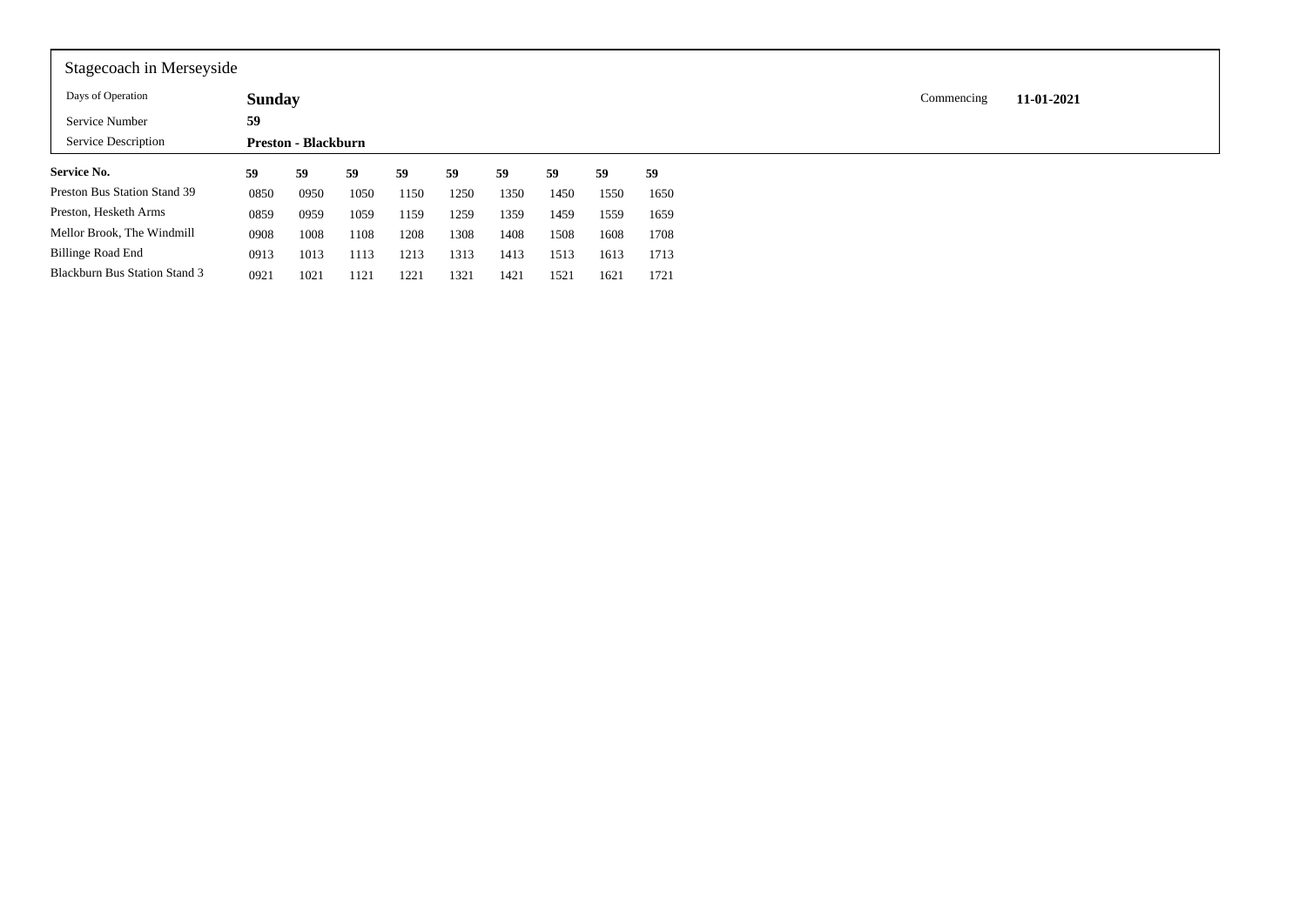Stagecoach in Merseyside

| | | | |
|---|---|---|---|
| Days of Operation | **Sunday** | Commencing | **11-01-2021** |
| Service Number | **59** | | |
| Service Description | **Preston - Blackburn** | | |

| **Service No.** | **59** | **59** | **59** | **59** | **59** | **59** | **59** | **59** | **59** |
|---|---|---|---|---|---|---|---|---|---|
| Preston Bus Station Stand 39 | 0850 | 0950 | 1050 | 1150 | 1250 | 1350 | 1450 | 1550 | 1650 |
| Preston, Hesketh Arms | 0859 | 0959 | 1059 | 1159 | 1259 | 1359 | 1459 | 1559 | 1659 |
| Mellor Brook, The Windmill | 0908 | 1008 | 1108 | 1208 | 1308 | 1408 | 1508 | 1608 | 1708 |
| Billinge Road End | 0913 | 1013 | 1113 | 1213 | 1313 | 1413 | 1513 | 1613 | 1713 |
| Blackburn Bus Station Stand 3 | 0921 | 1021 | 1121 | 1221 | 1321 | 1421 | 1521 | 1621 | 1721 |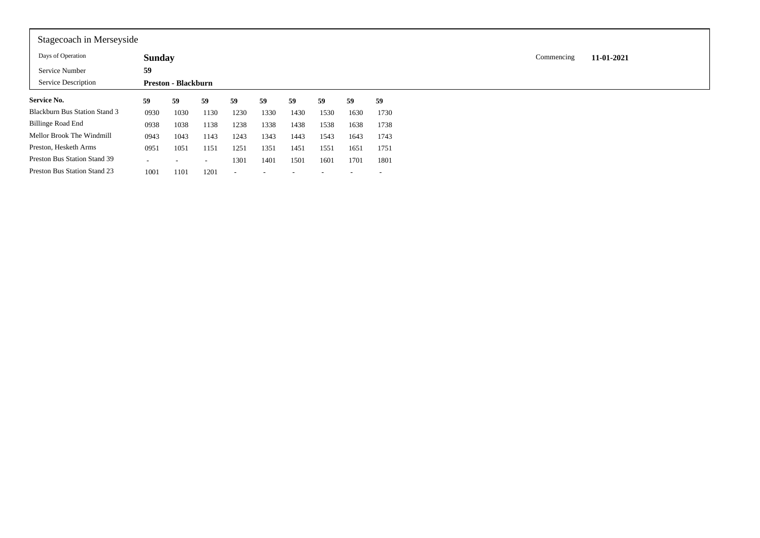Stagecoach in Merseyside

| | | | |
|---|---|---|---|
| Days of Operation | **Sunday** | Commencing | **11-01-2021** |
| Service Number | **59** | | |
| Service Description | **Preston - Blackburn** | | |

| **Service No.** | **59** | **59** | **59** | **59** | **59** | **59** | **59** | **59** | **59** |
|---|---|---|---|---|---|---|---|---|---|
| Blackburn Bus Station Stand 3 | 0930 | 1030 | 1130 | 1230 | 1330 | 1430 | 1530 | 1630 | 1730 |
| Billinge Road End | 0938 | 1038 | 1138 | 1238 | 1338 | 1438 | 1538 | 1638 | 1738 |
| Mellor Brook The Windmill | 0943 | 1043 | 1143 | 1243 | 1343 | 1443 | 1543 | 1643 | 1743 |
| Preston, Hesketh Arms | 0951 | 1051 | 1151 | 1251 | 1351 | 1451 | 1551 | 1651 | 1751 |
| Preston Bus Station Stand 39 | - | - | - | 1301 | 1401 | 1501 | 1601 | 1701 | 1801 |
| Preston Bus Station Stand 23 | 1001 | 1101 | 1201 | - | - | - | - | - | - |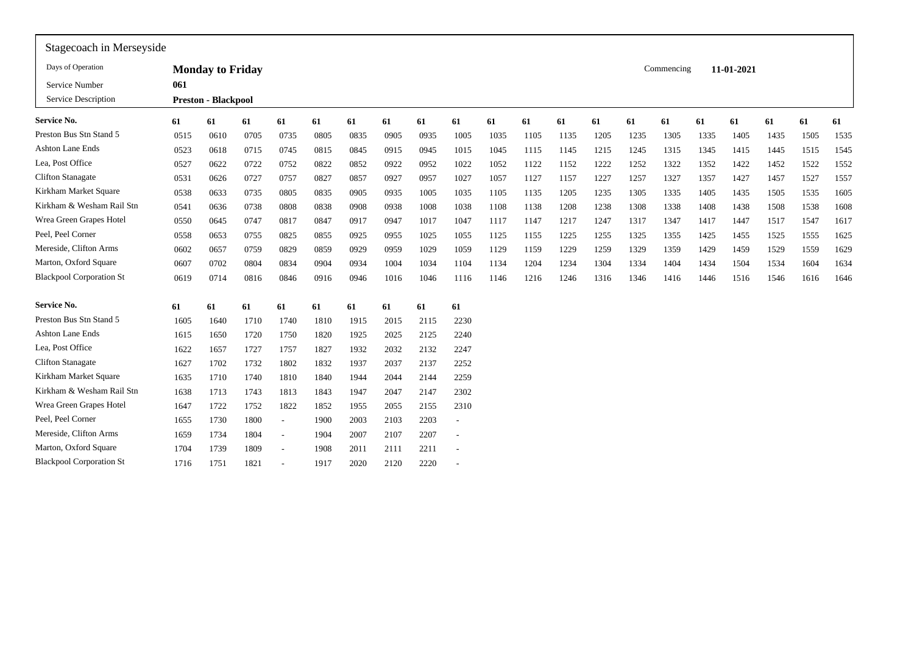## Stagecoach in Merseyside

| | | | |
|---|---|---|---|
| Days of Operation | **Monday to Friday** | Commencing | **11-01-2021** |
| Service Number | **061** | | |
| Service Description | **Preston - Blackpool** | | |

| Service No. | 61 | 61 | 61 | 61 | 61 | 61 | 61 | 61 | 61 | 61 | 61 | 61 | 61 | 61 | 61 | 61 | 61 | 61 | 61 | 61 |
|---|---|---|---|---|---|---|---|---|---|---|---|---|---|---|---|---|---|---|---|---|
| Preston Bus Stn Stand 5 | 0515 | 0610 | 0705 | 0735 | 0805 | 0835 | 0905 | 0935 | 1005 | 1035 | 1105 | 1135 | 1205 | 1235 | 1305 | 1335 | 1405 | 1435 | 1505 | 1535 |
| Ashton Lane Ends | 0523 | 0618 | 0715 | 0745 | 0815 | 0845 | 0915 | 0945 | 1015 | 1045 | 1115 | 1145 | 1215 | 1245 | 1315 | 1345 | 1415 | 1445 | 1515 | 1545 |
| Lea, Post Office | 0527 | 0622 | 0722 | 0752 | 0822 | 0852 | 0922 | 0952 | 1022 | 1052 | 1122 | 1152 | 1222 | 1252 | 1322 | 1352 | 1422 | 1452 | 1522 | 1552 |
| Clifton Stanagate | 0531 | 0626 | 0727 | 0757 | 0827 | 0857 | 0927 | 0957 | 1027 | 1057 | 1127 | 1157 | 1227 | 1257 | 1327 | 1357 | 1427 | 1457 | 1527 | 1557 |
| Kirkham Market Square | 0538 | 0633 | 0735 | 0805 | 0835 | 0905 | 0935 | 1005 | 1035 | 1105 | 1135 | 1205 | 1235 | 1305 | 1335 | 1405 | 1435 | 1505 | 1535 | 1605 |
| Kirkham & Wesham Rail Stn | 0541 | 0636 | 0738 | 0808 | 0838 | 0908 | 0938 | 1008 | 1038 | 1108 | 1138 | 1208 | 1238 | 1308 | 1338 | 1408 | 1438 | 1508 | 1538 | 1608 |
| Wrea Green Grapes Hotel | 0550 | 0645 | 0747 | 0817 | 0847 | 0917 | 0947 | 1017 | 1047 | 1117 | 1147 | 1217 | 1247 | 1317 | 1347 | 1417 | 1447 | 1517 | 1547 | 1617 |
| Peel, Peel Corner | 0558 | 0653 | 0755 | 0825 | 0855 | 0925 | 0955 | 1025 | 1055 | 1125 | 1155 | 1225 | 1255 | 1325 | 1355 | 1425 | 1455 | 1525 | 1555 | 1625 |
| Mereside, Clifton Arms | 0602 | 0657 | 0759 | 0829 | 0859 | 0929 | 0959 | 1029 | 1059 | 1129 | 1159 | 1229 | 1259 | 1329 | 1359 | 1429 | 1459 | 1529 | 1559 | 1629 |
| Marton, Oxford Square | 0607 | 0702 | 0804 | 0834 | 0904 | 0934 | 1004 | 1034 | 1104 | 1134 | 1204 | 1234 | 1304 | 1334 | 1404 | 1434 | 1504 | 1534 | 1604 | 1634 |
| Blackpool Corporation St | 0619 | 0714 | 0816 | 0846 | 0916 | 0946 | 1016 | 1046 | 1116 | 1146 | 1216 | 1246 | 1316 | 1346 | 1416 | 1446 | 1516 | 1546 | 1616 | 1646 |

| Service No. | 61 | 61 | 61 | 61 | 61 | 61 | 61 | 61 | 61 |
|---|---|---|---|---|---|---|---|---|---|
| Preston Bus Stn Stand 5 | 1605 | 1640 | 1710 | 1740 | 1810 | 1915 | 2015 | 2115 | 2230 |
| Ashton Lane Ends | 1615 | 1650 | 1720 | 1750 | 1820 | 1925 | 2025 | 2125 | 2240 |
| Lea, Post Office | 1622 | 1657 | 1727 | 1757 | 1827 | 1932 | 2032 | 2132 | 2247 |
| Clifton Stanagate | 1627 | 1702 | 1732 | 1802 | 1832 | 1937 | 2037 | 2137 | 2252 |
| Kirkham Market Square | 1635 | 1710 | 1740 | 1810 | 1840 | 1944 | 2044 | 2144 | 2259 |
| Kirkham & Wesham Rail Stn | 1638 | 1713 | 1743 | 1813 | 1843 | 1947 | 2047 | 2147 | 2302 |
| Wrea Green Grapes Hotel | 1647 | 1722 | 1752 | 1822 | 1852 | 1955 | 2055 | 2155 | 2310 |
| Peel, Peel Corner | 1655 | 1730 | 1800 | - | 1900 | 2003 | 2103 | 2203 | - |
| Mereside, Clifton Arms | 1659 | 1734 | 1804 | - | 1904 | 2007 | 2107 | 2207 | - |
| Marton, Oxford Square | 1704 | 1739 | 1809 | - | 1908 | 2011 | 2111 | 2211 | - |
| Blackpool Corporation St | 1716 | 1751 | 1821 | - | 1917 | 2020 | 2120 | 2220 | - |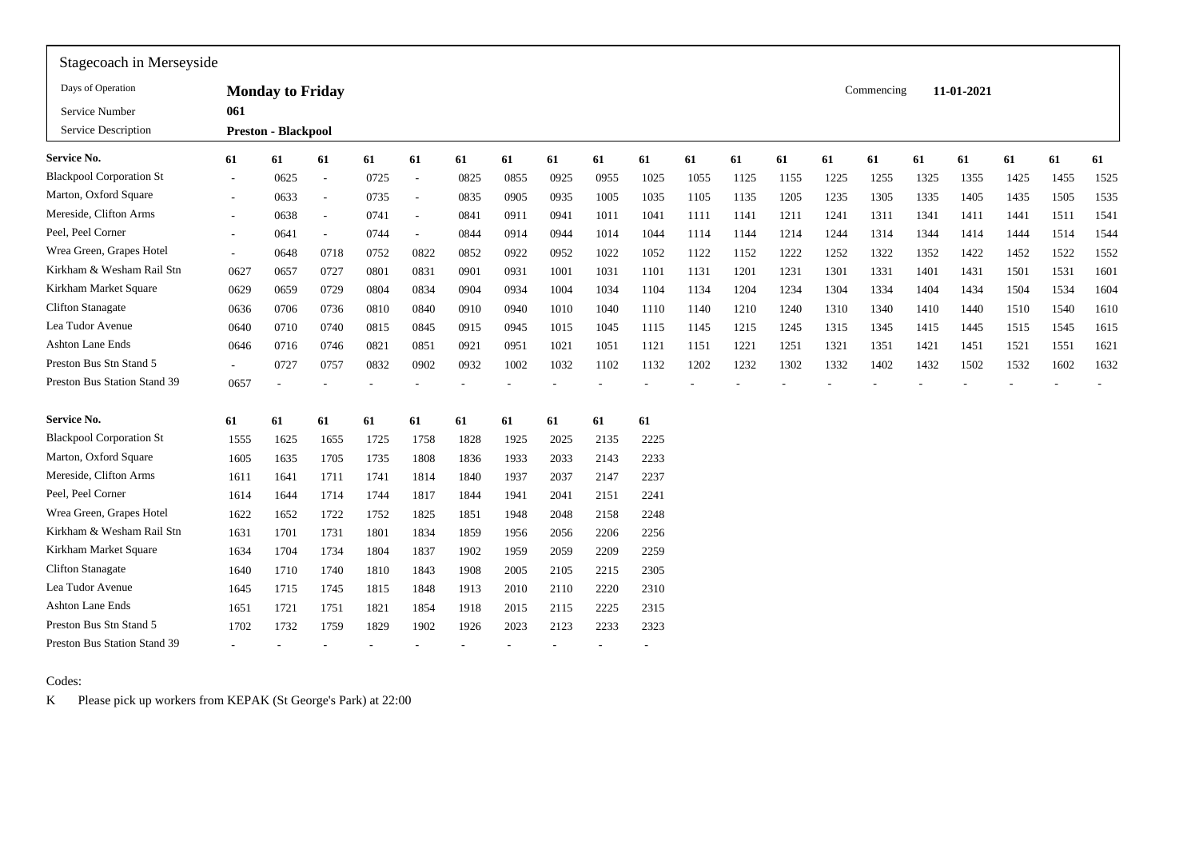Stagecoach in Merseyside

| Days of Operation | **Monday to Friday** | Commencing | 11-01-2021 |
|---|---|---|---|
| Service Number | **061** | | |
| Service Description | **Preston - Blackpool** | | |

| Service No. | 61 | 61 | 61 | 61 | 61 | 61 | 61 | 61 | 61 | 61 | 61 | 61 | 61 | 61 | 61 | 61 | 61 | 61 | 61 | 61 |
|---|---|---|---|---|---|---|---|---|---|---|---|---|---|---|---|---|---|---|---|---|
| Blackpool Corporation St | - | 0625 | - | 0725 | - | 0825 | 0855 | 0925 | 0955 | 1025 | 1055 | 1125 | 1155 | 1225 | 1255 | 1325 | 1355 | 1425 | 1455 | 1525 |
| Marton, Oxford Square | - | 0633 | - | 0735 | - | 0835 | 0905 | 0935 | 1005 | 1035 | 1105 | 1135 | 1205 | 1235 | 1305 | 1335 | 1405 | 1435 | 1505 | 1535 |
| Mereside, Clifton Arms | - | 0638 | - | 0741 | - | 0841 | 0911 | 0941 | 1011 | 1041 | 1111 | 1141 | 1211 | 1241 | 1311 | 1341 | 1411 | 1441 | 1511 | 1541 |
| Peel, Peel Corner | - | 0641 | - | 0744 | - | 0844 | 0914 | 0944 | 1014 | 1044 | 1114 | 1144 | 1214 | 1244 | 1314 | 1344 | 1414 | 1444 | 1514 | 1544 |
| Wrea Green, Grapes Hotel | - | 0648 | 0718 | 0752 | 0822 | 0852 | 0922 | 0952 | 1022 | 1052 | 1122 | 1152 | 1222 | 1252 | 1322 | 1352 | 1422 | 1452 | 1522 | 1552 |
| Kirkham & Wesham Rail Stn | 0627 | 0657 | 0727 | 0801 | 0831 | 0901 | 0931 | 1001 | 1031 | 1101 | 1131 | 1201 | 1231 | 1301 | 1331 | 1401 | 1431 | 1501 | 1531 | 1601 |
| Kirkham Market Square | 0629 | 0659 | 0729 | 0804 | 0834 | 0904 | 0934 | 1004 | 1034 | 1104 | 1134 | 1204 | 1234 | 1304 | 1334 | 1404 | 1434 | 1504 | 1534 | 1604 |
| Clifton Stanagate | 0636 | 0706 | 0736 | 0810 | 0840 | 0910 | 0940 | 1010 | 1040 | 1110 | 1140 | 1210 | 1240 | 1310 | 1340 | 1410 | 1440 | 1510 | 1540 | 1610 |
| Lea Tudor Avenue | 0640 | 0710 | 0740 | 0815 | 0845 | 0915 | 0945 | 1015 | 1045 | 1115 | 1145 | 1215 | 1245 | 1315 | 1345 | 1415 | 1445 | 1515 | 1545 | 1615 |
| Ashton Lane Ends | 0646 | 0716 | 0746 | 0821 | 0851 | 0921 | 0951 | 1021 | 1051 | 1121 | 1151 | 1221 | 1251 | 1321 | 1351 | 1421 | 1451 | 1521 | 1551 | 1621 |
| Preston Bus Stn Stand 5 | - | 0727 | 0757 | 0832 | 0902 | 0932 | 1002 | 1032 | 1102 | 1132 | 1202 | 1232 | 1302 | 1332 | 1402 | 1432 | 1502 | 1532 | 1602 | 1632 |
| Preston Bus Station Stand 39 | 0657 | - | - | - | - | - | - | - | - | - | - | - | - | - | - | - | - | - | - | - |

| Service No. | 61 | 61 | 61 | 61 | 61 | 61 | 61 | 61 | 61 | 61 |
|---|---|---|---|---|---|---|---|---|---|---|
| Blackpool Corporation St | 1555 | 1625 | 1655 | 1725 | 1758 | 1828 | 1925 | 2025 | 2135 | 2225 |
| Marton, Oxford Square | 1605 | 1635 | 1705 | 1735 | 1808 | 1836 | 1933 | 2033 | 2143 | 2233 |
| Mereside, Clifton Arms | 1611 | 1641 | 1711 | 1741 | 1814 | 1840 | 1937 | 2037 | 2147 | 2237 |
| Peel, Peel Corner | 1614 | 1644 | 1714 | 1744 | 1817 | 1844 | 1941 | 2041 | 2151 | 2241 |
| Wrea Green, Grapes Hotel | 1622 | 1652 | 1722 | 1752 | 1825 | 1851 | 1948 | 2048 | 2158 | 2248 |
| Kirkham & Wesham Rail Stn | 1631 | 1701 | 1731 | 1801 | 1834 | 1859 | 1956 | 2056 | 2206 | 2256 |
| Kirkham Market Square | 1634 | 1704 | 1734 | 1804 | 1837 | 1902 | 1959 | 2059 | 2209 | 2259 |
| Clifton Stanagate | 1640 | 1710 | 1740 | 1810 | 1843 | 1908 | 2005 | 2105 | 2215 | 2305 |
| Lea Tudor Avenue | 1645 | 1715 | 1745 | 1815 | 1848 | 1913 | 2010 | 2110 | 2220 | 2310 |
| Ashton Lane Ends | 1651 | 1721 | 1751 | 1821 | 1854 | 1918 | 2015 | 2115 | 2225 | 2315 |
| Preston Bus Stn Stand 5 | 1702 | 1732 | 1759 | 1829 | 1902 | 1926 | 2023 | 2123 | 2233 | 2323 |
| Preston Bus Station Stand 39 | - | - | - | - | - | - | - | - | - | - |

Codes:

K Please pick up workers from KEPAK (St George's Park) at 22:00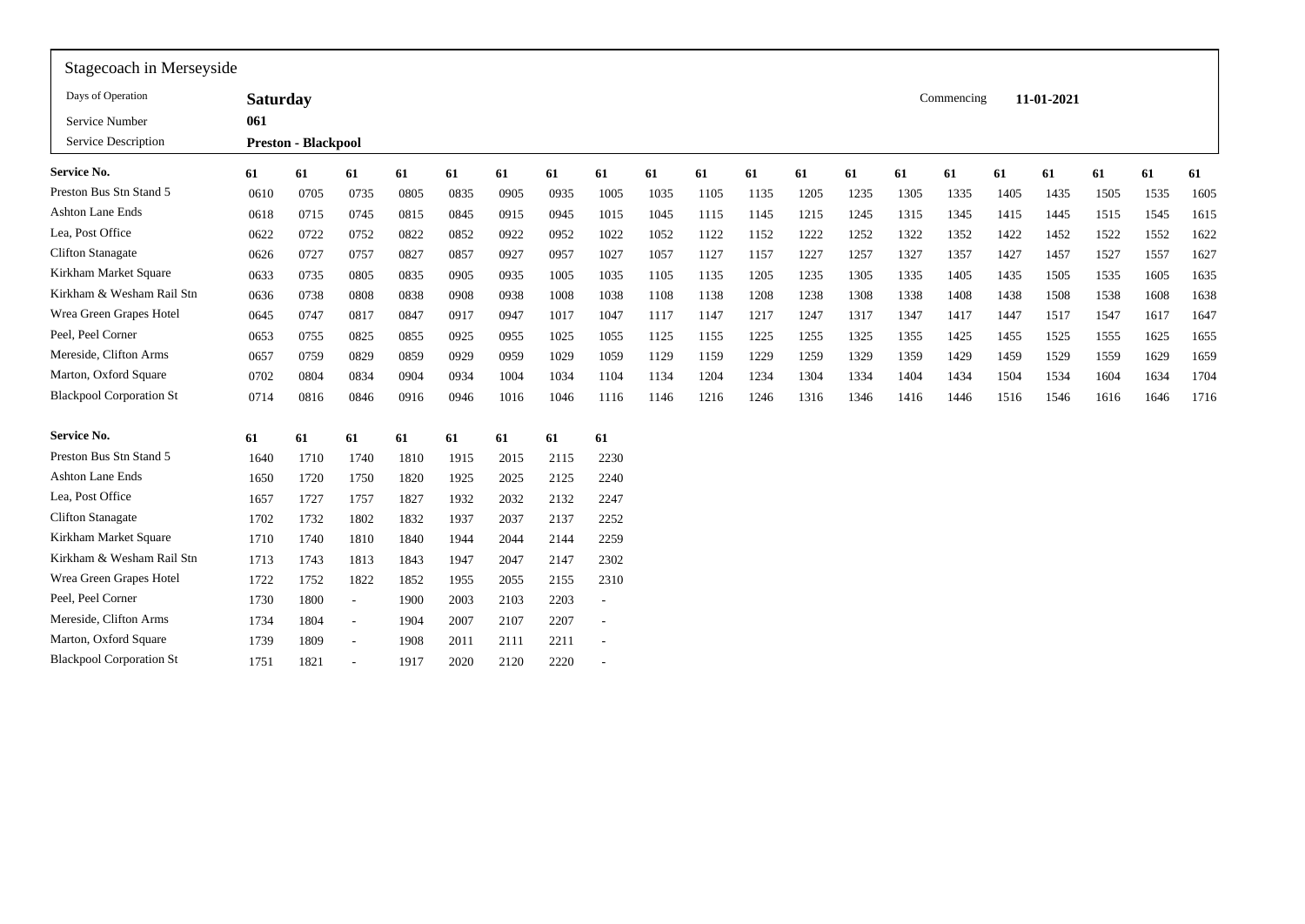Stagecoach in Merseyside

| | | | |
|---|---|---|---|
| Days of Operation | **Saturday** | Commencing | **11-01-2021** |
| Service Number | **061** | | |
| Service Description | **Preston - Blackpool** | | |

| **Service No.** | **61** | **61** | **61** | **61** | **61** | **61** | **61** | **61** | **61** | **61** | **61** | **61** | **61** | **61** | **61** | **61** | **61** | **61** | **61** | **61** |
|---|---|---|---|---|---|---|---|---|---|---|---|---|---|---|---|---|---|---|---|---|
| Preston Bus Stn Stand 5 | 0610 | 0705 | 0735 | 0805 | 0835 | 0905 | 0935 | 1005 | 1035 | 1105 | 1135 | 1205 | 1235 | 1305 | 1335 | 1405 | 1435 | 1505 | 1535 | 1605 |
| Ashton Lane Ends | 0618 | 0715 | 0745 | 0815 | 0845 | 0915 | 0945 | 1015 | 1045 | 1115 | 1145 | 1215 | 1245 | 1315 | 1345 | 1415 | 1445 | 1515 | 1545 | 1615 |
| Lea, Post Office | 0622 | 0722 | 0752 | 0822 | 0852 | 0922 | 0952 | 1022 | 1052 | 1122 | 1152 | 1222 | 1252 | 1322 | 1352 | 1422 | 1452 | 1522 | 1552 | 1622 |
| Clifton Stanagate | 0626 | 0727 | 0757 | 0827 | 0857 | 0927 | 0957 | 1027 | 1057 | 1127 | 1157 | 1227 | 1257 | 1327 | 1357 | 1427 | 1457 | 1527 | 1557 | 1627 |
| Kirkham Market Square | 0633 | 0735 | 0805 | 0835 | 0905 | 0935 | 1005 | 1035 | 1105 | 1135 | 1205 | 1235 | 1305 | 1335 | 1405 | 1435 | 1505 | 1535 | 1605 | 1635 |
| Kirkham & Wesham Rail Stn | 0636 | 0738 | 0808 | 0838 | 0908 | 0938 | 1008 | 1038 | 1108 | 1138 | 1208 | 1238 | 1308 | 1338 | 1408 | 1438 | 1508 | 1538 | 1608 | 1638 |
| Wrea Green Grapes Hotel | 0645 | 0747 | 0817 | 0847 | 0917 | 0947 | 1017 | 1047 | 1117 | 1147 | 1217 | 1247 | 1317 | 1347 | 1417 | 1447 | 1517 | 1547 | 1617 | 1647 |
| Peel, Peel Corner | 0653 | 0755 | 0825 | 0855 | 0925 | 0955 | 1025 | 1055 | 1125 | 1155 | 1225 | 1255 | 1325 | 1355 | 1425 | 1455 | 1525 | 1555 | 1625 | 1655 |
| Mereside, Clifton Arms | 0657 | 0759 | 0829 | 0859 | 0929 | 0959 | 1029 | 1059 | 1129 | 1159 | 1229 | 1259 | 1329 | 1359 | 1429 | 1459 | 1529 | 1559 | 1629 | 1659 |
| Marton, Oxford Square | 0702 | 0804 | 0834 | 0904 | 0934 | 1004 | 1034 | 1104 | 1134 | 1204 | 1234 | 1304 | 1334 | 1404 | 1434 | 1504 | 1534 | 1604 | 1634 | 1704 |
| Blackpool Corporation St | 0714 | 0816 | 0846 | 0916 | 0946 | 1016 | 1046 | 1116 | 1146 | 1216 | 1246 | 1316 | 1346 | 1416 | 1446 | 1516 | 1546 | 1616 | 1646 | 1716 |

| **Service No.** | **61** | **61** | **61** | **61** | **61** | **61** | **61** | **61** |
|---|---|---|---|---|---|---|---|---|
| Preston Bus Stn Stand 5 | 1640 | 1710 | 1740 | 1810 | 1915 | 2015 | 2115 | 2230 |
| Ashton Lane Ends | 1650 | 1720 | 1750 | 1820 | 1925 | 2025 | 2125 | 2240 |
| Lea, Post Office | 1657 | 1727 | 1757 | 1827 | 1932 | 2032 | 2132 | 2247 |
| Clifton Stanagate | 1702 | 1732 | 1802 | 1832 | 1937 | 2037 | 2137 | 2252 |
| Kirkham Market Square | 1710 | 1740 | 1810 | 1840 | 1944 | 2044 | 2144 | 2259 |
| Kirkham & Wesham Rail Stn | 1713 | 1743 | 1813 | 1843 | 1947 | 2047 | 2147 | 2302 |
| Wrea Green Grapes Hotel | 1722 | 1752 | 1822 | 1852 | 1955 | 2055 | 2155 | 2310 |
| Peel, Peel Corner | 1730 | 1800 | - | 1900 | 2003 | 2103 | 2203 | - |
| Mereside, Clifton Arms | 1734 | 1804 | - | 1904 | 2007 | 2107 | 2207 | - |
| Marton, Oxford Square | 1739 | 1809 | - | 1908 | 2011 | 2111 | 2211 | - |
| Blackpool Corporation St | 1751 | 1821 | - | 1917 | 2020 | 2120 | 2220 | - |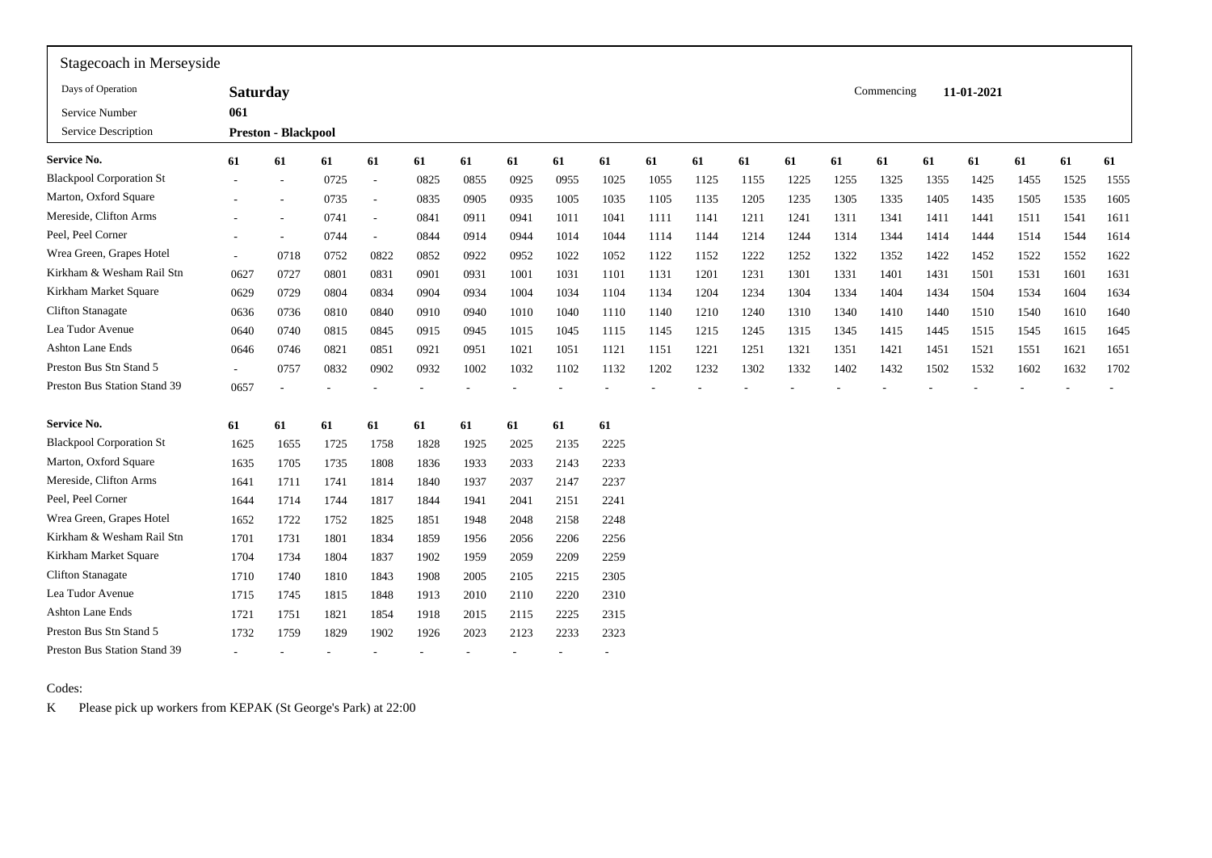Stagecoach in Merseyside

| | | | |
|---|---|---|---|
| Days of Operation | **Saturday** | Commencing | **11-01-2021** |
| Service Number | **061** | | |
| Service Description | **Preston - Blackpool** | | |

| Service No. | 61 | 61 | 61 | 61 | 61 | 61 | 61 | 61 | 61 | 61 | 61 | 61 | 61 | 61 | 61 | 61 | 61 | 61 | 61 | 61 |
|---|---|---|---|---|---|---|---|---|---|---|---|---|---|---|---|---|---|---|---|---|
| Blackpool Corporation St | - | - | 0725 | - | 0825 | 0855 | 0925 | 0955 | 1025 | 1055 | 1125 | 1155 | 1225 | 1255 | 1325 | 1355 | 1425 | 1455 | 1525 | 1555 |
| Marton, Oxford Square | - | - | 0735 | - | 0835 | 0905 | 0935 | 1005 | 1035 | 1105 | 1135 | 1205 | 1235 | 1305 | 1335 | 1405 | 1435 | 1505 | 1535 | 1605 |
| Mereside, Clifton Arms | - | - | 0741 | - | 0841 | 0911 | 0941 | 1011 | 1041 | 1111 | 1141 | 1211 | 1241 | 1311 | 1341 | 1411 | 1441 | 1511 | 1541 | 1611 |
| Peel, Peel Corner | - | - | 0744 | - | 0844 | 0914 | 0944 | 1014 | 1044 | 1114 | 1144 | 1214 | 1244 | 1314 | 1344 | 1414 | 1444 | 1514 | 1544 | 1614 |
| Wrea Green, Grapes Hotel | - | 0718 | 0752 | 0822 | 0852 | 0922 | 0952 | 1022 | 1052 | 1122 | 1152 | 1222 | 1252 | 1322 | 1352 | 1422 | 1452 | 1522 | 1552 | 1622 |
| Kirkham & Wesham Rail Stn | 0627 | 0727 | 0801 | 0831 | 0901 | 0931 | 1001 | 1031 | 1101 | 1131 | 1201 | 1231 | 1301 | 1331 | 1401 | 1431 | 1501 | 1531 | 1601 | 1631 |
| Kirkham Market Square | 0629 | 0729 | 0804 | 0834 | 0904 | 0934 | 1004 | 1034 | 1104 | 1134 | 1204 | 1234 | 1304 | 1334 | 1404 | 1434 | 1504 | 1534 | 1604 | 1634 |
| Clifton Stanagate | 0636 | 0736 | 0810 | 0840 | 0910 | 0940 | 1010 | 1040 | 1110 | 1140 | 1210 | 1240 | 1310 | 1340 | 1410 | 1440 | 1510 | 1540 | 1610 | 1640 |
| Lea Tudor Avenue | 0640 | 0740 | 0815 | 0845 | 0915 | 0945 | 1015 | 1045 | 1115 | 1145 | 1215 | 1245 | 1315 | 1345 | 1415 | 1445 | 1515 | 1545 | 1615 | 1645 |
| Ashton Lane Ends | 0646 | 0746 | 0821 | 0851 | 0921 | 0951 | 1021 | 1051 | 1121 | 1151 | 1221 | 1251 | 1321 | 1351 | 1421 | 1451 | 1521 | 1551 | 1621 | 1651 |
| Preston Bus Stn Stand 5 | - | 0757 | 0832 | 0902 | 0932 | 1002 | 1032 | 1102 | 1132 | 1202 | 1232 | 1302 | 1332 | 1402 | 1432 | 1502 | 1532 | 1602 | 1632 | 1702 |
| Preston Bus Station Stand 39 | 0657 | - | - | - | - | - | - | - | - | - | - | - | - | - | - | - | - | - | - | - |

| Service No. | 61 | 61 | 61 | 61 | 61 | 61 | 61 | 61 | 61 |
|---|---|---|---|---|---|---|---|---|---|
| Blackpool Corporation St | 1625 | 1655 | 1725 | 1758 | 1828 | 1925 | 2025 | 2135 | 2225 |
| Marton, Oxford Square | 1635 | 1705 | 1735 | 1808 | 1836 | 1933 | 2033 | 2143 | 2233 |
| Mereside, Clifton Arms | 1641 | 1711 | 1741 | 1814 | 1840 | 1937 | 2037 | 2147 | 2237 |
| Peel, Peel Corner | 1644 | 1714 | 1744 | 1817 | 1844 | 1941 | 2041 | 2151 | 2241 |
| Wrea Green, Grapes Hotel | 1652 | 1722 | 1752 | 1825 | 1851 | 1948 | 2048 | 2158 | 2248 |
| Kirkham & Wesham Rail Stn | 1701 | 1731 | 1801 | 1834 | 1859 | 1956 | 2056 | 2206 | 2256 |
| Kirkham Market Square | 1704 | 1734 | 1804 | 1837 | 1902 | 1959 | 2059 | 2209 | 2259 |
| Clifton Stanagate | 1710 | 1740 | 1810 | 1843 | 1908 | 2005 | 2105 | 2215 | 2305 |
| Lea Tudor Avenue | 1715 | 1745 | 1815 | 1848 | 1913 | 2010 | 2110 | 2220 | 2310 |
| Ashton Lane Ends | 1721 | 1751 | 1821 | 1854 | 1918 | 2015 | 2115 | 2225 | 2315 |
| Preston Bus Stn Stand 5 | 1732 | 1759 | 1829 | 1902 | 1926 | 2023 | 2123 | 2233 | 2323 |
| Preston Bus Station Stand 39 | - | - | - | - | - | - | - | - | - |

Codes:

K Please pick up workers from KEPAK (St George's Park) at 22:00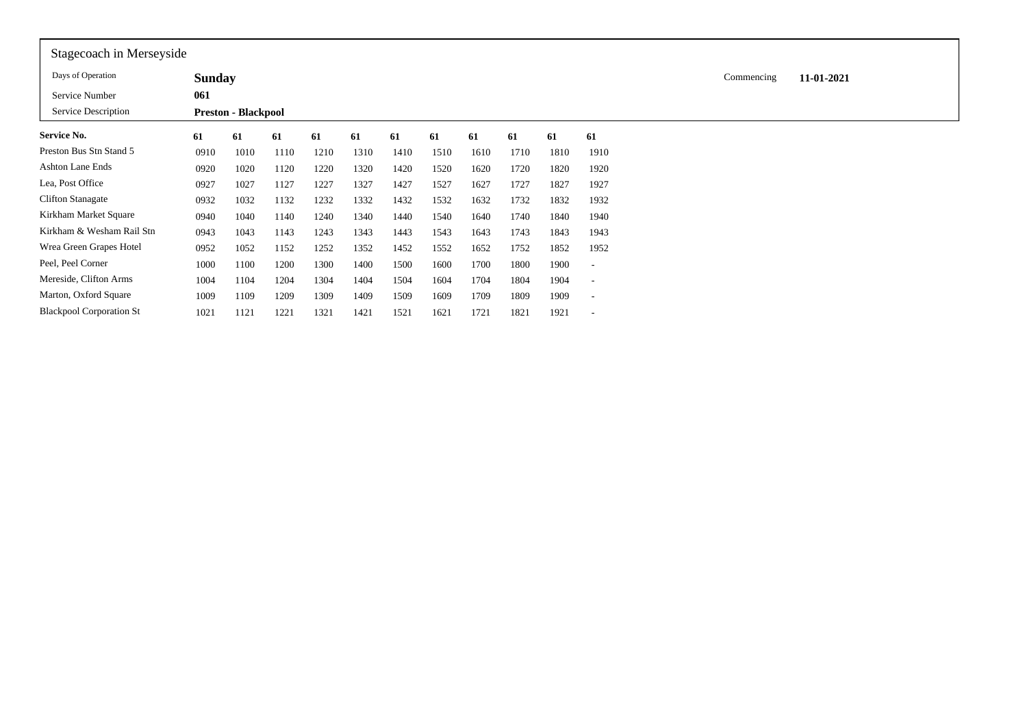Stagecoach in Merseyside

| | | | |
|---|---|---|---|
| Days of Operation | **Sunday** | Commencing | **11-01-2021** |
| Service Number | **061** | | |
| Service Description | **Preston - Blackpool** | | |

| **Service No.** | **61** | **61** | **61** | **61** | **61** | **61** | **61** | **61** | **61** | **61** | **61** |
|---|---|---|---|---|---|---|---|---|---|---|---|
| Preston Bus Stn Stand 5 | 0910 | 1010 | 1110 | 1210 | 1310 | 1410 | 1510 | 1610 | 1710 | 1810 | 1910 |
| Ashton Lane Ends | 0920 | 1020 | 1120 | 1220 | 1320 | 1420 | 1520 | 1620 | 1720 | 1820 | 1920 |
| Lea, Post Office | 0927 | 1027 | 1127 | 1227 | 1327 | 1427 | 1527 | 1627 | 1727 | 1827 | 1927 |
| Clifton Stanagate | 0932 | 1032 | 1132 | 1232 | 1332 | 1432 | 1532 | 1632 | 1732 | 1832 | 1932 |
| Kirkham Market Square | 0940 | 1040 | 1140 | 1240 | 1340 | 1440 | 1540 | 1640 | 1740 | 1840 | 1940 |
| Kirkham & Wesham Rail Stn | 0943 | 1043 | 1143 | 1243 | 1343 | 1443 | 1543 | 1643 | 1743 | 1843 | 1943 |
| Wrea Green Grapes Hotel | 0952 | 1052 | 1152 | 1252 | 1352 | 1452 | 1552 | 1652 | 1752 | 1852 | 1952 |
| Peel, Peel Corner | 1000 | 1100 | 1200 | 1300 | 1400 | 1500 | 1600 | 1700 | 1800 | 1900 | - |
| Mereside, Clifton Arms | 1004 | 1104 | 1204 | 1304 | 1404 | 1504 | 1604 | 1704 | 1804 | 1904 | - |
| Marton, Oxford Square | 1009 | 1109 | 1209 | 1309 | 1409 | 1509 | 1609 | 1709 | 1809 | 1909 | - |
| Blackpool Corporation St | 1021 | 1121 | 1221 | 1321 | 1421 | 1521 | 1621 | 1721 | 1821 | 1921 | - |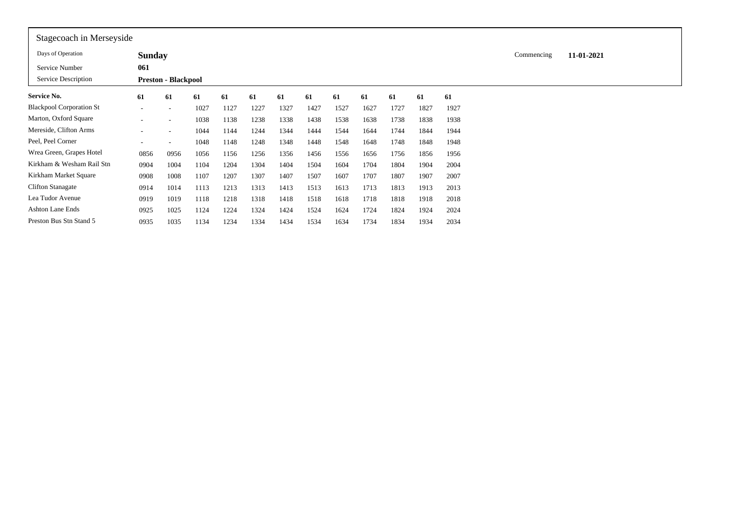Stagecoach in Merseyside

| | | | |
|---|---|---|---|
| Days of Operation | **Sunday** | Commencing | **11-01-2021** |
| Service Number | **061** | | |
| Service Description | **Preston - Blackpool** | | |

| **Service No.** | **61** | **61** | **61** | **61** | **61** | **61** | **61** | **61** | **61** | **61** | **61** | **61** |
|---|---|---|---|---|---|---|---|---|---|---|---|---|
| Blackpool Corporation St | - | - | 1027 | 1127 | 1227 | 1327 | 1427 | 1527 | 1627 | 1727 | 1827 | 1927 |
| Marton, Oxford Square | - | - | 1038 | 1138 | 1238 | 1338 | 1438 | 1538 | 1638 | 1738 | 1838 | 1938 |
| Mereside, Clifton Arms | - | - | 1044 | 1144 | 1244 | 1344 | 1444 | 1544 | 1644 | 1744 | 1844 | 1944 |
| Peel, Peel Corner | - | - | 1048 | 1148 | 1248 | 1348 | 1448 | 1548 | 1648 | 1748 | 1848 | 1948 |
| Wrea Green, Grapes Hotel | 0856 | 0956 | 1056 | 1156 | 1256 | 1356 | 1456 | 1556 | 1656 | 1756 | 1856 | 1956 |
| Kirkham & Wesham Rail Stn | 0904 | 1004 | 1104 | 1204 | 1304 | 1404 | 1504 | 1604 | 1704 | 1804 | 1904 | 2004 |
| Kirkham Market Square | 0908 | 1008 | 1107 | 1207 | 1307 | 1407 | 1507 | 1607 | 1707 | 1807 | 1907 | 2007 |
| Clifton Stanagate | 0914 | 1014 | 1113 | 1213 | 1313 | 1413 | 1513 | 1613 | 1713 | 1813 | 1913 | 2013 |
| Lea Tudor Avenue | 0919 | 1019 | 1118 | 1218 | 1318 | 1418 | 1518 | 1618 | 1718 | 1818 | 1918 | 2018 |
| Ashton Lane Ends | 0925 | 1025 | 1124 | 1224 | 1324 | 1424 | 1524 | 1624 | 1724 | 1824 | 1924 | 2024 |
| Preston Bus Stn Stand 5 | 0935 | 1035 | 1134 | 1234 | 1334 | 1434 | 1534 | 1634 | 1734 | 1834 | 1934 | 2034 |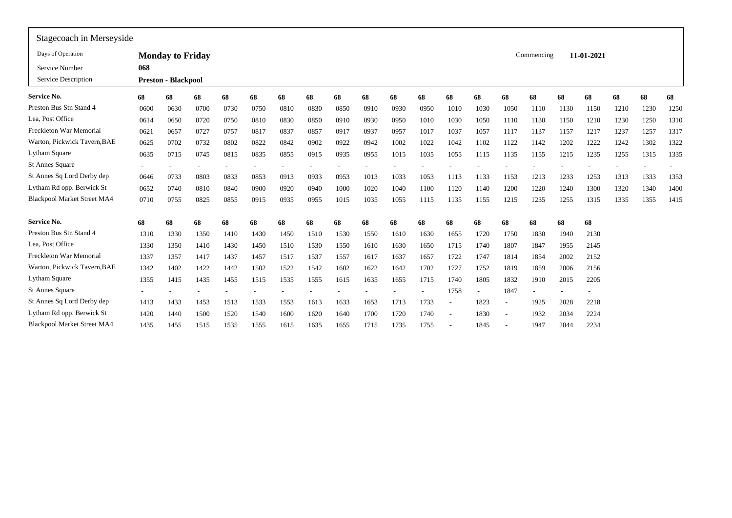Stagecoach in Merseyside

| | | | |
|---|---|---|---|
| Days of Operation | **Monday to Friday** | Commencing | **11-01-2021** |
| Service Number | **068** | | |
| Service Description | **Preston - Blackpool** | | |

| **Service No.** | **68** | **68** | **68** | **68** | **68** | **68** | **68** | **68** | **68** | **68** | **68** | **68** | **68** | **68** | **68** | **68** | **68** | **68** | **68** | **68** |
|---|---|---|---|---|---|---|---|---|---|---|---|---|---|---|---|---|---|---|---|---|
| Preston Bus Stn Stand 4 | 0600 | 0630 | 0700 | 0730 | 0750 | 0810 | 0830 | 0850 | 0910 | 0930 | 0950 | 1010 | 1030 | 1050 | 1110 | 1130 | 1150 | 1210 | 1230 | 1250 |
| Lea, Post Office | 0614 | 0650 | 0720 | 0750 | 0810 | 0830 | 0850 | 0910 | 0930 | 0950 | 1010 | 1030 | 1050 | 1110 | 1130 | 1150 | 1210 | 1230 | 1250 | 1310 |
| Freckleton War Memorial | 0621 | 0657 | 0727 | 0757 | 0817 | 0837 | 0857 | 0917 | 0937 | 0957 | 1017 | 1037 | 1057 | 1117 | 1137 | 1157 | 1217 | 1237 | 1257 | 1317 |
| Warton, Pickwick Tavern,BAE | 0625 | 0702 | 0732 | 0802 | 0822 | 0842 | 0902 | 0922 | 0942 | 1002 | 1022 | 1042 | 1102 | 1122 | 1142 | 1202 | 1222 | 1242 | 1302 | 1322 |
| Lytham Square | 0635 | 0715 | 0745 | 0815 | 0835 | 0855 | 0915 | 0935 | 0955 | 1015 | 1035 | 1055 | 1115 | 1135 | 1155 | 1215 | 1235 | 1255 | 1315 | 1335 |
| St Annes Square | - | - | - | - | - | - | - | - | - | - | - | - | - | - | - | - | - | - | - | - |
| St Annes Sq Lord Derby dep | 0646 | 0733 | 0803 | 0833 | 0853 | 0913 | 0933 | 0953 | 1013 | 1033 | 1053 | 1113 | 1133 | 1153 | 1213 | 1233 | 1253 | 1313 | 1333 | 1353 |
| Lytham Rd opp. Berwick St | 0652 | 0740 | 0810 | 0840 | 0900 | 0920 | 0940 | 1000 | 1020 | 1040 | 1100 | 1120 | 1140 | 1200 | 1220 | 1240 | 1300 | 1320 | 1340 | 1400 |
| Blackpool Market Street MA4 | 0710 | 0755 | 0825 | 0855 | 0915 | 0935 | 0955 | 1015 | 1035 | 1055 | 1115 | 1135 | 1155 | 1215 | 1235 | 1255 | 1315 | 1335 | 1355 | 1415 |

| **Service No.** | **68** | **68** | **68** | **68** | **68** | **68** | **68** | **68** | **68** | **68** | **68** | **68** | **68** | **68** | **68** | **68** | **68** |
|---|---|---|---|---|---|---|---|---|---|---|---|---|---|---|---|---|---|
| Preston Bus Stn Stand 4 | 1310 | 1330 | 1350 | 1410 | 1430 | 1450 | 1510 | 1530 | 1550 | 1610 | 1630 | 1655 | 1720 | 1750 | 1830 | 1940 | 2130 |
| Lea, Post Office | 1330 | 1350 | 1410 | 1430 | 1450 | 1510 | 1530 | 1550 | 1610 | 1630 | 1650 | 1715 | 1740 | 1807 | 1847 | 1955 | 2145 |
| Freckleton War Memorial | 1337 | 1357 | 1417 | 1437 | 1457 | 1517 | 1537 | 1557 | 1617 | 1637 | 1657 | 1722 | 1747 | 1814 | 1854 | 2002 | 2152 |
| Warton, Pickwick Tavern,BAE | 1342 | 1402 | 1422 | 1442 | 1502 | 1522 | 1542 | 1602 | 1622 | 1642 | 1702 | 1727 | 1752 | 1819 | 1859 | 2006 | 2156 |
| Lytham Square | 1355 | 1415 | 1435 | 1455 | 1515 | 1535 | 1555 | 1615 | 1635 | 1655 | 1715 | 1740 | 1805 | 1832 | 1910 | 2015 | 2205 |
| St Annes Square | - | - | - | - | - | - | - | - | - | - | - | 1758 | - | 1847 | - | - | - |
| St Annes Sq Lord Derby dep | 1413 | 1433 | 1453 | 1513 | 1533 | 1553 | 1613 | 1633 | 1653 | 1713 | 1733 | - | 1823 | - | 1925 | 2028 | 2218 |
| Lytham Rd opp. Berwick St | 1420 | 1440 | 1500 | 1520 | 1540 | 1600 | 1620 | 1640 | 1700 | 1720 | 1740 | - | 1830 | - | 1932 | 2034 | 2224 |
| Blackpool Market Street MA4 | 1435 | 1455 | 1515 | 1535 | 1555 | 1615 | 1635 | 1655 | 1715 | 1735 | 1755 | - | 1845 | - | 1947 | 2044 | 2234 |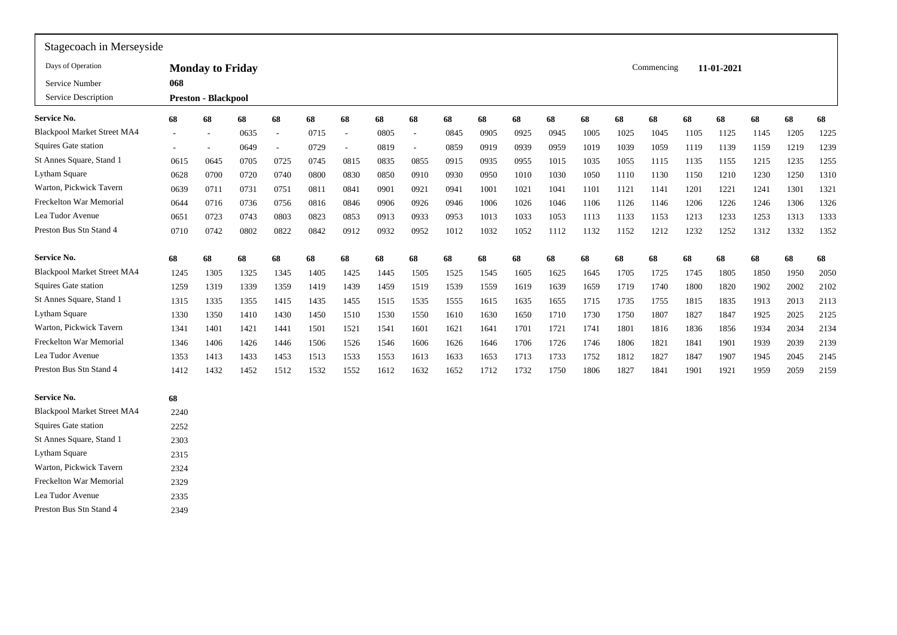Stagecoach in Merseyside

| | | | |
|---|---|---|---|
| Days of Operation | **Monday to Friday** | Commencing | **11-01-2021** |
| Service Number | **068** | | |
| Service Description | **Preston - Blackpool** | | |

| **Service No.** | **68** | **68** | **68** | **68** | **68** | **68** | **68** | **68** | **68** | **68** | **68** | **68** | **68** | **68** | **68** | **68** | **68** | **68** | **68** | **68** |
|---|---|---|---|---|---|---|---|---|---|---|---|---|---|---|---|---|---|---|---|---|
| Blackpool Market Street MA4 | - | - | 0635 | - | 0715 | - | 0805 | - | 0845 | 0905 | 0925 | 0945 | 1005 | 1025 | 1045 | 1105 | 1125 | 1145 | 1205 | 1225 |
| Squires Gate station | - | - | 0649 | - | 0729 | - | 0819 | - | 0859 | 0919 | 0939 | 0959 | 1019 | 1039 | 1059 | 1119 | 1139 | 1159 | 1219 | 1239 |
| St Annes Square, Stand 1 | 0615 | 0645 | 0705 | 0725 | 0745 | 0815 | 0835 | 0855 | 0915 | 0935 | 0955 | 1015 | 1035 | 1055 | 1115 | 1135 | 1155 | 1215 | 1235 | 1255 |
| Lytham Square | 0628 | 0700 | 0720 | 0740 | 0800 | 0830 | 0850 | 0910 | 0930 | 0950 | 1010 | 1030 | 1050 | 1110 | 1130 | 1150 | 1210 | 1230 | 1250 | 1310 |
| Warton, Pickwick Tavern | 0639 | 0711 | 0731 | 0751 | 0811 | 0841 | 0901 | 0921 | 0941 | 1001 | 1021 | 1041 | 1101 | 1121 | 1141 | 1201 | 1221 | 1241 | 1301 | 1321 |
| Freckelton War Memorial | 0644 | 0716 | 0736 | 0756 | 0816 | 0846 | 0906 | 0926 | 0946 | 1006 | 1026 | 1046 | 1106 | 1126 | 1146 | 1206 | 1226 | 1246 | 1306 | 1326 |
| Lea Tudor Avenue | 0651 | 0723 | 0743 | 0803 | 0823 | 0853 | 0913 | 0933 | 0953 | 1013 | 1033 | 1053 | 1113 | 1133 | 1153 | 1213 | 1233 | 1253 | 1313 | 1333 |
| Preston Bus Stn Stand 4 | 0710 | 0742 | 0802 | 0822 | 0842 | 0912 | 0932 | 0952 | 1012 | 1032 | 1052 | 1112 | 1132 | 1152 | 1212 | 1232 | 1252 | 1312 | 1332 | 1352 |

| **Service No.** | **68** | **68** | **68** | **68** | **68** | **68** | **68** | **68** | **68** | **68** | **68** | **68** | **68** | **68** | **68** | **68** | **68** | **68** | **68** | **68** |
|---|---|---|---|---|---|---|---|---|---|---|---|---|---|---|---|---|---|---|---|---|
| Blackpool Market Street MA4 | 1245 | 1305 | 1325 | 1345 | 1405 | 1425 | 1445 | 1505 | 1525 | 1545 | 1605 | 1625 | 1645 | 1705 | 1725 | 1745 | 1805 | 1850 | 1950 | 2050 |
| Squires Gate station | 1259 | 1319 | 1339 | 1359 | 1419 | 1439 | 1459 | 1519 | 1539 | 1559 | 1619 | 1639 | 1659 | 1719 | 1740 | 1800 | 1820 | 1902 | 2002 | 2102 |
| St Annes Square, Stand 1 | 1315 | 1335 | 1355 | 1415 | 1435 | 1455 | 1515 | 1535 | 1555 | 1615 | 1635 | 1655 | 1715 | 1735 | 1755 | 1815 | 1835 | 1913 | 2013 | 2113 |
| Lytham Square | 1330 | 1350 | 1410 | 1430 | 1450 | 1510 | 1530 | 1550 | 1610 | 1630 | 1650 | 1710 | 1730 | 1750 | 1807 | 1827 | 1847 | 1925 | 2025 | 2125 |
| Warton, Pickwick Tavern | 1341 | 1401 | 1421 | 1441 | 1501 | 1521 | 1541 | 1601 | 1621 | 1641 | 1701 | 1721 | 1741 | 1801 | 1816 | 1836 | 1856 | 1934 | 2034 | 2134 |
| Freckelton War Memorial | 1346 | 1406 | 1426 | 1446 | 1506 | 1526 | 1546 | 1606 | 1626 | 1646 | 1706 | 1726 | 1746 | 1806 | 1821 | 1841 | 1901 | 1939 | 2039 | 2139 |
| Lea Tudor Avenue | 1353 | 1413 | 1433 | 1453 | 1513 | 1533 | 1553 | 1613 | 1633 | 1653 | 1713 | 1733 | 1752 | 1812 | 1827 | 1847 | 1907 | 1945 | 2045 | 2145 |
| Preston Bus Stn Stand 4 | 1412 | 1432 | 1452 | 1512 | 1532 | 1552 | 1612 | 1632 | 1652 | 1712 | 1732 | 1750 | 1806 | 1827 | 1841 | 1901 | 1921 | 1959 | 2059 | 2159 |

| **Service No.** | **68** |
|---|---|
| Blackpool Market Street MA4 | 2240 |
| Squires Gate station | 2252 |
| St Annes Square, Stand 1 | 2303 |
| Lytham Square | 2315 |
| Warton, Pickwick Tavern | 2324 |
| Freckelton War Memorial | 2329 |
| Lea Tudor Avenue | 2335 |
| Preston Bus Stn Stand 4 | 2349 |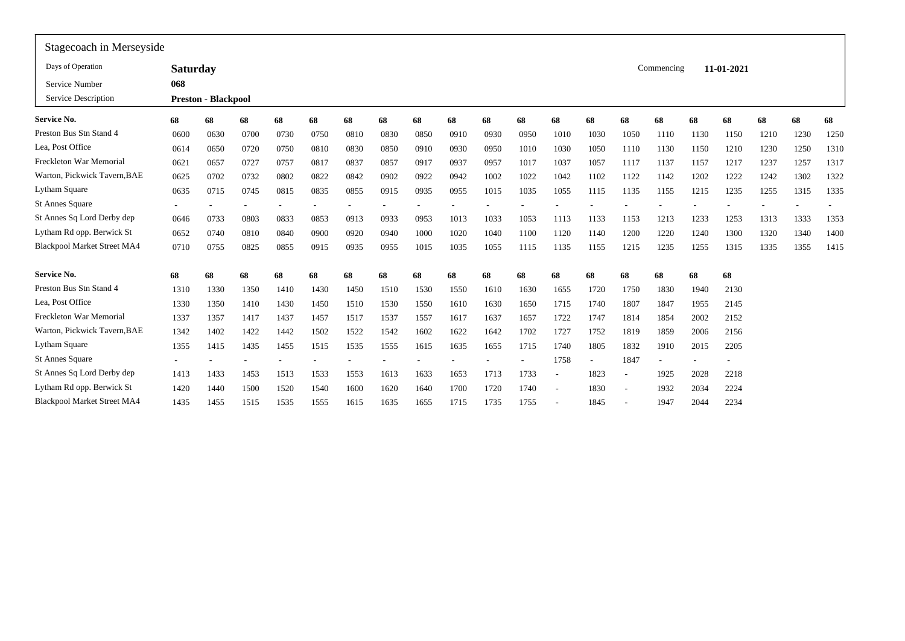## Stagecoach in Merseyside

| | | | |
|---|---|---|---|
| Days of Operation | **Saturday** | Commencing | **11-01-2021** |
| Service Number | **068** | | |
| Service Description | **Preston - Blackpool** | | |

| **Service No.** | **68** | **68** | **68** | **68** | **68** | **68** | **68** | **68** | **68** | **68** | **68** | **68** | **68** | **68** | **68** | **68** | **68** | **68** | **68** | **68** |
|---|---|---|---|---|---|---|---|---|---|---|---|---|---|---|---|---|---|---|---|---|
| Preston Bus Stn Stand 4 | 0600 | 0630 | 0700 | 0730 | 0750 | 0810 | 0830 | 0850 | 0910 | 0930 | 0950 | 1010 | 1030 | 1050 | 1110 | 1130 | 1150 | 1210 | 1230 | 1250 |
| Lea, Post Office | 0614 | 0650 | 0720 | 0750 | 0810 | 0830 | 0850 | 0910 | 0930 | 0950 | 1010 | 1030 | 1050 | 1110 | 1130 | 1150 | 1210 | 1230 | 1250 | 1310 |
| Freckleton War Memorial | 0621 | 0657 | 0727 | 0757 | 0817 | 0837 | 0857 | 0917 | 0937 | 0957 | 1017 | 1037 | 1057 | 1117 | 1137 | 1157 | 1217 | 1237 | 1257 | 1317 |
| Warton, Pickwick Tavern,BAE | 0625 | 0702 | 0732 | 0802 | 0822 | 0842 | 0902 | 0922 | 0942 | 1002 | 1022 | 1042 | 1102 | 1122 | 1142 | 1202 | 1222 | 1242 | 1302 | 1322 |
| Lytham Square | 0635 | 0715 | 0745 | 0815 | 0835 | 0855 | 0915 | 0935 | 0955 | 1015 | 1035 | 1055 | 1115 | 1135 | 1155 | 1215 | 1235 | 1255 | 1315 | 1335 |
| St Annes Square | - | - | - | - | - | - | - | - | - | - | - | - | - | - | - | - | - | - | - | - |
| St Annes Sq Lord Derby dep | 0646 | 0733 | 0803 | 0833 | 0853 | 0913 | 0933 | 0953 | 1013 | 1033 | 1053 | 1113 | 1133 | 1153 | 1213 | 1233 | 1253 | 1313 | 1333 | 1353 |
| Lytham Rd opp. Berwick St | 0652 | 0740 | 0810 | 0840 | 0900 | 0920 | 0940 | 1000 | 1020 | 1040 | 1100 | 1120 | 1140 | 1200 | 1220 | 1240 | 1300 | 1320 | 1340 | 1400 |
| Blackpool Market Street MA4 | 0710 | 0755 | 0825 | 0855 | 0915 | 0935 | 0955 | 1015 | 1035 | 1055 | 1115 | 1135 | 1155 | 1215 | 1235 | 1255 | 1315 | 1335 | 1355 | 1415 |

| **Service No.** | **68** | **68** | **68** | **68** | **68** | **68** | **68** | **68** | **68** | **68** | **68** | **68** | **68** | **68** | **68** | **68** | **68** |
|---|---|---|---|---|---|---|---|---|---|---|---|---|---|---|---|---|---|
| Preston Bus Stn Stand 4 | 1310 | 1330 | 1350 | 1410 | 1430 | 1450 | 1510 | 1530 | 1550 | 1610 | 1630 | 1655 | 1720 | 1750 | 1830 | 1940 | 2130 |
| Lea, Post Office | 1330 | 1350 | 1410 | 1430 | 1450 | 1510 | 1530 | 1550 | 1610 | 1630 | 1650 | 1715 | 1740 | 1807 | 1847 | 1955 | 2145 |
| Freckleton War Memorial | 1337 | 1357 | 1417 | 1437 | 1457 | 1517 | 1537 | 1557 | 1617 | 1637 | 1657 | 1722 | 1747 | 1814 | 1854 | 2002 | 2152 |
| Warton, Pickwick Tavern,BAE | 1342 | 1402 | 1422 | 1442 | 1502 | 1522 | 1542 | 1602 | 1622 | 1642 | 1702 | 1727 | 1752 | 1819 | 1859 | 2006 | 2156 |
| Lytham Square | 1355 | 1415 | 1435 | 1455 | 1515 | 1535 | 1555 | 1615 | 1635 | 1655 | 1715 | 1740 | 1805 | 1832 | 1910 | 2015 | 2205 |
| St Annes Square | - | - | - | - | - | - | - | - | - | - | - | 1758 | - | 1847 | - | - | - |
| St Annes Sq Lord Derby dep | 1413 | 1433 | 1453 | 1513 | 1533 | 1553 | 1613 | 1633 | 1653 | 1713 | 1733 | - | 1823 | - | 1925 | 2028 | 2218 |
| Lytham Rd opp. Berwick St | 1420 | 1440 | 1500 | 1520 | 1540 | 1600 | 1620 | 1640 | 1700 | 1720 | 1740 | - | 1830 | - | 1932 | 2034 | 2224 |
| Blackpool Market Street MA4 | 1435 | 1455 | 1515 | 1535 | 1555 | 1615 | 1635 | 1655 | 1715 | 1735 | 1755 | - | 1845 | - | 1947 | 2044 | 2234 |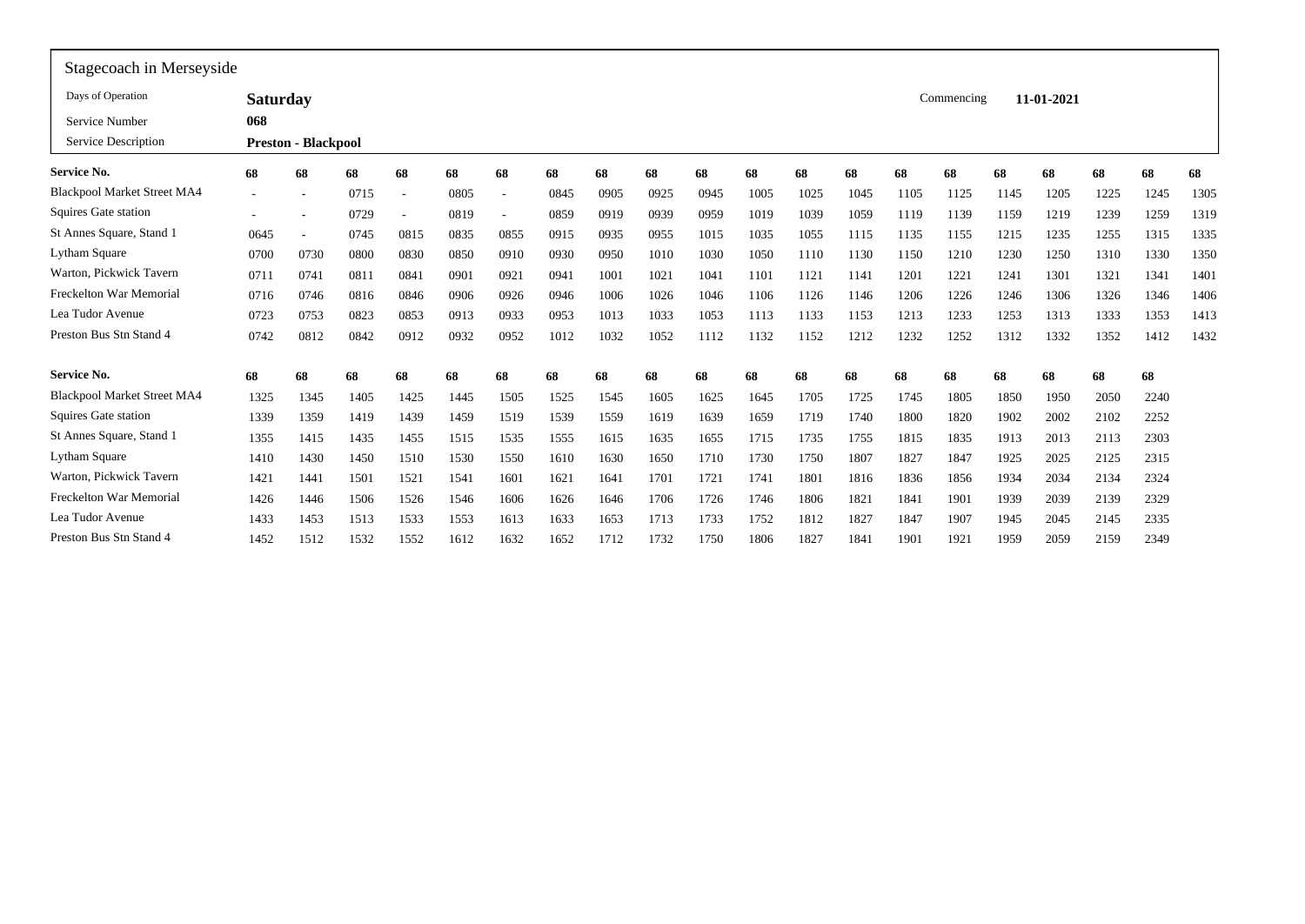## Stagecoach in Merseyside

| | | | |
|---|---|---|---|
| Days of Operation | **Saturday** | Commencing | **11-01-2021** |
| Service Number | **068** | | |
| Service Description | **Preston - Blackpool** | | |

| **Service No.** | **68** | **68** | **68** | **68** | **68** | **68** | **68** | **68** | **68** | **68** | **68** | **68** | **68** | **68** | **68** | **68** | **68** | **68** | **68** | **68** |
|---|---|---|---|---|---|---|---|---|---|---|---|---|---|---|---|---|---|---|---|---|
| Blackpool Market Street MA4 | - | - | 0715 | - | 0805 | - | 0845 | 0905 | 0925 | 0945 | 1005 | 1025 | 1045 | 1105 | 1125 | 1145 | 1205 | 1225 | 1245 | 1305 |
| Squires Gate station | - | - | 0729 | - | 0819 | - | 0859 | 0919 | 0939 | 0959 | 1019 | 1039 | 1059 | 1119 | 1139 | 1159 | 1219 | 1239 | 1259 | 1319 |
| St Annes Square, Stand 1 | 0645 | - | 0745 | 0815 | 0835 | 0855 | 0915 | 0935 | 0955 | 1015 | 1035 | 1055 | 1115 | 1135 | 1155 | 1215 | 1235 | 1255 | 1315 | 1335 |
| Lytham Square | 0700 | 0730 | 0800 | 0830 | 0850 | 0910 | 0930 | 0950 | 1010 | 1030 | 1050 | 1110 | 1130 | 1150 | 1210 | 1230 | 1250 | 1310 | 1330 | 1350 |
| Warton, Pickwick Tavern | 0711 | 0741 | 0811 | 0841 | 0901 | 0921 | 0941 | 1001 | 1021 | 1041 | 1101 | 1121 | 1141 | 1201 | 1221 | 1241 | 1301 | 1321 | 1341 | 1401 |
| Freckelton War Memorial | 0716 | 0746 | 0816 | 0846 | 0906 | 0926 | 0946 | 1006 | 1026 | 1046 | 1106 | 1126 | 1146 | 1206 | 1226 | 1246 | 1306 | 1326 | 1346 | 1406 |
| Lea Tudor Avenue | 0723 | 0753 | 0823 | 0853 | 0913 | 0933 | 0953 | 1013 | 1033 | 1053 | 1113 | 1133 | 1153 | 1213 | 1233 | 1253 | 1313 | 1333 | 1353 | 1413 |
| Preston Bus Stn Stand 4 | 0742 | 0812 | 0842 | 0912 | 0932 | 0952 | 1012 | 1032 | 1052 | 1112 | 1132 | 1152 | 1212 | 1232 | 1252 | 1312 | 1332 | 1352 | 1412 | 1432 |

| **Service No.** | **68** | **68** | **68** | **68** | **68** | **68** | **68** | **68** | **68** | **68** | **68** | **68** | **68** | **68** | **68** | **68** | **68** | **68** | **68** |
|---|---|---|---|---|---|---|---|---|---|---|---|---|---|---|---|---|---|---|---|
| Blackpool Market Street MA4 | 1325 | 1345 | 1405 | 1425 | 1445 | 1505 | 1525 | 1545 | 1605 | 1625 | 1645 | 1705 | 1725 | 1745 | 1805 | 1850 | 1950 | 2050 | 2240 |
| Squires Gate station | 1339 | 1359 | 1419 | 1439 | 1459 | 1519 | 1539 | 1559 | 1619 | 1639 | 1659 | 1719 | 1740 | 1800 | 1820 | 1902 | 2002 | 2102 | 2252 |
| St Annes Square, Stand 1 | 1355 | 1415 | 1435 | 1455 | 1515 | 1535 | 1555 | 1615 | 1635 | 1655 | 1715 | 1735 | 1755 | 1815 | 1835 | 1913 | 2013 | 2113 | 2303 |
| Lytham Square | 1410 | 1430 | 1450 | 1510 | 1530 | 1550 | 1610 | 1630 | 1650 | 1710 | 1730 | 1750 | 1807 | 1827 | 1847 | 1925 | 2025 | 2125 | 2315 |
| Warton, Pickwick Tavern | 1421 | 1441 | 1501 | 1521 | 1541 | 1601 | 1621 | 1641 | 1701 | 1721 | 1741 | 1801 | 1816 | 1836 | 1856 | 1934 | 2034 | 2134 | 2324 |
| Freckelton War Memorial | 1426 | 1446 | 1506 | 1526 | 1546 | 1606 | 1626 | 1646 | 1706 | 1726 | 1746 | 1806 | 1821 | 1841 | 1901 | 1939 | 2039 | 2139 | 2329 |
| Lea Tudor Avenue | 1433 | 1453 | 1513 | 1533 | 1553 | 1613 | 1633 | 1653 | 1713 | 1733 | 1752 | 1812 | 1827 | 1847 | 1907 | 1945 | 2045 | 2145 | 2335 |
| Preston Bus Stn Stand 4 | 1452 | 1512 | 1532 | 1552 | 1612 | 1632 | 1652 | 1712 | 1732 | 1750 | 1806 | 1827 | 1841 | 1901 | 1921 | 1959 | 2059 | 2159 | 2349 |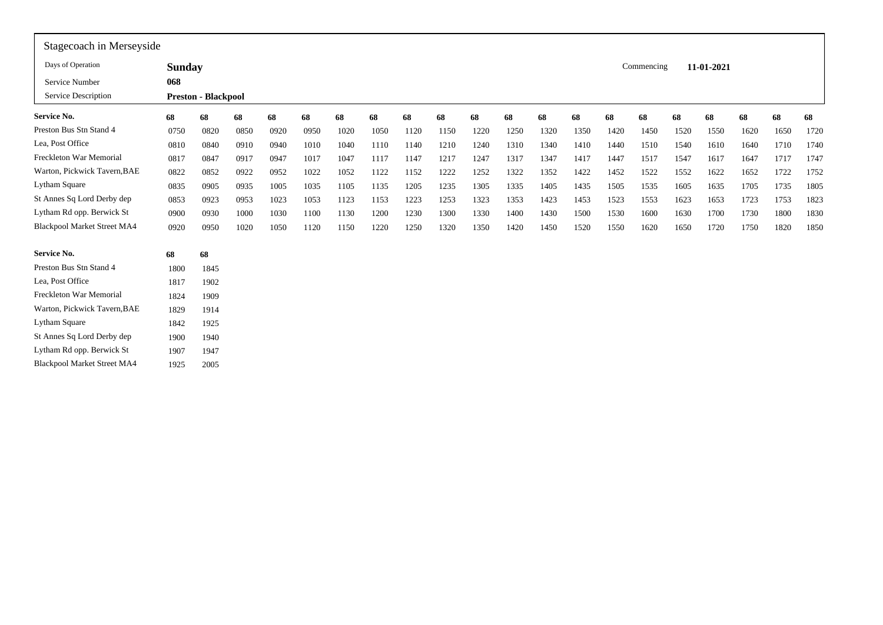Stagecoach in Merseyside

| | | | |
|---|---|---|---|
| Days of Operation | **Sunday** | Commencing | **11-01-2021** |
| Service Number | **068** | | |
| Service Description | **Preston - Blackpool** | | |

| **Service No.** | **68** | **68** | **68** | **68** | **68** | **68** | **68** | **68** | **68** | **68** | **68** | **68** | **68** | **68** | **68** | **68** | **68** | **68** | **68** | **68** |
|---|---|---|---|---|---|---|---|---|---|---|---|---|---|---|---|---|---|---|---|---|
| Preston Bus Stn Stand 4 | 0750 | 0820 | 0850 | 0920 | 0950 | 1020 | 1050 | 1120 | 1150 | 1220 | 1250 | 1320 | 1350 | 1420 | 1450 | 1520 | 1550 | 1620 | 1650 | 1720 |
| Lea, Post Office | 0810 | 0840 | 0910 | 0940 | 1010 | 1040 | 1110 | 1140 | 1210 | 1240 | 1310 | 1340 | 1410 | 1440 | 1510 | 1540 | 1610 | 1640 | 1710 | 1740 |
| Freckleton War Memorial | 0817 | 0847 | 0917 | 0947 | 1017 | 1047 | 1117 | 1147 | 1217 | 1247 | 1317 | 1347 | 1417 | 1447 | 1517 | 1547 | 1617 | 1647 | 1717 | 1747 |
| Warton, Pickwick Tavern,BAE | 0822 | 0852 | 0922 | 0952 | 1022 | 1052 | 1122 | 1152 | 1222 | 1252 | 1322 | 1352 | 1422 | 1452 | 1522 | 1552 | 1622 | 1652 | 1722 | 1752 |
| Lytham Square | 0835 | 0905 | 0935 | 1005 | 1035 | 1105 | 1135 | 1205 | 1235 | 1305 | 1335 | 1405 | 1435 | 1505 | 1535 | 1605 | 1635 | 1705 | 1735 | 1805 |
| St Annes Sq Lord Derby dep | 0853 | 0923 | 0953 | 1023 | 1053 | 1123 | 1153 | 1223 | 1253 | 1323 | 1353 | 1423 | 1453 | 1523 | 1553 | 1623 | 1653 | 1723 | 1753 | 1823 |
| Lytham Rd opp. Berwick St | 0900 | 0930 | 1000 | 1030 | 1100 | 1130 | 1200 | 1230 | 1300 | 1330 | 1400 | 1430 | 1500 | 1530 | 1600 | 1630 | 1700 | 1730 | 1800 | 1830 |
| Blackpool Market Street MA4 | 0920 | 0950 | 1020 | 1050 | 1120 | 1150 | 1220 | 1250 | 1320 | 1350 | 1420 | 1450 | 1520 | 1550 | 1620 | 1650 | 1720 | 1750 | 1820 | 1850 |

| **Service No.** | **68** | **68** |
|---|---|---|
| Preston Bus Stn Stand 4 | 1800 | 1845 |
| Lea, Post Office | 1817 | 1902 |
| Freckleton War Memorial | 1824 | 1909 |
| Warton, Pickwick Tavern,BAE | 1829 | 1914 |
| Lytham Square | 1842 | 1925 |
| St Annes Sq Lord Derby dep | 1900 | 1940 |
| Lytham Rd opp. Berwick St | 1907 | 1947 |
| Blackpool Market Street MA4 | 1925 | 2005 |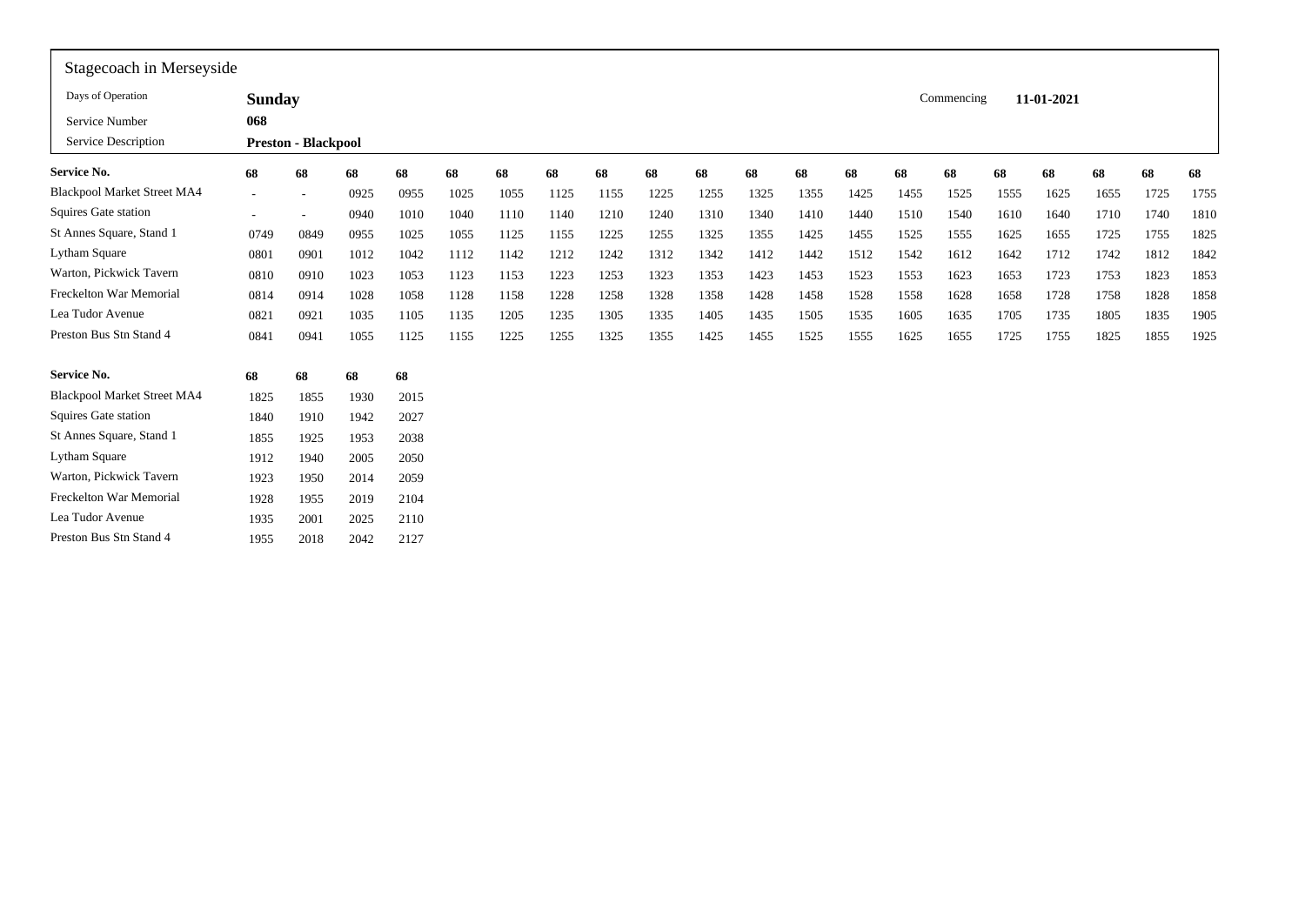Stagecoach in Merseyside

| | | | |
|---|---|---|---|
| Days of Operation | **Sunday** | Commencing | **11-01-2021** |
| Service Number | **068** | | |
| Service Description | **Preston - Blackpool** | | |

| **Service No.** | **68** | **68** | **68** | **68** | **68** | **68** | **68** | **68** | **68** | **68** | **68** | **68** | **68** | **68** | **68** | **68** | **68** | **68** | **68** | **68** |
|---|---|---|---|---|---|---|---|---|---|---|---|---|---|---|---|---|---|---|---|---|
| Blackpool Market Street MA4 | - | - | 0925 | 0955 | 1025 | 1055 | 1125 | 1155 | 1225 | 1255 | 1325 | 1355 | 1425 | 1455 | 1525 | 1555 | 1625 | 1655 | 1725 | 1755 |
| Squires Gate station | - | - | 0940 | 1010 | 1040 | 1110 | 1140 | 1210 | 1240 | 1310 | 1340 | 1410 | 1440 | 1510 | 1540 | 1610 | 1640 | 1710 | 1740 | 1810 |
| St Annes Square, Stand 1 | 0749 | 0849 | 0955 | 1025 | 1055 | 1125 | 1155 | 1225 | 1255 | 1325 | 1355 | 1425 | 1455 | 1525 | 1555 | 1625 | 1655 | 1725 | 1755 | 1825 |
| Lytham Square | 0801 | 0901 | 1012 | 1042 | 1112 | 1142 | 1212 | 1242 | 1312 | 1342 | 1412 | 1442 | 1512 | 1542 | 1612 | 1642 | 1712 | 1742 | 1812 | 1842 |
| Warton, Pickwick Tavern | 0810 | 0910 | 1023 | 1053 | 1123 | 1153 | 1223 | 1253 | 1323 | 1353 | 1423 | 1453 | 1523 | 1553 | 1623 | 1653 | 1723 | 1753 | 1823 | 1853 |
| Freckelton War Memorial | 0814 | 0914 | 1028 | 1058 | 1128 | 1158 | 1228 | 1258 | 1328 | 1358 | 1428 | 1458 | 1528 | 1558 | 1628 | 1658 | 1728 | 1758 | 1828 | 1858 |
| Lea Tudor Avenue | 0821 | 0921 | 1035 | 1105 | 1135 | 1205 | 1235 | 1305 | 1335 | 1405 | 1435 | 1505 | 1535 | 1605 | 1635 | 1705 | 1735 | 1805 | 1835 | 1905 |
| Preston Bus Stn Stand 4 | 0841 | 0941 | 1055 | 1125 | 1155 | 1225 | 1255 | 1325 | 1355 | 1425 | 1455 | 1525 | 1555 | 1625 | 1655 | 1725 | 1755 | 1825 | 1855 | 1925 |

| **Service No.** | **68** | **68** | **68** | **68** |
|---|---|---|---|---|
| Blackpool Market Street MA4 | 1825 | 1855 | 1930 | 2015 |
| Squires Gate station | 1840 | 1910 | 1942 | 2027 |
| St Annes Square, Stand 1 | 1855 | 1925 | 1953 | 2038 |
| Lytham Square | 1912 | 1940 | 2005 | 2050 |
| Warton, Pickwick Tavern | 1923 | 1950 | 2014 | 2059 |
| Freckelton War Memorial | 1928 | 1955 | 2019 | 2104 |
| Lea Tudor Avenue | 1935 | 2001 | 2025 | 2110 |
| Preston Bus Stn Stand 4 | 1955 | 2018 | 2042 | 2127 |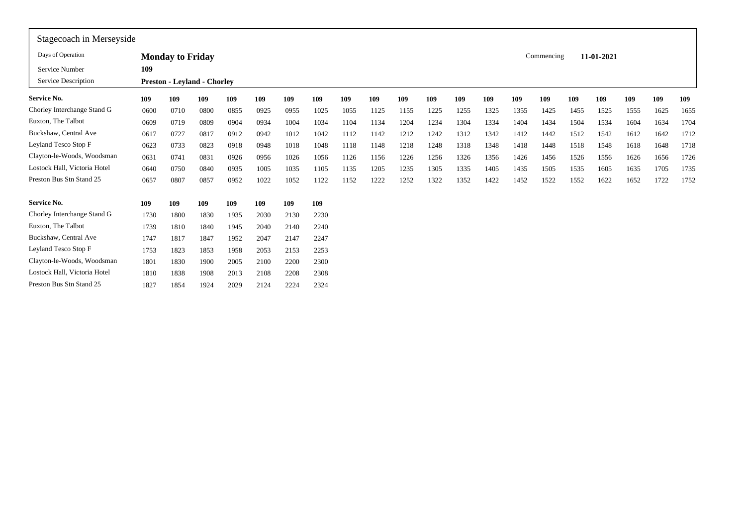Stagecoach in Merseyside

| Days of Operation | Monday to Friday | Commencing | 11-01-2021 |
|---|---|---|---|
| Service Number | 109 | | |
| Service Description | Preston - Leyland - Chorley | | |

| Service No. | 109 | 109 | 109 | 109 | 109 | 109 | 109 | 109 | 109 | 109 | 109 | 109 | 109 | 109 | 109 | 109 | 109 | 109 | 109 | 109 |
|---|---|---|---|---|---|---|---|---|---|---|---|---|---|---|---|---|---|---|---|---|
| Chorley Interchange Stand G | 0600 | 0710 | 0800 | 0855 | 0925 | 0955 | 1025 | 1055 | 1125 | 1155 | 1225 | 1255 | 1325 | 1355 | 1425 | 1455 | 1525 | 1555 | 1625 | 1655 |
| Euxton, The Talbot | 0609 | 0719 | 0809 | 0904 | 0934 | 1004 | 1034 | 1104 | 1134 | 1204 | 1234 | 1304 | 1334 | 1404 | 1434 | 1504 | 1534 | 1604 | 1634 | 1704 |
| Buckshaw, Central Ave | 0617 | 0727 | 0817 | 0912 | 0942 | 1012 | 1042 | 1112 | 1142 | 1212 | 1242 | 1312 | 1342 | 1412 | 1442 | 1512 | 1542 | 1612 | 1642 | 1712 |
| Leyland Tesco Stop F | 0623 | 0733 | 0823 | 0918 | 0948 | 1018 | 1048 | 1118 | 1148 | 1218 | 1248 | 1318 | 1348 | 1418 | 1448 | 1518 | 1548 | 1618 | 1648 | 1718 |
| Clayton-le-Woods, Woodsman | 0631 | 0741 | 0831 | 0926 | 0956 | 1026 | 1056 | 1126 | 1156 | 1226 | 1256 | 1326 | 1356 | 1426 | 1456 | 1526 | 1556 | 1626 | 1656 | 1726 |
| Lostock Hall, Victoria Hotel | 0640 | 0750 | 0840 | 0935 | 1005 | 1035 | 1105 | 1135 | 1205 | 1235 | 1305 | 1335 | 1405 | 1435 | 1505 | 1535 | 1605 | 1635 | 1705 | 1735 |
| Preston Bus Stn Stand 25 | 0657 | 0807 | 0857 | 0952 | 1022 | 1052 | 1122 | 1152 | 1222 | 1252 | 1322 | 1352 | 1422 | 1452 | 1522 | 1552 | 1622 | 1652 | 1722 | 1752 |

| Service No. | 109 | 109 | 109 | 109 | 109 | 109 | 109 |
|---|---|---|---|---|---|---|---|
| Chorley Interchange Stand G | 1730 | 1800 | 1830 | 1935 | 2030 | 2130 | 2230 |
| Euxton, The Talbot | 1739 | 1810 | 1840 | 1945 | 2040 | 2140 | 2240 |
| Buckshaw, Central Ave | 1747 | 1817 | 1847 | 1952 | 2047 | 2147 | 2247 |
| Leyland Tesco Stop F | 1753 | 1823 | 1853 | 1958 | 2053 | 2153 | 2253 |
| Clayton-le-Woods, Woodsman | 1801 | 1830 | 1900 | 2005 | 2100 | 2200 | 2300 |
| Lostock Hall, Victoria Hotel | 1810 | 1838 | 1908 | 2013 | 2108 | 2208 | 2308 |
| Preston Bus Stn Stand 25 | 1827 | 1854 | 1924 | 2029 | 2124 | 2224 | 2324 |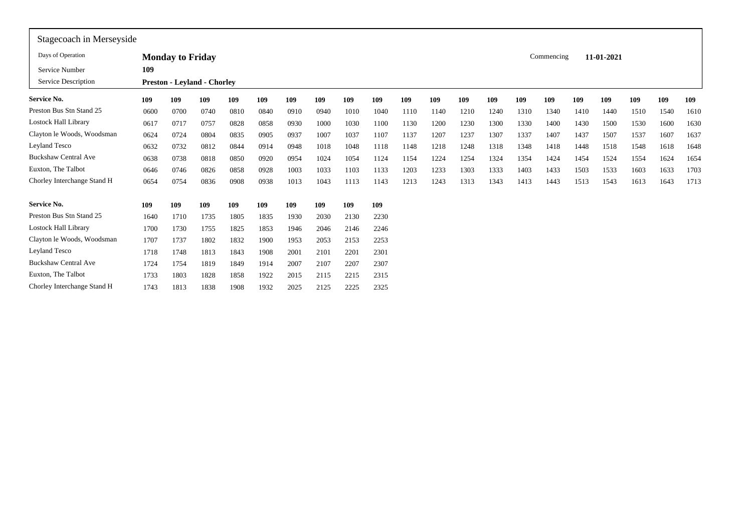## Stagecoach in Merseyside

| | | | |
|---|---|---|---|
| Days of Operation | **Monday to Friday** | Commencing | **11-01-2021** |
| Service Number | **109** | | |
| Service Description | **Preston - Leyland - Chorley** | | |

| **Service No.** | **109** | **109** | **109** | **109** | **109** | **109** | **109** | **109** | **109** | **109** | **109** | **109** | **109** | **109** | **109** | **109** | **109** | **109** | **109** | **109** |
|---|---|---|---|---|---|---|---|---|---|---|---|---|---|---|---|---|---|---|---|---|
| Preston Bus Stn Stand 25 | 0600 | 0700 | 0740 | 0810 | 0840 | 0910 | 0940 | 1010 | 1040 | 1110 | 1140 | 1210 | 1240 | 1310 | 1340 | 1410 | 1440 | 1510 | 1540 | 1610 |
| Lostock Hall Library | 0617 | 0717 | 0757 | 0828 | 0858 | 0930 | 1000 | 1030 | 1100 | 1130 | 1200 | 1230 | 1300 | 1330 | 1400 | 1430 | 1500 | 1530 | 1600 | 1630 |
| Clayton le Woods, Woodsman | 0624 | 0724 | 0804 | 0835 | 0905 | 0937 | 1007 | 1037 | 1107 | 1137 | 1207 | 1237 | 1307 | 1337 | 1407 | 1437 | 1507 | 1537 | 1607 | 1637 |
| Leyland Tesco | 0632 | 0732 | 0812 | 0844 | 0914 | 0948 | 1018 | 1048 | 1118 | 1148 | 1218 | 1248 | 1318 | 1348 | 1418 | 1448 | 1518 | 1548 | 1618 | 1648 |
| Buckshaw Central Ave | 0638 | 0738 | 0818 | 0850 | 0920 | 0954 | 1024 | 1054 | 1124 | 1154 | 1224 | 1254 | 1324 | 1354 | 1424 | 1454 | 1524 | 1554 | 1624 | 1654 |
| Euxton, The Talbot | 0646 | 0746 | 0826 | 0858 | 0928 | 1003 | 1033 | 1103 | 1133 | 1203 | 1233 | 1303 | 1333 | 1403 | 1433 | 1503 | 1533 | 1603 | 1633 | 1703 |
| Chorley Interchange Stand H | 0654 | 0754 | 0836 | 0908 | 0938 | 1013 | 1043 | 1113 | 1143 | 1213 | 1243 | 1313 | 1343 | 1413 | 1443 | 1513 | 1543 | 1613 | 1643 | 1713 |

| **Service No.** | **109** | **109** | **109** | **109** | **109** | **109** | **109** | **109** | **109** |
|---|---|---|---|---|---|---|---|---|---|
| Preston Bus Stn Stand 25 | 1640 | 1710 | 1735 | 1805 | 1835 | 1930 | 2030 | 2130 | 2230 |
| Lostock Hall Library | 1700 | 1730 | 1755 | 1825 | 1853 | 1946 | 2046 | 2146 | 2246 |
| Clayton le Woods, Woodsman | 1707 | 1737 | 1802 | 1832 | 1900 | 1953 | 2053 | 2153 | 2253 |
| Leyland Tesco | 1718 | 1748 | 1813 | 1843 | 1908 | 2001 | 2101 | 2201 | 2301 |
| Buckshaw Central Ave | 1724 | 1754 | 1819 | 1849 | 1914 | 2007 | 2107 | 2207 | 2307 |
| Euxton, The Talbot | 1733 | 1803 | 1828 | 1858 | 1922 | 2015 | 2115 | 2215 | 2315 |
| Chorley Interchange Stand H | 1743 | 1813 | 1838 | 1908 | 1932 | 2025 | 2125 | 2225 | 2325 |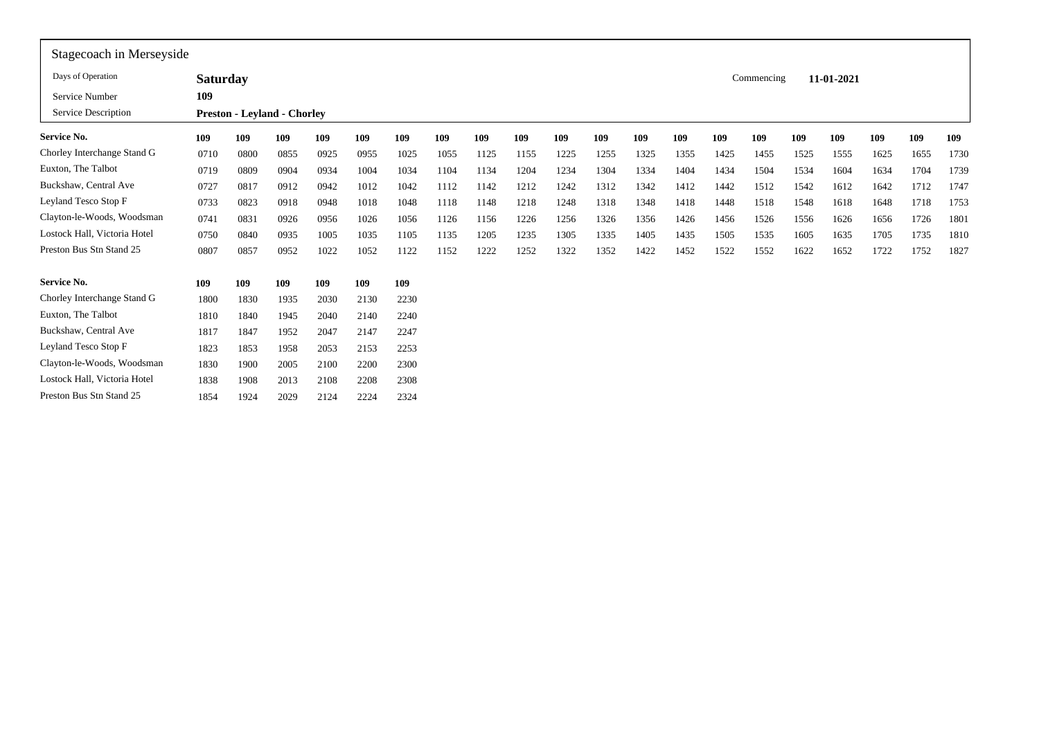## Stagecoach in Merseyside

| | | | |
|---|---|---|---|
| Days of Operation | **Saturday** | Commencing | **11-01-2021** |
| Service Number | **109** | | |
| Service Description | **Preston - Leyland - Chorley** | | |

| **Service No.** | **109** | **109** | **109** | **109** | **109** | **109** | **109** | **109** | **109** | **109** | **109** | **109** | **109** | **109** | **109** | **109** | **109** | **109** | **109** | **109** |
|---|---|---|---|---|---|---|---|---|---|---|---|---|---|---|---|---|---|---|---|---|
| Chorley Interchange Stand G | 0710 | 0800 | 0855 | 0925 | 0955 | 1025 | 1055 | 1125 | 1155 | 1225 | 1255 | 1325 | 1355 | 1425 | 1455 | 1525 | 1555 | 1625 | 1655 | 1730 |
| Euxton, The Talbot | 0719 | 0809 | 0904 | 0934 | 1004 | 1034 | 1104 | 1134 | 1204 | 1234 | 1304 | 1334 | 1404 | 1434 | 1504 | 1534 | 1604 | 1634 | 1704 | 1739 |
| Buckshaw, Central Ave | 0727 | 0817 | 0912 | 0942 | 1012 | 1042 | 1112 | 1142 | 1212 | 1242 | 1312 | 1342 | 1412 | 1442 | 1512 | 1542 | 1612 | 1642 | 1712 | 1747 |
| Leyland Tesco Stop F | 0733 | 0823 | 0918 | 0948 | 1018 | 1048 | 1118 | 1148 | 1218 | 1248 | 1318 | 1348 | 1418 | 1448 | 1518 | 1548 | 1618 | 1648 | 1718 | 1753 |
| Clayton-le-Woods, Woodsman | 0741 | 0831 | 0926 | 0956 | 1026 | 1056 | 1126 | 1156 | 1226 | 1256 | 1326 | 1356 | 1426 | 1456 | 1526 | 1556 | 1626 | 1656 | 1726 | 1801 |
| Lostock Hall, Victoria Hotel | 0750 | 0840 | 0935 | 1005 | 1035 | 1105 | 1135 | 1205 | 1235 | 1305 | 1335 | 1405 | 1435 | 1505 | 1535 | 1605 | 1635 | 1705 | 1735 | 1810 |
| Preston Bus Stn Stand 25 | 0807 | 0857 | 0952 | 1022 | 1052 | 1122 | 1152 | 1222 | 1252 | 1322 | 1352 | 1422 | 1452 | 1522 | 1552 | 1622 | 1652 | 1722 | 1752 | 1827 |

| **Service No.** | **109** | **109** | **109** | **109** | **109** | **109** |
|---|---|---|---|---|---|---|
| Chorley Interchange Stand G | 1800 | 1830 | 1935 | 2030 | 2130 | 2230 |
| Euxton, The Talbot | 1810 | 1840 | 1945 | 2040 | 2140 | 2240 |
| Buckshaw, Central Ave | 1817 | 1847 | 1952 | 2047 | 2147 | 2247 |
| Leyland Tesco Stop F | 1823 | 1853 | 1958 | 2053 | 2153 | 2253 |
| Clayton-le-Woods, Woodsman | 1830 | 1900 | 2005 | 2100 | 2200 | 2300 |
| Lostock Hall, Victoria Hotel | 1838 | 1908 | 2013 | 2108 | 2208 | 2308 |
| Preston Bus Stn Stand 25 | 1854 | 1924 | 2029 | 2124 | 2224 | 2324 |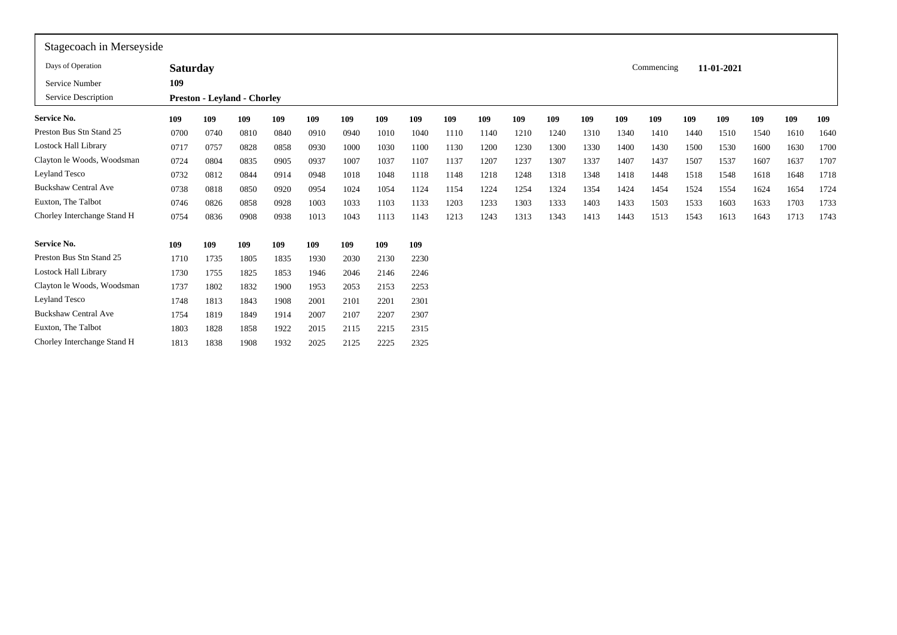## Stagecoach in Merseyside

| | | | |
|---|---|---|---|
| Days of Operation | **Saturday** | Commencing | **11-01-2021** |
| Service Number | **109** | | |
| Service Description | **Preston - Leyland - Chorley** | | |

| **Service No.** | **109** | **109** | **109** | **109** | **109** | **109** | **109** | **109** | **109** | **109** | **109** | **109** | **109** | **109** | **109** | **109** | **109** | **109** | **109** | **109** |
|---|---|---|---|---|---|---|---|---|---|---|---|---|---|---|---|---|---|---|---|---|
| Preston Bus Stn Stand 25 | 0700 | 0740 | 0810 | 0840 | 0910 | 0940 | 1010 | 1040 | 1110 | 1140 | 1210 | 1240 | 1310 | 1340 | 1410 | 1440 | 1510 | 1540 | 1610 | 1640 |
| Lostock Hall Library | 0717 | 0757 | 0828 | 0858 | 0930 | 1000 | 1030 | 1100 | 1130 | 1200 | 1230 | 1300 | 1330 | 1400 | 1430 | 1500 | 1530 | 1600 | 1630 | 1700 |
| Clayton le Woods, Woodsman | 0724 | 0804 | 0835 | 0905 | 0937 | 1007 | 1037 | 1107 | 1137 | 1207 | 1237 | 1307 | 1337 | 1407 | 1437 | 1507 | 1537 | 1607 | 1637 | 1707 |
| Leyland Tesco | 0732 | 0812 | 0844 | 0914 | 0948 | 1018 | 1048 | 1118 | 1148 | 1218 | 1248 | 1318 | 1348 | 1418 | 1448 | 1518 | 1548 | 1618 | 1648 | 1718 |
| Buckshaw Central Ave | 0738 | 0818 | 0850 | 0920 | 0954 | 1024 | 1054 | 1124 | 1154 | 1224 | 1254 | 1324 | 1354 | 1424 | 1454 | 1524 | 1554 | 1624 | 1654 | 1724 |
| Euxton, The Talbot | 0746 | 0826 | 0858 | 0928 | 1003 | 1033 | 1103 | 1133 | 1203 | 1233 | 1303 | 1333 | 1403 | 1433 | 1503 | 1533 | 1603 | 1633 | 1703 | 1733 |
| Chorley Interchange Stand H | 0754 | 0836 | 0908 | 0938 | 1013 | 1043 | 1113 | 1143 | 1213 | 1243 | 1313 | 1343 | 1413 | 1443 | 1513 | 1543 | 1613 | 1643 | 1713 | 1743 |

| **Service No.** | **109** | **109** | **109** | **109** | **109** | **109** | **109** | **109** |
|---|---|---|---|---|---|---|---|---|
| Preston Bus Stn Stand 25 | 1710 | 1735 | 1805 | 1835 | 1930 | 2030 | 2130 | 2230 |
| Lostock Hall Library | 1730 | 1755 | 1825 | 1853 | 1946 | 2046 | 2146 | 2246 |
| Clayton le Woods, Woodsman | 1737 | 1802 | 1832 | 1900 | 1953 | 2053 | 2153 | 2253 |
| Leyland Tesco | 1748 | 1813 | 1843 | 1908 | 2001 | 2101 | 2201 | 2301 |
| Buckshaw Central Ave | 1754 | 1819 | 1849 | 1914 | 2007 | 2107 | 2207 | 2307 |
| Euxton, The Talbot | 1803 | 1828 | 1858 | 1922 | 2015 | 2115 | 2215 | 2315 |
| Chorley Interchange Stand H | 1813 | 1838 | 1908 | 1932 | 2025 | 2125 | 2225 | 2325 |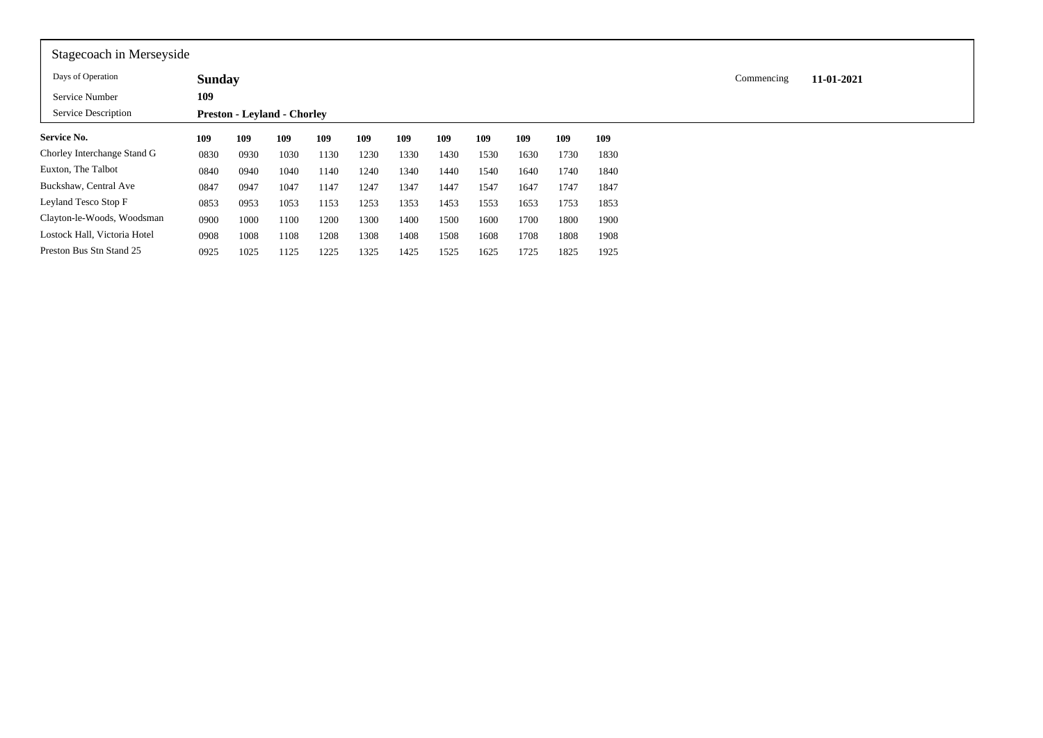Stagecoach in Merseyside

| | | | |
|---|---|---|---|
| Days of Operation | **Sunday** | Commencing | **11-01-2021** |
| Service Number | **109** | | |
| Service Description | **Preston - Leyland - Chorley** | | |

| **Service No.** | **109** | **109** | **109** | **109** | **109** | **109** | **109** | **109** | **109** | **109** | **109** |
|---|---|---|---|---|---|---|---|---|---|---|---|
| Chorley Interchange Stand G | 0830 | 0930 | 1030 | 1130 | 1230 | 1330 | 1430 | 1530 | 1630 | 1730 | 1830 |
| Euxton, The Talbot | 0840 | 0940 | 1040 | 1140 | 1240 | 1340 | 1440 | 1540 | 1640 | 1740 | 1840 |
| Buckshaw, Central Ave | 0847 | 0947 | 1047 | 1147 | 1247 | 1347 | 1447 | 1547 | 1647 | 1747 | 1847 |
| Leyland Tesco Stop F | 0853 | 0953 | 1053 | 1153 | 1253 | 1353 | 1453 | 1553 | 1653 | 1753 | 1853 |
| Clayton-le-Woods, Woodsman | 0900 | 1000 | 1100 | 1200 | 1300 | 1400 | 1500 | 1600 | 1700 | 1800 | 1900 |
| Lostock Hall, Victoria Hotel | 0908 | 1008 | 1108 | 1208 | 1308 | 1408 | 1508 | 1608 | 1708 | 1808 | 1908 |
| Preston Bus Stn Stand 25 | 0925 | 1025 | 1125 | 1225 | 1325 | 1425 | 1525 | 1625 | 1725 | 1825 | 1925 |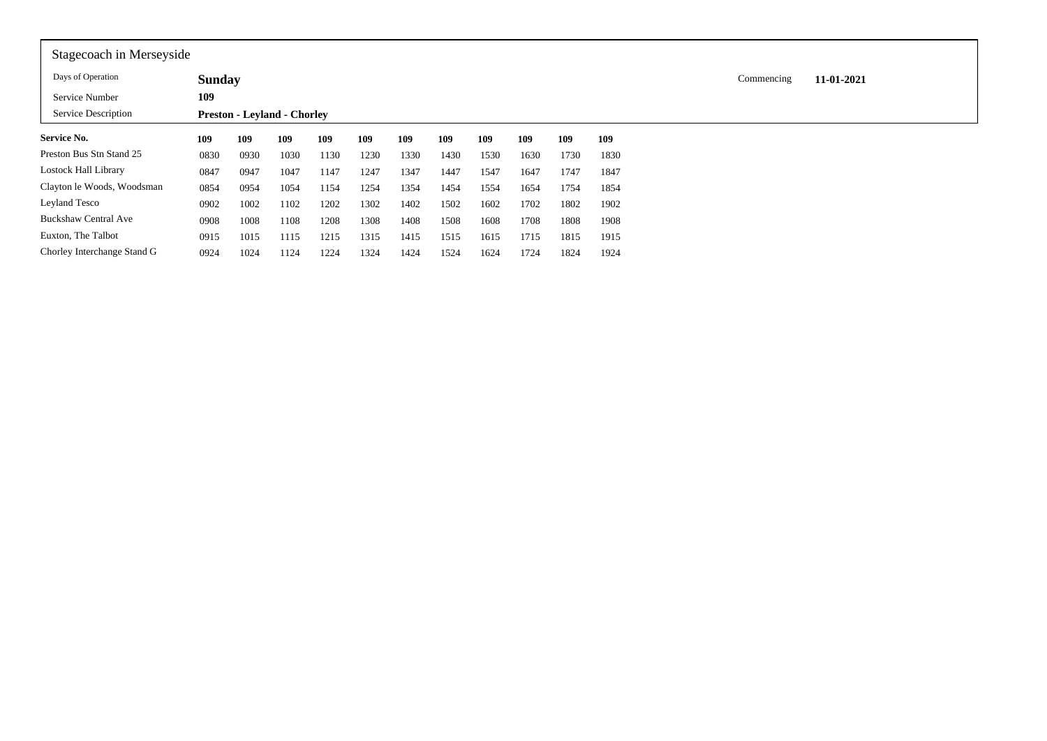Stagecoach in Merseyside

| | | | |
|---|---|---|---|
| Days of Operation | **Sunday** | Commencing | **11-01-2021** |
| Service Number | **109** | | |
| Service Description | **Preston - Leyland - Chorley** | | |

| **Service No.** | **109** | **109** | **109** | **109** | **109** | **109** | **109** | **109** | **109** | **109** | **109** |
|---|---|---|---|---|---|---|---|---|---|---|---|
| Preston Bus Stn Stand 25 | 0830 | 0930 | 1030 | 1130 | 1230 | 1330 | 1430 | 1530 | 1630 | 1730 | 1830 |
| Lostock Hall Library | 0847 | 0947 | 1047 | 1147 | 1247 | 1347 | 1447 | 1547 | 1647 | 1747 | 1847 |
| Clayton le Woods, Woodsman | 0854 | 0954 | 1054 | 1154 | 1254 | 1354 | 1454 | 1554 | 1654 | 1754 | 1854 |
| Leyland Tesco | 0902 | 1002 | 1102 | 1202 | 1302 | 1402 | 1502 | 1602 | 1702 | 1802 | 1902 |
| Buckshaw Central Ave | 0908 | 1008 | 1108 | 1208 | 1308 | 1408 | 1508 | 1608 | 1708 | 1808 | 1908 |
| Euxton, The Talbot | 0915 | 1015 | 1115 | 1215 | 1315 | 1415 | 1515 | 1615 | 1715 | 1815 | 1915 |
| Chorley Interchange Stand G | 0924 | 1024 | 1124 | 1224 | 1324 | 1424 | 1524 | 1624 | 1724 | 1824 | 1924 |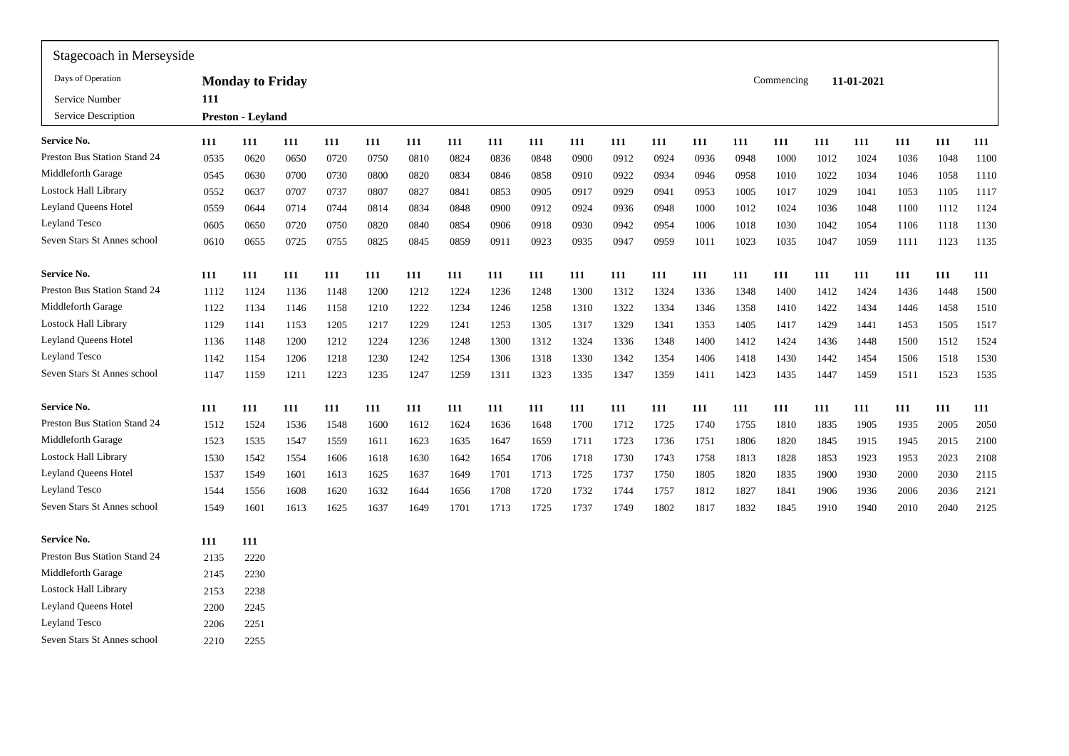## Stagecoach in Merseyside

| | | | |
|---|---|---|---|
| Days of Operation | **Monday to Friday** | Commencing | **11-01-2021** |
| Service Number | **111** | | |
| Service Description | **Preston - Leyland** | | |

| Service No. | 111 | 111 | 111 | 111 | 111 | 111 | 111 | 111 | 111 | 111 | 111 | 111 | 111 | 111 | 111 | 111 | 111 | 111 | 111 | 111 |
|---|---|---|---|---|---|---|---|---|---|---|---|---|---|---|---|---|---|---|---|---|
| Preston Bus Station Stand 24 | 0535 | 0620 | 0650 | 0720 | 0750 | 0810 | 0824 | 0836 | 0848 | 0900 | 0912 | 0924 | 0936 | 0948 | 1000 | 1012 | 1024 | 1036 | 1048 | 1100 |
| Middleforth Garage | 0545 | 0630 | 0700 | 0730 | 0800 | 0820 | 0834 | 0846 | 0858 | 0910 | 0922 | 0934 | 0946 | 0958 | 1010 | 1022 | 1034 | 1046 | 1058 | 1110 |
| Lostock Hall Library | 0552 | 0637 | 0707 | 0737 | 0807 | 0827 | 0841 | 0853 | 0905 | 0917 | 0929 | 0941 | 0953 | 1005 | 1017 | 1029 | 1041 | 1053 | 1105 | 1117 |
| Leyland Queens Hotel | 0559 | 0644 | 0714 | 0744 | 0814 | 0834 | 0848 | 0900 | 0912 | 0924 | 0936 | 0948 | 1000 | 1012 | 1024 | 1036 | 1048 | 1100 | 1112 | 1124 |
| Leyland Tesco | 0605 | 0650 | 0720 | 0750 | 0820 | 0840 | 0854 | 0906 | 0918 | 0930 | 0942 | 0954 | 1006 | 1018 | 1030 | 1042 | 1054 | 1106 | 1118 | 1130 |
| Seven Stars St Annes school | 0610 | 0655 | 0725 | 0755 | 0825 | 0845 | 0859 | 0911 | 0923 | 0935 | 0947 | 0959 | 1011 | 1023 | 1035 | 1047 | 1059 | 1111 | 1123 | 1135 |

| Service No. | 111 | 111 | 111 | 111 | 111 | 111 | 111 | 111 | 111 | 111 | 111 | 111 | 111 | 111 | 111 | 111 | 111 | 111 | 111 | 111 |
|---|---|---|---|---|---|---|---|---|---|---|---|---|---|---|---|---|---|---|---|---|
| Preston Bus Station Stand 24 | 1112 | 1124 | 1136 | 1148 | 1200 | 1212 | 1224 | 1236 | 1248 | 1300 | 1312 | 1324 | 1336 | 1348 | 1400 | 1412 | 1424 | 1436 | 1448 | 1500 |
| Middleforth Garage | 1122 | 1134 | 1146 | 1158 | 1210 | 1222 | 1234 | 1246 | 1258 | 1310 | 1322 | 1334 | 1346 | 1358 | 1410 | 1422 | 1434 | 1446 | 1458 | 1510 |
| Lostock Hall Library | 1129 | 1141 | 1153 | 1205 | 1217 | 1229 | 1241 | 1253 | 1305 | 1317 | 1329 | 1341 | 1353 | 1405 | 1417 | 1429 | 1441 | 1453 | 1505 | 1517 |
| Leyland Queens Hotel | 1136 | 1148 | 1200 | 1212 | 1224 | 1236 | 1248 | 1300 | 1312 | 1324 | 1336 | 1348 | 1400 | 1412 | 1424 | 1436 | 1448 | 1500 | 1512 | 1524 |
| Leyland Tesco | 1142 | 1154 | 1206 | 1218 | 1230 | 1242 | 1254 | 1306 | 1318 | 1330 | 1342 | 1354 | 1406 | 1418 | 1430 | 1442 | 1454 | 1506 | 1518 | 1530 |
| Seven Stars St Annes school | 1147 | 1159 | 1211 | 1223 | 1235 | 1247 | 1259 | 1311 | 1323 | 1335 | 1347 | 1359 | 1411 | 1423 | 1435 | 1447 | 1459 | 1511 | 1523 | 1535 |

| Service No. | 111 | 111 | 111 | 111 | 111 | 111 | 111 | 111 | 111 | 111 | 111 | 111 | 111 | 111 | 111 | 111 | 111 | 111 | 111 | 111 |
|---|---|---|---|---|---|---|---|---|---|---|---|---|---|---|---|---|---|---|---|---|
| Preston Bus Station Stand 24 | 1512 | 1524 | 1536 | 1548 | 1600 | 1612 | 1624 | 1636 | 1648 | 1700 | 1712 | 1725 | 1740 | 1755 | 1810 | 1835 | 1905 | 1935 | 2005 | 2050 |
| Middleforth Garage | 1523 | 1535 | 1547 | 1559 | 1611 | 1623 | 1635 | 1647 | 1659 | 1711 | 1723 | 1736 | 1751 | 1806 | 1820 | 1845 | 1915 | 1945 | 2015 | 2100 |
| Lostock Hall Library | 1530 | 1542 | 1554 | 1606 | 1618 | 1630 | 1642 | 1654 | 1706 | 1718 | 1730 | 1743 | 1758 | 1813 | 1828 | 1853 | 1923 | 1953 | 2023 | 2108 |
| Leyland Queens Hotel | 1537 | 1549 | 1601 | 1613 | 1625 | 1637 | 1649 | 1701 | 1713 | 1725 | 1737 | 1750 | 1805 | 1820 | 1835 | 1900 | 1930 | 2000 | 2030 | 2115 |
| Leyland Tesco | 1544 | 1556 | 1608 | 1620 | 1632 | 1644 | 1656 | 1708 | 1720 | 1732 | 1744 | 1757 | 1812 | 1827 | 1841 | 1906 | 1936 | 2006 | 2036 | 2121 |
| Seven Stars St Annes school | 1549 | 1601 | 1613 | 1625 | 1637 | 1649 | 1701 | 1713 | 1725 | 1737 | 1749 | 1802 | 1817 | 1832 | 1845 | 1910 | 1940 | 2010 | 2040 | 2125 |

| Service No. | 111 | 111 |
|---|---|---|
| Preston Bus Station Stand 24 | 2135 | 2220 |
| Middleforth Garage | 2145 | 2230 |
| Lostock Hall Library | 2153 | 2238 |
| Leyland Queens Hotel | 2200 | 2245 |
| Leyland Tesco | 2206 | 2251 |
| Seven Stars St Annes school | 2210 | 2255 |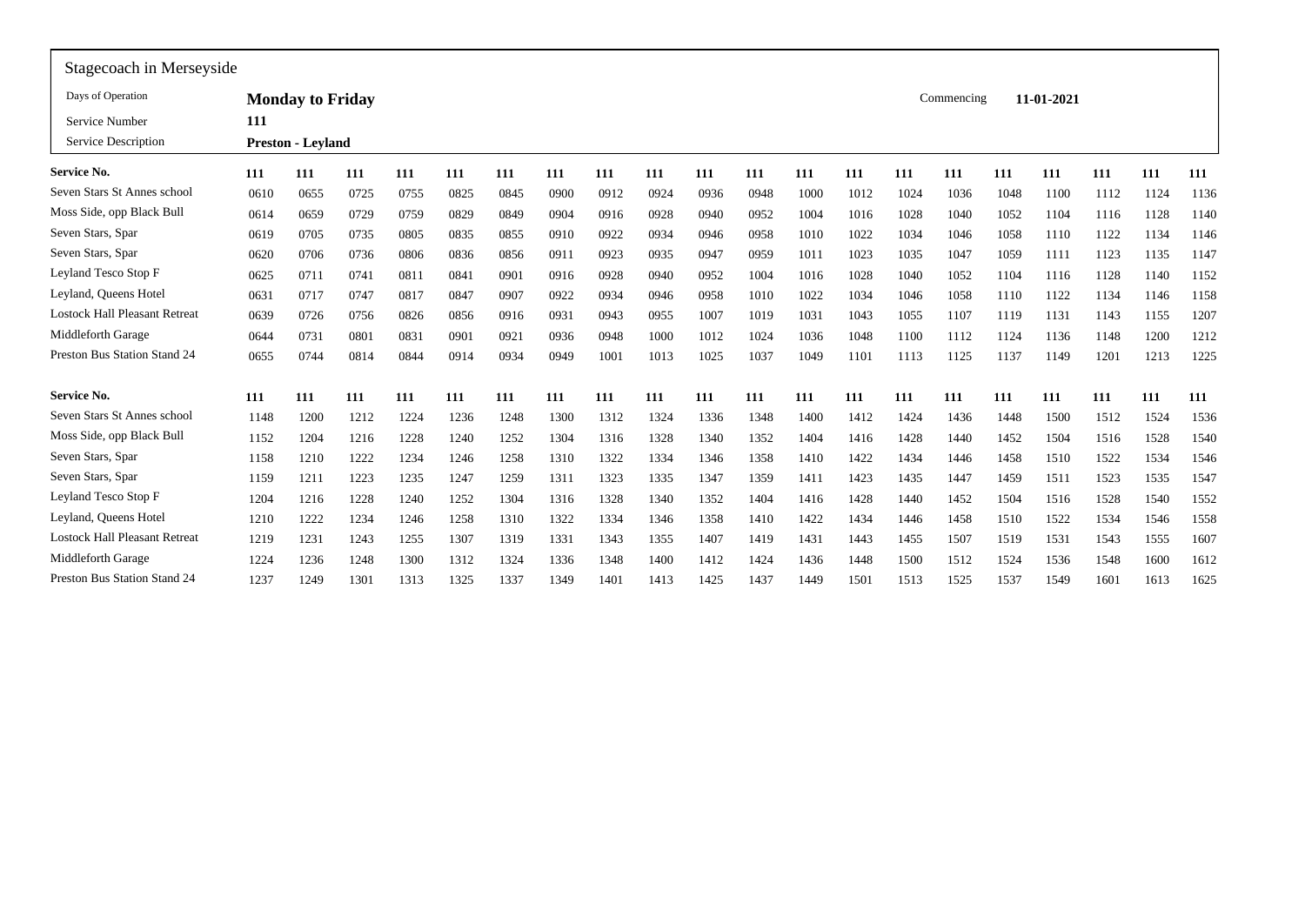Stagecoach in Merseyside

| | | |
|---|---|---|
| Days of Operation | **Monday to Friday** | Commencing **11-01-2021** |
| Service Number | **111** | |
| Service Description | **Preston - Leyland** | |

| **Service No.** | **111** | **111** | **111** | **111** | **111** | **111** | **111** | **111** | **111** | **111** | **111** | **111** | **111** | **111** | **111** | **111** | **111** | **111** | **111** | **111** |
|---|---|---|---|---|---|---|---|---|---|---|---|---|---|---|---|---|---|---|---|---|
| Seven Stars St Annes school | 0610 | 0655 | 0725 | 0755 | 0825 | 0845 | 0900 | 0912 | 0924 | 0936 | 0948 | 1000 | 1012 | 1024 | 1036 | 1048 | 1100 | 1112 | 1124 | 1136 |
| Moss Side, opp Black Bull | 0614 | 0659 | 0729 | 0759 | 0829 | 0849 | 0904 | 0916 | 0928 | 0940 | 0952 | 1004 | 1016 | 1028 | 1040 | 1052 | 1104 | 1116 | 1128 | 1140 |
| Seven Stars, Spar | 0619 | 0705 | 0735 | 0805 | 0835 | 0855 | 0910 | 0922 | 0934 | 0946 | 0958 | 1010 | 1022 | 1034 | 1046 | 1058 | 1110 | 1122 | 1134 | 1146 |
| Seven Stars, Spar | 0620 | 0706 | 0736 | 0806 | 0836 | 0856 | 0911 | 0923 | 0935 | 0947 | 0959 | 1011 | 1023 | 1035 | 1047 | 1059 | 1111 | 1123 | 1135 | 1147 |
| Leyland Tesco Stop F | 0625 | 0711 | 0741 | 0811 | 0841 | 0901 | 0916 | 0928 | 0940 | 0952 | 1004 | 1016 | 1028 | 1040 | 1052 | 1104 | 1116 | 1128 | 1140 | 1152 |
| Leyland, Queens Hotel | 0631 | 0717 | 0747 | 0817 | 0847 | 0907 | 0922 | 0934 | 0946 | 0958 | 1010 | 1022 | 1034 | 1046 | 1058 | 1110 | 1122 | 1134 | 1146 | 1158 |
| Lostock Hall Pleasant Retreat | 0639 | 0726 | 0756 | 0826 | 0856 | 0916 | 0931 | 0943 | 0955 | 1007 | 1019 | 1031 | 1043 | 1055 | 1107 | 1119 | 1131 | 1143 | 1155 | 1207 |
| Middleforth Garage | 0644 | 0731 | 0801 | 0831 | 0901 | 0921 | 0936 | 0948 | 1000 | 1012 | 1024 | 1036 | 1048 | 1100 | 1112 | 1124 | 1136 | 1148 | 1200 | 1212 |
| Preston Bus Station Stand 24 | 0655 | 0744 | 0814 | 0844 | 0914 | 0934 | 0949 | 1001 | 1013 | 1025 | 1037 | 1049 | 1101 | 1113 | 1125 | 1137 | 1149 | 1201 | 1213 | 1225 |

| **Service No.** | **111** | **111** | **111** | **111** | **111** | **111** | **111** | **111** | **111** | **111** | **111** | **111** | **111** | **111** | **111** | **111** | **111** | **111** | **111** | **111** |
|---|---|---|---|---|---|---|---|---|---|---|---|---|---|---|---|---|---|---|---|---|
| Seven Stars St Annes school | 1148 | 1200 | 1212 | 1224 | 1236 | 1248 | 1300 | 1312 | 1324 | 1336 | 1348 | 1400 | 1412 | 1424 | 1436 | 1448 | 1500 | 1512 | 1524 | 1536 |
| Moss Side, opp Black Bull | 1152 | 1204 | 1216 | 1228 | 1240 | 1252 | 1304 | 1316 | 1328 | 1340 | 1352 | 1404 | 1416 | 1428 | 1440 | 1452 | 1504 | 1516 | 1528 | 1540 |
| Seven Stars, Spar | 1158 | 1210 | 1222 | 1234 | 1246 | 1258 | 1310 | 1322 | 1334 | 1346 | 1358 | 1410 | 1422 | 1434 | 1446 | 1458 | 1510 | 1522 | 1534 | 1546 |
| Seven Stars, Spar | 1159 | 1211 | 1223 | 1235 | 1247 | 1259 | 1311 | 1323 | 1335 | 1347 | 1359 | 1411 | 1423 | 1435 | 1447 | 1459 | 1511 | 1523 | 1535 | 1547 |
| Leyland Tesco Stop F | 1204 | 1216 | 1228 | 1240 | 1252 | 1304 | 1316 | 1328 | 1340 | 1352 | 1404 | 1416 | 1428 | 1440 | 1452 | 1504 | 1516 | 1528 | 1540 | 1552 |
| Leyland, Queens Hotel | 1210 | 1222 | 1234 | 1246 | 1258 | 1310 | 1322 | 1334 | 1346 | 1358 | 1410 | 1422 | 1434 | 1446 | 1458 | 1510 | 1522 | 1534 | 1546 | 1558 |
| Lostock Hall Pleasant Retreat | 1219 | 1231 | 1243 | 1255 | 1307 | 1319 | 1331 | 1343 | 1355 | 1407 | 1419 | 1431 | 1443 | 1455 | 1507 | 1519 | 1531 | 1543 | 1555 | 1607 |
| Middleforth Garage | 1224 | 1236 | 1248 | 1300 | 1312 | 1324 | 1336 | 1348 | 1400 | 1412 | 1424 | 1436 | 1448 | 1500 | 1512 | 1524 | 1536 | 1548 | 1600 | 1612 |
| Preston Bus Station Stand 24 | 1237 | 1249 | 1301 | 1313 | 1325 | 1337 | 1349 | 1401 | 1413 | 1425 | 1437 | 1449 | 1501 | 1513 | 1525 | 1537 | 1549 | 1601 | 1613 | 1625 |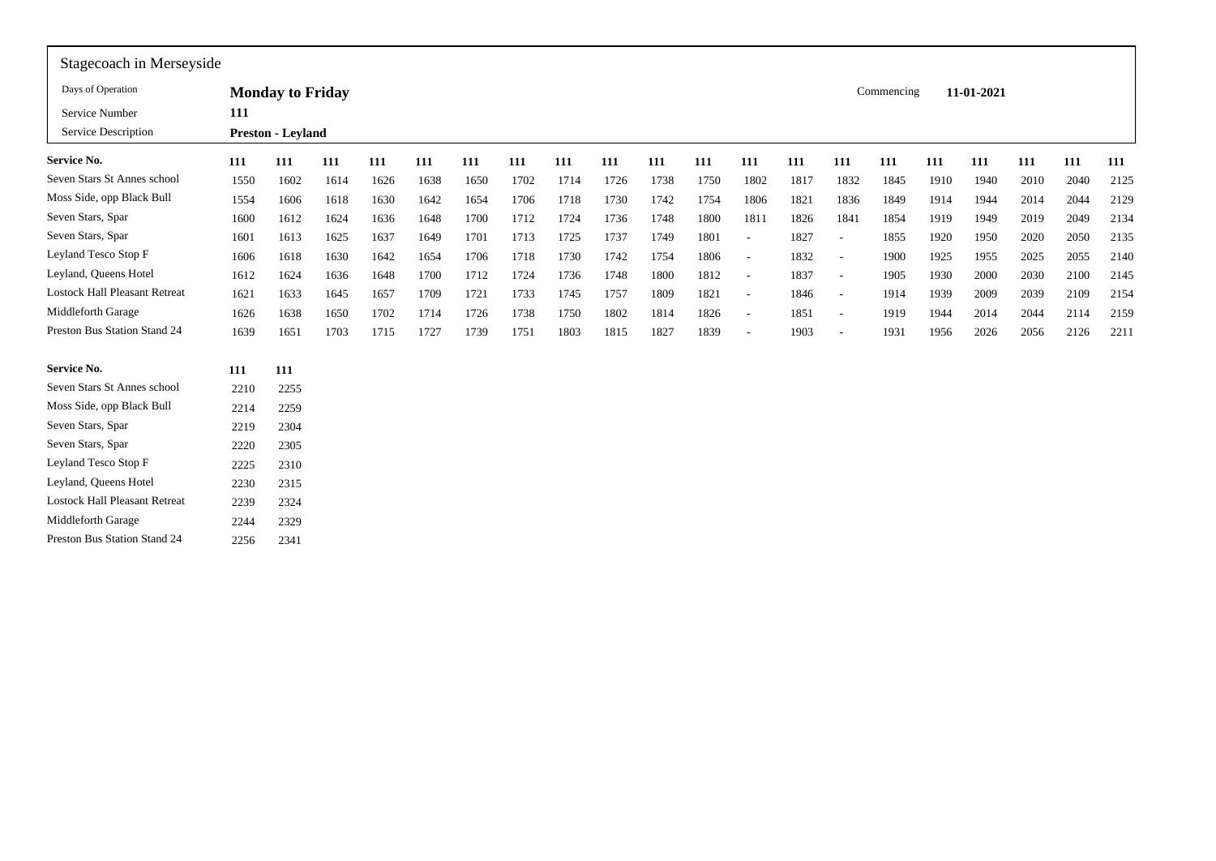Stagecoach in Merseyside

| | | | |
|---|---|---|---|
| Days of Operation | **Monday to Friday** | Commencing | **11-01-2021** |
| Service Number | **111** | | |
| Service Description | **Preston - Leyland** | | |

| **Service No.** | **111** | **111** | **111** | **111** | **111** | **111** | **111** | **111** | **111** | **111** | **111** | **111** | **111** | **111** | **111** | **111** | **111** | **111** | **111** | **111** |
|---|---|---|---|---|---|---|---|---|---|---|---|---|---|---|---|---|---|---|---|---|
| Seven Stars St Annes school | 1550 | 1602 | 1614 | 1626 | 1638 | 1650 | 1702 | 1714 | 1726 | 1738 | 1750 | 1802 | 1817 | 1832 | 1845 | 1910 | 1940 | 2010 | 2040 | 2125 |
| Moss Side, opp Black Bull | 1554 | 1606 | 1618 | 1630 | 1642 | 1654 | 1706 | 1718 | 1730 | 1742 | 1754 | 1806 | 1821 | 1836 | 1849 | 1914 | 1944 | 2014 | 2044 | 2129 |
| Seven Stars, Spar | 1600 | 1612 | 1624 | 1636 | 1648 | 1700 | 1712 | 1724 | 1736 | 1748 | 1800 | 1811 | 1826 | 1841 | 1854 | 1919 | 1949 | 2019 | 2049 | 2134 |
| Seven Stars, Spar | 1601 | 1613 | 1625 | 1637 | 1649 | 1701 | 1713 | 1725 | 1737 | 1749 | 1801 | - | 1827 | - | 1855 | 1920 | 1950 | 2020 | 2050 | 2135 |
| Leyland Tesco Stop F | 1606 | 1618 | 1630 | 1642 | 1654 | 1706 | 1718 | 1730 | 1742 | 1754 | 1806 | - | 1832 | - | 1900 | 1925 | 1955 | 2025 | 2055 | 2140 |
| Leyland, Queens Hotel | 1612 | 1624 | 1636 | 1648 | 1700 | 1712 | 1724 | 1736 | 1748 | 1800 | 1812 | - | 1837 | - | 1905 | 1930 | 2000 | 2030 | 2100 | 2145 |
| Lostock Hall Pleasant Retreat | 1621 | 1633 | 1645 | 1657 | 1709 | 1721 | 1733 | 1745 | 1757 | 1809 | 1821 | - | 1846 | - | 1914 | 1939 | 2009 | 2039 | 2109 | 2154 |
| Middleforth Garage | 1626 | 1638 | 1650 | 1702 | 1714 | 1726 | 1738 | 1750 | 1802 | 1814 | 1826 | - | 1851 | - | 1919 | 1944 | 2014 | 2044 | 2114 | 2159 |
| Preston Bus Station Stand 24 | 1639 | 1651 | 1703 | 1715 | 1727 | 1739 | 1751 | 1803 | 1815 | 1827 | 1839 | - | 1903 | - | 1931 | 1956 | 2026 | 2056 | 2126 | 2211 |

| **Service No.** | **111** | **111** |
|---|---|---|
| Seven Stars St Annes school | 2210 | 2255 |
| Moss Side, opp Black Bull | 2214 | 2259 |
| Seven Stars, Spar | 2219 | 2304 |
| Seven Stars, Spar | 2220 | 2305 |
| Leyland Tesco Stop F | 2225 | 2310 |
| Leyland, Queens Hotel | 2230 | 2315 |
| Lostock Hall Pleasant Retreat | 2239 | 2324 |
| Middleforth Garage | 2244 | 2329 |
| Preston Bus Station Stand 24 | 2256 | 2341 |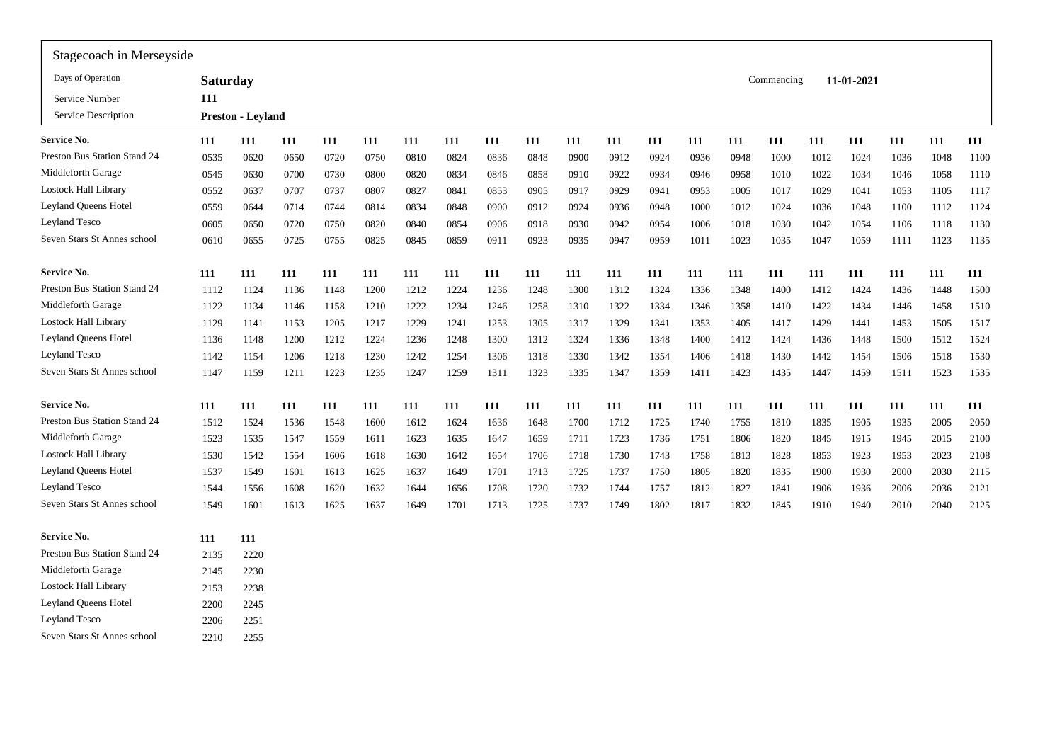Stagecoach in Merseyside

| | | |
|---|---|---|
| Days of Operation | **Saturday** | Commencing **11-01-2021** |
| Service Number | **111** | |
| Service Description | **Preston - Leyland** | |

| **Service No.** | **111** | **111** | **111** | **111** | **111** | **111** | **111** | **111** | **111** | **111** | **111** | **111** | **111** | **111** | **111** | **111** | **111** | **111** | **111** | **111** |
|---|---|---|---|---|---|---|---|---|---|---|---|---|---|---|---|---|---|---|---|---|
| Preston Bus Station Stand 24 | 0535 | 0620 | 0650 | 0720 | 0750 | 0810 | 0824 | 0836 | 0848 | 0900 | 0912 | 0924 | 0936 | 0948 | 1000 | 1012 | 1024 | 1036 | 1048 | 1100 |
| Middleforth Garage | 0545 | 0630 | 0700 | 0730 | 0800 | 0820 | 0834 | 0846 | 0858 | 0910 | 0922 | 0934 | 0946 | 0958 | 1010 | 1022 | 1034 | 1046 | 1058 | 1110 |
| Lostock Hall Library | 0552 | 0637 | 0707 | 0737 | 0807 | 0827 | 0841 | 0853 | 0905 | 0917 | 0929 | 0941 | 0953 | 1005 | 1017 | 1029 | 1041 | 1053 | 1105 | 1117 |
| Leyland Queens Hotel | 0559 | 0644 | 0714 | 0744 | 0814 | 0834 | 0848 | 0900 | 0912 | 0924 | 0936 | 0948 | 1000 | 1012 | 1024 | 1036 | 1048 | 1100 | 1112 | 1124 |
| Leyland Tesco | 0605 | 0650 | 0720 | 0750 | 0820 | 0840 | 0854 | 0906 | 0918 | 0930 | 0942 | 0954 | 1006 | 1018 | 1030 | 1042 | 1054 | 1106 | 1118 | 1130 |
| Seven Stars St Annes school | 0610 | 0655 | 0725 | 0755 | 0825 | 0845 | 0859 | 0911 | 0923 | 0935 | 0947 | 0959 | 1011 | 1023 | 1035 | 1047 | 1059 | 1111 | 1123 | 1135 |

| **Service No.** | **111** | **111** | **111** | **111** | **111** | **111** | **111** | **111** | **111** | **111** | **111** | **111** | **111** | **111** | **111** | **111** | **111** | **111** | **111** | **111** |
|---|---|---|---|---|---|---|---|---|---|---|---|---|---|---|---|---|---|---|---|---|
| Preston Bus Station Stand 24 | 1112 | 1124 | 1136 | 1148 | 1200 | 1212 | 1224 | 1236 | 1248 | 1300 | 1312 | 1324 | 1336 | 1348 | 1400 | 1412 | 1424 | 1436 | 1448 | 1500 |
| Middleforth Garage | 1122 | 1134 | 1146 | 1158 | 1210 | 1222 | 1234 | 1246 | 1258 | 1310 | 1322 | 1334 | 1346 | 1358 | 1410 | 1422 | 1434 | 1446 | 1458 | 1510 |
| Lostock Hall Library | 1129 | 1141 | 1153 | 1205 | 1217 | 1229 | 1241 | 1253 | 1305 | 1317 | 1329 | 1341 | 1353 | 1405 | 1417 | 1429 | 1441 | 1453 | 1505 | 1517 |
| Leyland Queens Hotel | 1136 | 1148 | 1200 | 1212 | 1224 | 1236 | 1248 | 1300 | 1312 | 1324 | 1336 | 1348 | 1400 | 1412 | 1424 | 1436 | 1448 | 1500 | 1512 | 1524 |
| Leyland Tesco | 1142 | 1154 | 1206 | 1218 | 1230 | 1242 | 1254 | 1306 | 1318 | 1330 | 1342 | 1354 | 1406 | 1418 | 1430 | 1442 | 1454 | 1506 | 1518 | 1530 |
| Seven Stars St Annes school | 1147 | 1159 | 1211 | 1223 | 1235 | 1247 | 1259 | 1311 | 1323 | 1335 | 1347 | 1359 | 1411 | 1423 | 1435 | 1447 | 1459 | 1511 | 1523 | 1535 |

| **Service No.** | **111** | **111** | **111** | **111** | **111** | **111** | **111** | **111** | **111** | **111** | **111** | **111** | **111** | **111** | **111** | **111** | **111** | **111** | **111** | **111** |
|---|---|---|---|---|---|---|---|---|---|---|---|---|---|---|---|---|---|---|---|---|
| Preston Bus Station Stand 24 | 1512 | 1524 | 1536 | 1548 | 1600 | 1612 | 1624 | 1636 | 1648 | 1700 | 1712 | 1725 | 1740 | 1755 | 1810 | 1835 | 1905 | 1935 | 2005 | 2050 |
| Middleforth Garage | 1523 | 1535 | 1547 | 1559 | 1611 | 1623 | 1635 | 1647 | 1659 | 1711 | 1723 | 1736 | 1751 | 1806 | 1820 | 1845 | 1915 | 1945 | 2015 | 2100 |
| Lostock Hall Library | 1530 | 1542 | 1554 | 1606 | 1618 | 1630 | 1642 | 1654 | 1706 | 1718 | 1730 | 1743 | 1758 | 1813 | 1828 | 1853 | 1923 | 1953 | 2023 | 2108 |
| Leyland Queens Hotel | 1537 | 1549 | 1601 | 1613 | 1625 | 1637 | 1649 | 1701 | 1713 | 1725 | 1737 | 1750 | 1805 | 1820 | 1835 | 1900 | 1930 | 2000 | 2030 | 2115 |
| Leyland Tesco | 1544 | 1556 | 1608 | 1620 | 1632 | 1644 | 1656 | 1708 | 1720 | 1732 | 1744 | 1757 | 1812 | 1827 | 1841 | 1906 | 1936 | 2006 | 2036 | 2121 |
| Seven Stars St Annes school | 1549 | 1601 | 1613 | 1625 | 1637 | 1649 | 1701 | 1713 | 1725 | 1737 | 1749 | 1802 | 1817 | 1832 | 1845 | 1910 | 1940 | 2010 | 2040 | 2125 |

| **Service No.** | **111** | **111** |
|---|---|---|
| Preston Bus Station Stand 24 | 2135 | 2220 |
| Middleforth Garage | 2145 | 2230 |
| Lostock Hall Library | 2153 | 2238 |
| Leyland Queens Hotel | 2200 | 2245 |
| Leyland Tesco | 2206 | 2251 |
| Seven Stars St Annes school | 2210 | 2255 |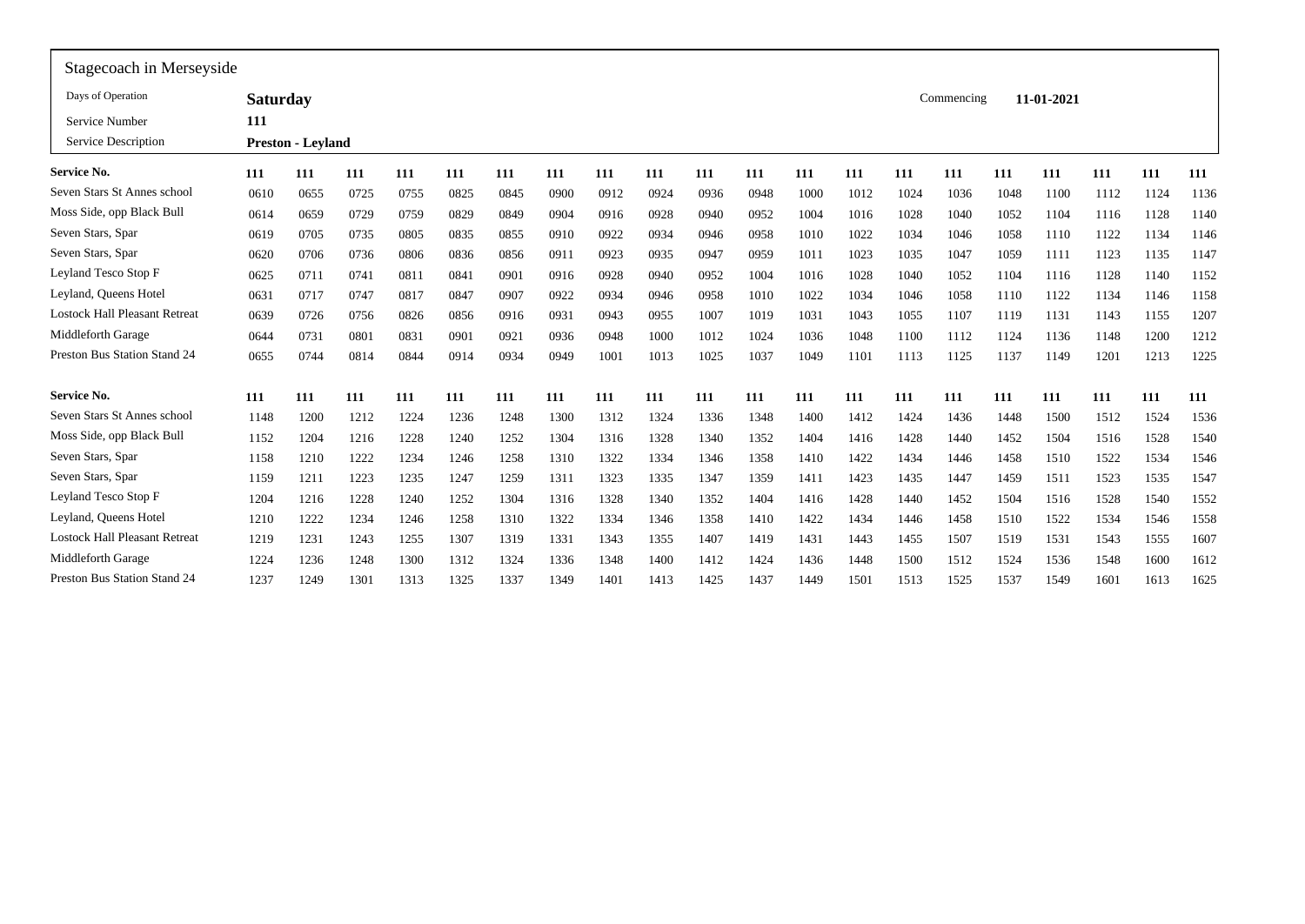## Stagecoach in Merseyside

| | | | |
|---|---|---|---|
| Days of Operation | **Saturday** | Commencing | **11-01-2021** |
| Service Number | **111** | | |
| Service Description | **Preston - Leyland** | | |

| **Service No.** | **111** | **111** | **111** | **111** | **111** | **111** | **111** | **111** | **111** | **111** | **111** | **111** | **111** | **111** | **111** | **111** | **111** | **111** | **111** | **111** |
|---|---|---|---|---|---|---|---|---|---|---|---|---|---|---|---|---|---|---|---|---|
| Seven Stars St Annes school | 0610 | 0655 | 0725 | 0755 | 0825 | 0845 | 0900 | 0912 | 0924 | 0936 | 0948 | 1000 | 1012 | 1024 | 1036 | 1048 | 1100 | 1112 | 1124 | 1136 |
| Moss Side, opp Black Bull | 0614 | 0659 | 0729 | 0759 | 0829 | 0849 | 0904 | 0916 | 0928 | 0940 | 0952 | 1004 | 1016 | 1028 | 1040 | 1052 | 1104 | 1116 | 1128 | 1140 |
| Seven Stars, Spar | 0619 | 0705 | 0735 | 0805 | 0835 | 0855 | 0910 | 0922 | 0934 | 0946 | 0958 | 1010 | 1022 | 1034 | 1046 | 1058 | 1110 | 1122 | 1134 | 1146 |
| Seven Stars, Spar | 0620 | 0706 | 0736 | 0806 | 0836 | 0856 | 0911 | 0923 | 0935 | 0947 | 0959 | 1011 | 1023 | 1035 | 1047 | 1059 | 1111 | 1123 | 1135 | 1147 |
| Leyland Tesco Stop F | 0625 | 0711 | 0741 | 0811 | 0841 | 0901 | 0916 | 0928 | 0940 | 0952 | 1004 | 1016 | 1028 | 1040 | 1052 | 1104 | 1116 | 1128 | 1140 | 1152 |
| Leyland, Queens Hotel | 0631 | 0717 | 0747 | 0817 | 0847 | 0907 | 0922 | 0934 | 0946 | 0958 | 1010 | 1022 | 1034 | 1046 | 1058 | 1110 | 1122 | 1134 | 1146 | 1158 |
| Lostock Hall Pleasant Retreat | 0639 | 0726 | 0756 | 0826 | 0856 | 0916 | 0931 | 0943 | 0955 | 1007 | 1019 | 1031 | 1043 | 1055 | 1107 | 1119 | 1131 | 1143 | 1155 | 1207 |
| Middleforth Garage | 0644 | 0731 | 0801 | 0831 | 0901 | 0921 | 0936 | 0948 | 1000 | 1012 | 1024 | 1036 | 1048 | 1100 | 1112 | 1124 | 1136 | 1148 | 1200 | 1212 |
| Preston Bus Station Stand 24 | 0655 | 0744 | 0814 | 0844 | 0914 | 0934 | 0949 | 1001 | 1013 | 1025 | 1037 | 1049 | 1101 | 1113 | 1125 | 1137 | 1149 | 1201 | 1213 | 1225 |

| **Service No.** | **111** | **111** | **111** | **111** | **111** | **111** | **111** | **111** | **111** | **111** | **111** | **111** | **111** | **111** | **111** | **111** | **111** | **111** | **111** | **111** |
|---|---|---|---|---|---|---|---|---|---|---|---|---|---|---|---|---|---|---|---|---|
| Seven Stars St Annes school | 1148 | 1200 | 1212 | 1224 | 1236 | 1248 | 1300 | 1312 | 1324 | 1336 | 1348 | 1400 | 1412 | 1424 | 1436 | 1448 | 1500 | 1512 | 1524 | 1536 |
| Moss Side, opp Black Bull | 1152 | 1204 | 1216 | 1228 | 1240 | 1252 | 1304 | 1316 | 1328 | 1340 | 1352 | 1404 | 1416 | 1428 | 1440 | 1452 | 1504 | 1516 | 1528 | 1540 |
| Seven Stars, Spar | 1158 | 1210 | 1222 | 1234 | 1246 | 1258 | 1310 | 1322 | 1334 | 1346 | 1358 | 1410 | 1422 | 1434 | 1446 | 1458 | 1510 | 1522 | 1534 | 1546 |
| Seven Stars, Spar | 1159 | 1211 | 1223 | 1235 | 1247 | 1259 | 1311 | 1323 | 1335 | 1347 | 1359 | 1411 | 1423 | 1435 | 1447 | 1459 | 1511 | 1523 | 1535 | 1547 |
| Leyland Tesco Stop F | 1204 | 1216 | 1228 | 1240 | 1252 | 1304 | 1316 | 1328 | 1340 | 1352 | 1404 | 1416 | 1428 | 1440 | 1452 | 1504 | 1516 | 1528 | 1540 | 1552 |
| Leyland, Queens Hotel | 1210 | 1222 | 1234 | 1246 | 1258 | 1310 | 1322 | 1334 | 1346 | 1358 | 1410 | 1422 | 1434 | 1446 | 1458 | 1510 | 1522 | 1534 | 1546 | 1558 |
| Lostock Hall Pleasant Retreat | 1219 | 1231 | 1243 | 1255 | 1307 | 1319 | 1331 | 1343 | 1355 | 1407 | 1419 | 1431 | 1443 | 1455 | 1507 | 1519 | 1531 | 1543 | 1555 | 1607 |
| Middleforth Garage | 1224 | 1236 | 1248 | 1300 | 1312 | 1324 | 1336 | 1348 | 1400 | 1412 | 1424 | 1436 | 1448 | 1500 | 1512 | 1524 | 1536 | 1548 | 1600 | 1612 |
| Preston Bus Station Stand 24 | 1237 | 1249 | 1301 | 1313 | 1325 | 1337 | 1349 | 1401 | 1413 | 1425 | 1437 | 1449 | 1501 | 1513 | 1525 | 1537 | 1549 | 1601 | 1613 | 1625 |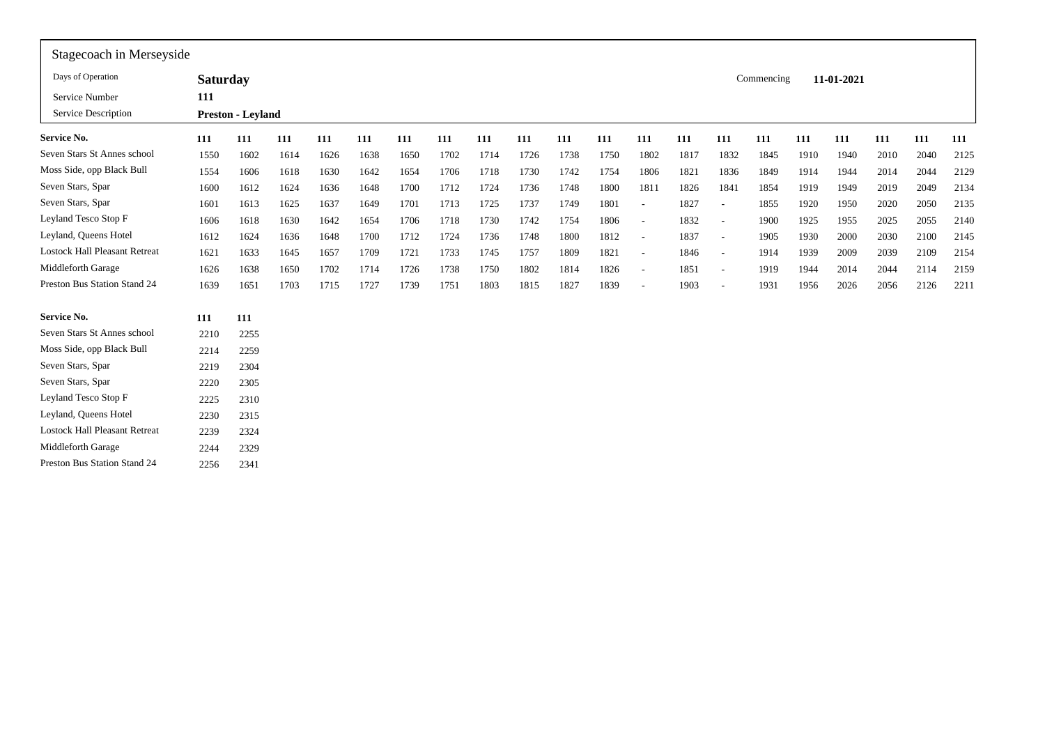Stagecoach in Merseyside

| | | | |
|---|---|---|---|
| Days of Operation | **Saturday** | Commencing | **11-01-2021** |
| Service Number | **111** | | |
| Service Description | **Preston - Leyland** | | |

| **Service No.** | **111** | **111** | **111** | **111** | **111** | **111** | **111** | **111** | **111** | **111** | **111** | **111** | **111** | **111** | **111** | **111** | **111** | **111** | **111** | **111** |
|---|---|---|---|---|---|---|---|---|---|---|---|---|---|---|---|---|---|---|---|---|
| Seven Stars St Annes school | 1550 | 1602 | 1614 | 1626 | 1638 | 1650 | 1702 | 1714 | 1726 | 1738 | 1750 | 1802 | 1817 | 1832 | 1845 | 1910 | 1940 | 2010 | 2040 | 2125 |
| Moss Side, opp Black Bull | 1554 | 1606 | 1618 | 1630 | 1642 | 1654 | 1706 | 1718 | 1730 | 1742 | 1754 | 1806 | 1821 | 1836 | 1849 | 1914 | 1944 | 2014 | 2044 | 2129 |
| Seven Stars, Spar | 1600 | 1612 | 1624 | 1636 | 1648 | 1700 | 1712 | 1724 | 1736 | 1748 | 1800 | 1811 | 1826 | 1841 | 1854 | 1919 | 1949 | 2019 | 2049 | 2134 |
| Seven Stars, Spar | 1601 | 1613 | 1625 | 1637 | 1649 | 1701 | 1713 | 1725 | 1737 | 1749 | 1801 | - | 1827 | - | 1855 | 1920 | 1950 | 2020 | 2050 | 2135 |
| Leyland Tesco Stop F | 1606 | 1618 | 1630 | 1642 | 1654 | 1706 | 1718 | 1730 | 1742 | 1754 | 1806 | - | 1832 | - | 1900 | 1925 | 1955 | 2025 | 2055 | 2140 |
| Leyland, Queens Hotel | 1612 | 1624 | 1636 | 1648 | 1700 | 1712 | 1724 | 1736 | 1748 | 1800 | 1812 | - | 1837 | - | 1905 | 1930 | 2000 | 2030 | 2100 | 2145 |
| Lostock Hall Pleasant Retreat | 1621 | 1633 | 1645 | 1657 | 1709 | 1721 | 1733 | 1745 | 1757 | 1809 | 1821 | - | 1846 | - | 1914 | 1939 | 2009 | 2039 | 2109 | 2154 |
| Middleforth Garage | 1626 | 1638 | 1650 | 1702 | 1714 | 1726 | 1738 | 1750 | 1802 | 1814 | 1826 | - | 1851 | - | 1919 | 1944 | 2014 | 2044 | 2114 | 2159 |
| Preston Bus Station Stand 24 | 1639 | 1651 | 1703 | 1715 | 1727 | 1739 | 1751 | 1803 | 1815 | 1827 | 1839 | - | 1903 | - | 1931 | 1956 | 2026 | 2056 | 2126 | 2211 |

| **Service No.** | **111** | **111** |
|---|---|---|
| Seven Stars St Annes school | 2210 | 2255 |
| Moss Side, opp Black Bull | 2214 | 2259 |
| Seven Stars, Spar | 2219 | 2304 |
| Seven Stars, Spar | 2220 | 2305 |
| Leyland Tesco Stop F | 2225 | 2310 |
| Leyland, Queens Hotel | 2230 | 2315 |
| Lostock Hall Pleasant Retreat | 2239 | 2324 |
| Middleforth Garage | 2244 | 2329 |
| Preston Bus Station Stand 24 | 2256 | 2341 |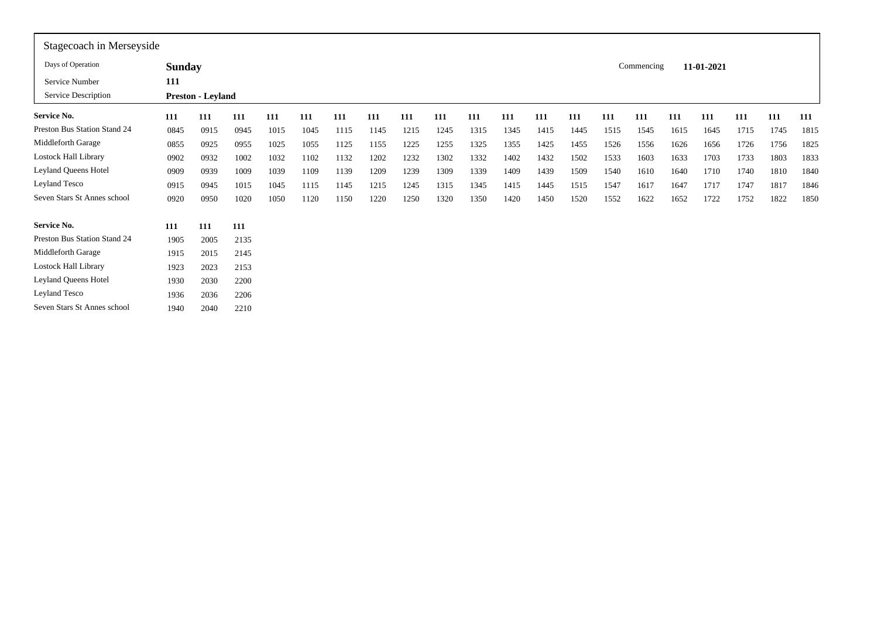Stagecoach in Merseyside

| Days of Operation | **Sunday** | Commencing | **11-01-2021** |
|---|---|---|---|
| Service Number | **111** | | |
| Service Description | **Preston - Leyland** | | |

| **Service No.** | **111** | **111** | **111** | **111** | **111** | **111** | **111** | **111** | **111** | **111** | **111** | **111** | **111** | **111** | **111** | **111** | **111** | **111** | **111** | **111** |
|---|---|---|---|---|---|---|---|---|---|---|---|---|---|---|---|---|---|---|---|---|
| Preston Bus Station Stand 24 | 0845 | 0915 | 0945 | 1015 | 1045 | 1115 | 1145 | 1215 | 1245 | 1315 | 1345 | 1415 | 1445 | 1515 | 1545 | 1615 | 1645 | 1715 | 1745 | 1815 |
| Middleforth Garage | 0855 | 0925 | 0955 | 1025 | 1055 | 1125 | 1155 | 1225 | 1255 | 1325 | 1355 | 1425 | 1455 | 1526 | 1556 | 1626 | 1656 | 1726 | 1756 | 1825 |
| Lostock Hall Library | 0902 | 0932 | 1002 | 1032 | 1102 | 1132 | 1202 | 1232 | 1302 | 1332 | 1402 | 1432 | 1502 | 1533 | 1603 | 1633 | 1703 | 1733 | 1803 | 1833 |
| Leyland Queens Hotel | 0909 | 0939 | 1009 | 1039 | 1109 | 1139 | 1209 | 1239 | 1309 | 1339 | 1409 | 1439 | 1509 | 1540 | 1610 | 1640 | 1710 | 1740 | 1810 | 1840 |
| Leyland Tesco | 0915 | 0945 | 1015 | 1045 | 1115 | 1145 | 1215 | 1245 | 1315 | 1345 | 1415 | 1445 | 1515 | 1547 | 1617 | 1647 | 1717 | 1747 | 1817 | 1846 |
| Seven Stars St Annes school | 0920 | 0950 | 1020 | 1050 | 1120 | 1150 | 1220 | 1250 | 1320 | 1350 | 1420 | 1450 | 1520 | 1552 | 1622 | 1652 | 1722 | 1752 | 1822 | 1850 |

| **Service No.** | **111** | **111** | **111** |
|---|---|---|---|
| Preston Bus Station Stand 24 | 1905 | 2005 | 2135 |
| Middleforth Garage | 1915 | 2015 | 2145 |
| Lostock Hall Library | 1923 | 2023 | 2153 |
| Leyland Queens Hotel | 1930 | 2030 | 2200 |
| Leyland Tesco | 1936 | 2036 | 2206 |
| Seven Stars St Annes school | 1940 | 2040 | 2210 |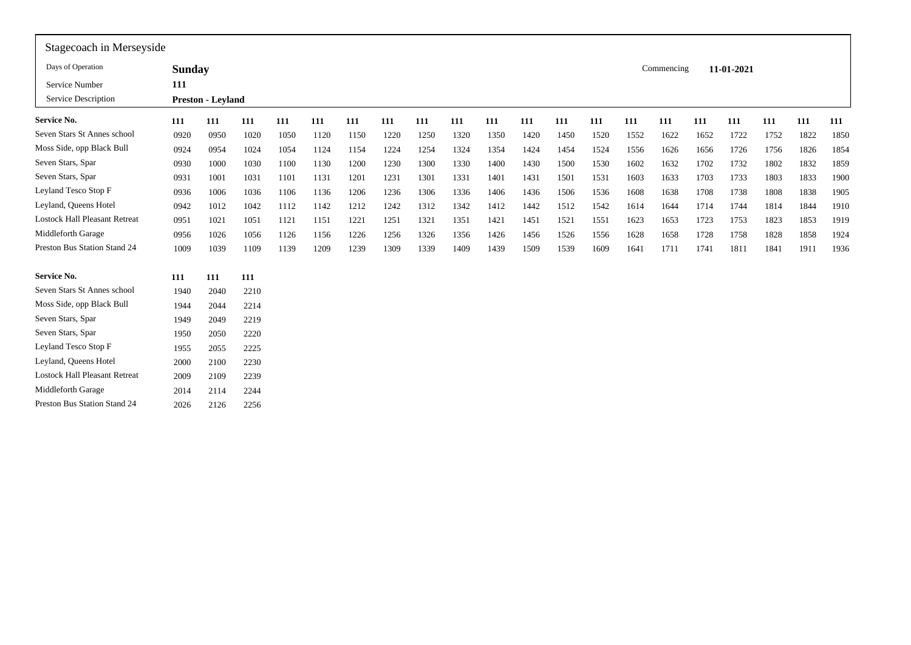Stagecoach in Merseyside

| Days of Operation | **Sunday** | Commencing | **11-01-2021** |
|---|---|---|---|
| Service Number | **111** | | |
| Service Description | **Preston - Leyland** | | |

| **Service No.** | **111** | **111** | **111** | **111** | **111** | **111** | **111** | **111** | **111** | **111** | **111** | **111** | **111** | **111** | **111** | **111** | **111** | **111** | **111** | **111** |
|---|---|---|---|---|---|---|---|---|---|---|---|---|---|---|---|---|---|---|---|---|
| Seven Stars St Annes school | 0920 | 0950 | 1020 | 1050 | 1120 | 1150 | 1220 | 1250 | 1320 | 1350 | 1420 | 1450 | 1520 | 1552 | 1622 | 1652 | 1722 | 1752 | 1822 | 1850 |
| Moss Side, opp Black Bull | 0924 | 0954 | 1024 | 1054 | 1124 | 1154 | 1224 | 1254 | 1324 | 1354 | 1424 | 1454 | 1524 | 1556 | 1626 | 1656 | 1726 | 1756 | 1826 | 1854 |
| Seven Stars, Spar | 0930 | 1000 | 1030 | 1100 | 1130 | 1200 | 1230 | 1300 | 1330 | 1400 | 1430 | 1500 | 1530 | 1602 | 1632 | 1702 | 1732 | 1802 | 1832 | 1859 |
| Seven Stars, Spar | 0931 | 1001 | 1031 | 1101 | 1131 | 1201 | 1231 | 1301 | 1331 | 1401 | 1431 | 1501 | 1531 | 1603 | 1633 | 1703 | 1733 | 1803 | 1833 | 1900 |
| Leyland Tesco Stop F | 0936 | 1006 | 1036 | 1106 | 1136 | 1206 | 1236 | 1306 | 1336 | 1406 | 1436 | 1506 | 1536 | 1608 | 1638 | 1708 | 1738 | 1808 | 1838 | 1905 |
| Leyland, Queens Hotel | 0942 | 1012 | 1042 | 1112 | 1142 | 1212 | 1242 | 1312 | 1342 | 1412 | 1442 | 1512 | 1542 | 1614 | 1644 | 1714 | 1744 | 1814 | 1844 | 1910 |
| Lostock Hall Pleasant Retreat | 0951 | 1021 | 1051 | 1121 | 1151 | 1221 | 1251 | 1321 | 1351 | 1421 | 1451 | 1521 | 1551 | 1623 | 1653 | 1723 | 1753 | 1823 | 1853 | 1919 |
| Middleforth Garage | 0956 | 1026 | 1056 | 1126 | 1156 | 1226 | 1256 | 1326 | 1356 | 1426 | 1456 | 1526 | 1556 | 1628 | 1658 | 1728 | 1758 | 1828 | 1858 | 1924 |
| Preston Bus Station Stand 24 | 1009 | 1039 | 1109 | 1139 | 1209 | 1239 | 1309 | 1339 | 1409 | 1439 | 1509 | 1539 | 1609 | 1641 | 1711 | 1741 | 1811 | 1841 | 1911 | 1936 |

| **Service No.** | **111** | **111** | **111** |
|---|---|---|---|
| Seven Stars St Annes school | 1940 | 2040 | 2210 |
| Moss Side, opp Black Bull | 1944 | 2044 | 2214 |
| Seven Stars, Spar | 1949 | 2049 | 2219 |
| Seven Stars, Spar | 1950 | 2050 | 2220 |
| Leyland Tesco Stop F | 1955 | 2055 | 2225 |
| Leyland, Queens Hotel | 2000 | 2100 | 2230 |
| Lostock Hall Pleasant Retreat | 2009 | 2109 | 2239 |
| Middleforth Garage | 2014 | 2114 | 2244 |
| Preston Bus Station Stand 24 | 2026 | 2126 | 2256 |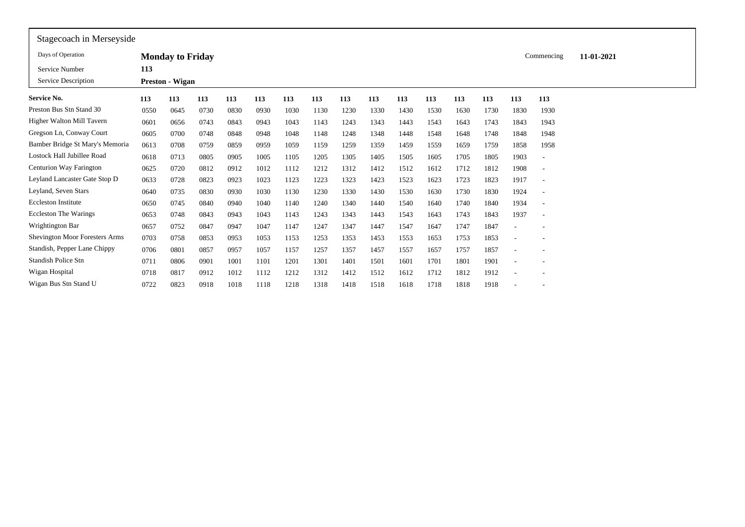| Stagecoach in Merseyside | | | | | | | | | | | | | | | |
|---|---|---|---|---|---|---|---|---|---|---|---|---|---|---|---|
| Days of Operation | **Monday to Friday** | | | | | | | | | | | | | Commencing | **11-01-2021** |
| Service Number | **113** | | | | | | | | | | | | | | |
| Service Description | **Preston - Wigan** | | | | | | | | | | | | | | |

| **Service No.** | **113** | **113** | **113** | **113** | **113** | **113** | **113** | **113** | **113** | **113** | **113** | **113** | **113** | **113** | **113** |
|---|---|---|---|---|---|---|---|---|---|---|---|---|---|---|---|
| Preston Bus Stn Stand 30 | 0550 | 0645 | 0730 | 0830 | 0930 | 1030 | 1130 | 1230 | 1330 | 1430 | 1530 | 1630 | 1730 | 1830 | 1930 |
| Higher Walton Mill Tavern | 0601 | 0656 | 0743 | 0843 | 0943 | 1043 | 1143 | 1243 | 1343 | 1443 | 1543 | 1643 | 1743 | 1843 | 1943 |
| Gregson Ln, Conway Court | 0605 | 0700 | 0748 | 0848 | 0948 | 1048 | 1148 | 1248 | 1348 | 1448 | 1548 | 1648 | 1748 | 1848 | 1948 |
| Bamber Bridge St Mary's Memoria | 0613 | 0708 | 0759 | 0859 | 0959 | 1059 | 1159 | 1259 | 1359 | 1459 | 1559 | 1659 | 1759 | 1858 | 1958 |
| Lostock Hall Jubillee Road | 0618 | 0713 | 0805 | 0905 | 1005 | 1105 | 1205 | 1305 | 1405 | 1505 | 1605 | 1705 | 1805 | 1903 | - |
| Centurion Way Farington | 0625 | 0720 | 0812 | 0912 | 1012 | 1112 | 1212 | 1312 | 1412 | 1512 | 1612 | 1712 | 1812 | 1908 | - |
| Leyland Lancaster Gate Stop D | 0633 | 0728 | 0823 | 0923 | 1023 | 1123 | 1223 | 1323 | 1423 | 1523 | 1623 | 1723 | 1823 | 1917 | - |
| Leyland, Seven Stars | 0640 | 0735 | 0830 | 0930 | 1030 | 1130 | 1230 | 1330 | 1430 | 1530 | 1630 | 1730 | 1830 | 1924 | - |
| Eccleston Institute | 0650 | 0745 | 0840 | 0940 | 1040 | 1140 | 1240 | 1340 | 1440 | 1540 | 1640 | 1740 | 1840 | 1934 | - |
| Eccleston The Warings | 0653 | 0748 | 0843 | 0943 | 1043 | 1143 | 1243 | 1343 | 1443 | 1543 | 1643 | 1743 | 1843 | 1937 | - |
| Wrightington Bar | 0657 | 0752 | 0847 | 0947 | 1047 | 1147 | 1247 | 1347 | 1447 | 1547 | 1647 | 1747 | 1847 | - | - |
| Shevington Moor Foresters Arms | 0703 | 0758 | 0853 | 0953 | 1053 | 1153 | 1253 | 1353 | 1453 | 1553 | 1653 | 1753 | 1853 | - | - |
| Standish, Pepper Lane Chippy | 0706 | 0801 | 0857 | 0957 | 1057 | 1157 | 1257 | 1357 | 1457 | 1557 | 1657 | 1757 | 1857 | - | - |
| Standish Police Stn | 0711 | 0806 | 0901 | 1001 | 1101 | 1201 | 1301 | 1401 | 1501 | 1601 | 1701 | 1801 | 1901 | - | - |
| Wigan Hospital | 0718 | 0817 | 0912 | 1012 | 1112 | 1212 | 1312 | 1412 | 1512 | 1612 | 1712 | 1812 | 1912 | - | - |
| Wigan Bus Stn Stand U | 0722 | 0823 | 0918 | 1018 | 1118 | 1218 | 1318 | 1418 | 1518 | 1618 | 1718 | 1818 | 1918 | - | - |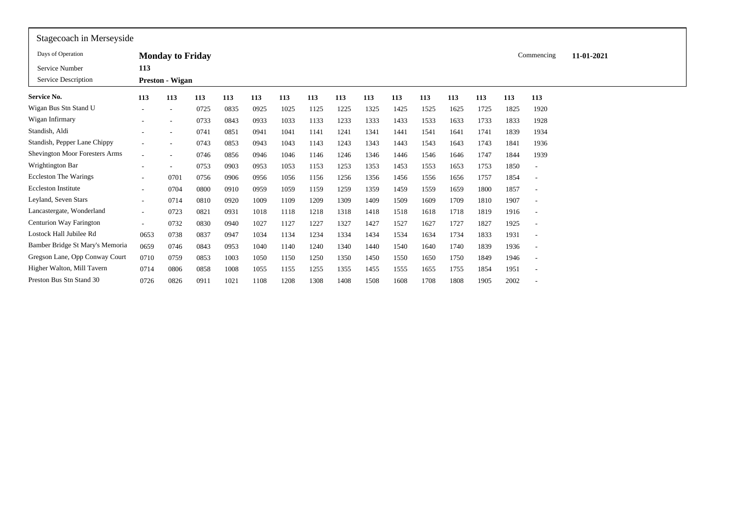Stagecoach in Merseyside

| Days of Operation | **Monday to Friday** | Commencing | **11-01-2021** |
|---|---|---|---|
| Service Number | **113** | | |
| Service Description | **Preston - Wigan** | | |

| **Service No.** | **113** | **113** | **113** | **113** | **113** | **113** | **113** | **113** | **113** | **113** | **113** | **113** | **113** | **113** | **113** |
|---|---|---|---|---|---|---|---|---|---|---|---|---|---|---|---|
| Wigan Bus Stn Stand U | - | - | 0725 | 0835 | 0925 | 1025 | 1125 | 1225 | 1325 | 1425 | 1525 | 1625 | 1725 | 1825 | 1920 |
| Wigan Infirmary | - | - | 0733 | 0843 | 0933 | 1033 | 1133 | 1233 | 1333 | 1433 | 1533 | 1633 | 1733 | 1833 | 1928 |
| Standish, Aldi | - | - | 0741 | 0851 | 0941 | 1041 | 1141 | 1241 | 1341 | 1441 | 1541 | 1641 | 1741 | 1839 | 1934 |
| Standish, Pepper Lane Chippy | - | - | 0743 | 0853 | 0943 | 1043 | 1143 | 1243 | 1343 | 1443 | 1543 | 1643 | 1743 | 1841 | 1936 |
| Shevington Moor Foresters Arms | - | - | 0746 | 0856 | 0946 | 1046 | 1146 | 1246 | 1346 | 1446 | 1546 | 1646 | 1747 | 1844 | 1939 |
| Wrightington Bar | - | - | 0753 | 0903 | 0953 | 1053 | 1153 | 1253 | 1353 | 1453 | 1553 | 1653 | 1753 | 1850 | - |
| Eccleston The Warings | - | 0701 | 0756 | 0906 | 0956 | 1056 | 1156 | 1256 | 1356 | 1456 | 1556 | 1656 | 1757 | 1854 | - |
| Eccleston Institute | - | 0704 | 0800 | 0910 | 0959 | 1059 | 1159 | 1259 | 1359 | 1459 | 1559 | 1659 | 1800 | 1857 | - |
| Leyland, Seven Stars | - | 0714 | 0810 | 0920 | 1009 | 1109 | 1209 | 1309 | 1409 | 1509 | 1609 | 1709 | 1810 | 1907 | - |
| Lancastergate, Wonderland | - | 0723 | 0821 | 0931 | 1018 | 1118 | 1218 | 1318 | 1418 | 1518 | 1618 | 1718 | 1819 | 1916 | - |
| Centurion Way Farington | - | 0732 | 0830 | 0940 | 1027 | 1127 | 1227 | 1327 | 1427 | 1527 | 1627 | 1727 | 1827 | 1925 | - |
| Lostock Hall Jubilee Rd | 0653 | 0738 | 0837 | 0947 | 1034 | 1134 | 1234 | 1334 | 1434 | 1534 | 1634 | 1734 | 1833 | 1931 | - |
| Bamber Bridge St Mary's Memoria | 0659 | 0746 | 0843 | 0953 | 1040 | 1140 | 1240 | 1340 | 1440 | 1540 | 1640 | 1740 | 1839 | 1936 | - |
| Gregson Lane, Opp Conway Court | 0710 | 0759 | 0853 | 1003 | 1050 | 1150 | 1250 | 1350 | 1450 | 1550 | 1650 | 1750 | 1849 | 1946 | - |
| Higher Walton, Mill Tavern | 0714 | 0806 | 0858 | 1008 | 1055 | 1155 | 1255 | 1355 | 1455 | 1555 | 1655 | 1755 | 1854 | 1951 | - |
| Preston Bus Stn Stand 30 | 0726 | 0826 | 0911 | 1021 | 1108 | 1208 | 1308 | 1408 | 1508 | 1608 | 1708 | 1808 | 1905 | 2002 | - |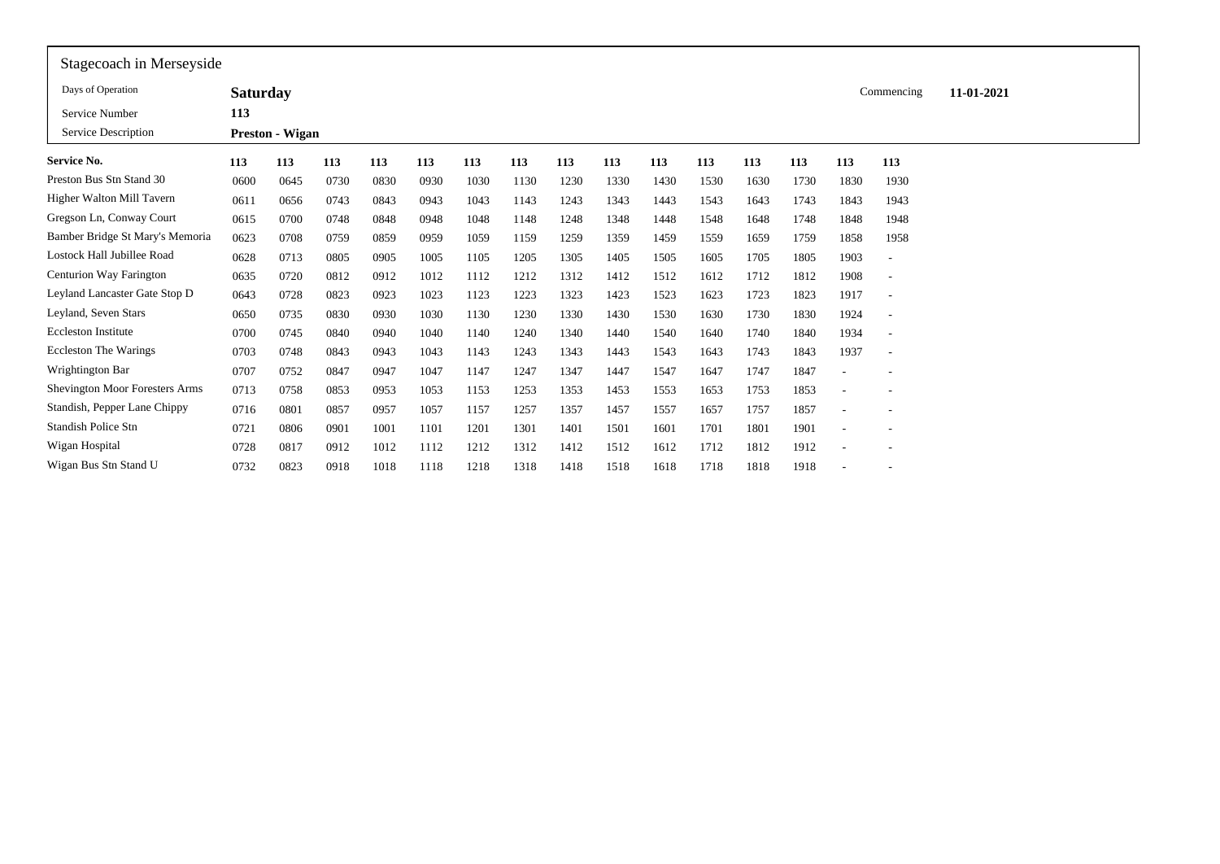## Stagecoach in Merseyside

| | | | |
|---|---|---|---|
| Days of Operation | **Saturday** | Commencing | **11-01-2021** |
| Service Number | **113** | | |
| Service Description | **Preston - Wigan** | | |

| **Service No.** | **113** | **113** | **113** | **113** | **113** | **113** | **113** | **113** | **113** | **113** | **113** | **113** | **113** | **113** | **113** |
|---|---|---|---|---|---|---|---|---|---|---|---|---|---|---|---|
| Preston Bus Stn Stand 30 | 0600 | 0645 | 0730 | 0830 | 0930 | 1030 | 1130 | 1230 | 1330 | 1430 | 1530 | 1630 | 1730 | 1830 | 1930 |
| Higher Walton Mill Tavern | 0611 | 0656 | 0743 | 0843 | 0943 | 1043 | 1143 | 1243 | 1343 | 1443 | 1543 | 1643 | 1743 | 1843 | 1943 |
| Gregson Ln, Conway Court | 0615 | 0700 | 0748 | 0848 | 0948 | 1048 | 1148 | 1248 | 1348 | 1448 | 1548 | 1648 | 1748 | 1848 | 1948 |
| Bamber Bridge St Mary's Memoria | 0623 | 0708 | 0759 | 0859 | 0959 | 1059 | 1159 | 1259 | 1359 | 1459 | 1559 | 1659 | 1759 | 1858 | 1958 |
| Lostock Hall Jubillee Road | 0628 | 0713 | 0805 | 0905 | 1005 | 1105 | 1205 | 1305 | 1405 | 1505 | 1605 | 1705 | 1805 | 1903 | - |
| Centurion Way Farington | 0635 | 0720 | 0812 | 0912 | 1012 | 1112 | 1212 | 1312 | 1412 | 1512 | 1612 | 1712 | 1812 | 1908 | - |
| Leyland Lancaster Gate Stop D | 0643 | 0728 | 0823 | 0923 | 1023 | 1123 | 1223 | 1323 | 1423 | 1523 | 1623 | 1723 | 1823 | 1917 | - |
| Leyland, Seven Stars | 0650 | 0735 | 0830 | 0930 | 1030 | 1130 | 1230 | 1330 | 1430 | 1530 | 1630 | 1730 | 1830 | 1924 | - |
| Eccleston Institute | 0700 | 0745 | 0840 | 0940 | 1040 | 1140 | 1240 | 1340 | 1440 | 1540 | 1640 | 1740 | 1840 | 1934 | - |
| Eccleston The Warings | 0703 | 0748 | 0843 | 0943 | 1043 | 1143 | 1243 | 1343 | 1443 | 1543 | 1643 | 1743 | 1843 | 1937 | - |
| Wrightington Bar | 0707 | 0752 | 0847 | 0947 | 1047 | 1147 | 1247 | 1347 | 1447 | 1547 | 1647 | 1747 | 1847 | - | - |
| Shevington Moor Foresters Arms | 0713 | 0758 | 0853 | 0953 | 1053 | 1153 | 1253 | 1353 | 1453 | 1553 | 1653 | 1753 | 1853 | - | - |
| Standish, Pepper Lane Chippy | 0716 | 0801 | 0857 | 0957 | 1057 | 1157 | 1257 | 1357 | 1457 | 1557 | 1657 | 1757 | 1857 | - | - |
| Standish Police Stn | 0721 | 0806 | 0901 | 1001 | 1101 | 1201 | 1301 | 1401 | 1501 | 1601 | 1701 | 1801 | 1901 | - | - |
| Wigan Hospital | 0728 | 0817 | 0912 | 1012 | 1112 | 1212 | 1312 | 1412 | 1512 | 1612 | 1712 | 1812 | 1912 | - | - |
| Wigan Bus Stn Stand U | 0732 | 0823 | 0918 | 1018 | 1118 | 1218 | 1318 | 1418 | 1518 | 1618 | 1718 | 1818 | 1918 | - | - |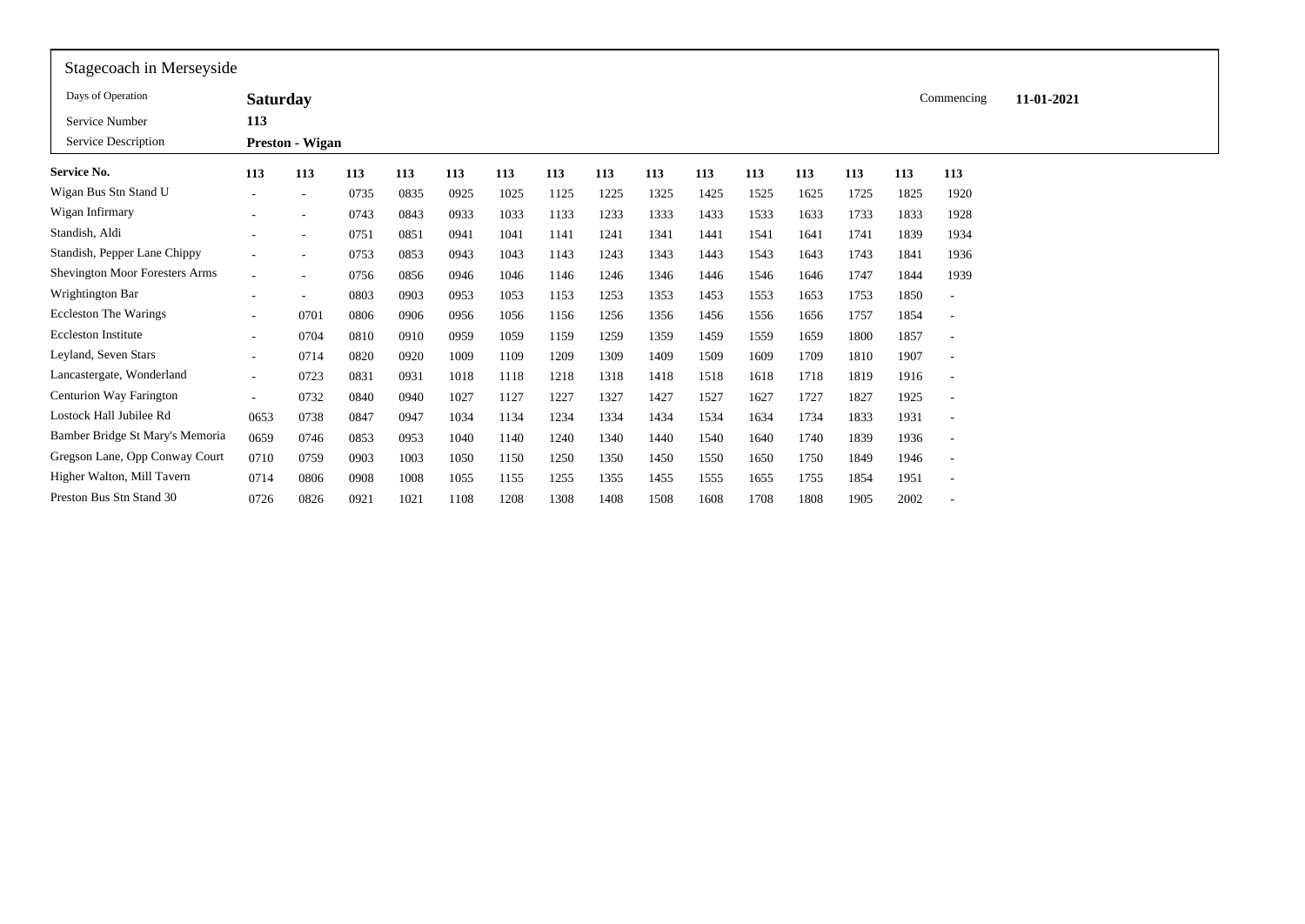Stagecoach in Merseyside

| Days of Operation | **Saturday** | Commencing | **11-01-2021** |
|---|---|---|---|
| Service Number | **113** | | |
| Service Description | **Preston - Wigan** | | |

| **Service No.** | **113** | **113** | **113** | **113** | **113** | **113** | **113** | **113** | **113** | **113** | **113** | **113** | **113** | **113** | **113** |
|---|---|---|---|---|---|---|---|---|---|---|---|---|---|---|---|
| Wigan Bus Stn Stand U | - | - | 0735 | 0835 | 0925 | 1025 | 1125 | 1225 | 1325 | 1425 | 1525 | 1625 | 1725 | 1825 | 1920 |
| Wigan Infirmary | - | - | 0743 | 0843 | 0933 | 1033 | 1133 | 1233 | 1333 | 1433 | 1533 | 1633 | 1733 | 1833 | 1928 |
| Standish, Aldi | - | - | 0751 | 0851 | 0941 | 1041 | 1141 | 1241 | 1341 | 1441 | 1541 | 1641 | 1741 | 1839 | 1934 |
| Standish, Pepper Lane Chippy | - | - | 0753 | 0853 | 0943 | 1043 | 1143 | 1243 | 1343 | 1443 | 1543 | 1643 | 1743 | 1841 | 1936 |
| Shevington Moor Foresters Arms | - | - | 0756 | 0856 | 0946 | 1046 | 1146 | 1246 | 1346 | 1446 | 1546 | 1646 | 1747 | 1844 | 1939 |
| Wrightington Bar | - | - | 0803 | 0903 | 0953 | 1053 | 1153 | 1253 | 1353 | 1453 | 1553 | 1653 | 1753 | 1850 | - |
| Eccleston The Warings | - | 0701 | 0806 | 0906 | 0956 | 1056 | 1156 | 1256 | 1356 | 1456 | 1556 | 1656 | 1757 | 1854 | - |
| Eccleston Institute | - | 0704 | 0810 | 0910 | 0959 | 1059 | 1159 | 1259 | 1359 | 1459 | 1559 | 1659 | 1800 | 1857 | - |
| Leyland, Seven Stars | - | 0714 | 0820 | 0920 | 1009 | 1109 | 1209 | 1309 | 1409 | 1509 | 1609 | 1709 | 1810 | 1907 | - |
| Lancastergate, Wonderland | - | 0723 | 0831 | 0931 | 1018 | 1118 | 1218 | 1318 | 1418 | 1518 | 1618 | 1718 | 1819 | 1916 | - |
| Centurion Way Farington | - | 0732 | 0840 | 0940 | 1027 | 1127 | 1227 | 1327 | 1427 | 1527 | 1627 | 1727 | 1827 | 1925 | - |
| Lostock Hall Jubilee Rd | 0653 | 0738 | 0847 | 0947 | 1034 | 1134 | 1234 | 1334 | 1434 | 1534 | 1634 | 1734 | 1833 | 1931 | - |
| Bamber Bridge St Mary's Memoria | 0659 | 0746 | 0853 | 0953 | 1040 | 1140 | 1240 | 1340 | 1440 | 1540 | 1640 | 1740 | 1839 | 1936 | - |
| Gregson Lane, Opp Conway Court | 0710 | 0759 | 0903 | 1003 | 1050 | 1150 | 1250 | 1350 | 1450 | 1550 | 1650 | 1750 | 1849 | 1946 | - |
| Higher Walton, Mill Tavern | 0714 | 0806 | 0908 | 1008 | 1055 | 1155 | 1255 | 1355 | 1455 | 1555 | 1655 | 1755 | 1854 | 1951 | - |
| Preston Bus Stn Stand 30 | 0726 | 0826 | 0921 | 1021 | 1108 | 1208 | 1308 | 1408 | 1508 | 1608 | 1708 | 1808 | 1905 | 2002 | - |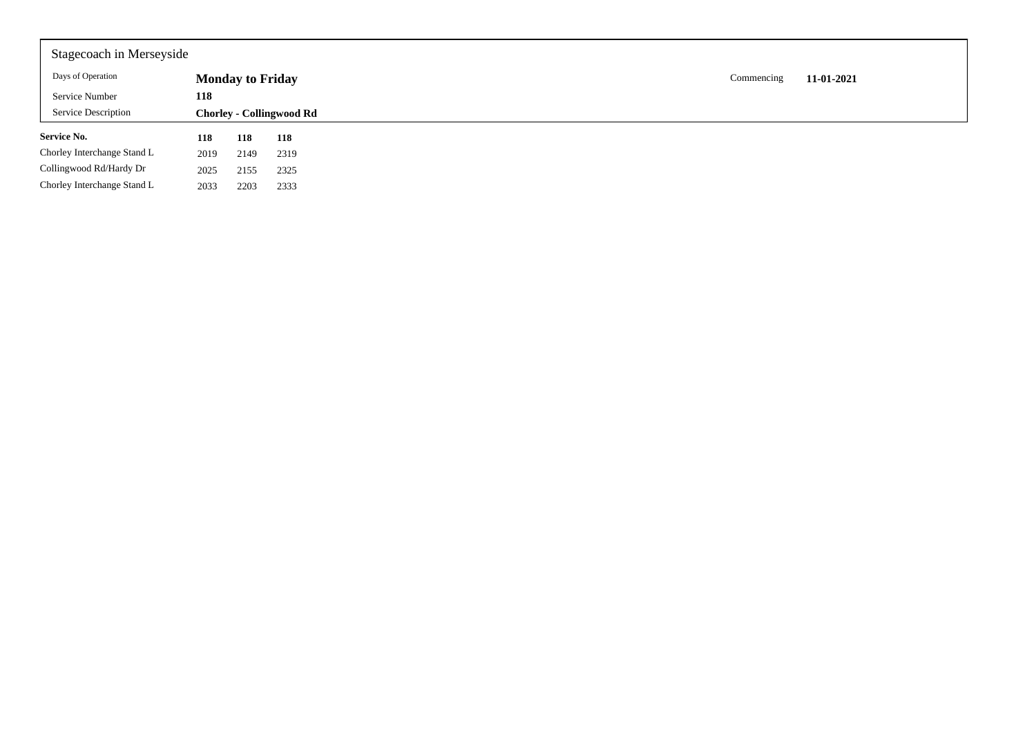Stagecoach in Merseyside

| | | | |
|---|---|---|---|
| Days of Operation | **Monday to Friday** | Commencing | **11-01-2021** |
| Service Number | **118** | | |
| Service Description | **Chorley - Collingwood Rd** | | |

| **Service No.** | **118** | **118** | **118** |
|---|---|---|---|
| Chorley Interchange Stand L | 2019 | 2149 | 2319 |
| Collingwood Rd/Hardy Dr | 2025 | 2155 | 2325 |
| Chorley Interchange Stand L | 2033 | 2203 | 2333 |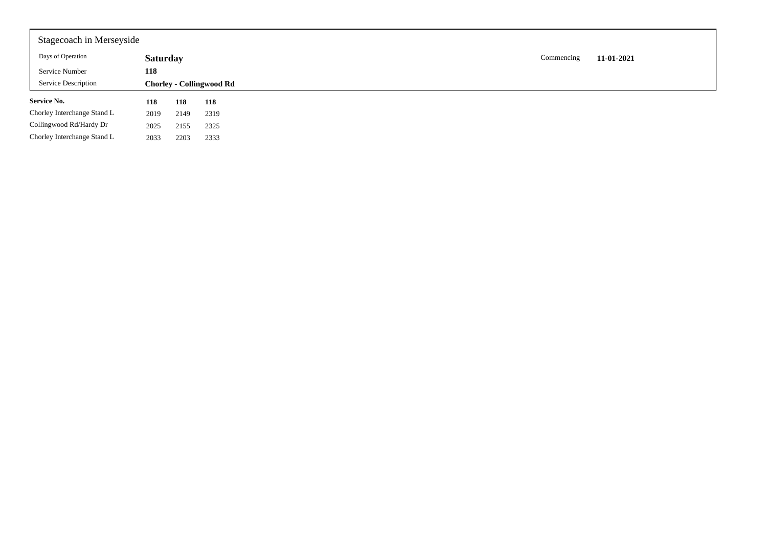Stagecoach in Merseyside

| | | | |
|---|---|---|---|
| Days of Operation | **Saturday** | Commencing | **11-01-2021** |
| Service Number | **118** | | |
| Service Description | **Chorley - Collingwood Rd** | | |

| **Service No.** | **118** | **118** | **118** |
|---|---|---|---|
| Chorley Interchange Stand L | 2019 | 2149 | 2319 |
| Collingwood Rd/Hardy Dr | 2025 | 2155 | 2325 |
| Chorley Interchange Stand L | 2033 | 2203 | 2333 |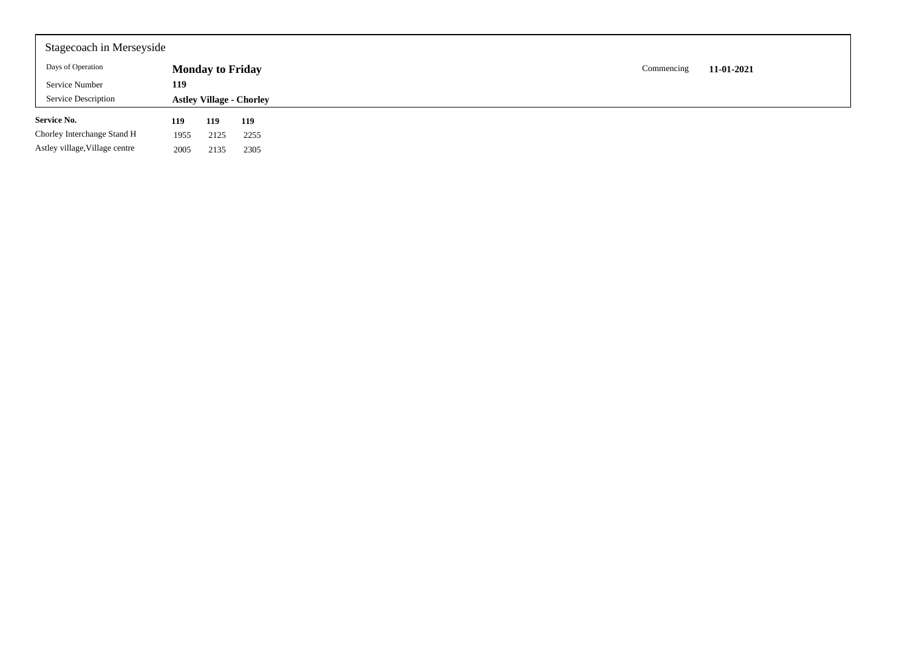Stagecoach in Merseyside

| | | | |
|---|---|---|---|
| Days of Operation | **Monday to Friday** | Commencing | **11-01-2021** |
| Service Number | **119** | | |
| Service Description | **Astley Village - Chorley** | | |

| **Service No.** | **119** | **119** | **119** |
|---|---|---|---|
| Chorley Interchange Stand H | 1955 | 2125 | 2255 |
| Astley village,Village centre | 2005 | 2135 | 2305 |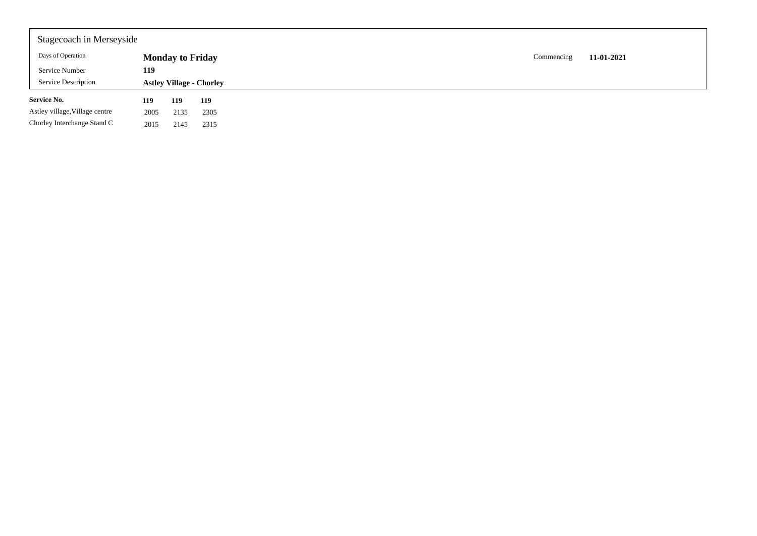Stagecoach in Merseyside

| | | | |
|---|---|---|---|
| Days of Operation | **Monday to Friday** | Commencing | **11-01-2021** |
| Service Number | **119** | | |
| Service Description | **Astley Village - Chorley** | | |

| **Service No.** | **119** | **119** | **119** |
|---|---|---|---|
| Astley village,Village centre | 2005 | 2135 | 2305 |
| Chorley Interchange Stand C | 2015 | 2145 | 2315 |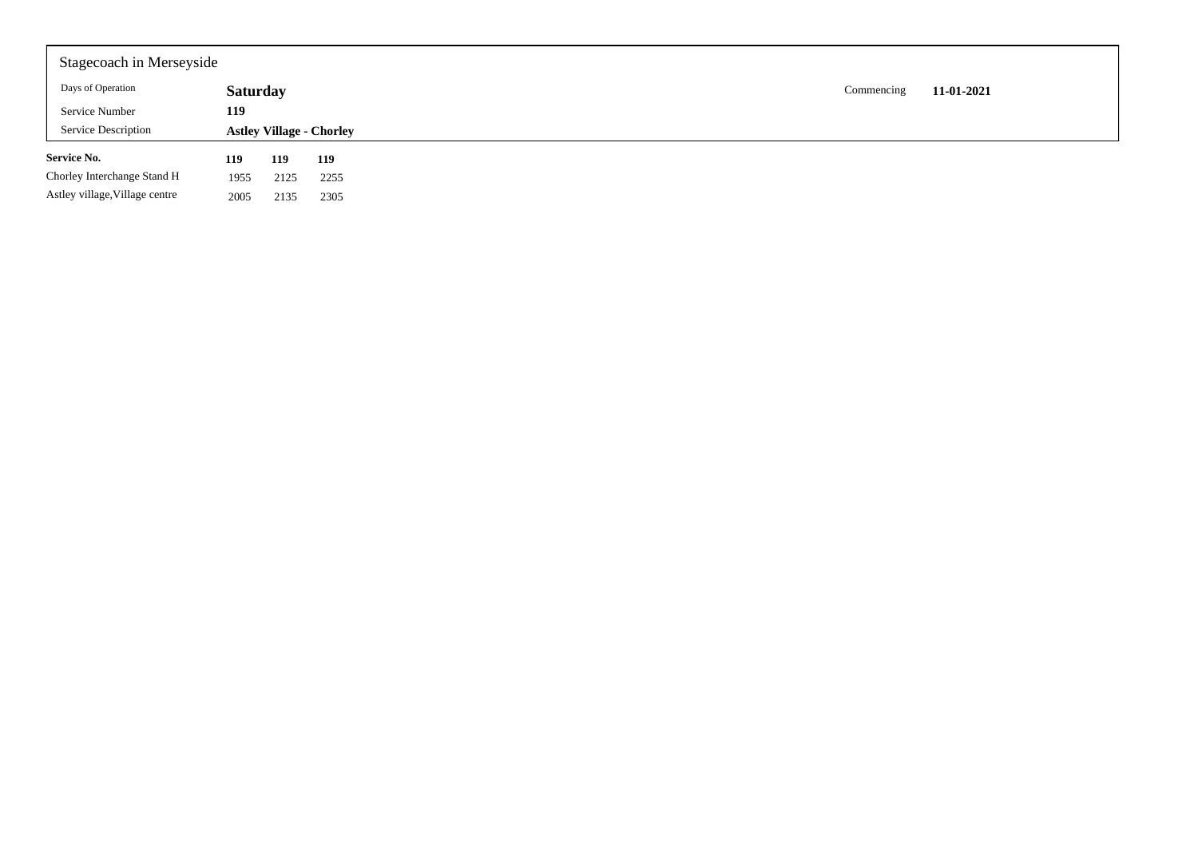Stagecoach in Merseyside

| | | | |
|---|---|---|---|
| Days of Operation | **Saturday** | Commencing | **11-01-2021** |
| Service Number | **119** | | |
| Service Description | **Astley Village - Chorley** | | |

| **Service No.** | **119** | **119** | **119** |
|---|---|---|---|
| Chorley Interchange Stand H | 1955 | 2125 | 2255 |
| Astley village,Village centre | 2005 | 2135 | 2305 |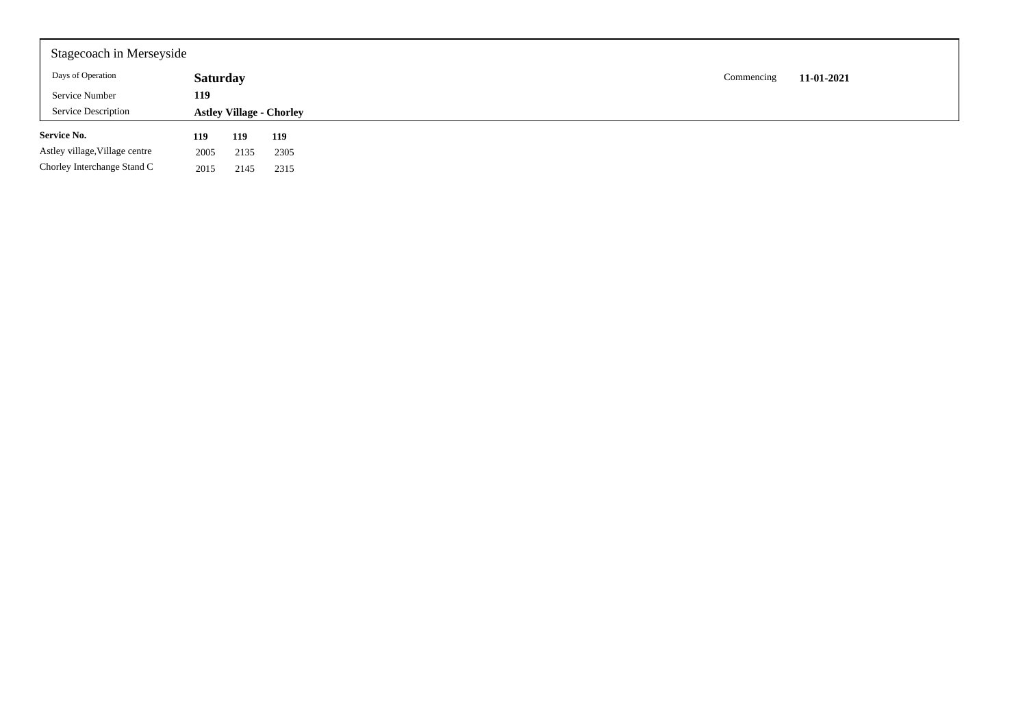Stagecoach in Merseyside

| | | | |
|---|---|---|---|
| Days of Operation | **Saturday** | Commencing | **11-01-2021** |
| Service Number | **119** | | |
| Service Description | **Astley Village - Chorley** | | |

| **Service No.** | **119** | **119** | **119** |
|---|---|---|---|
| Astley village,Village centre | 2005 | 2135 | 2305 |
| Chorley Interchange Stand C | 2015 | 2145 | 2315 |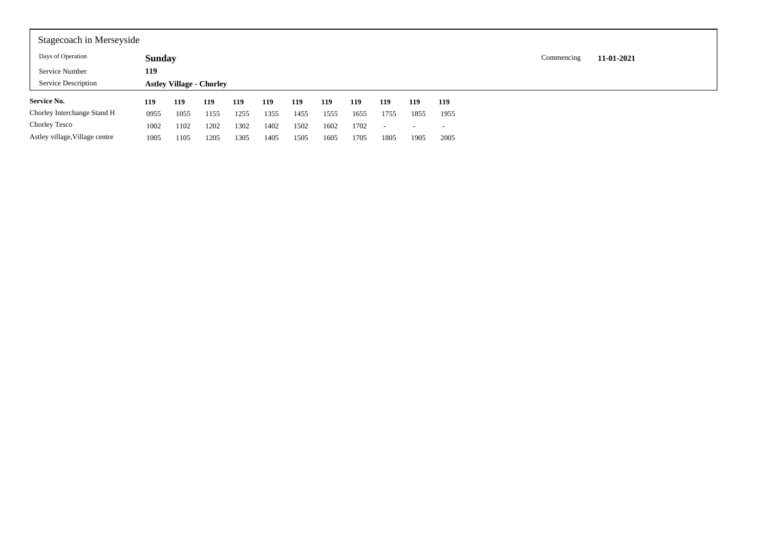Stagecoach in Merseyside

| | | | |
|---|---|---|---|
| Days of Operation | **Sunday** | Commencing | **11-01-2021** |
| Service Number | **119** | | |
| Service Description | **Astley Village - Chorley** | | |

| **Service No.** | **119** | **119** | **119** | **119** | **119** | **119** | **119** | **119** | **119** | **119** | **119** |
|---|---|---|---|---|---|---|---|---|---|---|---|
| Chorley Interchange Stand H | 0955 | 1055 | 1155 | 1255 | 1355 | 1455 | 1555 | 1655 | 1755 | 1855 | 1955 |
| Chorley Tesco | 1002 | 1102 | 1202 | 1302 | 1402 | 1502 | 1602 | 1702 | - | - | - |
| Astley village,Village centre | 1005 | 1105 | 1205 | 1305 | 1405 | 1505 | 1605 | 1705 | 1805 | 1905 | 2005 |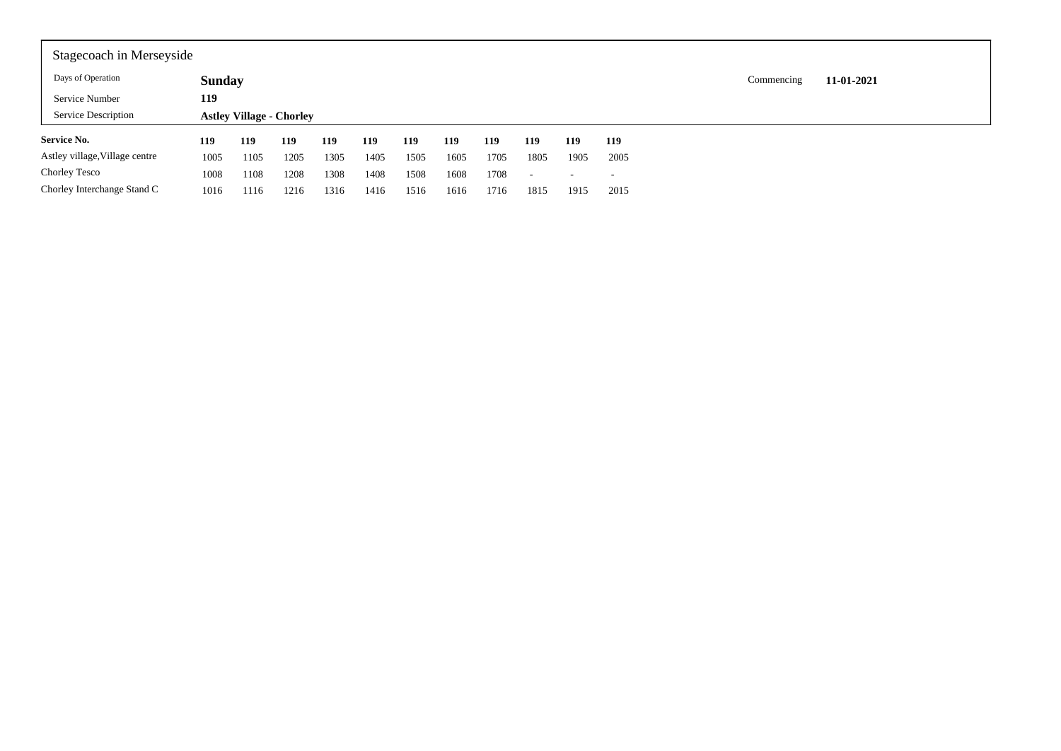Stagecoach in Merseyside

| | | | |
|---|---|---|---|
| Days of Operation | **Sunday** | Commencing | **11-01-2021** |
| Service Number | **119** | | |
| Service Description | **Astley Village - Chorley** | | |

| **Service No.** | **119** | **119** | **119** | **119** | **119** | **119** | **119** | **119** | **119** | **119** | **119** |
|---|---|---|---|---|---|---|---|---|---|---|---|
| Astley village,Village centre | 1005 | 1105 | 1205 | 1305 | 1405 | 1505 | 1605 | 1705 | 1805 | 1905 | 2005 |
| Chorley Tesco | 1008 | 1108 | 1208 | 1308 | 1408 | 1508 | 1608 | 1708 | - | - | - |
| Chorley Interchange Stand C | 1016 | 1116 | 1216 | 1316 | 1416 | 1516 | 1616 | 1716 | 1815 | 1915 | 2015 |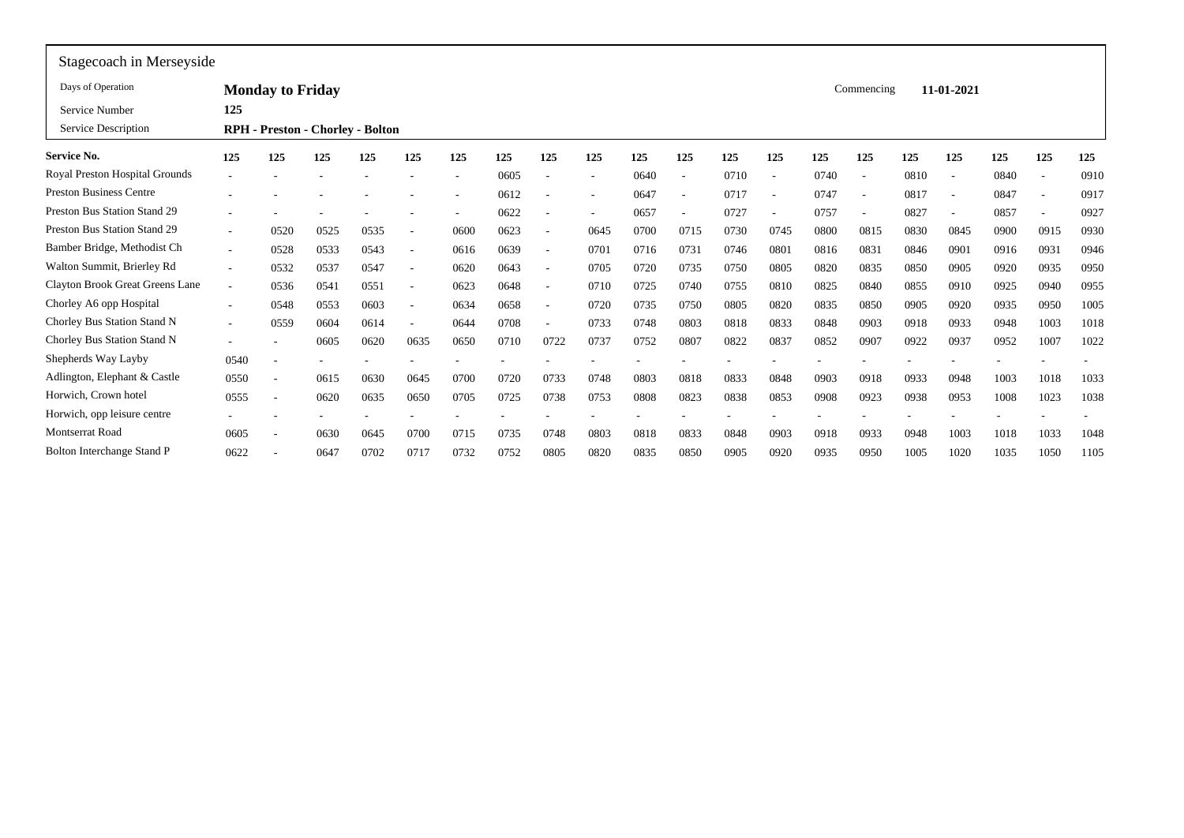## Stagecoach in Merseyside

| | | | |
|---|---|---|---|
| Days of Operation | **Monday to Friday** | Commencing | **11-01-2021** |
| Service Number | **125** | | |
| Service Description | **RPH - Preston - Chorley - Bolton** | | |

| **Service No.** | **125** | **125** | **125** | **125** | **125** | **125** | **125** | **125** | **125** | **125** | **125** | **125** | **125** | **125** | **125** | **125** | **125** | **125** | **125** | **125** |
|---|---|---|---|---|---|---|---|---|---|---|---|---|---|---|---|---|---|---|---|---|
| Royal Preston Hospital Grounds | - | - | - | - | - | - | 0605 | - | - | 0640 | - | 0710 | - | 0740 | - | 0810 | - | 0840 | - | 0910 |
| Preston Business Centre | - | - | - | - | - | - | 0612 | - | - | 0647 | - | 0717 | - | 0747 | - | 0817 | - | 0847 | - | 0917 |
| Preston Bus Station Stand 29 | - | - | - | - | - | - | 0622 | - | - | 0657 | - | 0727 | - | 0757 | - | 0827 | - | 0857 | - | 0927 |
| Preston Bus Station Stand 29 | - | 0520 | 0525 | 0535 | - | 0600 | 0623 | - | 0645 | 0700 | 0715 | 0730 | 0745 | 0800 | 0815 | 0830 | 0845 | 0900 | 0915 | 0930 |
| Bamber Bridge, Methodist Ch | - | 0528 | 0533 | 0543 | - | 0616 | 0639 | - | 0701 | 0716 | 0731 | 0746 | 0801 | 0816 | 0831 | 0846 | 0901 | 0916 | 0931 | 0946 |
| Walton Summit, Brierley Rd | - | 0532 | 0537 | 0547 | - | 0620 | 0643 | - | 0705 | 0720 | 0735 | 0750 | 0805 | 0820 | 0835 | 0850 | 0905 | 0920 | 0935 | 0950 |
| Clayton Brook Great Greens Lane | - | 0536 | 0541 | 0551 | - | 0623 | 0648 | - | 0710 | 0725 | 0740 | 0755 | 0810 | 0825 | 0840 | 0855 | 0910 | 0925 | 0940 | 0955 |
| Chorley A6 opp Hospital | - | 0548 | 0553 | 0603 | - | 0634 | 0658 | - | 0720 | 0735 | 0750 | 0805 | 0820 | 0835 | 0850 | 0905 | 0920 | 0935 | 0950 | 1005 |
| Chorley Bus Station Stand N | - | 0559 | 0604 | 0614 | - | 0644 | 0708 | - | 0733 | 0748 | 0803 | 0818 | 0833 | 0848 | 0903 | 0918 | 0933 | 0948 | 1003 | 1018 |
| Chorley Bus Station Stand N | - | - | 0605 | 0620 | 0635 | 0650 | 0710 | 0722 | 0737 | 0752 | 0807 | 0822 | 0837 | 0852 | 0907 | 0922 | 0937 | 0952 | 1007 | 1022 |
| Shepherds Way Layby | 0540 | - | - | - | - | - | - | - | - | - | - | - | - | - | - | - | - | - | - | - |
| Adlington, Elephant & Castle | 0550 | - | 0615 | 0630 | 0645 | 0700 | 0720 | 0733 | 0748 | 0803 | 0818 | 0833 | 0848 | 0903 | 0918 | 0933 | 0948 | 1003 | 1018 | 1033 |
| Horwich, Crown hotel | 0555 | - | 0620 | 0635 | 0650 | 0705 | 0725 | 0738 | 0753 | 0808 | 0823 | 0838 | 0853 | 0908 | 0923 | 0938 | 0953 | 1008 | 1023 | 1038 |
| Horwich, opp leisure centre | - | - | - | - | - | - | - | - | - | - | - | - | - | - | - | - | - | - | - | - |
| Montserrat Road | 0605 | - | 0630 | 0645 | 0700 | 0715 | 0735 | 0748 | 0803 | 0818 | 0833 | 0848 | 0903 | 0918 | 0933 | 0948 | 1003 | 1018 | 1033 | 1048 |
| Bolton Interchange Stand P | 0622 | - | 0647 | 0702 | 0717 | 0732 | 0752 | 0805 | 0820 | 0835 | 0850 | 0905 | 0920 | 0935 | 0950 | 1005 | 1020 | 1035 | 1050 | 1105 |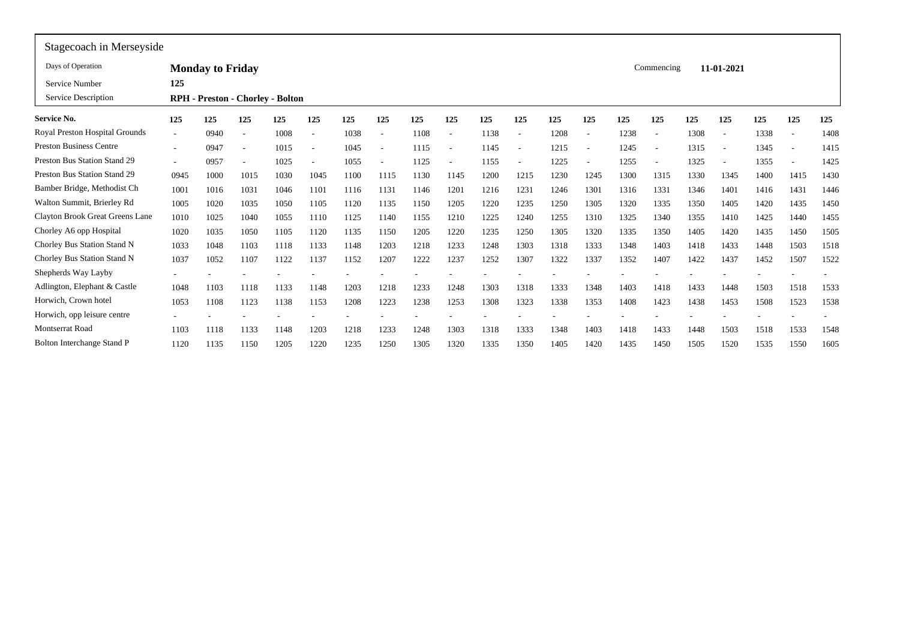Stagecoach in Merseyside

| | | | | |
|---|---|---|---|---|
| Days of Operation | **Monday to Friday** | | Commencing | **11-01-2021** |
| Service Number | **125** | | | |
| Service Description | **RPH - Preston - Chorley - Bolton** | | | |

| **Service No.** | **125** | **125** | **125** | **125** | **125** | **125** | **125** | **125** | **125** | **125** | **125** | **125** | **125** | **125** | **125** | **125** | **125** | **125** | **125** | **125** |
|---|---|---|---|---|---|---|---|---|---|---|---|---|---|---|---|---|---|---|---|---|
| Royal Preston Hospital Grounds | - | 0940 | - | 1008 | - | 1038 | - | 1108 | - | 1138 | - | 1208 | - | 1238 | - | 1308 | - | 1338 | - | 1408 |
| Preston Business Centre | - | 0947 | - | 1015 | - | 1045 | - | 1115 | - | 1145 | - | 1215 | - | 1245 | - | 1315 | - | 1345 | - | 1415 |
| Preston Bus Station Stand 29 | - | 0957 | - | 1025 | - | 1055 | - | 1125 | - | 1155 | - | 1225 | - | 1255 | - | 1325 | - | 1355 | - | 1425 |
| Preston Bus Station Stand 29 | 0945 | 1000 | 1015 | 1030 | 1045 | 1100 | 1115 | 1130 | 1145 | 1200 | 1215 | 1230 | 1245 | 1300 | 1315 | 1330 | 1345 | 1400 | 1415 | 1430 |
| Bamber Bridge, Methodist Ch | 1001 | 1016 | 1031 | 1046 | 1101 | 1116 | 1131 | 1146 | 1201 | 1216 | 1231 | 1246 | 1301 | 1316 | 1331 | 1346 | 1401 | 1416 | 1431 | 1446 |
| Walton Summit, Brierley Rd | 1005 | 1020 | 1035 | 1050 | 1105 | 1120 | 1135 | 1150 | 1205 | 1220 | 1235 | 1250 | 1305 | 1320 | 1335 | 1350 | 1405 | 1420 | 1435 | 1450 |
| Clayton Brook Great Greens Lane | 1010 | 1025 | 1040 | 1055 | 1110 | 1125 | 1140 | 1155 | 1210 | 1225 | 1240 | 1255 | 1310 | 1325 | 1340 | 1355 | 1410 | 1425 | 1440 | 1455 |
| Chorley A6 opp Hospital | 1020 | 1035 | 1050 | 1105 | 1120 | 1135 | 1150 | 1205 | 1220 | 1235 | 1250 | 1305 | 1320 | 1335 | 1350 | 1405 | 1420 | 1435 | 1450 | 1505 |
| Chorley Bus Station Stand N | 1033 | 1048 | 1103 | 1118 | 1133 | 1148 | 1203 | 1218 | 1233 | 1248 | 1303 | 1318 | 1333 | 1348 | 1403 | 1418 | 1433 | 1448 | 1503 | 1518 |
| Chorley Bus Station Stand N | 1037 | 1052 | 1107 | 1122 | 1137 | 1152 | 1207 | 1222 | 1237 | 1252 | 1307 | 1322 | 1337 | 1352 | 1407 | 1422 | 1437 | 1452 | 1507 | 1522 |
| Shepherds Way Layby | - | - | - | - | - | - | - | - | - | - | - | - | - | - | - | - | - | - | - | - |
| Adlington, Elephant & Castle | 1048 | 1103 | 1118 | 1133 | 1148 | 1203 | 1218 | 1233 | 1248 | 1303 | 1318 | 1333 | 1348 | 1403 | 1418 | 1433 | 1448 | 1503 | 1518 | 1533 |
| Horwich, Crown hotel | 1053 | 1108 | 1123 | 1138 | 1153 | 1208 | 1223 | 1238 | 1253 | 1308 | 1323 | 1338 | 1353 | 1408 | 1423 | 1438 | 1453 | 1508 | 1523 | 1538 |
| Horwich, opp leisure centre | - | - | - | - | - | - | - | - | - | - | - | - | - | - | - | - | - | - | - | - |
| Montserrat Road | 1103 | 1118 | 1133 | 1148 | 1203 | 1218 | 1233 | 1248 | 1303 | 1318 | 1333 | 1348 | 1403 | 1418 | 1433 | 1448 | 1503 | 1518 | 1533 | 1548 |
| Bolton Interchange Stand P | 1120 | 1135 | 1150 | 1205 | 1220 | 1235 | 1250 | 1305 | 1320 | 1335 | 1350 | 1405 | 1420 | 1435 | 1450 | 1505 | 1520 | 1535 | 1550 | 1605 |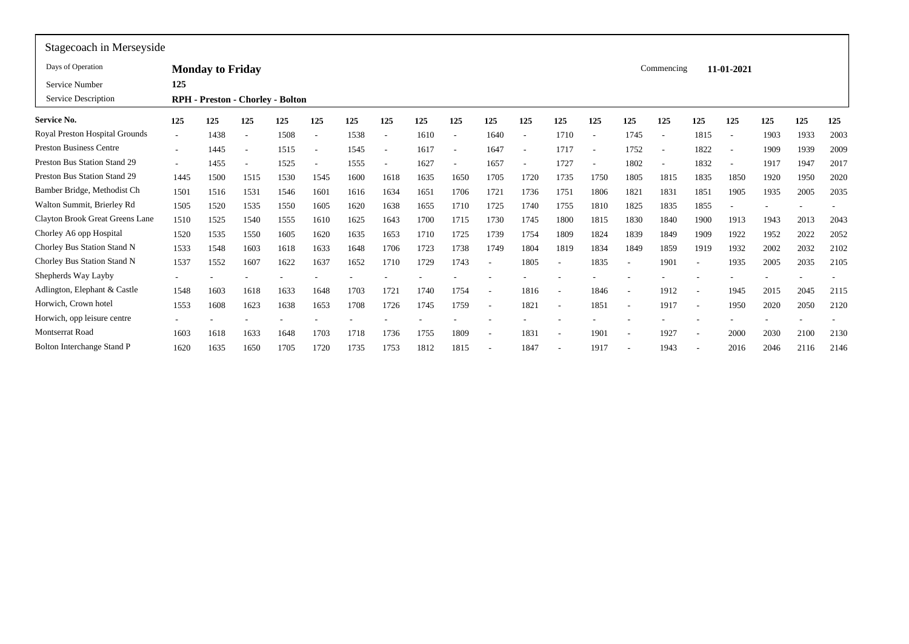## Stagecoach in Merseyside

Days of Operation: **Monday to Friday**

Commencing: **11-01-2021**

Service Number: **125**

Service Description: **RPH - Preston - Chorley - Bolton**

| Service No. | 125 | 125 | 125 | 125 | 125 | 125 | 125 | 125 | 125 | 125 | 125 | 125 | 125 | 125 | 125 | 125 | 125 | 125 | 125 | 125 |
|---|---|---|---|---|---|---|---|---|---|---|---|---|---|---|---|---|---|---|---|---|
| Royal Preston Hospital Grounds | - | 1438 | - | 1508 | - | 1538 | - | 1610 | - | 1640 | - | 1710 | - | 1745 | - | 1815 | - | 1903 | 1933 | 2003 |
| Preston Business Centre | - | 1445 | - | 1515 | - | 1545 | - | 1617 | - | 1647 | - | 1717 | - | 1752 | - | 1822 | - | 1909 | 1939 | 2009 |
| Preston Bus Station Stand 29 | - | 1455 | - | 1525 | - | 1555 | - | 1627 | - | 1657 | - | 1727 | - | 1802 | - | 1832 | - | 1917 | 1947 | 2017 |
| Preston Bus Station Stand 29 | 1445 | 1500 | 1515 | 1530 | 1545 | 1600 | 1618 | 1635 | 1650 | 1705 | 1720 | 1735 | 1750 | 1805 | 1815 | 1835 | 1850 | 1920 | 1950 | 2020 |
| Bamber Bridge, Methodist Ch | 1501 | 1516 | 1531 | 1546 | 1601 | 1616 | 1634 | 1651 | 1706 | 1721 | 1736 | 1751 | 1806 | 1821 | 1831 | 1851 | 1905 | 1935 | 2005 | 2035 |
| Walton Summit, Brierley Rd | 1505 | 1520 | 1535 | 1550 | 1605 | 1620 | 1638 | 1655 | 1710 | 1725 | 1740 | 1755 | 1810 | 1825 | 1835 | 1855 | - | - | - | - |
| Clayton Brook Great Greens Lane | 1510 | 1525 | 1540 | 1555 | 1610 | 1625 | 1643 | 1700 | 1715 | 1730 | 1745 | 1800 | 1815 | 1830 | 1840 | 1900 | 1913 | 1943 | 2013 | 2043 |
| Chorley A6 opp Hospital | 1520 | 1535 | 1550 | 1605 | 1620 | 1635 | 1653 | 1710 | 1725 | 1739 | 1754 | 1809 | 1824 | 1839 | 1849 | 1909 | 1922 | 1952 | 2022 | 2052 |
| Chorley Bus Station Stand N | 1533 | 1548 | 1603 | 1618 | 1633 | 1648 | 1706 | 1723 | 1738 | 1749 | 1804 | 1819 | 1834 | 1849 | 1859 | 1919 | 1932 | 2002 | 2032 | 2102 |
| Chorley Bus Station Stand N | 1537 | 1552 | 1607 | 1622 | 1637 | 1652 | 1710 | 1729 | 1743 | - | 1805 | - | 1835 | - | 1901 | - | 1935 | 2005 | 2035 | 2105 |
| Shepherds Way Layby | - | - | - | - | - | - | - | - | - | - | - | - | - | - | - | - | - | - | - | - |
| Adlington, Elephant & Castle | 1548 | 1603 | 1618 | 1633 | 1648 | 1703 | 1721 | 1740 | 1754 | - | 1816 | - | 1846 | - | 1912 | - | 1945 | 2015 | 2045 | 2115 |
| Horwich, Crown hotel | 1553 | 1608 | 1623 | 1638 | 1653 | 1708 | 1726 | 1745 | 1759 | - | 1821 | - | 1851 | - | 1917 | - | 1950 | 2020 | 2050 | 2120 |
| Horwich, opp leisure centre | - | - | - | - | - | - | - | - | - | - | - | - | - | - | - | - | - | - | - | - |
| Montserrat Road | 1603 | 1618 | 1633 | 1648 | 1703 | 1718 | 1736 | 1755 | 1809 | - | 1831 | - | 1901 | - | 1927 | - | 2000 | 2030 | 2100 | 2130 |
| Bolton Interchange Stand P | 1620 | 1635 | 1650 | 1705 | 1720 | 1735 | 1753 | 1812 | 1815 | - | 1847 | - | 1917 | - | 1943 | - | 2016 | 2046 | 2116 | 2146 |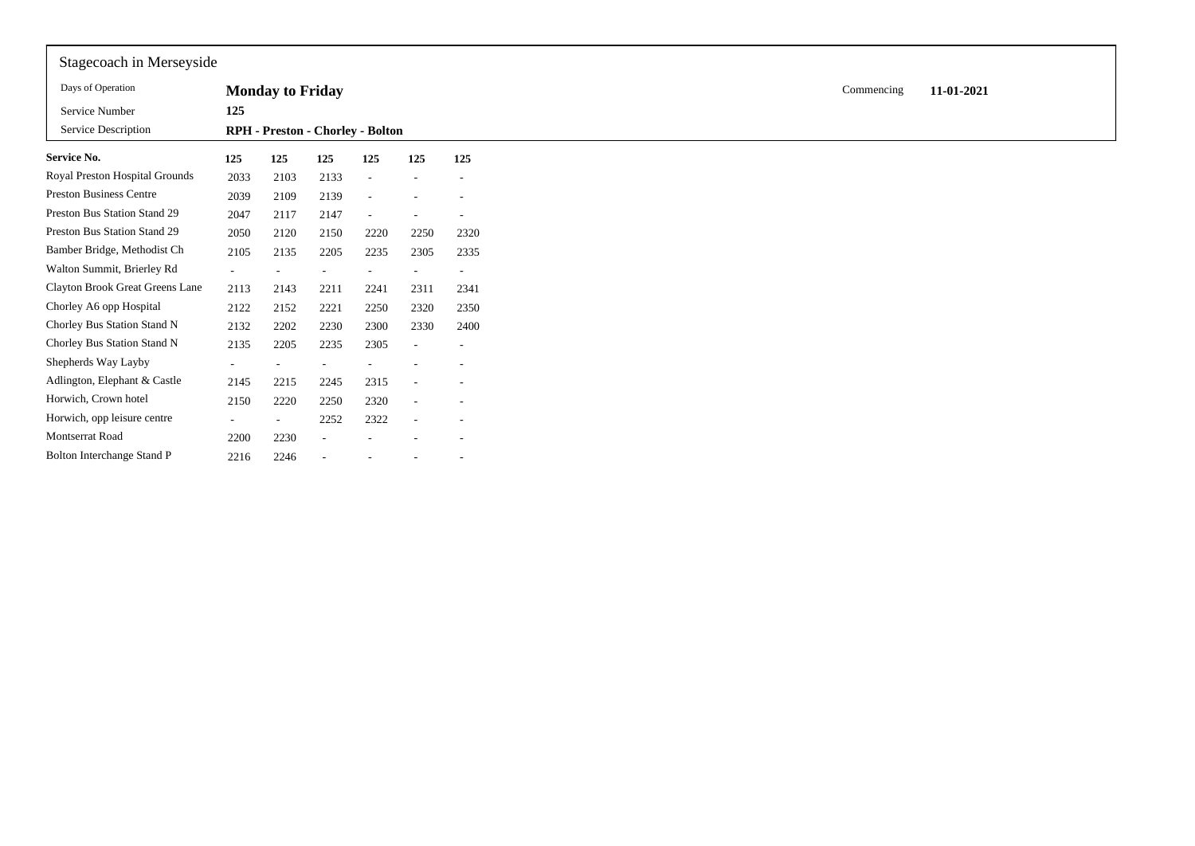Stagecoach in Merseyside

| Days of Operation | **Monday to Friday** | Commencing | **11-01-2021** |
|---|---|---|---|
| Service Number | **125** | | |
| Service Description | **RPH - Preston - Chorley - Bolton** | | |

| **Service No.** | **125** | **125** | **125** | **125** | **125** | **125** |
|---|---|---|---|---|---|---|
| Royal Preston Hospital Grounds | 2033 | 2103 | 2133 | - | - | - |
| Preston Business Centre | 2039 | 2109 | 2139 | - | - | - |
| Preston Bus Station Stand 29 | 2047 | 2117 | 2147 | - | - | - |
| Preston Bus Station Stand 29 | 2050 | 2120 | 2150 | 2220 | 2250 | 2320 |
| Bamber Bridge, Methodist Ch | 2105 | 2135 | 2205 | 2235 | 2305 | 2335 |
| Walton Summit, Brierley Rd | - | - | - | - | - | - |
| Clayton Brook Great Greens Lane | 2113 | 2143 | 2211 | 2241 | 2311 | 2341 |
| Chorley A6 opp Hospital | 2122 | 2152 | 2221 | 2250 | 2320 | 2350 |
| Chorley Bus Station Stand N | 2132 | 2202 | 2230 | 2300 | 2330 | 2400 |
| Chorley Bus Station Stand N | 2135 | 2205 | 2235 | 2305 | - | - |
| Shepherds Way Layby | - | - | - | - | - | - |
| Adlington, Elephant & Castle | 2145 | 2215 | 2245 | 2315 | - | - |
| Horwich, Crown hotel | 2150 | 2220 | 2250 | 2320 | - | - |
| Horwich, opp leisure centre | - | - | 2252 | 2322 | - | - |
| Montserrat Road | 2200 | 2230 | - | - | - | - |
| Bolton Interchange Stand P | 2216 | 2246 | - | - | - | - |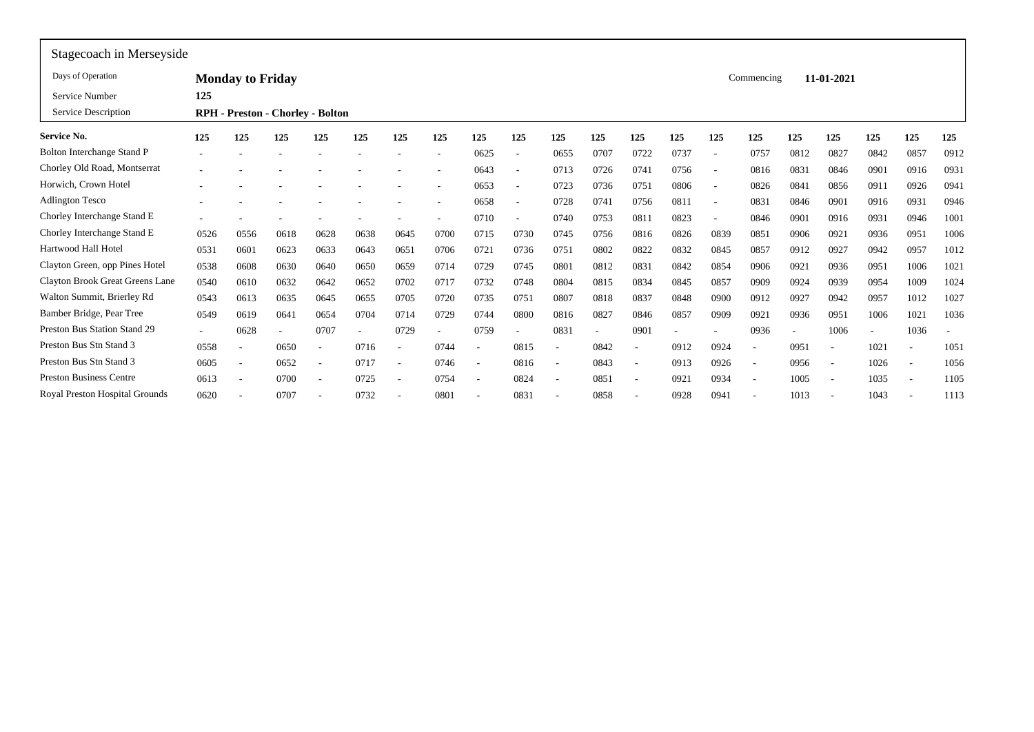Stagecoach in Merseyside

| | | | | | | | | | | | | | | | | | | | | |
|---|---|---|---|---|---|---|---|---|---|---|---|---|---|---|---|---|---|---|---|---|
| Days of Operation | **Monday to Friday** | | | | | | | | | | | | | | Commencing | | 11-01-2021 | | | |
| Service Number | **125** | | | | | | | | | | | | | | | | | | | |
| Service Description | **RPH - Preston - Chorley - Bolton** | | | | | | | | | | | | | | | | | | | |

| **Service No.** | **125** | **125** | **125** | **125** | **125** | **125** | **125** | **125** | **125** | **125** | **125** | **125** | **125** | **125** | **125** | **125** | **125** | **125** | **125** | **125** |
|---|---|---|---|---|---|---|---|---|---|---|---|---|---|---|---|---|---|---|---|---|
| Bolton Interchange Stand P | - | - | - | - | - | - | - | 0625 | - | 0655 | 0707 | 0722 | 0737 | - | 0757 | 0812 | 0827 | 0842 | 0857 | 0912 |
| Chorley Old Road, Montserrat | - | - | - | - | - | - | - | 0643 | - | 0713 | 0726 | 0741 | 0756 | - | 0816 | 0831 | 0846 | 0901 | 0916 | 0931 |
| Horwich, Crown Hotel | - | - | - | - | - | - | - | 0653 | - | 0723 | 0736 | 0751 | 0806 | - | 0826 | 0841 | 0856 | 0911 | 0926 | 0941 |
| Adlington Tesco | - | - | - | - | - | - | - | 0658 | - | 0728 | 0741 | 0756 | 0811 | - | 0831 | 0846 | 0901 | 0916 | 0931 | 0946 |
| Chorley Interchange Stand E | - | - | - | - | - | - | - | 0710 | - | 0740 | 0753 | 0811 | 0823 | - | 0846 | 0901 | 0916 | 0931 | 0946 | 1001 |
| Chorley Interchange Stand E | 0526 | 0556 | 0618 | 0628 | 0638 | 0645 | 0700 | 0715 | 0730 | 0745 | 0756 | 0816 | 0826 | 0839 | 0851 | 0906 | 0921 | 0936 | 0951 | 1006 |
| Hartwood Hall Hotel | 0531 | 0601 | 0623 | 0633 | 0643 | 0651 | 0706 | 0721 | 0736 | 0751 | 0802 | 0822 | 0832 | 0845 | 0857 | 0912 | 0927 | 0942 | 0957 | 1012 |
| Clayton Green, opp Pines Hotel | 0538 | 0608 | 0630 | 0640 | 0650 | 0659 | 0714 | 0729 | 0745 | 0801 | 0812 | 0831 | 0842 | 0854 | 0906 | 0921 | 0936 | 0951 | 1006 | 1021 |
| Clayton Brook Great Greens Lane | 0540 | 0610 | 0632 | 0642 | 0652 | 0702 | 0717 | 0732 | 0748 | 0804 | 0815 | 0834 | 0845 | 0857 | 0909 | 0924 | 0939 | 0954 | 1009 | 1024 |
| Walton Summit, Brierley Rd | 0543 | 0613 | 0635 | 0645 | 0655 | 0705 | 0720 | 0735 | 0751 | 0807 | 0818 | 0837 | 0848 | 0900 | 0912 | 0927 | 0942 | 0957 | 1012 | 1027 |
| Bamber Bridge, Pear Tree | 0549 | 0619 | 0641 | 0654 | 0704 | 0714 | 0729 | 0744 | 0800 | 0816 | 0827 | 0846 | 0857 | 0909 | 0921 | 0936 | 0951 | 1006 | 1021 | 1036 |
| Preston Bus Station Stand 29 | - | 0628 | - | 0707 | - | 0729 | - | 0759 | - | 0831 | - | 0901 | - | - | 0936 | - | 1006 | - | 1036 | - |
| Preston Bus Stn Stand 3 | 0558 | - | 0650 | - | 0716 | - | 0744 | - | 0815 | - | 0842 | - | 0912 | 0924 | - | 0951 | - | 1021 | - | 1051 |
| Preston Bus Stn Stand 3 | 0605 | - | 0652 | - | 0717 | - | 0746 | - | 0816 | - | 0843 | - | 0913 | 0926 | - | 0956 | - | 1026 | - | 1056 |
| Preston Business Centre | 0613 | - | 0700 | - | 0725 | - | 0754 | - | 0824 | - | 0851 | - | 0921 | 0934 | - | 1005 | - | 1035 | - | 1105 |
| Royal Preston Hospital Grounds | 0620 | - | 0707 | - | 0732 | - | 0801 | - | 0831 | - | 0858 | - | 0928 | 0941 | - | 1013 | - | 1043 | - | 1113 |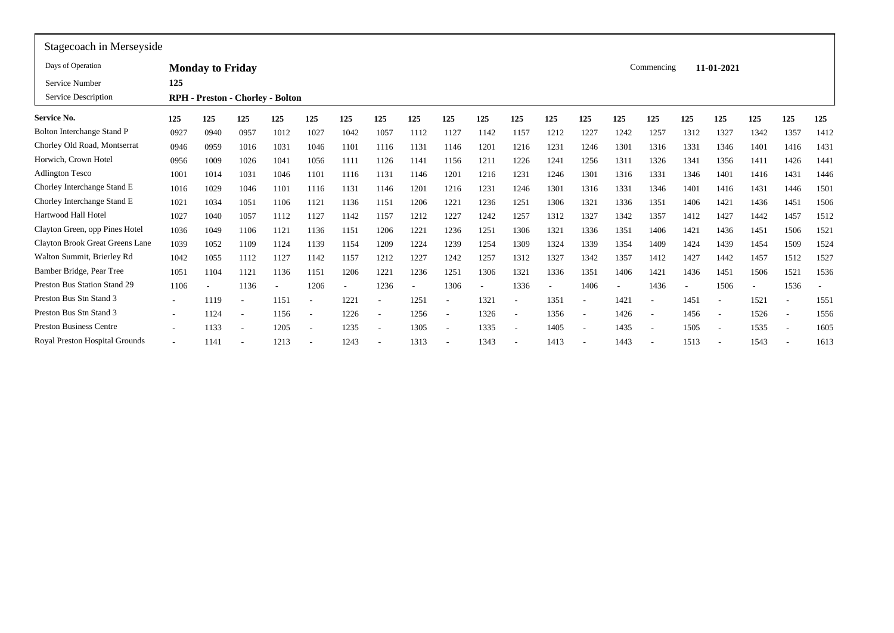Stagecoach in Merseyside

| | | | |
|---|---|---|---|
| Days of Operation | **Monday to Friday** | Commencing | **11-01-2021** |
| Service Number | **125** | | |
| Service Description | **RPH - Preston - Chorley - Bolton** | | |

| **Service No.** | **125** | **125** | **125** | **125** | **125** | **125** | **125** | **125** | **125** | **125** | **125** | **125** | **125** | **125** | **125** | **125** | **125** | **125** | **125** | **125** |
|---|---|---|---|---|---|---|---|---|---|---|---|---|---|---|---|---|---|---|---|---|
| Bolton Interchange Stand P | 0927 | 0940 | 0957 | 1012 | 1027 | 1042 | 1057 | 1112 | 1127 | 1142 | 1157 | 1212 | 1227 | 1242 | 1257 | 1312 | 1327 | 1342 | 1357 | 1412 |
| Chorley Old Road, Montserrat | 0946 | 0959 | 1016 | 1031 | 1046 | 1101 | 1116 | 1131 | 1146 | 1201 | 1216 | 1231 | 1246 | 1301 | 1316 | 1331 | 1346 | 1401 | 1416 | 1431 |
| Horwich, Crown Hotel | 0956 | 1009 | 1026 | 1041 | 1056 | 1111 | 1126 | 1141 | 1156 | 1211 | 1226 | 1241 | 1256 | 1311 | 1326 | 1341 | 1356 | 1411 | 1426 | 1441 |
| Adlington Tesco | 1001 | 1014 | 1031 | 1046 | 1101 | 1116 | 1131 | 1146 | 1201 | 1216 | 1231 | 1246 | 1301 | 1316 | 1331 | 1346 | 1401 | 1416 | 1431 | 1446 |
| Chorley Interchange Stand E | 1016 | 1029 | 1046 | 1101 | 1116 | 1131 | 1146 | 1201 | 1216 | 1231 | 1246 | 1301 | 1316 | 1331 | 1346 | 1401 | 1416 | 1431 | 1446 | 1501 |
| Chorley Interchange Stand E | 1021 | 1034 | 1051 | 1106 | 1121 | 1136 | 1151 | 1206 | 1221 | 1236 | 1251 | 1306 | 1321 | 1336 | 1351 | 1406 | 1421 | 1436 | 1451 | 1506 |
| Hartwood Hall Hotel | 1027 | 1040 | 1057 | 1112 | 1127 | 1142 | 1157 | 1212 | 1227 | 1242 | 1257 | 1312 | 1327 | 1342 | 1357 | 1412 | 1427 | 1442 | 1457 | 1512 |
| Clayton Green, opp Pines Hotel | 1036 | 1049 | 1106 | 1121 | 1136 | 1151 | 1206 | 1221 | 1236 | 1251 | 1306 | 1321 | 1336 | 1351 | 1406 | 1421 | 1436 | 1451 | 1506 | 1521 |
| Clayton Brook Great Greens Lane | 1039 | 1052 | 1109 | 1124 | 1139 | 1154 | 1209 | 1224 | 1239 | 1254 | 1309 | 1324 | 1339 | 1354 | 1409 | 1424 | 1439 | 1454 | 1509 | 1524 |
| Walton Summit, Brierley Rd | 1042 | 1055 | 1112 | 1127 | 1142 | 1157 | 1212 | 1227 | 1242 | 1257 | 1312 | 1327 | 1342 | 1357 | 1412 | 1427 | 1442 | 1457 | 1512 | 1527 |
| Bamber Bridge, Pear Tree | 1051 | 1104 | 1121 | 1136 | 1151 | 1206 | 1221 | 1236 | 1251 | 1306 | 1321 | 1336 | 1351 | 1406 | 1421 | 1436 | 1451 | 1506 | 1521 | 1536 |
| Preston Bus Station Stand 29 | 1106 | - | 1136 | - | 1206 | - | 1236 | - | 1306 | - | 1336 | - | 1406 | - | 1436 | - | 1506 | - | 1536 | - |
| Preston Bus Stn Stand 3 | - | 1119 | - | 1151 | - | 1221 | - | 1251 | - | 1321 | - | 1351 | - | 1421 | - | 1451 | - | 1521 | - | 1551 |
| Preston Bus Stn Stand 3 | - | 1124 | - | 1156 | - | 1226 | - | 1256 | - | 1326 | - | 1356 | - | 1426 | - | 1456 | - | 1526 | - | 1556 |
| Preston Business Centre | - | 1133 | - | 1205 | - | 1235 | - | 1305 | - | 1335 | - | 1405 | - | 1435 | - | 1505 | - | 1535 | - | 1605 |
| Royal Preston Hospital Grounds | - | 1141 | - | 1213 | - | 1243 | - | 1313 | - | 1343 | - | 1413 | - | 1443 | - | 1513 | - | 1543 | - | 1613 |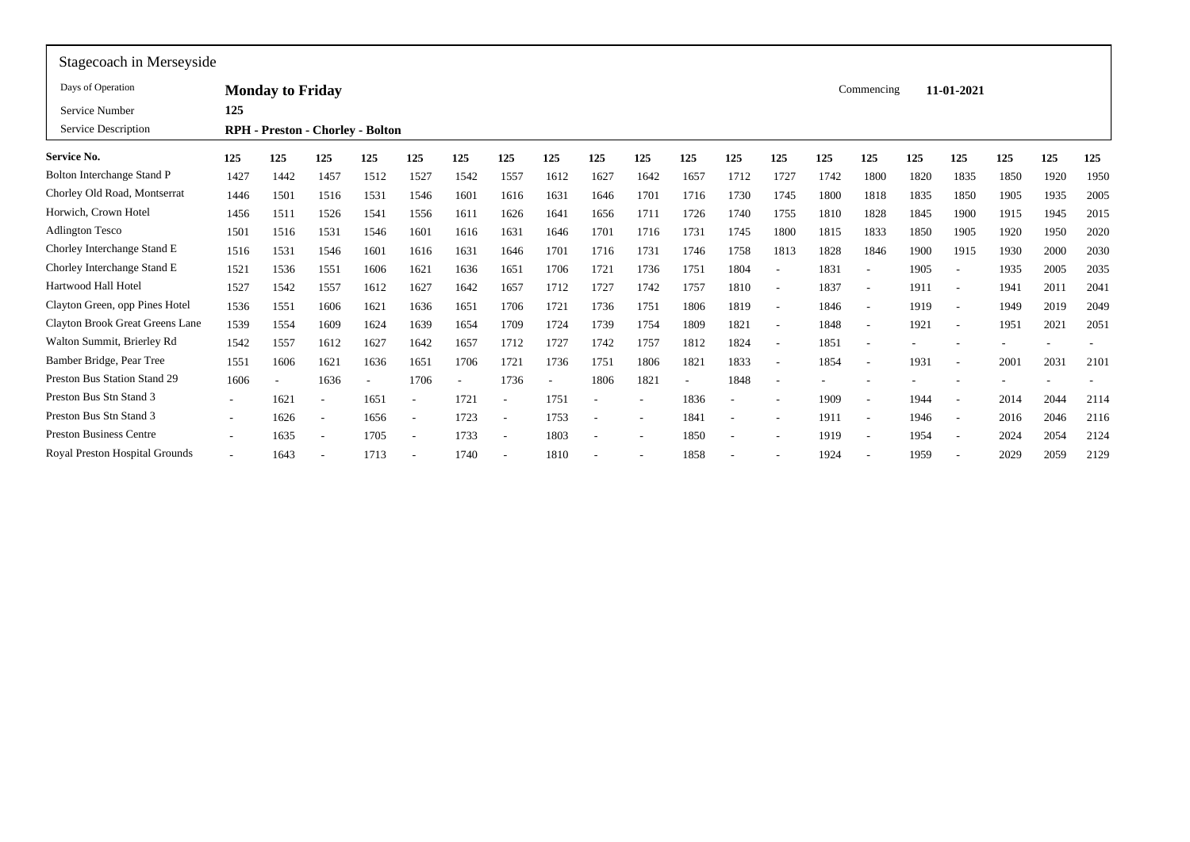Stagecoach in Merseyside

| | | | |
|---|---|---|---|
| Days of Operation | **Monday to Friday** | Commencing | **11-01-2021** |
| Service Number | **125** | | |
| Service Description | **RPH - Preston - Chorley - Bolton** | | |

| **Service No.** | **125** | **125** | **125** | **125** | **125** | **125** | **125** | **125** | **125** | **125** | **125** | **125** | **125** | **125** | **125** | **125** | **125** | **125** | **125** | **125** |
|---|---|---|---|---|---|---|---|---|---|---|---|---|---|---|---|---|---|---|---|---|
| Bolton Interchange Stand P | 1427 | 1442 | 1457 | 1512 | 1527 | 1542 | 1557 | 1612 | 1627 | 1642 | 1657 | 1712 | 1727 | 1742 | 1800 | 1820 | 1835 | 1850 | 1920 | 1950 |
| Chorley Old Road, Montserrat | 1446 | 1501 | 1516 | 1531 | 1546 | 1601 | 1616 | 1631 | 1646 | 1701 | 1716 | 1730 | 1745 | 1800 | 1818 | 1835 | 1850 | 1905 | 1935 | 2005 |
| Horwich, Crown Hotel | 1456 | 1511 | 1526 | 1541 | 1556 | 1611 | 1626 | 1641 | 1656 | 1711 | 1726 | 1740 | 1755 | 1810 | 1828 | 1845 | 1900 | 1915 | 1945 | 2015 |
| Adlington Tesco | 1501 | 1516 | 1531 | 1546 | 1601 | 1616 | 1631 | 1646 | 1701 | 1716 | 1731 | 1745 | 1800 | 1815 | 1833 | 1850 | 1905 | 1920 | 1950 | 2020 |
| Chorley Interchange Stand E | 1516 | 1531 | 1546 | 1601 | 1616 | 1631 | 1646 | 1701 | 1716 | 1731 | 1746 | 1758 | 1813 | 1828 | 1846 | 1900 | 1915 | 1930 | 2000 | 2030 |
| Chorley Interchange Stand E | 1521 | 1536 | 1551 | 1606 | 1621 | 1636 | 1651 | 1706 | 1721 | 1736 | 1751 | 1804 | - | 1831 | - | 1905 | - | 1935 | 2005 | 2035 |
| Hartwood Hall Hotel | 1527 | 1542 | 1557 | 1612 | 1627 | 1642 | 1657 | 1712 | 1727 | 1742 | 1757 | 1810 | - | 1837 | - | 1911 | - | 1941 | 2011 | 2041 |
| Clayton Green, opp Pines Hotel | 1536 | 1551 | 1606 | 1621 | 1636 | 1651 | 1706 | 1721 | 1736 | 1751 | 1806 | 1819 | - | 1846 | - | 1919 | - | 1949 | 2019 | 2049 |
| Clayton Brook Great Greens Lane | 1539 | 1554 | 1609 | 1624 | 1639 | 1654 | 1709 | 1724 | 1739 | 1754 | 1809 | 1821 | - | 1848 | - | 1921 | - | 1951 | 2021 | 2051 |
| Walton Summit, Brierley Rd | 1542 | 1557 | 1612 | 1627 | 1642 | 1657 | 1712 | 1727 | 1742 | 1757 | 1812 | 1824 | - | 1851 | - | - | - | - | - | - |
| Bamber Bridge, Pear Tree | 1551 | 1606 | 1621 | 1636 | 1651 | 1706 | 1721 | 1736 | 1751 | 1806 | 1821 | 1833 | - | 1854 | - | 1931 | - | 2001 | 2031 | 2101 |
| Preston Bus Station Stand 29 | 1606 | - | 1636 | - | 1706 | - | 1736 | - | 1806 | 1821 | - | 1848 | - | - | - | - | - | - | - | - |
| Preston Bus Stn Stand 3 | - | 1621 | - | 1651 | - | 1721 | - | 1751 | - | - | 1836 | - | - | 1909 | - | 1944 | - | 2014 | 2044 | 2114 |
| Preston Bus Stn Stand 3 | - | 1626 | - | 1656 | - | 1723 | - | 1753 | - | - | 1841 | - | - | 1911 | - | 1946 | - | 2016 | 2046 | 2116 |
| Preston Business Centre | - | 1635 | - | 1705 | - | 1733 | - | 1803 | - | - | 1850 | - | - | 1919 | - | 1954 | - | 2024 | 2054 | 2124 |
| Royal Preston Hospital Grounds | - | 1643 | - | 1713 | - | 1740 | - | 1810 | - | - | 1858 | - | - | 1924 | - | 1959 | - | 2029 | 2059 | 2129 |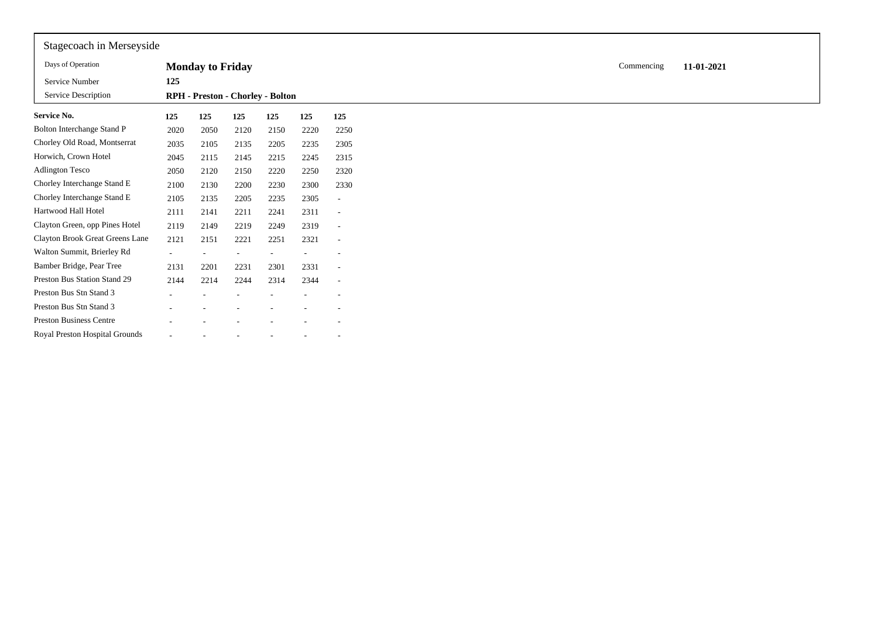Stagecoach in Merseyside

| | | | |
|---|---|---|---|
| Days of Operation | **Monday to Friday** | Commencing | **11-01-2021** |
| Service Number | **125** | | |
| Service Description | **RPH - Preston - Chorley - Bolton** | | |

| **Service No.** | **125** | **125** | **125** | **125** | **125** | **125** |
|---|---|---|---|---|---|---|
| Bolton Interchange Stand P | 2020 | 2050 | 2120 | 2150 | 2220 | 2250 |
| Chorley Old Road, Montserrat | 2035 | 2105 | 2135 | 2205 | 2235 | 2305 |
| Horwich, Crown Hotel | 2045 | 2115 | 2145 | 2215 | 2245 | 2315 |
| Adlington Tesco | 2050 | 2120 | 2150 | 2220 | 2250 | 2320 |
| Chorley Interchange Stand E | 2100 | 2130 | 2200 | 2230 | 2300 | 2330 |
| Chorley Interchange Stand E | 2105 | 2135 | 2205 | 2235 | 2305 | - |
| Hartwood Hall Hotel | 2111 | 2141 | 2211 | 2241 | 2311 | - |
| Clayton Green, opp Pines Hotel | 2119 | 2149 | 2219 | 2249 | 2319 | - |
| Clayton Brook Great Greens Lane | 2121 | 2151 | 2221 | 2251 | 2321 | - |
| Walton Summit, Brierley Rd | - | - | - | - | - | - |
| Bamber Bridge, Pear Tree | 2131 | 2201 | 2231 | 2301 | 2331 | - |
| Preston Bus Station Stand 29 | 2144 | 2214 | 2244 | 2314 | 2344 | - |
| Preston Bus Stn Stand 3 | - | - | - | - | - | - |
| Preston Bus Stn Stand 3 | - | - | - | - | - | - |
| Preston Business Centre | - | - | - | - | - | - |
| Royal Preston Hospital Grounds | - | - | - | - | - | - |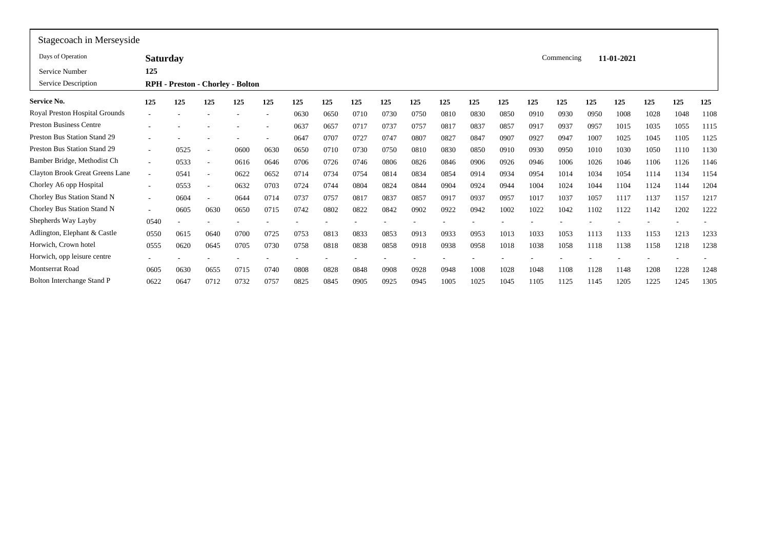Stagecoach in Merseyside

| | | | |
|---|---|---|---|
| Days of Operation | **Saturday** | Commencing | **11-01-2021** |
| Service Number | **125** | | |
| Service Description | **RPH - Preston - Chorley - Bolton** | | |

| **Service No.** | **125** | **125** | **125** | **125** | **125** | **125** | **125** | **125** | **125** | **125** | **125** | **125** | **125** | **125** | **125** | **125** | **125** | **125** | **125** | **125** |
|---|---|---|---|---|---|---|---|---|---|---|---|---|---|---|---|---|---|---|---|---|
| Royal Preston Hospital Grounds | - | - | - | - | - | 0630 | 0650 | 0710 | 0730 | 0750 | 0810 | 0830 | 0850 | 0910 | 0930 | 0950 | 1008 | 1028 | 1048 | 1108 |
| Preston Business Centre | - | - | - | - | - | 0637 | 0657 | 0717 | 0737 | 0757 | 0817 | 0837 | 0857 | 0917 | 0937 | 0957 | 1015 | 1035 | 1055 | 1115 |
| Preston Bus Station Stand 29 | - | - | - | - | - | 0647 | 0707 | 0727 | 0747 | 0807 | 0827 | 0847 | 0907 | 0927 | 0947 | 1007 | 1025 | 1045 | 1105 | 1125 |
| Preston Bus Station Stand 29 | - | 0525 | - | 0600 | 0630 | 0650 | 0710 | 0730 | 0750 | 0810 | 0830 | 0850 | 0910 | 0930 | 0950 | 1010 | 1030 | 1050 | 1110 | 1130 |
| Bamber Bridge, Methodist Ch | - | 0533 | - | 0616 | 0646 | 0706 | 0726 | 0746 | 0806 | 0826 | 0846 | 0906 | 0926 | 0946 | 1006 | 1026 | 1046 | 1106 | 1126 | 1146 |
| Clayton Brook Great Greens Lane | - | 0541 | - | 0622 | 0652 | 0714 | 0734 | 0754 | 0814 | 0834 | 0854 | 0914 | 0934 | 0954 | 1014 | 1034 | 1054 | 1114 | 1134 | 1154 |
| Chorley A6 opp Hospital | - | 0553 | - | 0632 | 0703 | 0724 | 0744 | 0804 | 0824 | 0844 | 0904 | 0924 | 0944 | 1004 | 1024 | 1044 | 1104 | 1124 | 1144 | 1204 |
| Chorley Bus Station Stand N | - | 0604 | - | 0644 | 0714 | 0737 | 0757 | 0817 | 0837 | 0857 | 0917 | 0937 | 0957 | 1017 | 1037 | 1057 | 1117 | 1137 | 1157 | 1217 |
| Chorley Bus Station Stand N | - | 0605 | 0630 | 0650 | 0715 | 0742 | 0802 | 0822 | 0842 | 0902 | 0922 | 0942 | 1002 | 1022 | 1042 | 1102 | 1122 | 1142 | 1202 | 1222 |
| Shepherds Way Layby | 0540 | - | - | - | - | - | - | - | - | - | - | - | - | - | - | - | - | - | - | - |
| Adlington, Elephant & Castle | 0550 | 0615 | 0640 | 0700 | 0725 | 0753 | 0813 | 0833 | 0853 | 0913 | 0933 | 0953 | 1013 | 1033 | 1053 | 1113 | 1133 | 1153 | 1213 | 1233 |
| Horwich, Crown hotel | 0555 | 0620 | 0645 | 0705 | 0730 | 0758 | 0818 | 0838 | 0858 | 0918 | 0938 | 0958 | 1018 | 1038 | 1058 | 1118 | 1138 | 1158 | 1218 | 1238 |
| Horwich, opp leisure centre | - | - | - | - | - | - | - | - | - | - | - | - | - | - | - | - | - | - | - | - |
| Montserrat Road | 0605 | 0630 | 0655 | 0715 | 0740 | 0808 | 0828 | 0848 | 0908 | 0928 | 0948 | 1008 | 1028 | 1048 | 1108 | 1128 | 1148 | 1208 | 1228 | 1248 |
| Bolton Interchange Stand P | 0622 | 0647 | 0712 | 0732 | 0757 | 0825 | 0845 | 0905 | 0925 | 0945 | 1005 | 1025 | 1045 | 1105 | 1125 | 1145 | 1205 | 1225 | 1245 | 1305 |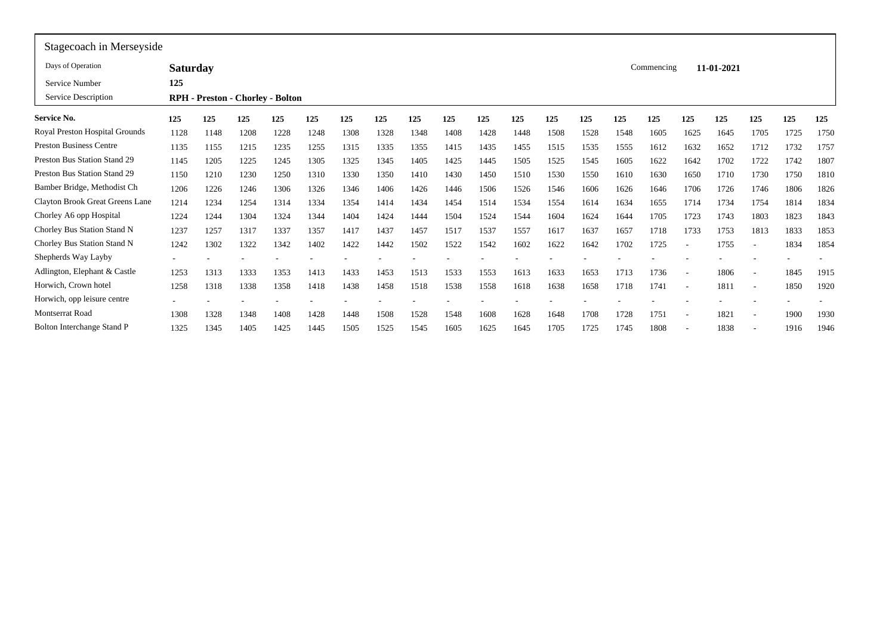Stagecoach in Merseyside

| | | | |
|---|---|---|---|
| Days of Operation | **Saturday** | Commencing | **11-01-2021** |
| Service Number | **125** | | |
| Service Description | **RPH - Preston - Chorley - Bolton** | | |

| **Service No.** | **125** | **125** | **125** | **125** | **125** | **125** | **125** | **125** | **125** | **125** | **125** | **125** | **125** | **125** | **125** | **125** | **125** | **125** | **125** | **125** |
|---|---|---|---|---|---|---|---|---|---|---|---|---|---|---|---|---|---|---|---|---|
| Royal Preston Hospital Grounds | 1128 | 1148 | 1208 | 1228 | 1248 | 1308 | 1328 | 1348 | 1408 | 1428 | 1448 | 1508 | 1528 | 1548 | 1605 | 1625 | 1645 | 1705 | 1725 | 1750 |
| Preston Business Centre | 1135 | 1155 | 1215 | 1235 | 1255 | 1315 | 1335 | 1355 | 1415 | 1435 | 1455 | 1515 | 1535 | 1555 | 1612 | 1632 | 1652 | 1712 | 1732 | 1757 |
| Preston Bus Station Stand 29 | 1145 | 1205 | 1225 | 1245 | 1305 | 1325 | 1345 | 1405 | 1425 | 1445 | 1505 | 1525 | 1545 | 1605 | 1622 | 1642 | 1702 | 1722 | 1742 | 1807 |
| Preston Bus Station Stand 29 | 1150 | 1210 | 1230 | 1250 | 1310 | 1330 | 1350 | 1410 | 1430 | 1450 | 1510 | 1530 | 1550 | 1610 | 1630 | 1650 | 1710 | 1730 | 1750 | 1810 |
| Bamber Bridge, Methodist Ch | 1206 | 1226 | 1246 | 1306 | 1326 | 1346 | 1406 | 1426 | 1446 | 1506 | 1526 | 1546 | 1606 | 1626 | 1646 | 1706 | 1726 | 1746 | 1806 | 1826 |
| Clayton Brook Great Greens Lane | 1214 | 1234 | 1254 | 1314 | 1334 | 1354 | 1414 | 1434 | 1454 | 1514 | 1534 | 1554 | 1614 | 1634 | 1655 | 1714 | 1734 | 1754 | 1814 | 1834 |
| Chorley A6 opp Hospital | 1224 | 1244 | 1304 | 1324 | 1344 | 1404 | 1424 | 1444 | 1504 | 1524 | 1544 | 1604 | 1624 | 1644 | 1705 | 1723 | 1743 | 1803 | 1823 | 1843 |
| Chorley Bus Station Stand N | 1237 | 1257 | 1317 | 1337 | 1357 | 1417 | 1437 | 1457 | 1517 | 1537 | 1557 | 1617 | 1637 | 1657 | 1718 | 1733 | 1753 | 1813 | 1833 | 1853 |
| Chorley Bus Station Stand N | 1242 | 1302 | 1322 | 1342 | 1402 | 1422 | 1442 | 1502 | 1522 | 1542 | 1602 | 1622 | 1642 | 1702 | 1725 | - | 1755 | - | 1834 | 1854 |
| Shepherds Way Layby | - | - | - | - | - | - | - | - | - | - | - | - | - | - | - | - | - | - | - | - |
| Adlington, Elephant & Castle | 1253 | 1313 | 1333 | 1353 | 1413 | 1433 | 1453 | 1513 | 1533 | 1553 | 1613 | 1633 | 1653 | 1713 | 1736 | - | 1806 | - | 1845 | 1915 |
| Horwich, Crown hotel | 1258 | 1318 | 1338 | 1358 | 1418 | 1438 | 1458 | 1518 | 1538 | 1558 | 1618 | 1638 | 1658 | 1718 | 1741 | - | 1811 | - | 1850 | 1920 |
| Horwich, opp leisure centre | - | - | - | - | - | - | - | - | - | - | - | - | - | - | - | - | - | - | - | - |
| Montserrat Road | 1308 | 1328 | 1348 | 1408 | 1428 | 1448 | 1508 | 1528 | 1548 | 1608 | 1628 | 1648 | 1708 | 1728 | 1751 | - | 1821 | - | 1900 | 1930 |
| Bolton Interchange Stand P | 1325 | 1345 | 1405 | 1425 | 1445 | 1505 | 1525 | 1545 | 1605 | 1625 | 1645 | 1705 | 1725 | 1745 | 1808 | - | 1838 | - | 1916 | 1946 |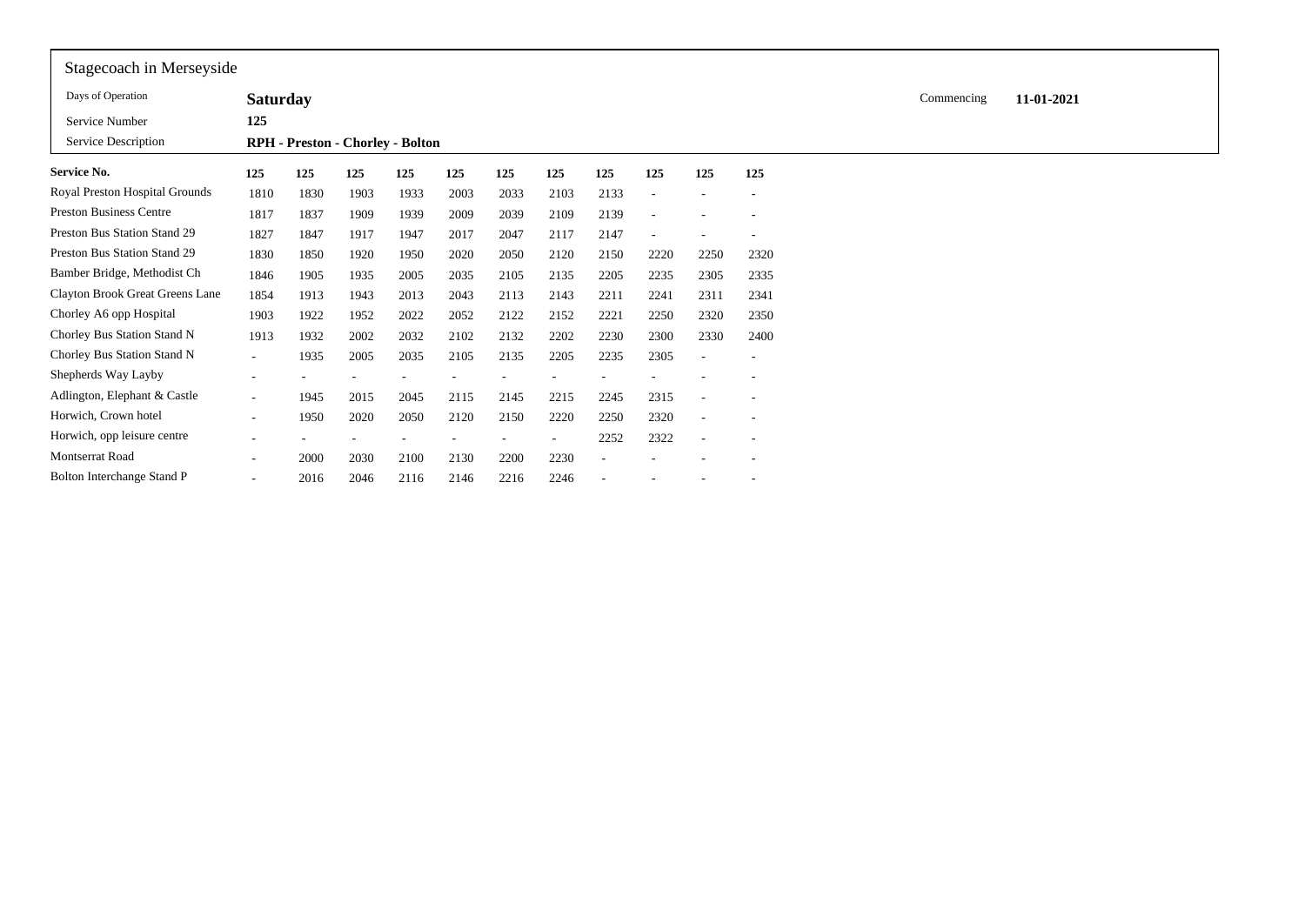Stagecoach in Merseyside

| | | | |
|---|---|---|---|
| Days of Operation | **Saturday** | Commencing | **11-01-2021** |
| Service Number | **125** | | |
| Service Description | **RPH - Preston - Chorley - Bolton** | | |

| **Service No.** | **125** | **125** | **125** | **125** | **125** | **125** | **125** | **125** | **125** | **125** | **125** |
|---|---|---|---|---|---|---|---|---|---|---|---|
| Royal Preston Hospital Grounds | 1810 | 1830 | 1903 | 1933 | 2003 | 2033 | 2103 | 2133 | - | - | - |
| Preston Business Centre | 1817 | 1837 | 1909 | 1939 | 2009 | 2039 | 2109 | 2139 | - | - | - |
| Preston Bus Station Stand 29 | 1827 | 1847 | 1917 | 1947 | 2017 | 2047 | 2117 | 2147 | - | - | - |
| Preston Bus Station Stand 29 | 1830 | 1850 | 1920 | 1950 | 2020 | 2050 | 2120 | 2150 | 2220 | 2250 | 2320 |
| Bamber Bridge, Methodist Ch | 1846 | 1905 | 1935 | 2005 | 2035 | 2105 | 2135 | 2205 | 2235 | 2305 | 2335 |
| Clayton Brook Great Greens Lane | 1854 | 1913 | 1943 | 2013 | 2043 | 2113 | 2143 | 2211 | 2241 | 2311 | 2341 |
| Chorley A6 opp Hospital | 1903 | 1922 | 1952 | 2022 | 2052 | 2122 | 2152 | 2221 | 2250 | 2320 | 2350 |
| Chorley Bus Station Stand N | 1913 | 1932 | 2002 | 2032 | 2102 | 2132 | 2202 | 2230 | 2300 | 2330 | 2400 |
| Chorley Bus Station Stand N | - | 1935 | 2005 | 2035 | 2105 | 2135 | 2205 | 2235 | 2305 | - | - |
| Shepherds Way Layby | - | - | - | - | - | - | - | - | - | - | - |
| Adlington, Elephant & Castle | - | 1945 | 2015 | 2045 | 2115 | 2145 | 2215 | 2245 | 2315 | - | - |
| Horwich, Crown hotel | - | 1950 | 2020 | 2050 | 2120 | 2150 | 2220 | 2250 | 2320 | - | - |
| Horwich, opp leisure centre | - | - | - | - | - | - | - | 2252 | 2322 | - | - |
| Montserrat Road | - | 2000 | 2030 | 2100 | 2130 | 2200 | 2230 | - | - | - | - |
| Bolton Interchange Stand P | - | 2016 | 2046 | 2116 | 2146 | 2216 | 2246 | - | - | - | - |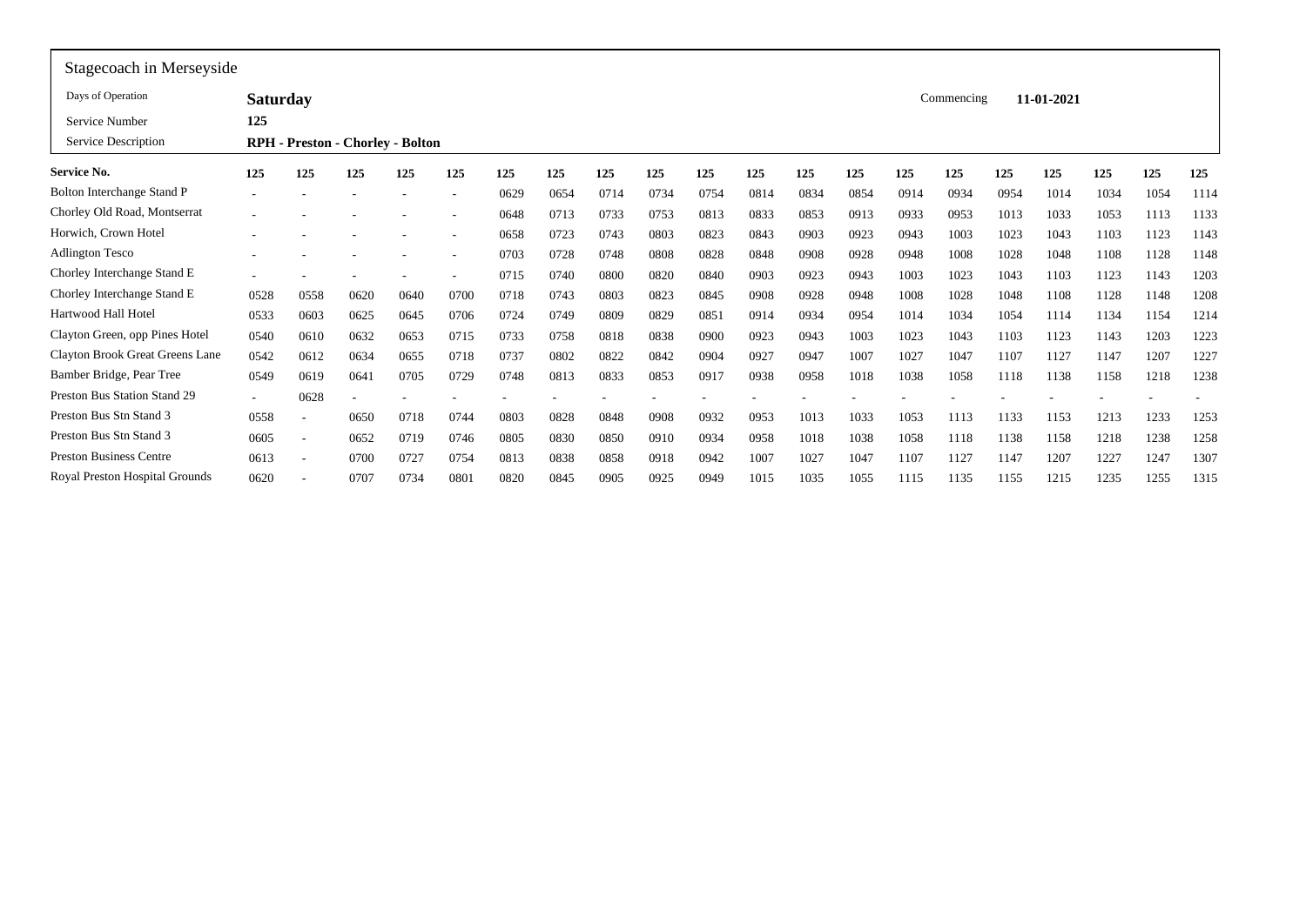## Stagecoach in Merseyside

| Days of Operation | **Saturday** | Commencing | **11-01-2021** |
|---|---|---|---|
| Service Number | **125** | | |
| Service Description | **RPH - Preston - Chorley - Bolton** | | |

| **Service No.** | **125** | **125** | **125** | **125** | **125** | **125** | **125** | **125** | **125** | **125** | **125** | **125** | **125** | **125** | **125** | **125** | **125** | **125** | **125** | **125** |
|---|---|---|---|---|---|---|---|---|---|---|---|---|---|---|---|---|---|---|---|---|
| Bolton Interchange Stand P | - | - | - | - | - | 0629 | 0654 | 0714 | 0734 | 0754 | 0814 | 0834 | 0854 | 0914 | 0934 | 0954 | 1014 | 1034 | 1054 | 1114 |
| Chorley Old Road, Montserrat | - | - | - | - | - | 0648 | 0713 | 0733 | 0753 | 0813 | 0833 | 0853 | 0913 | 0933 | 0953 | 1013 | 1033 | 1053 | 1113 | 1133 |
| Horwich, Crown Hotel | - | - | - | - | - | 0658 | 0723 | 0743 | 0803 | 0823 | 0843 | 0903 | 0923 | 0943 | 1003 | 1023 | 1043 | 1103 | 1123 | 1143 |
| Adlington Tesco | - | - | - | - | - | 0703 | 0728 | 0748 | 0808 | 0828 | 0848 | 0908 | 0928 | 0948 | 1008 | 1028 | 1048 | 1108 | 1128 | 1148 |
| Chorley Interchange Stand E | - | - | - | - | - | 0715 | 0740 | 0800 | 0820 | 0840 | 0903 | 0923 | 0943 | 1003 | 1023 | 1043 | 1103 | 1123 | 1143 | 1203 |
| Chorley Interchange Stand E | 0528 | 0558 | 0620 | 0640 | 0700 | 0718 | 0743 | 0803 | 0823 | 0845 | 0908 | 0928 | 0948 | 1008 | 1028 | 1048 | 1108 | 1128 | 1148 | 1208 |
| Hartwood Hall Hotel | 0533 | 0603 | 0625 | 0645 | 0706 | 0724 | 0749 | 0809 | 0829 | 0851 | 0914 | 0934 | 0954 | 1014 | 1034 | 1054 | 1114 | 1134 | 1154 | 1214 |
| Clayton Green, opp Pines Hotel | 0540 | 0610 | 0632 | 0653 | 0715 | 0733 | 0758 | 0818 | 0838 | 0900 | 0923 | 0943 | 1003 | 1023 | 1043 | 1103 | 1123 | 1143 | 1203 | 1223 |
| Clayton Brook Great Greens Lane | 0542 | 0612 | 0634 | 0655 | 0718 | 0737 | 0802 | 0822 | 0842 | 0904 | 0927 | 0947 | 1007 | 1027 | 1047 | 1107 | 1127 | 1147 | 1207 | 1227 |
| Bamber Bridge, Pear Tree | 0549 | 0619 | 0641 | 0705 | 0729 | 0748 | 0813 | 0833 | 0853 | 0917 | 0938 | 0958 | 1018 | 1038 | 1058 | 1118 | 1138 | 1158 | 1218 | 1238 |
| Preston Bus Station Stand 29 | - | 0628 | - | - | - | - | - | - | - | - | - | - | - | - | - | - | - | - | - | - |
| Preston Bus Stn Stand 3 | 0558 | - | 0650 | 0718 | 0744 | 0803 | 0828 | 0848 | 0908 | 0932 | 0953 | 1013 | 1033 | 1053 | 1113 | 1133 | 1153 | 1213 | 1233 | 1253 |
| Preston Bus Stn Stand 3 | 0605 | - | 0652 | 0719 | 0746 | 0805 | 0830 | 0850 | 0910 | 0934 | 0958 | 1018 | 1038 | 1058 | 1118 | 1138 | 1158 | 1218 | 1238 | 1258 |
| Preston Business Centre | 0613 | - | 0700 | 0727 | 0754 | 0813 | 0838 | 0858 | 0918 | 0942 | 1007 | 1027 | 1047 | 1107 | 1127 | 1147 | 1207 | 1227 | 1247 | 1307 |
| Royal Preston Hospital Grounds | 0620 | - | 0707 | 0734 | 0801 | 0820 | 0845 | 0905 | 0925 | 0949 | 1015 | 1035 | 1055 | 1115 | 1135 | 1155 | 1215 | 1235 | 1255 | 1315 |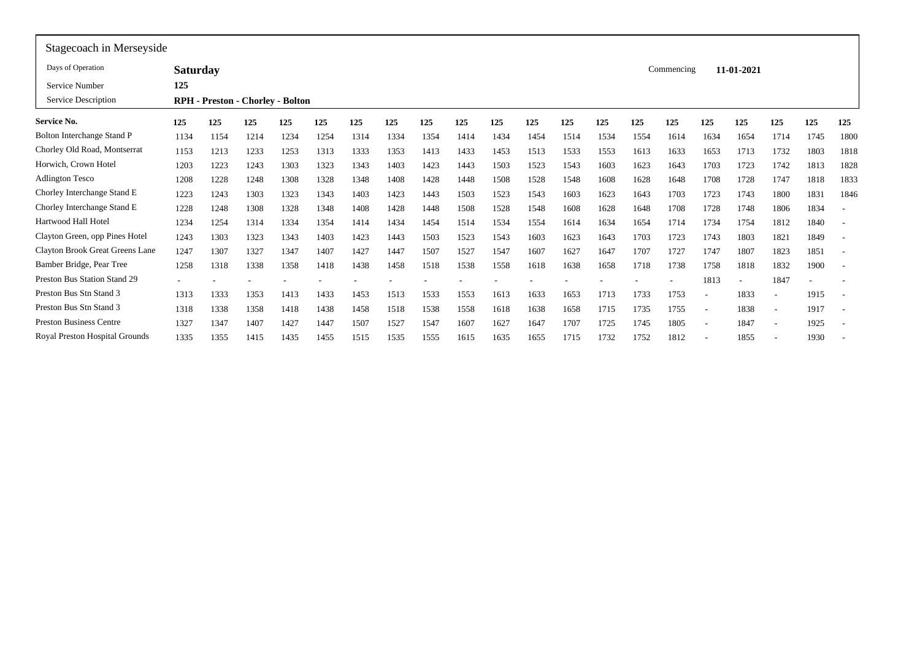Stagecoach in Merseyside

| | | | |
|---|---|---|---|
| Days of Operation | **Saturday** | Commencing | **11-01-2021** |
| Service Number | **125** | | |
| Service Description | **RPH - Preston - Chorley - Bolton** | | |

| **Service No.** | **125** | **125** | **125** | **125** | **125** | **125** | **125** | **125** | **125** | **125** | **125** | **125** | **125** | **125** | **125** | **125** | **125** | **125** | **125** | **125** |
|---|---|---|---|---|---|---|---|---|---|---|---|---|---|---|---|---|---|---|---|---|
| Bolton Interchange Stand P | 1134 | 1154 | 1214 | 1234 | 1254 | 1314 | 1334 | 1354 | 1414 | 1434 | 1454 | 1514 | 1534 | 1554 | 1614 | 1634 | 1654 | 1714 | 1745 | 1800 |
| Chorley Old Road, Montserrat | 1153 | 1213 | 1233 | 1253 | 1313 | 1333 | 1353 | 1413 | 1433 | 1453 | 1513 | 1533 | 1553 | 1613 | 1633 | 1653 | 1713 | 1732 | 1803 | 1818 |
| Horwich, Crown Hotel | 1203 | 1223 | 1243 | 1303 | 1323 | 1343 | 1403 | 1423 | 1443 | 1503 | 1523 | 1543 | 1603 | 1623 | 1643 | 1703 | 1723 | 1742 | 1813 | 1828 |
| Adlington Tesco | 1208 | 1228 | 1248 | 1308 | 1328 | 1348 | 1408 | 1428 | 1448 | 1508 | 1528 | 1548 | 1608 | 1628 | 1648 | 1708 | 1728 | 1747 | 1818 | 1833 |
| Chorley Interchange Stand E | 1223 | 1243 | 1303 | 1323 | 1343 | 1403 | 1423 | 1443 | 1503 | 1523 | 1543 | 1603 | 1623 | 1643 | 1703 | 1723 | 1743 | 1800 | 1831 | 1846 |
| Chorley Interchange Stand E | 1228 | 1248 | 1308 | 1328 | 1348 | 1408 | 1428 | 1448 | 1508 | 1528 | 1548 | 1608 | 1628 | 1648 | 1708 | 1728 | 1748 | 1806 | 1834 | - |
| Hartwood Hall Hotel | 1234 | 1254 | 1314 | 1334 | 1354 | 1414 | 1434 | 1454 | 1514 | 1534 | 1554 | 1614 | 1634 | 1654 | 1714 | 1734 | 1754 | 1812 | 1840 | - |
| Clayton Green, opp Pines Hotel | 1243 | 1303 | 1323 | 1343 | 1403 | 1423 | 1443 | 1503 | 1523 | 1543 | 1603 | 1623 | 1643 | 1703 | 1723 | 1743 | 1803 | 1821 | 1849 | - |
| Clayton Brook Great Greens Lane | 1247 | 1307 | 1327 | 1347 | 1407 | 1427 | 1447 | 1507 | 1527 | 1547 | 1607 | 1627 | 1647 | 1707 | 1727 | 1747 | 1807 | 1823 | 1851 | - |
| Bamber Bridge, Pear Tree | 1258 | 1318 | 1338 | 1358 | 1418 | 1438 | 1458 | 1518 | 1538 | 1558 | 1618 | 1638 | 1658 | 1718 | 1738 | 1758 | 1818 | 1832 | 1900 | - |
| Preston Bus Station Stand 29 | - | - | - | - | - | - | - | - | - | - | - | - | - | - | - | 1813 | - | 1847 | - | - |
| Preston Bus Stn Stand 3 | 1313 | 1333 | 1353 | 1413 | 1433 | 1453 | 1513 | 1533 | 1553 | 1613 | 1633 | 1653 | 1713 | 1733 | 1753 | - | 1833 | - | 1915 | - |
| Preston Bus Stn Stand 3 | 1318 | 1338 | 1358 | 1418 | 1438 | 1458 | 1518 | 1538 | 1558 | 1618 | 1638 | 1658 | 1715 | 1735 | 1755 | - | 1838 | - | 1917 | - |
| Preston Business Centre | 1327 | 1347 | 1407 | 1427 | 1447 | 1507 | 1527 | 1547 | 1607 | 1627 | 1647 | 1707 | 1725 | 1745 | 1805 | - | 1847 | - | 1925 | - |
| Royal Preston Hospital Grounds | 1335 | 1355 | 1415 | 1435 | 1455 | 1515 | 1535 | 1555 | 1615 | 1635 | 1655 | 1715 | 1732 | 1752 | 1812 | - | 1855 | - | 1930 | - |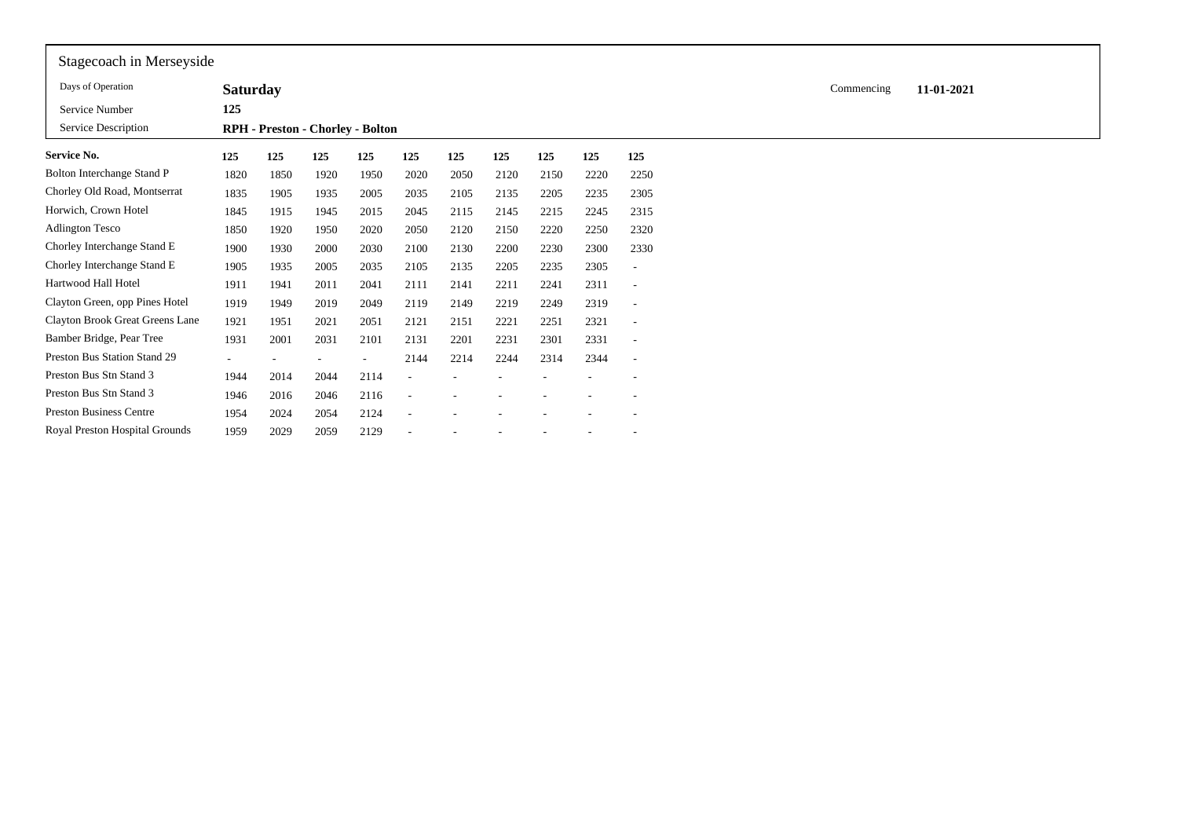Stagecoach in Merseyside

| | | | |
|---|---|---|---|
| Days of Operation | **Saturday** | Commencing | **11-01-2021** |
| Service Number | **125** | | |
| Service Description | **RPH - Preston - Chorley - Bolton** | | |

| **Service No.** | **125** | **125** | **125** | **125** | **125** | **125** | **125** | **125** | **125** | **125** |
|---|---|---|---|---|---|---|---|---|---|---|
| Bolton Interchange Stand P | 1820 | 1850 | 1920 | 1950 | 2020 | 2050 | 2120 | 2150 | 2220 | 2250 |
| Chorley Old Road, Montserrat | 1835 | 1905 | 1935 | 2005 | 2035 | 2105 | 2135 | 2205 | 2235 | 2305 |
| Horwich, Crown Hotel | 1845 | 1915 | 1945 | 2015 | 2045 | 2115 | 2145 | 2215 | 2245 | 2315 |
| Adlington Tesco | 1850 | 1920 | 1950 | 2020 | 2050 | 2120 | 2150 | 2220 | 2250 | 2320 |
| Chorley Interchange Stand E | 1900 | 1930 | 2000 | 2030 | 2100 | 2130 | 2200 | 2230 | 2300 | 2330 |
| Chorley Interchange Stand E | 1905 | 1935 | 2005 | 2035 | 2105 | 2135 | 2205 | 2235 | 2305 | - |
| Hartwood Hall Hotel | 1911 | 1941 | 2011 | 2041 | 2111 | 2141 | 2211 | 2241 | 2311 | - |
| Clayton Green, opp Pines Hotel | 1919 | 1949 | 2019 | 2049 | 2119 | 2149 | 2219 | 2249 | 2319 | - |
| Clayton Brook Great Greens Lane | 1921 | 1951 | 2021 | 2051 | 2121 | 2151 | 2221 | 2251 | 2321 | - |
| Bamber Bridge, Pear Tree | 1931 | 2001 | 2031 | 2101 | 2131 | 2201 | 2231 | 2301 | 2331 | - |
| Preston Bus Station Stand 29 | - | - | - | - | 2144 | 2214 | 2244 | 2314 | 2344 | - |
| Preston Bus Stn Stand 3 | 1944 | 2014 | 2044 | 2114 | - | - | - | - | - | - |
| Preston Bus Stn Stand 3 | 1946 | 2016 | 2046 | 2116 | - | - | - | - | - | - |
| Preston Business Centre | 1954 | 2024 | 2054 | 2124 | - | - | - | - | - | - |
| Royal Preston Hospital Grounds | 1959 | 2029 | 2059 | 2129 | - | - | - | - | - | - |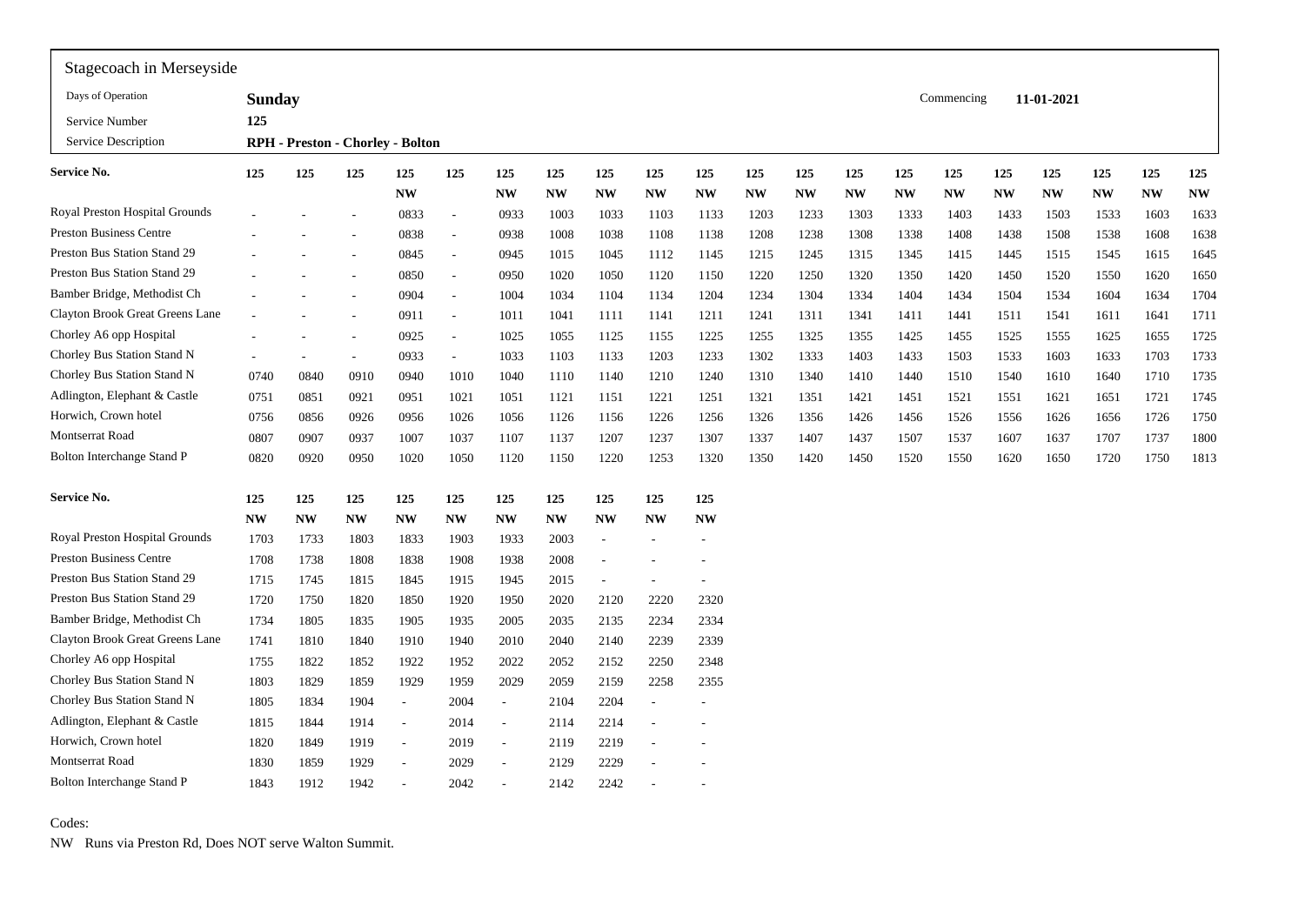## Stagecoach in Merseyside

| | | | |
|---|---|---|---|
| Days of Operation | **Sunday** | Commencing | **11-01-2021** |
| Service Number | **125** | | |
| Service Description | **RPH - Preston - Chorley - Bolton** | | |

| **Service No.** | **125** | **125** | **125** | **125** | **125** | **125** | **125** | **125** | **125** | **125** | **125** | **125** | **125** | **125** | **125** | **125** | **125** | **125** | **125** | **125** |
|---|---|---|---|---|---|---|---|---|---|---|---|---|---|---|---|---|---|---|---|---|
| | | | | **NW** | | **NW** | **NW** | **NW** | **NW** | **NW** | **NW** | **NW** | **NW** | **NW** | **NW** | **NW** | **NW** | **NW** | **NW** | **NW** |
| Royal Preston Hospital Grounds | - | - | - | 0833 | - | 0933 | 1003 | 1033 | 1103 | 1133 | 1203 | 1233 | 1303 | 1333 | 1403 | 1433 | 1503 | 1533 | 1603 | 1633 |
| Preston Business Centre | - | - | - | 0838 | - | 0938 | 1008 | 1038 | 1108 | 1138 | 1208 | 1238 | 1308 | 1338 | 1408 | 1438 | 1508 | 1538 | 1608 | 1638 |
| Preston Bus Station Stand 29 | - | - | - | 0845 | - | 0945 | 1015 | 1045 | 1112 | 1145 | 1215 | 1245 | 1315 | 1345 | 1415 | 1445 | 1515 | 1545 | 1615 | 1645 |
| Preston Bus Station Stand 29 | - | - | - | 0850 | - | 0950 | 1020 | 1050 | 1120 | 1150 | 1220 | 1250 | 1320 | 1350 | 1420 | 1450 | 1520 | 1550 | 1620 | 1650 |
| Bamber Bridge, Methodist Ch | - | - | - | 0904 | - | 1004 | 1034 | 1104 | 1134 | 1204 | 1234 | 1304 | 1334 | 1404 | 1434 | 1504 | 1534 | 1604 | 1634 | 1704 |
| Clayton Brook Great Greens Lane | - | - | - | 0911 | - | 1011 | 1041 | 1111 | 1141 | 1211 | 1241 | 1311 | 1341 | 1411 | 1441 | 1511 | 1541 | 1611 | 1641 | 1711 |
| Chorley A6 opp Hospital | - | - | - | 0925 | - | 1025 | 1055 | 1125 | 1155 | 1225 | 1255 | 1325 | 1355 | 1425 | 1455 | 1525 | 1555 | 1625 | 1655 | 1725 |
| Chorley Bus Station Stand N | - | - | - | 0933 | - | 1033 | 1103 | 1133 | 1203 | 1233 | 1302 | 1333 | 1403 | 1433 | 1503 | 1533 | 1603 | 1633 | 1703 | 1733 |
| Chorley Bus Station Stand N | 0740 | 0840 | 0910 | 0940 | 1010 | 1040 | 1110 | 1140 | 1210 | 1240 | 1310 | 1340 | 1410 | 1440 | 1510 | 1540 | 1610 | 1640 | 1710 | 1735 |
| Adlington, Elephant & Castle | 0751 | 0851 | 0921 | 0951 | 1021 | 1051 | 1121 | 1151 | 1221 | 1251 | 1321 | 1351 | 1421 | 1451 | 1521 | 1551 | 1621 | 1651 | 1721 | 1745 |
| Horwich, Crown hotel | 0756 | 0856 | 0926 | 0956 | 1026 | 1056 | 1126 | 1156 | 1226 | 1256 | 1326 | 1356 | 1426 | 1456 | 1526 | 1556 | 1626 | 1656 | 1726 | 1750 |
| Montserrat Road | 0807 | 0907 | 0937 | 1007 | 1037 | 1107 | 1137 | 1207 | 1237 | 1307 | 1337 | 1407 | 1437 | 1507 | 1537 | 1607 | 1637 | 1707 | 1737 | 1800 |
| Bolton Interchange Stand P | 0820 | 0920 | 0950 | 1020 | 1050 | 1120 | 1150 | 1220 | 1253 | 1320 | 1350 | 1420 | 1450 | 1520 | 1550 | 1620 | 1650 | 1720 | 1750 | 1813 |

| **Service No.** | **125** | **125** | **125** | **125** | **125** | **125** | **125** | **125** | **125** | **125** |
|---|---|---|---|---|---|---|---|---|---|---|
| | **NW** | **NW** | **NW** | **NW** | **NW** | **NW** | **NW** | **NW** | **NW** | **NW** |
| Royal Preston Hospital Grounds | 1703 | 1733 | 1803 | 1833 | 1903 | 1933 | 2003 | - | - | - |
| Preston Business Centre | 1708 | 1738 | 1808 | 1838 | 1908 | 1938 | 2008 | - | - | - |
| Preston Bus Station Stand 29 | 1715 | 1745 | 1815 | 1845 | 1915 | 1945 | 2015 | - | - | - |
| Preston Bus Station Stand 29 | 1720 | 1750 | 1820 | 1850 | 1920 | 1950 | 2020 | 2120 | 2220 | 2320 |
| Bamber Bridge, Methodist Ch | 1734 | 1805 | 1835 | 1905 | 1935 | 2005 | 2035 | 2135 | 2234 | 2334 |
| Clayton Brook Great Greens Lane | 1741 | 1810 | 1840 | 1910 | 1940 | 2010 | 2040 | 2140 | 2239 | 2339 |
| Chorley A6 opp Hospital | 1755 | 1822 | 1852 | 1922 | 1952 | 2022 | 2052 | 2152 | 2250 | 2348 |
| Chorley Bus Station Stand N | 1803 | 1829 | 1859 | 1929 | 1959 | 2029 | 2059 | 2159 | 2258 | 2355 |
| Chorley Bus Station Stand N | 1805 | 1834 | 1904 | - | 2004 | - | 2104 | 2204 | - | - |
| Adlington, Elephant & Castle | 1815 | 1844 | 1914 | - | 2014 | - | 2114 | 2214 | - | - |
| Horwich, Crown hotel | 1820 | 1849 | 1919 | - | 2019 | - | 2119 | 2219 | - | - |
| Montserrat Road | 1830 | 1859 | 1929 | - | 2029 | - | 2129 | 2229 | - | - |
| Bolton Interchange Stand P | 1843 | 1912 | 1942 | - | 2042 | - | 2142 | 2242 | - | - |

Codes:

NW Runs via Preston Rd, Does NOT serve Walton Summit.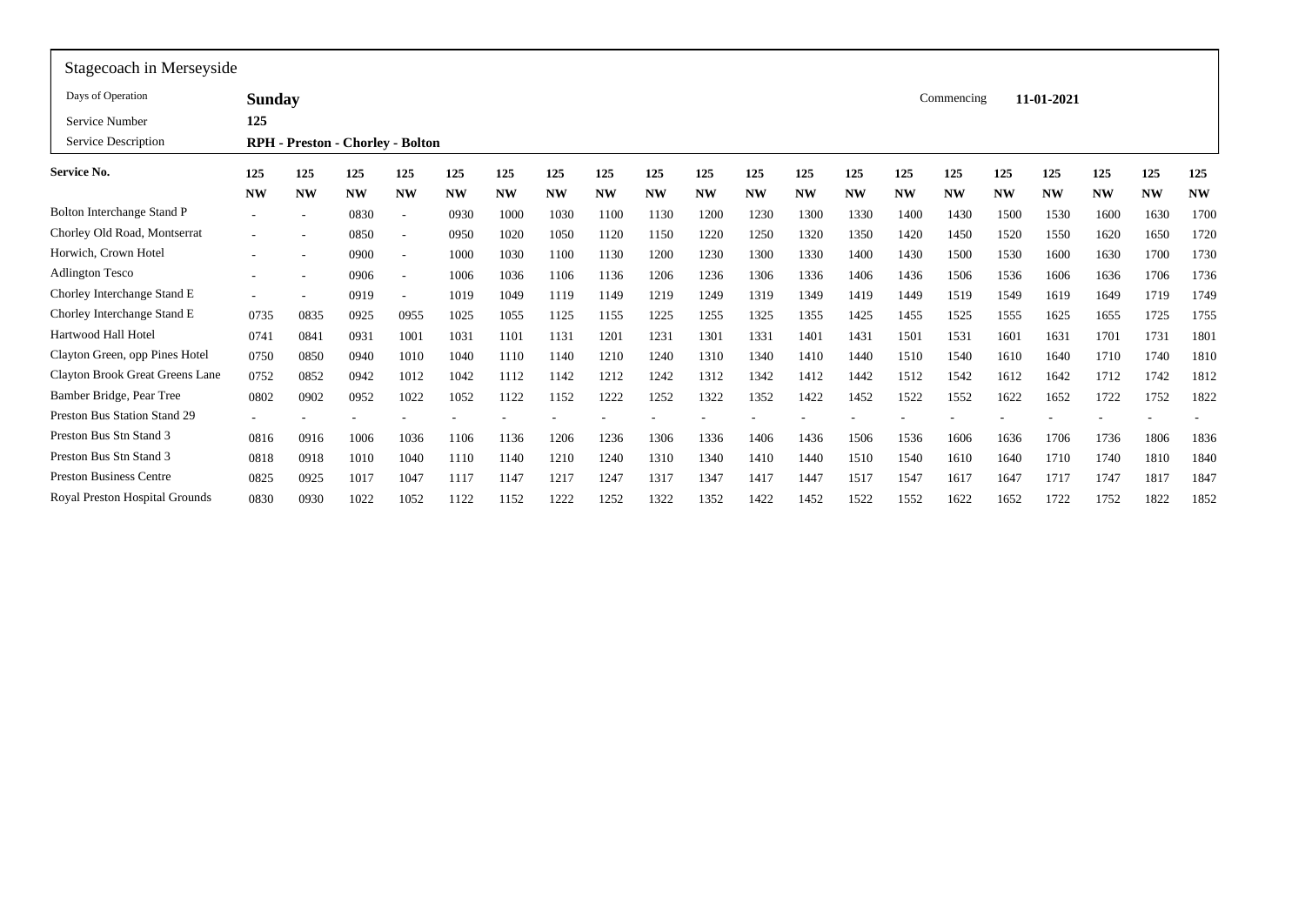Stagecoach in Merseyside

| | | | | | | | | | | | | | | | | | | | | |
|---|---|---|---|---|---|---|---|---|---|---|---|---|---|---|---|---|---|---|---|---|
| Days of Operation | **Sunday** | | | | | | | | | | | | | | Commencing | **11-01-2021** | | | | |
| Service Number | **125** | | | | | | | | | | | | | | | | | | | |
| Service Description | **RPH - Preston - Chorley - Bolton** | | | | | | | | | | | | | | | | | | | |

| **Service No.** | 125 | 125 | 125 | 125 | 125 | 125 | 125 | 125 | 125 | 125 | 125 | 125 | 125 | 125 | 125 | 125 | 125 | 125 | 125 | 125 |
|---|---|---|---|---|---|---|---|---|---|---|---|---|---|---|---|---|---|---|---|---|
| | NW | NW | NW | NW | NW | NW | NW | NW | NW | NW | NW | NW | NW | NW | NW | NW | NW | NW | NW | NW |
| Bolton Interchange Stand P | - | - | 0830 | - | 0930 | 1000 | 1030 | 1100 | 1130 | 1200 | 1230 | 1300 | 1330 | 1400 | 1430 | 1500 | 1530 | 1600 | 1630 | 1700 |
| Chorley Old Road, Montserrat | - | - | 0850 | - | 0950 | 1020 | 1050 | 1120 | 1150 | 1220 | 1250 | 1320 | 1350 | 1420 | 1450 | 1520 | 1550 | 1620 | 1650 | 1720 |
| Horwich, Crown Hotel | - | - | 0900 | - | 1000 | 1030 | 1100 | 1130 | 1200 | 1230 | 1300 | 1330 | 1400 | 1430 | 1500 | 1530 | 1600 | 1630 | 1700 | 1730 |
| Adlington Tesco | - | - | 0906 | - | 1006 | 1036 | 1106 | 1136 | 1206 | 1236 | 1306 | 1336 | 1406 | 1436 | 1506 | 1536 | 1606 | 1636 | 1706 | 1736 |
| Chorley Interchange Stand E | - | - | 0919 | - | 1019 | 1049 | 1119 | 1149 | 1219 | 1249 | 1319 | 1349 | 1419 | 1449 | 1519 | 1549 | 1619 | 1649 | 1719 | 1749 |
| Chorley Interchange Stand E | 0735 | 0835 | 0925 | 0955 | 1025 | 1055 | 1125 | 1155 | 1225 | 1255 | 1325 | 1355 | 1425 | 1455 | 1525 | 1555 | 1625 | 1655 | 1725 | 1755 |
| Hartwood Hall Hotel | 0741 | 0841 | 0931 | 1001 | 1031 | 1101 | 1131 | 1201 | 1231 | 1301 | 1331 | 1401 | 1431 | 1501 | 1531 | 1601 | 1631 | 1701 | 1731 | 1801 |
| Clayton Green, opp Pines Hotel | 0750 | 0850 | 0940 | 1010 | 1040 | 1110 | 1140 | 1210 | 1240 | 1310 | 1340 | 1410 | 1440 | 1510 | 1540 | 1610 | 1640 | 1710 | 1740 | 1810 |
| Clayton Brook Great Greens Lane | 0752 | 0852 | 0942 | 1012 | 1042 | 1112 | 1142 | 1212 | 1242 | 1312 | 1342 | 1412 | 1442 | 1512 | 1542 | 1612 | 1642 | 1712 | 1742 | 1812 |
| Bamber Bridge, Pear Tree | 0802 | 0902 | 0952 | 1022 | 1052 | 1122 | 1152 | 1222 | 1252 | 1322 | 1352 | 1422 | 1452 | 1522 | 1552 | 1622 | 1652 | 1722 | 1752 | 1822 |
| Preston Bus Station Stand 29 | - | - | - | - | - | - | - | - | - | - | - | - | - | - | - | - | - | - | - | - |
| Preston Bus Stn Stand 3 | 0816 | 0916 | 1006 | 1036 | 1106 | 1136 | 1206 | 1236 | 1306 | 1336 | 1406 | 1436 | 1506 | 1536 | 1606 | 1636 | 1706 | 1736 | 1806 | 1836 |
| Preston Bus Stn Stand 3 | 0818 | 0918 | 1010 | 1040 | 1110 | 1140 | 1210 | 1240 | 1310 | 1340 | 1410 | 1440 | 1510 | 1540 | 1610 | 1640 | 1710 | 1740 | 1810 | 1840 |
| Preston Business Centre | 0825 | 0925 | 1017 | 1047 | 1117 | 1147 | 1217 | 1247 | 1317 | 1347 | 1417 | 1447 | 1517 | 1547 | 1617 | 1647 | 1717 | 1747 | 1817 | 1847 |
| Royal Preston Hospital Grounds | 0830 | 0930 | 1022 | 1052 | 1122 | 1152 | 1222 | 1252 | 1322 | 1352 | 1422 | 1452 | 1522 | 1552 | 1622 | 1652 | 1722 | 1752 | 1822 | 1852 |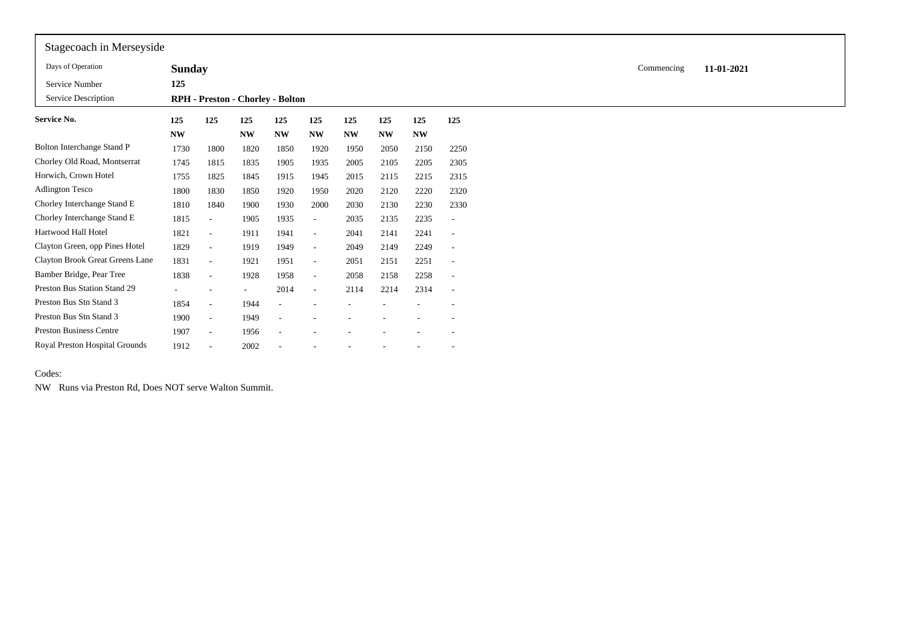## Stagecoach in Merseyside

| | | | |
|---|---|---|---|
| Days of Operation | **Sunday** | Commencing | **11-01-2021** |
| Service Number | **125** | | |
| Service Description | **RPH - Preston - Chorley - Bolton** | | |

| **Service No.** | **125** | **125** | **125** | **125** | **125** | **125** | **125** | **125** | **125** |
|---|---|---|---|---|---|---|---|---|---|
| | **NW** | | **NW** | **NW** | **NW** | **NW** | **NW** | **NW** | |
| Bolton Interchange Stand P | 1730 | 1800 | 1820 | 1850 | 1920 | 1950 | 2050 | 2150 | 2250 |
| Chorley Old Road, Montserrat | 1745 | 1815 | 1835 | 1905 | 1935 | 2005 | 2105 | 2205 | 2305 |
| Horwich, Crown Hotel | 1755 | 1825 | 1845 | 1915 | 1945 | 2015 | 2115 | 2215 | 2315 |
| Adlington Tesco | 1800 | 1830 | 1850 | 1920 | 1950 | 2020 | 2120 | 2220 | 2320 |
| Chorley Interchange Stand E | 1810 | 1840 | 1900 | 1930 | 2000 | 2030 | 2130 | 2230 | 2330 |
| Chorley Interchange Stand E | 1815 | - | 1905 | 1935 | - | 2035 | 2135 | 2235 | - |
| Hartwood Hall Hotel | 1821 | - | 1911 | 1941 | - | 2041 | 2141 | 2241 | - |
| Clayton Green, opp Pines Hotel | 1829 | - | 1919 | 1949 | - | 2049 | 2149 | 2249 | - |
| Clayton Brook Great Greens Lane | 1831 | - | 1921 | 1951 | - | 2051 | 2151 | 2251 | - |
| Bamber Bridge, Pear Tree | 1838 | - | 1928 | 1958 | - | 2058 | 2158 | 2258 | - |
| Preston Bus Station Stand 29 | - | - | - | 2014 | - | 2114 | 2214 | 2314 | - |
| Preston Bus Stn Stand 3 | 1854 | - | 1944 | - | - | - | - | - | - |
| Preston Bus Stn Stand 3 | 1900 | - | 1949 | - | - | - | - | - | - |
| Preston Business Centre | 1907 | - | 1956 | - | - | - | - | - | - |
| Royal Preston Hospital Grounds | 1912 | - | 2002 | - | - | - | - | - | - |

Codes:

NW Runs via Preston Rd, Does NOT serve Walton Summit.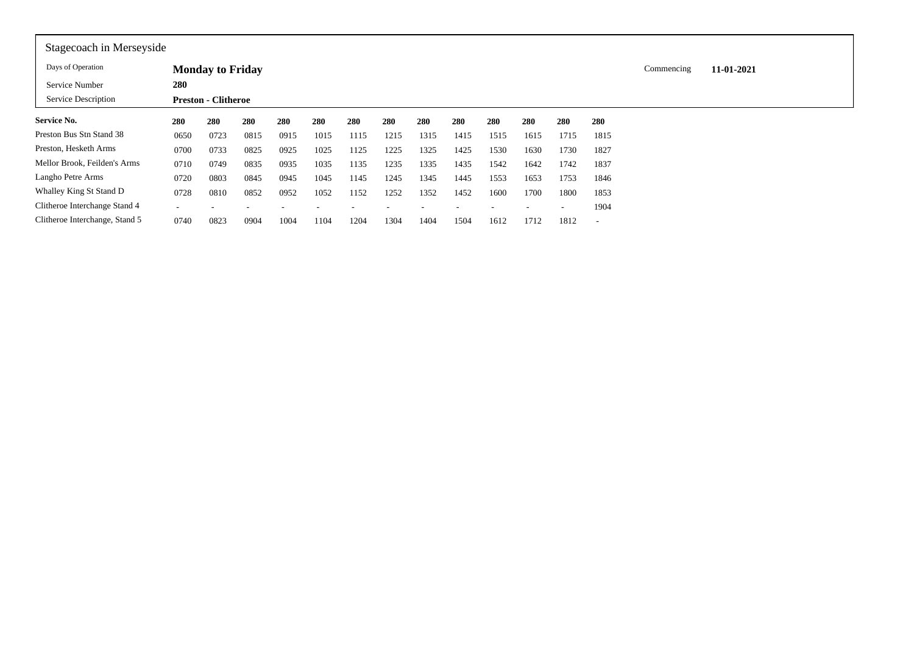Stagecoach in Merseyside

| | | |
|---|---|---|
| Days of Operation | **Monday to Friday** | Commencing **11-01-2021** |
| Service Number | **280** | |
| Service Description | **Preston - Clitheroe** | |

| **Service No.** | **280** | **280** | **280** | **280** | **280** | **280** | **280** | **280** | **280** | **280** | **280** | **280** | **280** |
|---|---|---|---|---|---|---|---|---|---|---|---|---|---|
| Preston Bus Stn Stand 38 | 0650 | 0723 | 0815 | 0915 | 1015 | 1115 | 1215 | 1315 | 1415 | 1515 | 1615 | 1715 | 1815 |
| Preston, Hesketh Arms | 0700 | 0733 | 0825 | 0925 | 1025 | 1125 | 1225 | 1325 | 1425 | 1530 | 1630 | 1730 | 1827 |
| Mellor Brook, Feilden's Arms | 0710 | 0749 | 0835 | 0935 | 1035 | 1135 | 1235 | 1335 | 1435 | 1542 | 1642 | 1742 | 1837 |
| Langho Petre Arms | 0720 | 0803 | 0845 | 0945 | 1045 | 1145 | 1245 | 1345 | 1445 | 1553 | 1653 | 1753 | 1846 |
| Whalley King St Stand D | 0728 | 0810 | 0852 | 0952 | 1052 | 1152 | 1252 | 1352 | 1452 | 1600 | 1700 | 1800 | 1853 |
| Clitheroe Interchange Stand 4 | - | - | - | - | - | - | - | - | - | - | - | - | 1904 |
| Clitheroe Interchange, Stand 5 | 0740 | 0823 | 0904 | 1004 | 1104 | 1204 | 1304 | 1404 | 1504 | 1612 | 1712 | 1812 | - |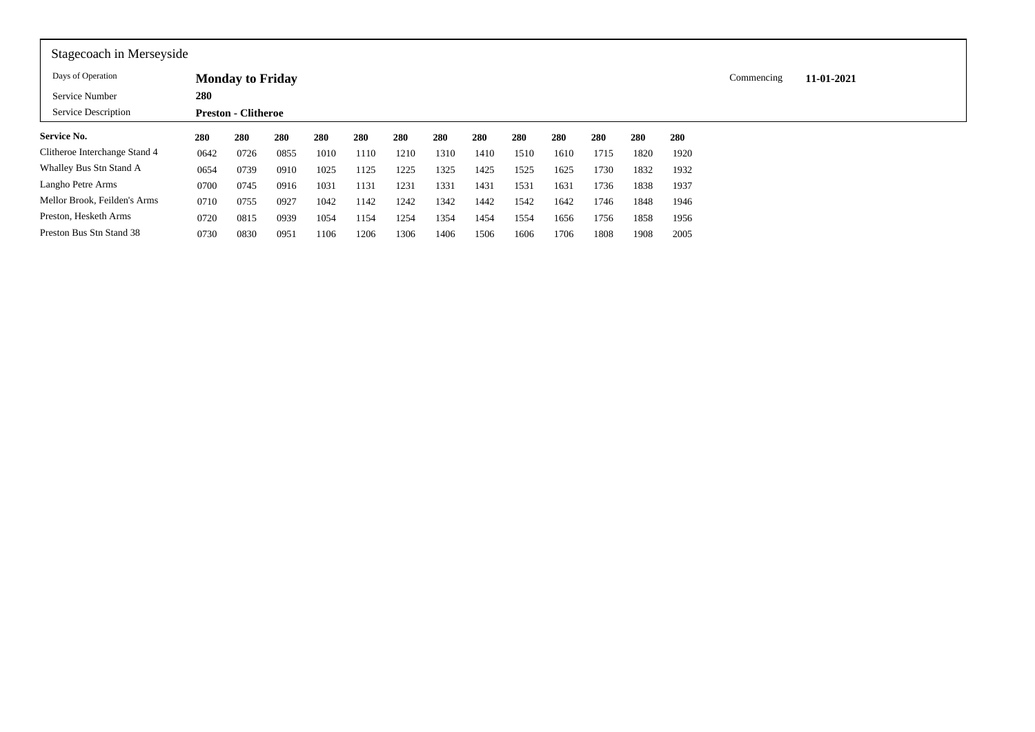Stagecoach in Merseyside

| Days of Operation | **Monday to Friday** | Commencing | **11-01-2021** |
|---|---|---|---|
| Service Number | **280** | | |
| Service Description | **Preston - Clitheroe** | | |

| **Service No.** | **280** | **280** | **280** | **280** | **280** | **280** | **280** | **280** | **280** | **280** | **280** | **280** | **280** |
|---|---|---|---|---|---|---|---|---|---|---|---|---|---|
| Clitheroe Interchange Stand 4 | 0642 | 0726 | 0855 | 1010 | 1110 | 1210 | 1310 | 1410 | 1510 | 1610 | 1715 | 1820 | 1920 |
| Whalley Bus Stn Stand A | 0654 | 0739 | 0910 | 1025 | 1125 | 1225 | 1325 | 1425 | 1525 | 1625 | 1730 | 1832 | 1932 |
| Langho Petre Arms | 0700 | 0745 | 0916 | 1031 | 1131 | 1231 | 1331 | 1431 | 1531 | 1631 | 1736 | 1838 | 1937 |
| Mellor Brook, Feilden's Arms | 0710 | 0755 | 0927 | 1042 | 1142 | 1242 | 1342 | 1442 | 1542 | 1642 | 1746 | 1848 | 1946 |
| Preston, Hesketh Arms | 0720 | 0815 | 0939 | 1054 | 1154 | 1254 | 1354 | 1454 | 1554 | 1656 | 1756 | 1858 | 1956 |
| Preston Bus Stn Stand 38 | 0730 | 0830 | 0951 | 1106 | 1206 | 1306 | 1406 | 1506 | 1606 | 1706 | 1808 | 1908 | 2005 |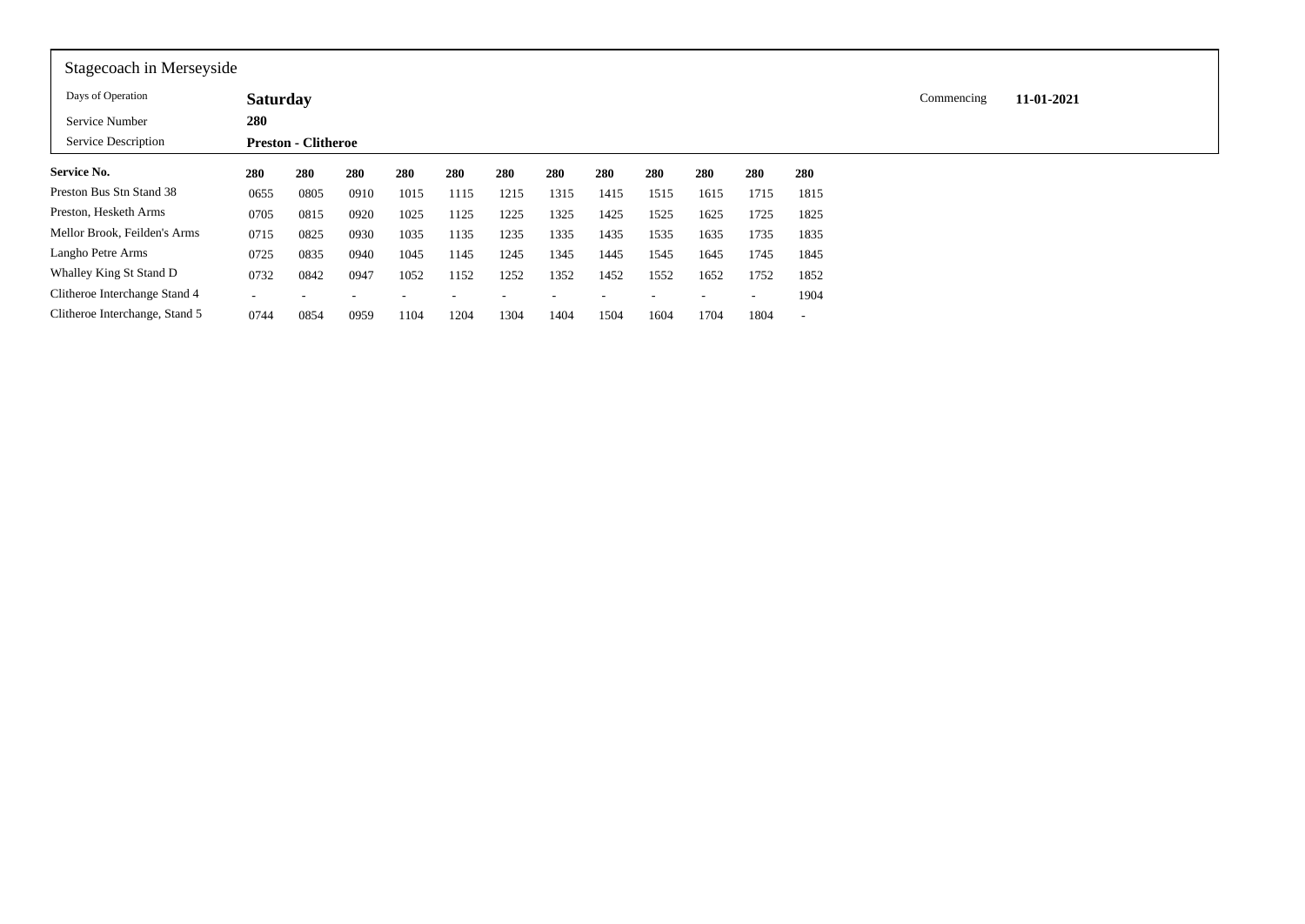Stagecoach in Merseyside

| | | | |
|---|---|---|---|
| Days of Operation | **Saturday** | Commencing | **11-01-2021** |
| Service Number | **280** | | |
| Service Description | **Preston - Clitheroe** | | |

| **Service No.** | **280** | **280** | **280** | **280** | **280** | **280** | **280** | **280** | **280** | **280** | **280** | **280** |
|---|---|---|---|---|---|---|---|---|---|---|---|---|
| Preston Bus Stn Stand 38 | 0655 | 0805 | 0910 | 1015 | 1115 | 1215 | 1315 | 1415 | 1515 | 1615 | 1715 | 1815 |
| Preston, Hesketh Arms | 0705 | 0815 | 0920 | 1025 | 1125 | 1225 | 1325 | 1425 | 1525 | 1625 | 1725 | 1825 |
| Mellor Brook, Feilden's Arms | 0715 | 0825 | 0930 | 1035 | 1135 | 1235 | 1335 | 1435 | 1535 | 1635 | 1735 | 1835 |
| Langho Petre Arms | 0725 | 0835 | 0940 | 1045 | 1145 | 1245 | 1345 | 1445 | 1545 | 1645 | 1745 | 1845 |
| Whalley King St Stand D | 0732 | 0842 | 0947 | 1052 | 1152 | 1252 | 1352 | 1452 | 1552 | 1652 | 1752 | 1852 |
| Clitheroe Interchange Stand 4 | - | - | - | - | - | - | - | - | - | - | - | 1904 |
| Clitheroe Interchange, Stand 5 | 0744 | 0854 | 0959 | 1104 | 1204 | 1304 | 1404 | 1504 | 1604 | 1704 | 1804 | - |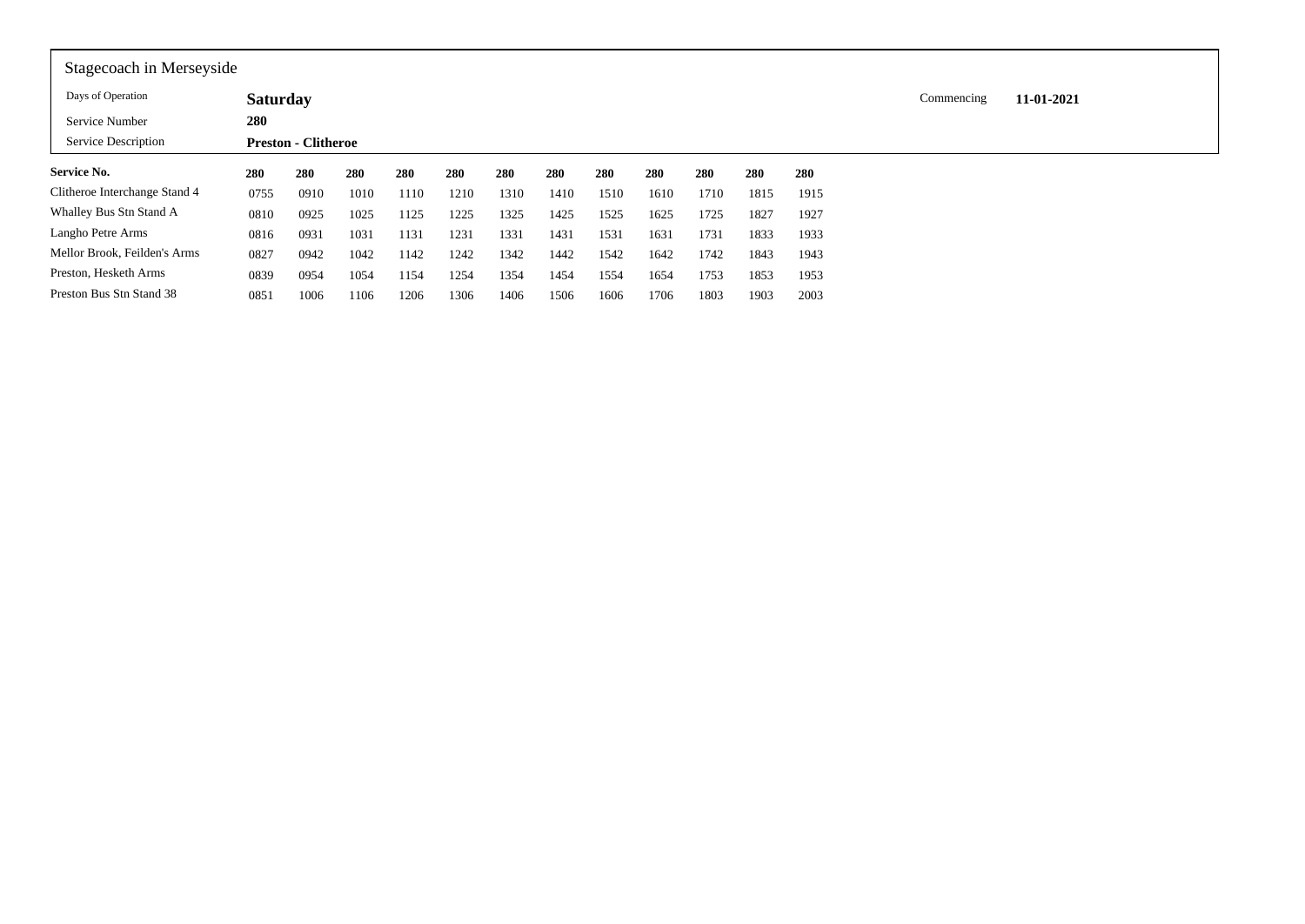Stagecoach in Merseyside

| | | | |
|---|---|---|---|
| Days of Operation | **Saturday** | Commencing | **11-01-2021** |
| Service Number | **280** | | |
| Service Description | **Preston - Clitheroe** | | |

| **Service No.** | **280** | **280** | **280** | **280** | **280** | **280** | **280** | **280** | **280** | **280** | **280** | **280** |
|---|---|---|---|---|---|---|---|---|---|---|---|---|
| Clitheroe Interchange Stand 4 | 0755 | 0910 | 1010 | 1110 | 1210 | 1310 | 1410 | 1510 | 1610 | 1710 | 1815 | 1915 |
| Whalley Bus Stn Stand A | 0810 | 0925 | 1025 | 1125 | 1225 | 1325 | 1425 | 1525 | 1625 | 1725 | 1827 | 1927 |
| Langho Petre Arms | 0816 | 0931 | 1031 | 1131 | 1231 | 1331 | 1431 | 1531 | 1631 | 1731 | 1833 | 1933 |
| Mellor Brook, Feilden's Arms | 0827 | 0942 | 1042 | 1142 | 1242 | 1342 | 1442 | 1542 | 1642 | 1742 | 1843 | 1943 |
| Preston, Hesketh Arms | 0839 | 0954 | 1054 | 1154 | 1254 | 1354 | 1454 | 1554 | 1654 | 1753 | 1853 | 1953 |
| Preston Bus Stn Stand 38 | 0851 | 1006 | 1106 | 1206 | 1306 | 1406 | 1506 | 1606 | 1706 | 1803 | 1903 | 2003 |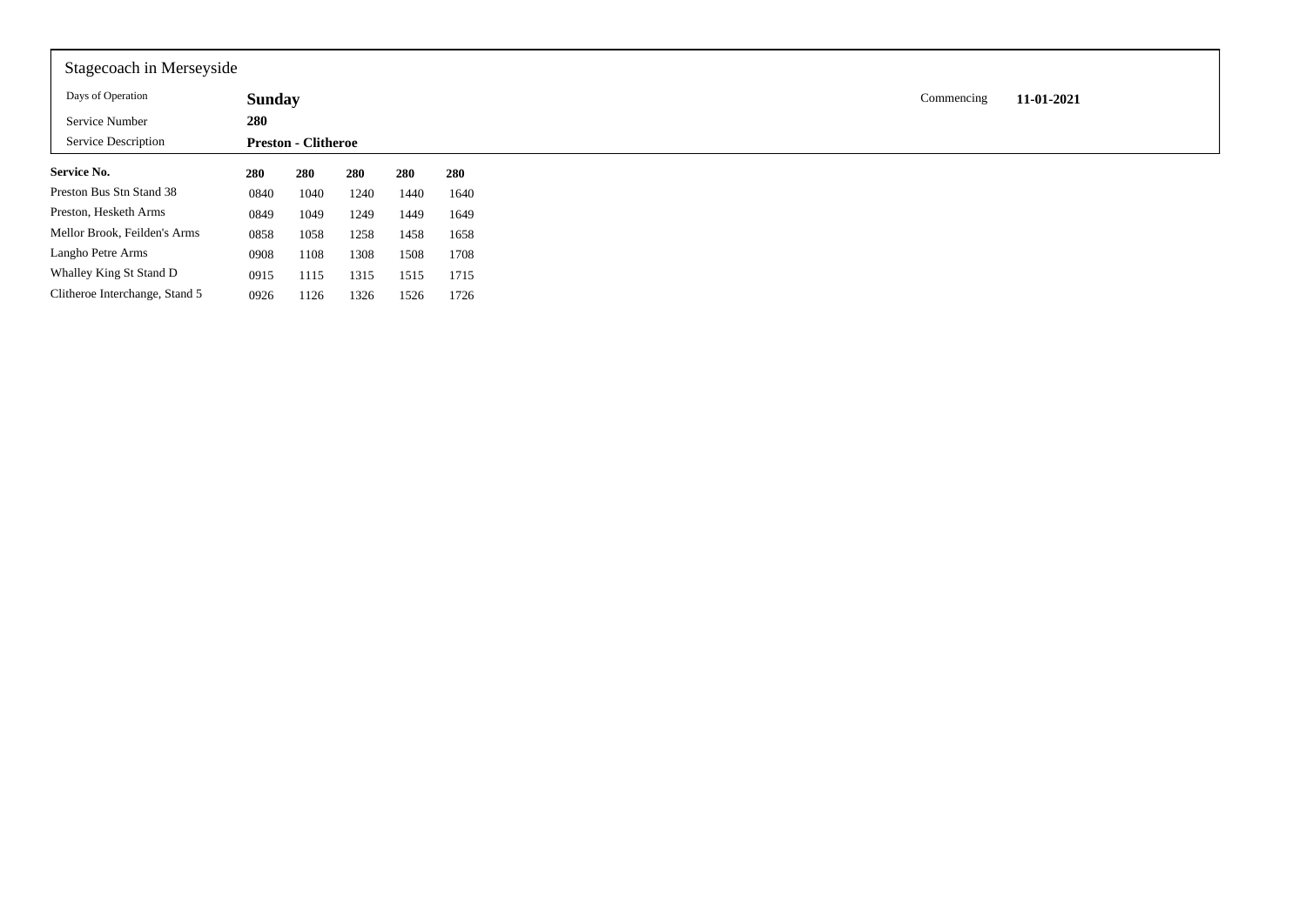Stagecoach in Merseyside

| | | | |
|---|---|---|---|
| Days of Operation | **Sunday** | Commencing | **11-01-2021** |
| Service Number | **280** | | |
| Service Description | **Preston - Clitheroe** | | |

| **Service No.** | **280** | **280** | **280** | **280** | **280** |
|---|---|---|---|---|---|
| Preston Bus Stn Stand 38 | 0840 | 1040 | 1240 | 1440 | 1640 |
| Preston, Hesketh Arms | 0849 | 1049 | 1249 | 1449 | 1649 |
| Mellor Brook, Feilden's Arms | 0858 | 1058 | 1258 | 1458 | 1658 |
| Langho Petre Arms | 0908 | 1108 | 1308 | 1508 | 1708 |
| Whalley King St Stand D | 0915 | 1115 | 1315 | 1515 | 1715 |
| Clitheroe Interchange, Stand 5 | 0926 | 1126 | 1326 | 1526 | 1726 |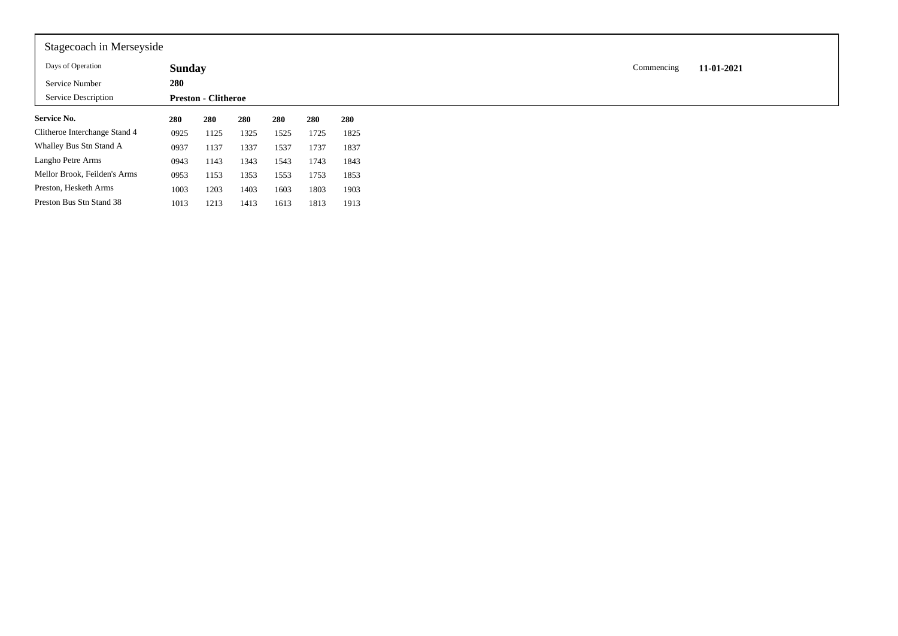Stagecoach in Merseyside

| | | | |
|---|---|---|---|
| Days of Operation | **Sunday** | Commencing | **11-01-2021** |
| Service Number | **280** | | |
| Service Description | **Preston - Clitheroe** | | |

| **Service No.** | **280** | **280** | **280** | **280** | **280** | **280** |
|---|---|---|---|---|---|---|
| Clitheroe Interchange Stand 4 | 0925 | 1125 | 1325 | 1525 | 1725 | 1825 |
| Whalley Bus Stn Stand A | 0937 | 1137 | 1337 | 1537 | 1737 | 1837 |
| Langho Petre Arms | 0943 | 1143 | 1343 | 1543 | 1743 | 1843 |
| Mellor Brook, Feilden's Arms | 0953 | 1153 | 1353 | 1553 | 1753 | 1853 |
| Preston, Hesketh Arms | 1003 | 1203 | 1403 | 1603 | 1803 | 1903 |
| Preston Bus Stn Stand 38 | 1013 | 1213 | 1413 | 1613 | 1813 | 1913 |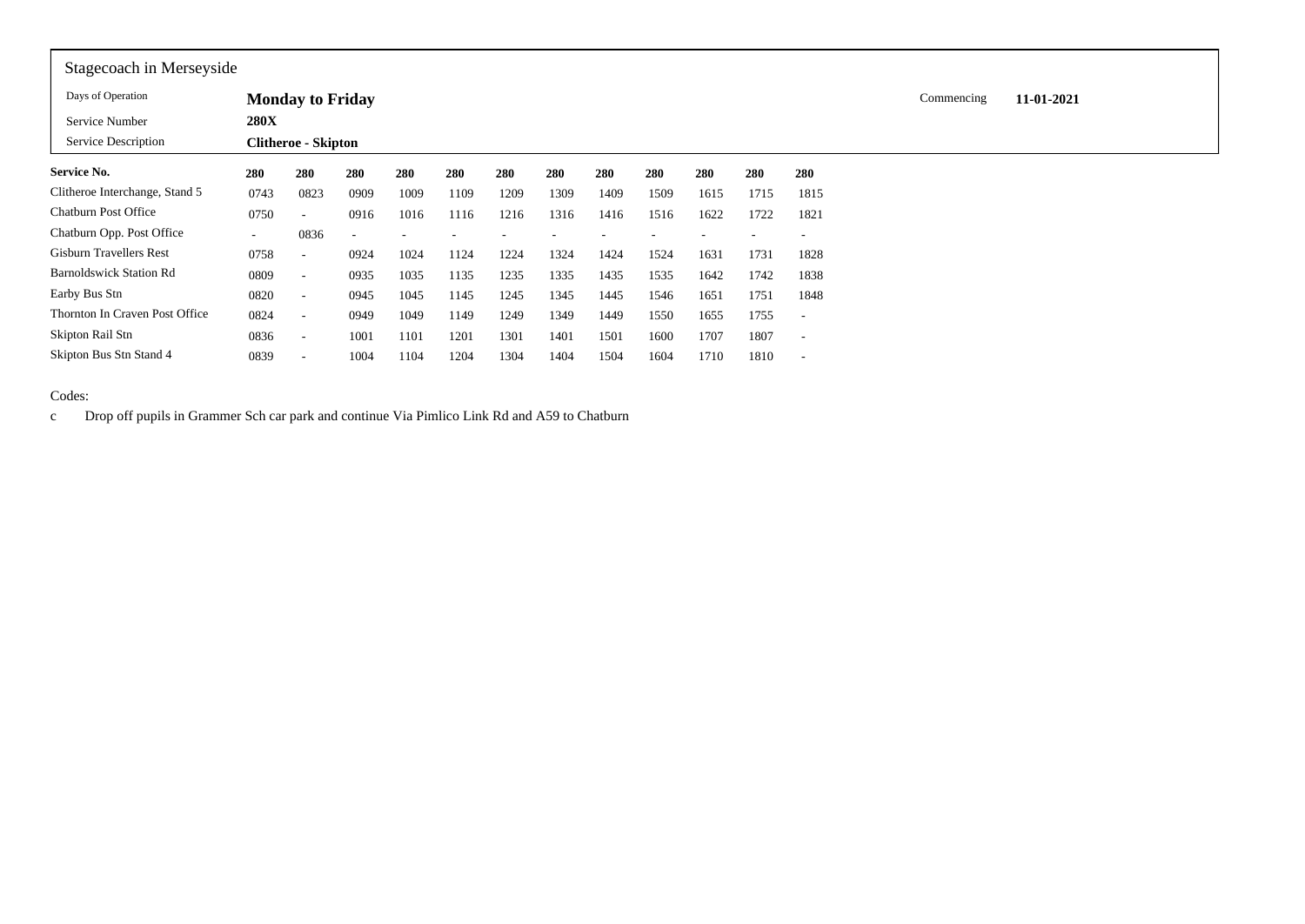Stagecoach in Merseyside

| | | | |
|---|---|---|---|
| Days of Operation | **Monday to Friday** | Commencing | **11-01-2021** |
| Service Number | **280X** | | |
| Service Description | **Clitheroe - Skipton** | | |

| **Service No.** | **280** | **280** | **280** | **280** | **280** | **280** | **280** | **280** | **280** | **280** | **280** | **280** |
|---|---|---|---|---|---|---|---|---|---|---|---|---|
| Clitheroe Interchange, Stand 5 | 0743 | 0823 | 0909 | 1009 | 1109 | 1209 | 1309 | 1409 | 1509 | 1615 | 1715 | 1815 |
| Chatburn Post Office | 0750 | - | 0916 | 1016 | 1116 | 1216 | 1316 | 1416 | 1516 | 1622 | 1722 | 1821 |
| Chatburn Opp. Post Office | - | 0836 | - | - | - | - | - | - | - | - | - | - |
| Gisburn Travellers Rest | 0758 | - | 0924 | 1024 | 1124 | 1224 | 1324 | 1424 | 1524 | 1631 | 1731 | 1828 |
| Barnoldswick Station Rd | 0809 | - | 0935 | 1035 | 1135 | 1235 | 1335 | 1435 | 1535 | 1642 | 1742 | 1838 |
| Earby Bus Stn | 0820 | - | 0945 | 1045 | 1145 | 1245 | 1345 | 1445 | 1546 | 1651 | 1751 | 1848 |
| Thornton In Craven Post Office | 0824 | - | 0949 | 1049 | 1149 | 1249 | 1349 | 1449 | 1550 | 1655 | 1755 | - |
| Skipton Rail Stn | 0836 | - | 1001 | 1101 | 1201 | 1301 | 1401 | 1501 | 1600 | 1707 | 1807 | - |
| Skipton Bus Stn Stand 4 | 0839 | - | 1004 | 1104 | 1204 | 1304 | 1404 | 1504 | 1604 | 1710 | 1810 | - |

Codes:

c Drop off pupils in Grammer Sch car park and continue Via Pimlico Link Rd and A59 to Chatburn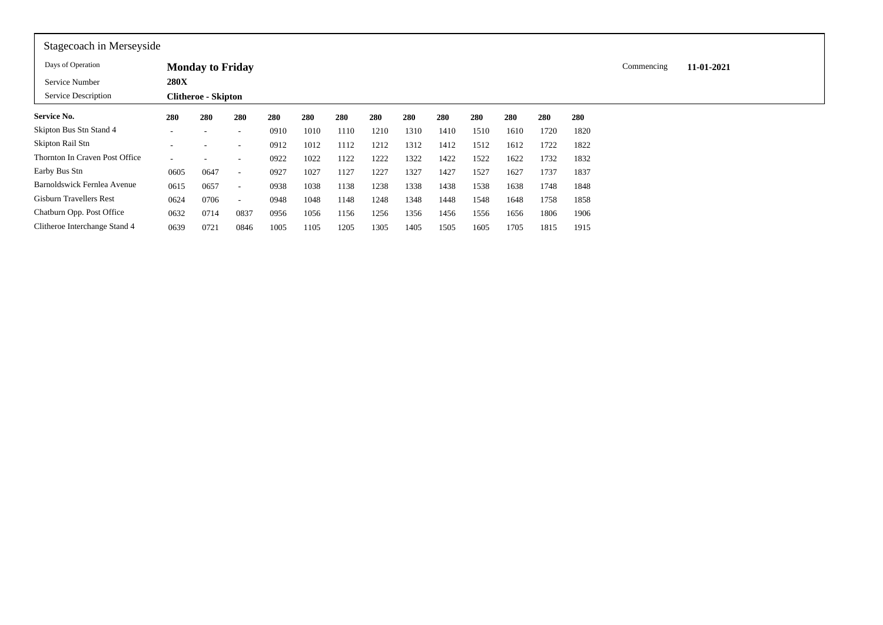Stagecoach in Merseyside

| | | |
|---|---|---|
| Days of Operation | **Monday to Friday** | Commencing **11-01-2021** |
| Service Number | **280X** | |
| Service Description | **Clitheroe - Skipton** | |

| **Service No.** | **280** | **280** | **280** | **280** | **280** | **280** | **280** | **280** | **280** | **280** | **280** | **280** | **280** |
|---|---|---|---|---|---|---|---|---|---|---|---|---|---|
| Skipton Bus Stn Stand 4 | - | - | - | 0910 | 1010 | 1110 | 1210 | 1310 | 1410 | 1510 | 1610 | 1720 | 1820 |
| Skipton Rail Stn | - | - | - | 0912 | 1012 | 1112 | 1212 | 1312 | 1412 | 1512 | 1612 | 1722 | 1822 |
| Thornton In Craven Post Office | - | - | - | 0922 | 1022 | 1122 | 1222 | 1322 | 1422 | 1522 | 1622 | 1732 | 1832 |
| Earby Bus Stn | 0605 | 0647 | - | 0927 | 1027 | 1127 | 1227 | 1327 | 1427 | 1527 | 1627 | 1737 | 1837 |
| Barnoldswick Fernlea Avenue | 0615 | 0657 | - | 0938 | 1038 | 1138 | 1238 | 1338 | 1438 | 1538 | 1638 | 1748 | 1848 |
| Gisburn Travellers Rest | 0624 | 0706 | - | 0948 | 1048 | 1148 | 1248 | 1348 | 1448 | 1548 | 1648 | 1758 | 1858 |
| Chatburn Opp. Post Office | 0632 | 0714 | 0837 | 0956 | 1056 | 1156 | 1256 | 1356 | 1456 | 1556 | 1656 | 1806 | 1906 |
| Clitheroe Interchange Stand 4 | 0639 | 0721 | 0846 | 1005 | 1105 | 1205 | 1305 | 1405 | 1505 | 1605 | 1705 | 1815 | 1915 |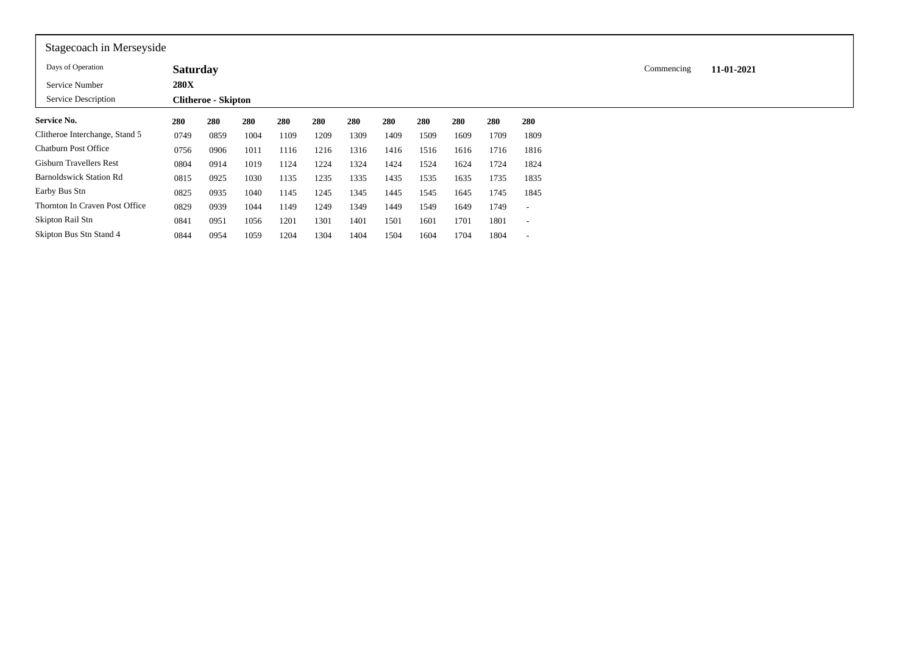Stagecoach in Merseyside

| | | | |
|---|---|---|---|
| Days of Operation | **Saturday** | Commencing | **11-01-2021** |
| Service Number | **280X** | | |
| Service Description | **Clitheroe - Skipton** | | |

| **Service No.** | **280** | **280** | **280** | **280** | **280** | **280** | **280** | **280** | **280** | **280** | **280** |
|---|---|---|---|---|---|---|---|---|---|---|---|
| Clitheroe Interchange, Stand 5 | 0749 | 0859 | 1004 | 1109 | 1209 | 1309 | 1409 | 1509 | 1609 | 1709 | 1809 |
| Chatburn Post Office | 0756 | 0906 | 1011 | 1116 | 1216 | 1316 | 1416 | 1516 | 1616 | 1716 | 1816 |
| Gisburn Travellers Rest | 0804 | 0914 | 1019 | 1124 | 1224 | 1324 | 1424 | 1524 | 1624 | 1724 | 1824 |
| Barnoldswick Station Rd | 0815 | 0925 | 1030 | 1135 | 1235 | 1335 | 1435 | 1535 | 1635 | 1735 | 1835 |
| Earby Bus Stn | 0825 | 0935 | 1040 | 1145 | 1245 | 1345 | 1445 | 1545 | 1645 | 1745 | 1845 |
| Thornton In Craven Post Office | 0829 | 0939 | 1044 | 1149 | 1249 | 1349 | 1449 | 1549 | 1649 | 1749 | - |
| Skipton Rail Stn | 0841 | 0951 | 1056 | 1201 | 1301 | 1401 | 1501 | 1601 | 1701 | 1801 | - |
| Skipton Bus Stn Stand 4 | 0844 | 0954 | 1059 | 1204 | 1304 | 1404 | 1504 | 1604 | 1704 | 1804 | - |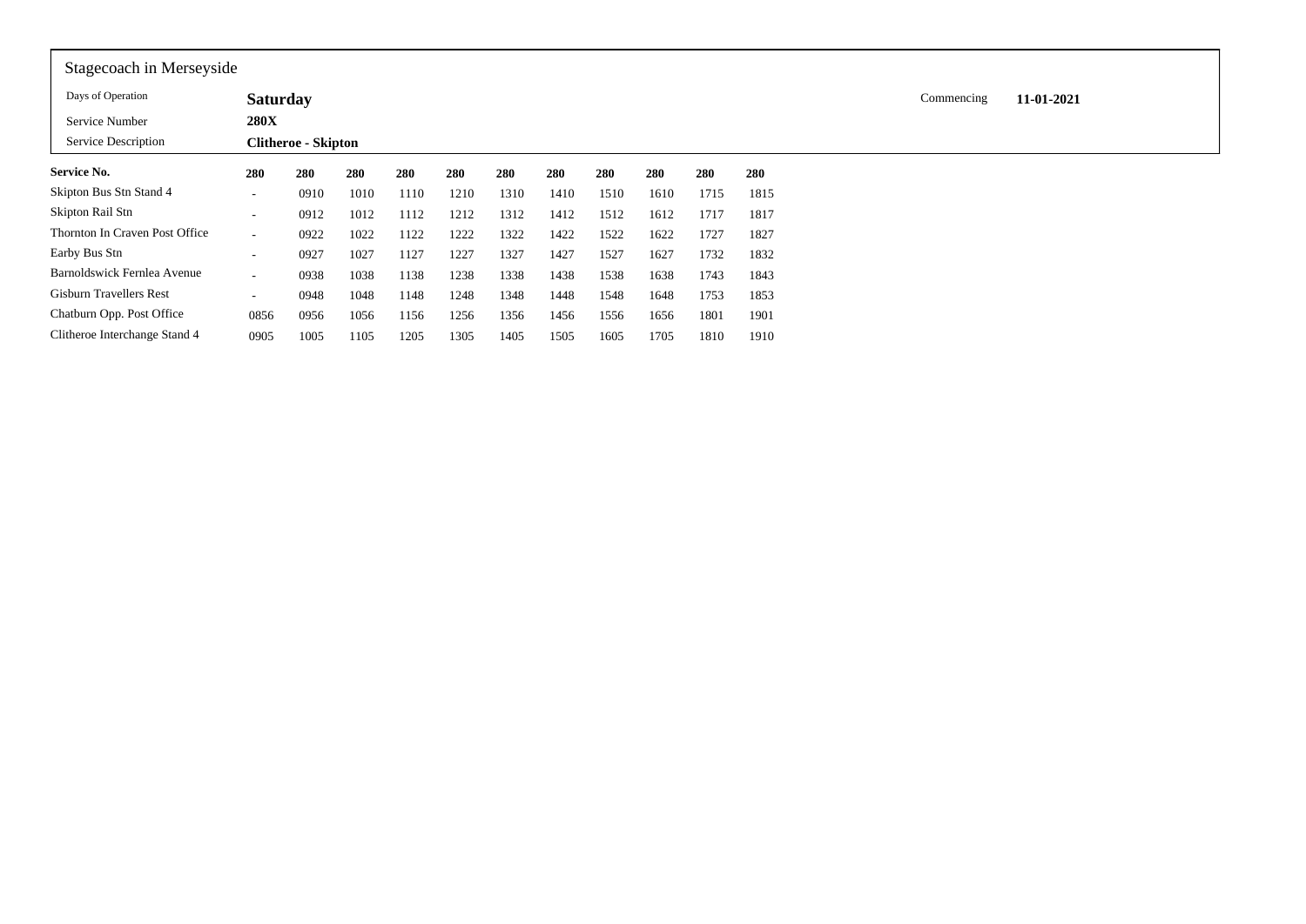Stagecoach in Merseyside

| | | |
|---|---|---|
| Days of Operation | **Saturday** | Commencing **11-01-2021** |
| Service Number | **280X** | |
| Service Description | **Clitheroe - Skipton** | |

| **Service No.** | **280** | **280** | **280** | **280** | **280** | **280** | **280** | **280** | **280** | **280** | **280** |
|---|---|---|---|---|---|---|---|---|---|---|---|
| Skipton Bus Stn Stand 4 | - | 0910 | 1010 | 1110 | 1210 | 1310 | 1410 | 1510 | 1610 | 1715 | 1815 |
| Skipton Rail Stn | - | 0912 | 1012 | 1112 | 1212 | 1312 | 1412 | 1512 | 1612 | 1717 | 1817 |
| Thornton In Craven Post Office | - | 0922 | 1022 | 1122 | 1222 | 1322 | 1422 | 1522 | 1622 | 1727 | 1827 |
| Earby Bus Stn | - | 0927 | 1027 | 1127 | 1227 | 1327 | 1427 | 1527 | 1627 | 1732 | 1832 |
| Barnoldswick Fernlea Avenue | - | 0938 | 1038 | 1138 | 1238 | 1338 | 1438 | 1538 | 1638 | 1743 | 1843 |
| Gisburn Travellers Rest | - | 0948 | 1048 | 1148 | 1248 | 1348 | 1448 | 1548 | 1648 | 1753 | 1853 |
| Chatburn Opp. Post Office | 0856 | 0956 | 1056 | 1156 | 1256 | 1356 | 1456 | 1556 | 1656 | 1801 | 1901 |
| Clitheroe Interchange Stand 4 | 0905 | 1005 | 1105 | 1205 | 1305 | 1405 | 1505 | 1605 | 1705 | 1810 | 1910 |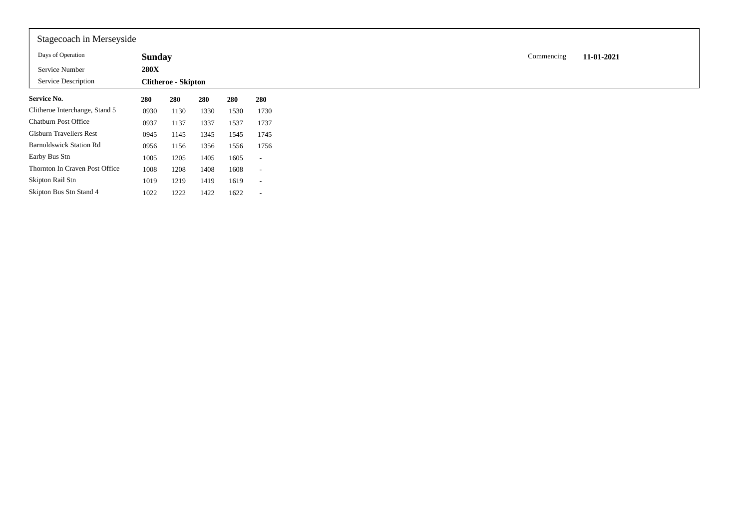Stagecoach in Merseyside

| | | | |
|---|---|---|---|
| Days of Operation | **Sunday** | Commencing | **11-01-2021** |
| Service Number | **280X** | | |
| Service Description | **Clitheroe - Skipton** | | |

| **Service No.** | **280** | **280** | **280** | **280** | **280** |
|---|---|---|---|---|---|
| Clitheroe Interchange, Stand 5 | 0930 | 1130 | 1330 | 1530 | 1730 |
| Chatburn Post Office | 0937 | 1137 | 1337 | 1537 | 1737 |
| Gisburn Travellers Rest | 0945 | 1145 | 1345 | 1545 | 1745 |
| Barnoldswick Station Rd | 0956 | 1156 | 1356 | 1556 | 1756 |
| Earby Bus Stn | 1005 | 1205 | 1405 | 1605 | - |
| Thornton In Craven Post Office | 1008 | 1208 | 1408 | 1608 | - |
| Skipton Rail Stn | 1019 | 1219 | 1419 | 1619 | - |
| Skipton Bus Stn Stand 4 | 1022 | 1222 | 1422 | 1622 | - |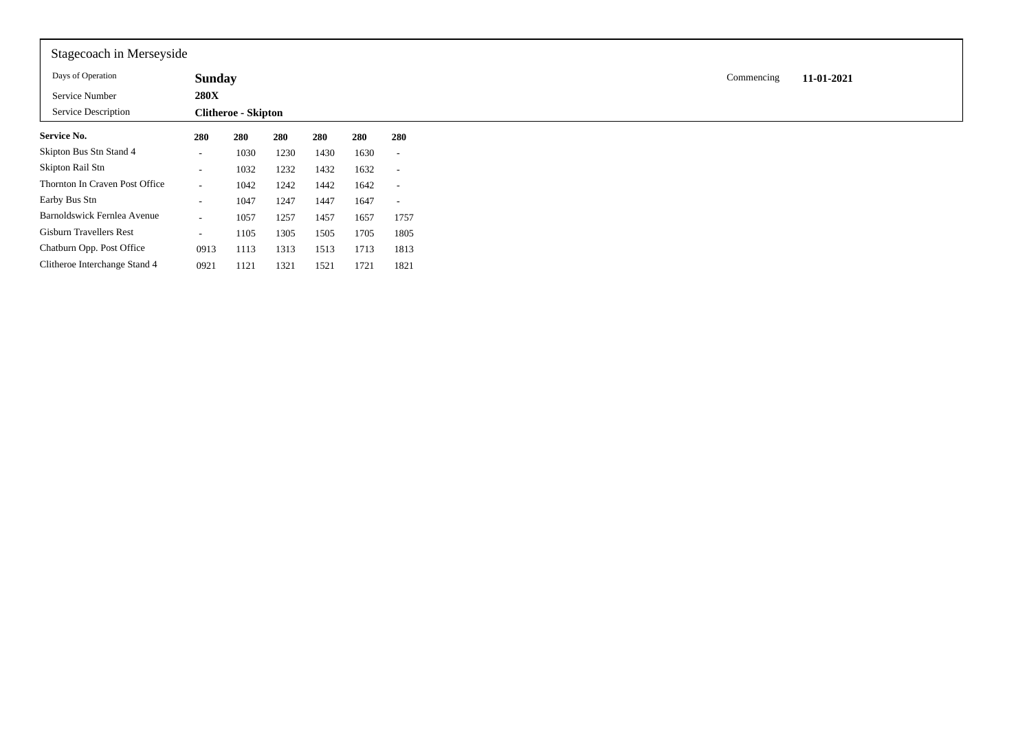Stagecoach in Merseyside

| | | | |
|---|---|---|---|
| Days of Operation | **Sunday** | Commencing | **11-01-2021** |
| Service Number | **280X** | | |
| Service Description | **Clitheroe - Skipton** | | |

| **Service No.** | **280** | **280** | **280** | **280** | **280** | **280** |
|---|---|---|---|---|---|---|
| Skipton Bus Stn Stand 4 | - | 1030 | 1230 | 1430 | 1630 | - |
| Skipton Rail Stn | - | 1032 | 1232 | 1432 | 1632 | - |
| Thornton In Craven Post Office | - | 1042 | 1242 | 1442 | 1642 | - |
| Earby Bus Stn | - | 1047 | 1247 | 1447 | 1647 | - |
| Barnoldswick Fernlea Avenue | - | 1057 | 1257 | 1457 | 1657 | 1757 |
| Gisburn Travellers Rest | - | 1105 | 1305 | 1505 | 1705 | 1805 |
| Chatburn Opp. Post Office | 0913 | 1113 | 1313 | 1513 | 1713 | 1813 |
| Clitheroe Interchange Stand 4 | 0921 | 1121 | 1321 | 1521 | 1721 | 1821 |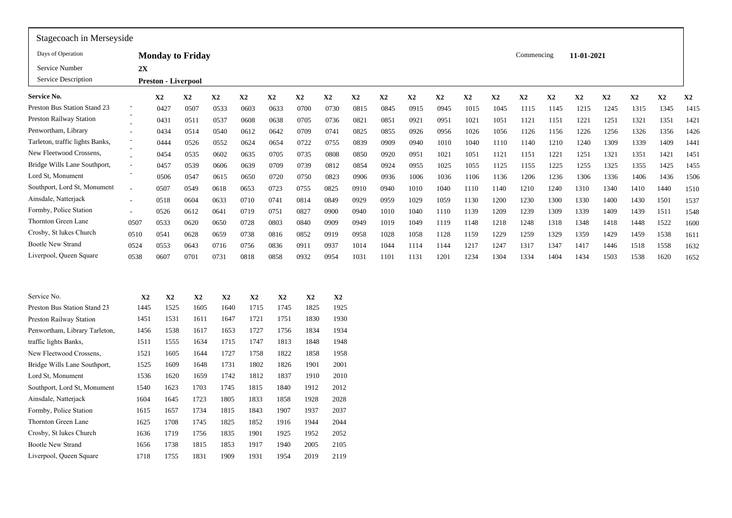Stagecoach in Merseyside

| Days of Operation | **Monday to Friday** | Commencing | **11-01-2021** |
|---|---|---|---|
| Service Number | **2X** | | |
| Service Description | **Preston - Liverpool** | | |

| **Service No.** | | **X2** | **X2** | **X2** | **X2** | **X2** | **X2** | **X2** | **X2** | **X2** | **X2** | **X2** | **X2** | **X2** | **X2** | **X2** | **X2** | **X2** | **X2** | **X2** | **X2** |
|---|---|---|---|---|---|---|---|---|---|---|---|---|---|---|---|---|---|---|---|---|---|
| Preston Bus Station Stand 23 | - | 0427 | 0507 | 0533 | 0603 | 0633 | 0700 | 0730 | 0815 | 0845 | 0915 | 0945 | 1015 | 1045 | 1115 | 1145 | 1215 | 1245 | 1315 | 1345 | 1415 |
| Preston Railway Station | - | 0431 | 0511 | 0537 | 0608 | 0638 | 0705 | 0736 | 0821 | 0851 | 0921 | 0951 | 1021 | 1051 | 1121 | 1151 | 1221 | 1251 | 1321 | 1351 | 1421 |
| Penwortham, Library | - | 0434 | 0514 | 0540 | 0612 | 0642 | 0709 | 0741 | 0825 | 0855 | 0926 | 0956 | 1026 | 1056 | 1126 | 1156 | 1226 | 1256 | 1326 | 1356 | 1426 |
| Tarleton, traffic lights Banks, | - | 0444 | 0526 | 0552 | 0624 | 0654 | 0722 | 0755 | 0839 | 0909 | 0940 | 1010 | 1040 | 1110 | 1140 | 1210 | 1240 | 1309 | 1339 | 1409 | 1441 |
| New Fleetwood Crossens, | - | 0454 | 0535 | 0602 | 0635 | 0705 | 0735 | 0808 | 0850 | 0920 | 0951 | 1021 | 1051 | 1121 | 1151 | 1221 | 1251 | 1321 | 1351 | 1421 | 1451 |
| Bridge Wills Lane Southport, | - | 0457 | 0539 | 0606 | 0639 | 0709 | 0739 | 0812 | 0854 | 0924 | 0955 | 1025 | 1055 | 1125 | 1155 | 1225 | 1255 | 1325 | 1355 | 1425 | 1455 |
| Lord St, Monument | - | 0506 | 0547 | 0615 | 0650 | 0720 | 0750 | 0823 | 0906 | 0936 | 1006 | 1036 | 1106 | 1136 | 1206 | 1236 | 1306 | 1336 | 1406 | 1436 | 1506 |
| Southport, Lord St, Monument | - | 0507 | 0549 | 0618 | 0653 | 0723 | 0755 | 0825 | 0910 | 0940 | 1010 | 1040 | 1110 | 1140 | 1210 | 1240 | 1310 | 1340 | 1410 | 1440 | 1510 |
| Ainsdale, Natterjack | - | 0518 | 0604 | 0633 | 0710 | 0741 | 0814 | 0849 | 0929 | 0959 | 1029 | 1059 | 1130 | 1200 | 1230 | 1300 | 1330 | 1400 | 1430 | 1501 | 1537 |
| Formby, Police Station | - | 0526 | 0612 | 0641 | 0719 | 0751 | 0827 | 0900 | 0940 | 1010 | 1040 | 1110 | 1139 | 1209 | 1239 | 1309 | 1339 | 1409 | 1439 | 1511 | 1548 |
| Thornton Green Lane | 0507 | 0533 | 0620 | 0650 | 0728 | 0803 | 0840 | 0909 | 0949 | 1019 | 1049 | 1119 | 1148 | 1218 | 1248 | 1318 | 1348 | 1418 | 1448 | 1522 | 1600 |
| Crosby, St lukes Church | 0510 | 0541 | 0628 | 0659 | 0738 | 0816 | 0852 | 0919 | 0958 | 1028 | 1058 | 1128 | 1159 | 1229 | 1259 | 1329 | 1359 | 1429 | 1459 | 1538 | 1611 |
| Bootle New Strand | 0524 | 0553 | 0643 | 0716 | 0756 | 0836 | 0911 | 0937 | 1014 | 1044 | 1114 | 1144 | 1217 | 1247 | 1317 | 1347 | 1417 | 1446 | 1518 | 1558 | 1632 |
| Liverpool, Queen Square | 0538 | 0607 | 0701 | 0731 | 0818 | 0858 | 0932 | 0954 | 1031 | 1101 | 1131 | 1201 | 1234 | 1304 | 1334 | 1404 | 1434 | 1503 | 1538 | 1620 | 1652 |

| Service No. | **X2** | **X2** | **X2** | **X2** | **X2** | **X2** | **X2** | **X2** |
|---|---|---|---|---|---|---|---|---|
| Preston Bus Station Stand 23 | 1445 | 1525 | 1605 | 1640 | 1715 | 1745 | 1825 | 1925 |
| Preston Railway Station | 1451 | 1531 | 1611 | 1647 | 1721 | 1751 | 1830 | 1930 |
| Penwortham, Library Tarleton, | 1456 | 1538 | 1617 | 1653 | 1727 | 1756 | 1834 | 1934 |
| traffic lights Banks, | 1511 | 1555 | 1634 | 1715 | 1747 | 1813 | 1848 | 1948 |
| New Fleetwood Crossens, | 1521 | 1605 | 1644 | 1727 | 1758 | 1822 | 1858 | 1958 |
| Bridge Wills Lane Southport, | 1525 | 1609 | 1648 | 1731 | 1802 | 1826 | 1901 | 2001 |
| Lord St, Monument | 1536 | 1620 | 1659 | 1742 | 1812 | 1837 | 1910 | 2010 |
| Southport, Lord St, Monument | 1540 | 1623 | 1703 | 1745 | 1815 | 1840 | 1912 | 2012 |
| Ainsdale, Natterjack | 1604 | 1645 | 1723 | 1805 | 1833 | 1858 | 1928 | 2028 |
| Formby, Police Station | 1615 | 1657 | 1734 | 1815 | 1843 | 1907 | 1937 | 2037 |
| Thornton Green Lane | 1625 | 1708 | 1745 | 1825 | 1852 | 1916 | 1944 | 2044 |
| Crosby, St lukes Church | 1636 | 1719 | 1756 | 1835 | 1901 | 1925 | 1952 | 2052 |
| Bootle New Strand | 1656 | 1738 | 1815 | 1853 | 1917 | 1940 | 2005 | 2105 |
| Liverpool, Queen Square | 1718 | 1755 | 1831 | 1909 | 1931 | 1954 | 2019 | 2119 |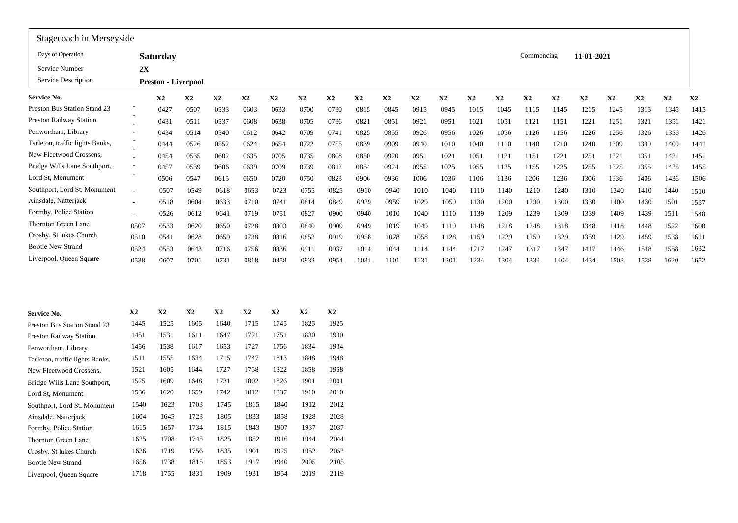## Stagecoach in Merseyside

| | | | |
|---|---|---|---|
| Days of Operation | **Saturday** | Commencing | **11-01-2021** |
| Service Number | **2X** | | |
| Service Description | **Preston - Liverpool** | | |

| **Service No.** | | **X2** | **X2** | **X2** | **X2** | **X2** | **X2** | **X2** | **X2** | **X2** | **X2** | **X2** | **X2** | **X2** | **X2** | **X2** | **X2** | **X2** | **X2** | **X2** | **X2** |
|---|---|---|---|---|---|---|---|---|---|---|---|---|---|---|---|---|---|---|---|---|---|
| Preston Bus Station Stand 23 | - | 0427 | 0507 | 0533 | 0603 | 0633 | 0700 | 0730 | 0815 | 0845 | 0915 | 0945 | 1015 | 1045 | 1115 | 1145 | 1215 | 1245 | 1315 | 1345 | 1415 |
| Preston Railway Station | - | 0431 | 0511 | 0537 | 0608 | 0638 | 0705 | 0736 | 0821 | 0851 | 0921 | 0951 | 1021 | 1051 | 1121 | 1151 | 1221 | 1251 | 1321 | 1351 | 1421 |
| Penwortham, Library | - | 0434 | 0514 | 0540 | 0612 | 0642 | 0709 | 0741 | 0825 | 0855 | 0926 | 0956 | 1026 | 1056 | 1126 | 1156 | 1226 | 1256 | 1326 | 1356 | 1426 |
| Tarleton, traffic lights Banks, | - | 0444 | 0526 | 0552 | 0624 | 0654 | 0722 | 0755 | 0839 | 0909 | 0940 | 1010 | 1040 | 1110 | 1140 | 1210 | 1240 | 1309 | 1339 | 1409 | 1441 |
| New Fleetwood Crossens, | - | 0454 | 0535 | 0602 | 0635 | 0705 | 0735 | 0808 | 0850 | 0920 | 0951 | 1021 | 1051 | 1121 | 1151 | 1221 | 1251 | 1321 | 1351 | 1421 | 1451 |
| Bridge Wills Lane Southport, | - | 0457 | 0539 | 0606 | 0639 | 0709 | 0739 | 0812 | 0854 | 0924 | 0955 | 1025 | 1055 | 1125 | 1155 | 1225 | 1255 | 1325 | 1355 | 1425 | 1455 |
| Lord St, Monument | - | 0506 | 0547 | 0615 | 0650 | 0720 | 0750 | 0823 | 0906 | 0936 | 1006 | 1036 | 1106 | 1136 | 1206 | 1236 | 1306 | 1336 | 1406 | 1436 | 1506 |
| Southport, Lord St, Monument | - | 0507 | 0549 | 0618 | 0653 | 0723 | 0755 | 0825 | 0910 | 0940 | 1010 | 1040 | 1110 | 1140 | 1210 | 1240 | 1310 | 1340 | 1410 | 1440 | 1510 |
| Ainsdale, Natterjack | - | 0518 | 0604 | 0633 | 0710 | 0741 | 0814 | 0849 | 0929 | 0959 | 1029 | 1059 | 1130 | 1200 | 1230 | 1300 | 1330 | 1400 | 1430 | 1501 | 1537 |
| Formby, Police Station | - | 0526 | 0612 | 0641 | 0719 | 0751 | 0827 | 0900 | 0940 | 1010 | 1040 | 1110 | 1139 | 1209 | 1239 | 1309 | 1339 | 1409 | 1439 | 1511 | 1548 |
| Thornton Green Lane | 0507 | 0533 | 0620 | 0650 | 0728 | 0803 | 0840 | 0909 | 0949 | 1019 | 1049 | 1119 | 1148 | 1218 | 1248 | 1318 | 1348 | 1418 | 1448 | 1522 | 1600 |
| Crosby, St lukes Church | 0510 | 0541 | 0628 | 0659 | 0738 | 0816 | 0852 | 0919 | 0958 | 1028 | 1058 | 1128 | 1159 | 1229 | 1259 | 1329 | 1359 | 1429 | 1459 | 1538 | 1611 |
| Bootle New Strand | 0524 | 0553 | 0643 | 0716 | 0756 | 0836 | 0911 | 0937 | 1014 | 1044 | 1114 | 1144 | 1217 | 1247 | 1317 | 1347 | 1417 | 1446 | 1518 | 1558 | 1632 |
| Liverpool, Queen Square | 0538 | 0607 | 0701 | 0731 | 0818 | 0858 | 0932 | 0954 | 1031 | 1101 | 1131 | 1201 | 1234 | 1304 | 1334 | 1404 | 1434 | 1503 | 1538 | 1620 | 1652 |

| **Service No.** | **X2** | **X2** | **X2** | **X2** | **X2** | **X2** | **X2** | **X2** |
|---|---|---|---|---|---|---|---|---|
| Preston Bus Station Stand 23 | 1445 | 1525 | 1605 | 1640 | 1715 | 1745 | 1825 | 1925 |
| Preston Railway Station | 1451 | 1531 | 1611 | 1647 | 1721 | 1751 | 1830 | 1930 |
| Penwortham, Library | 1456 | 1538 | 1617 | 1653 | 1727 | 1756 | 1834 | 1934 |
| Tarleton, traffic lights Banks, | 1511 | 1555 | 1634 | 1715 | 1747 | 1813 | 1848 | 1948 |
| New Fleetwood Crossens, | 1521 | 1605 | 1644 | 1727 | 1758 | 1822 | 1858 | 1958 |
| Bridge Wills Lane Southport, | 1525 | 1609 | 1648 | 1731 | 1802 | 1826 | 1901 | 2001 |
| Lord St, Monument | 1536 | 1620 | 1659 | 1742 | 1812 | 1837 | 1910 | 2010 |
| Southport, Lord St, Monument | 1540 | 1623 | 1703 | 1745 | 1815 | 1840 | 1912 | 2012 |
| Ainsdale, Natterjack | 1604 | 1645 | 1723 | 1805 | 1833 | 1858 | 1928 | 2028 |
| Formby, Police Station | 1615 | 1657 | 1734 | 1815 | 1843 | 1907 | 1937 | 2037 |
| Thornton Green Lane | 1625 | 1708 | 1745 | 1825 | 1852 | 1916 | 1944 | 2044 |
| Crosby, St lukes Church | 1636 | 1719 | 1756 | 1835 | 1901 | 1925 | 1952 | 2052 |
| Bootle New Strand | 1656 | 1738 | 1815 | 1853 | 1917 | 1940 | 2005 | 2105 |
| Liverpool, Queen Square | 1718 | 1755 | 1831 | 1909 | 1931 | 1954 | 2019 | 2119 |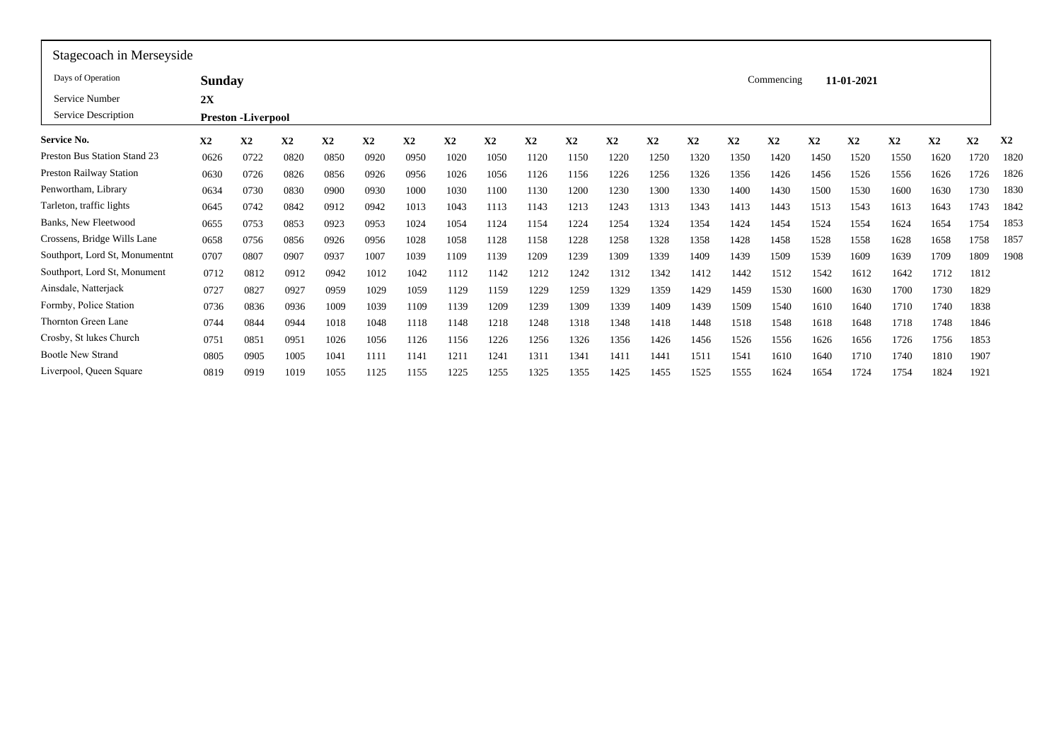Stagecoach in Merseyside

| | | | |
|---|---|---|---|
| Days of Operation | **Sunday** | Commencing | **11-01-2021** |
| Service Number | **2X** | | |
| Service Description | **Preston -Liverpool** | | |

| **Service No.** | **X2** | **X2** | **X2** | **X2** | **X2** | **X2** | **X2** | **X2** | **X2** | **X2** | **X2** | **X2** | **X2** | **X2** | **X2** | **X2** | **X2** | **X2** | **X2** | **X2** | **X2** |
|---|---|---|---|---|---|---|---|---|---|---|---|---|---|---|---|---|---|---|---|---|---|
| Preston Bus Station Stand 23 | 0626 | 0722 | 0820 | 0850 | 0920 | 0950 | 1020 | 1050 | 1120 | 1150 | 1220 | 1250 | 1320 | 1350 | 1420 | 1450 | 1520 | 1550 | 1620 | 1720 | 1820 |
| Preston Railway Station | 0630 | 0726 | 0826 | 0856 | 0926 | 0956 | 1026 | 1056 | 1126 | 1156 | 1226 | 1256 | 1326 | 1356 | 1426 | 1456 | 1526 | 1556 | 1626 | 1726 | 1826 |
| Penwortham, Library | 0634 | 0730 | 0830 | 0900 | 0930 | 1000 | 1030 | 1100 | 1130 | 1200 | 1230 | 1300 | 1330 | 1400 | 1430 | 1500 | 1530 | 1600 | 1630 | 1730 | 1830 |
| Tarleton, traffic lights | 0645 | 0742 | 0842 | 0912 | 0942 | 1013 | 1043 | 1113 | 1143 | 1213 | 1243 | 1313 | 1343 | 1413 | 1443 | 1513 | 1543 | 1613 | 1643 | 1743 | 1842 |
| Banks, New Fleetwood | 0655 | 0753 | 0853 | 0923 | 0953 | 1024 | 1054 | 1124 | 1154 | 1224 | 1254 | 1324 | 1354 | 1424 | 1454 | 1524 | 1554 | 1624 | 1654 | 1754 | 1853 |
| Crossens, Bridge Wills Lane | 0658 | 0756 | 0856 | 0926 | 0956 | 1028 | 1058 | 1128 | 1158 | 1228 | 1258 | 1328 | 1358 | 1428 | 1458 | 1528 | 1558 | 1628 | 1658 | 1758 | 1857 |
| Southport, Lord St, Monumentnt | 0707 | 0807 | 0907 | 0937 | 1007 | 1039 | 1109 | 1139 | 1209 | 1239 | 1309 | 1339 | 1409 | 1439 | 1509 | 1539 | 1609 | 1639 | 1709 | 1809 | 1908 |
| Southport, Lord St, Monument | 0712 | 0812 | 0912 | 0942 | 1012 | 1042 | 1112 | 1142 | 1212 | 1242 | 1312 | 1342 | 1412 | 1442 | 1512 | 1542 | 1612 | 1642 | 1712 | 1812 | |
| Ainsdale, Natterjack | 0727 | 0827 | 0927 | 0959 | 1029 | 1059 | 1129 | 1159 | 1229 | 1259 | 1329 | 1359 | 1429 | 1459 | 1530 | 1600 | 1630 | 1700 | 1730 | 1829 | |
| Formby, Police Station | 0736 | 0836 | 0936 | 1009 | 1039 | 1109 | 1139 | 1209 | 1239 | 1309 | 1339 | 1409 | 1439 | 1509 | 1540 | 1610 | 1640 | 1710 | 1740 | 1838 | |
| Thornton Green Lane | 0744 | 0844 | 0944 | 1018 | 1048 | 1118 | 1148 | 1218 | 1248 | 1318 | 1348 | 1418 | 1448 | 1518 | 1548 | 1618 | 1648 | 1718 | 1748 | 1846 | |
| Crosby, St lukes Church | 0751 | 0851 | 0951 | 1026 | 1056 | 1126 | 1156 | 1226 | 1256 | 1326 | 1356 | 1426 | 1456 | 1526 | 1556 | 1626 | 1656 | 1726 | 1756 | 1853 | |
| Bootle New Strand | 0805 | 0905 | 1005 | 1041 | 1111 | 1141 | 1211 | 1241 | 1311 | 1341 | 1411 | 1441 | 1511 | 1541 | 1610 | 1640 | 1710 | 1740 | 1810 | 1907 | |
| Liverpool, Queen Square | 0819 | 0919 | 1019 | 1055 | 1125 | 1155 | 1225 | 1255 | 1325 | 1355 | 1425 | 1455 | 1525 | 1555 | 1624 | 1654 | 1724 | 1754 | 1824 | 1921 | |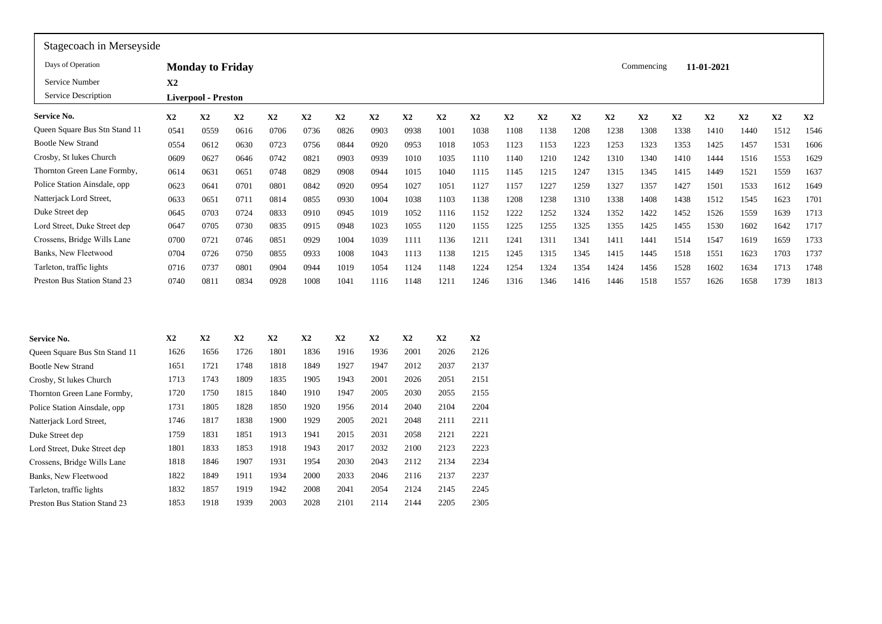Stagecoach in Merseyside

| Days of Operation | **Monday to Friday** | Commencing | **11-01-2021** |
|---|---|---|---|
| Service Number | **X2** | | |
| Service Description | **Liverpool - Preston** | | |

| **Service No.** | **X2** | **X2** | **X2** | **X2** | **X2** | **X2** | **X2** | **X2** | **X2** | **X2** | **X2** | **X2** | **X2** | **X2** | **X2** | **X2** | **X2** | **X2** | **X2** | **X2** |
|---|---|---|---|---|---|---|---|---|---|---|---|---|---|---|---|---|---|---|---|---|
| Queen Square Bus Stn Stand 11 | 0541 | 0559 | 0616 | 0706 | 0736 | 0826 | 0903 | 0938 | 1001 | 1038 | 1108 | 1138 | 1208 | 1238 | 1308 | 1338 | 1410 | 1440 | 1512 | 1546 |
| Bootle New Strand | 0554 | 0612 | 0630 | 0723 | 0756 | 0844 | 0920 | 0953 | 1018 | 1053 | 1123 | 1153 | 1223 | 1253 | 1323 | 1353 | 1425 | 1457 | 1531 | 1606 |
| Crosby, St lukes Church | 0609 | 0627 | 0646 | 0742 | 0821 | 0903 | 0939 | 1010 | 1035 | 1110 | 1140 | 1210 | 1242 | 1310 | 1340 | 1410 | 1444 | 1516 | 1553 | 1629 |
| Thornton Green Lane Formby, | 0614 | 0631 | 0651 | 0748 | 0829 | 0908 | 0944 | 1015 | 1040 | 1115 | 1145 | 1215 | 1247 | 1315 | 1345 | 1415 | 1449 | 1521 | 1559 | 1637 |
| Police Station Ainsdale, opp | 0623 | 0641 | 0701 | 0801 | 0842 | 0920 | 0954 | 1027 | 1051 | 1127 | 1157 | 1227 | 1259 | 1327 | 1357 | 1427 | 1501 | 1533 | 1612 | 1649 |
| Natterjack Lord Street, | 0633 | 0651 | 0711 | 0814 | 0855 | 0930 | 1004 | 1038 | 1103 | 1138 | 1208 | 1238 | 1310 | 1338 | 1408 | 1438 | 1512 | 1545 | 1623 | 1701 |
| Duke Street dep | 0645 | 0703 | 0724 | 0833 | 0910 | 0945 | 1019 | 1052 | 1116 | 1152 | 1222 | 1252 | 1324 | 1352 | 1422 | 1452 | 1526 | 1559 | 1639 | 1713 |
| Lord Street, Duke Street dep | 0647 | 0705 | 0730 | 0835 | 0915 | 0948 | 1023 | 1055 | 1120 | 1155 | 1225 | 1255 | 1325 | 1355 | 1425 | 1455 | 1530 | 1602 | 1642 | 1717 |
| Crossens, Bridge Wills Lane | 0700 | 0721 | 0746 | 0851 | 0929 | 1004 | 1039 | 1111 | 1136 | 1211 | 1241 | 1311 | 1341 | 1411 | 1441 | 1514 | 1547 | 1619 | 1659 | 1733 |
| Banks, New Fleetwood | 0704 | 0726 | 0750 | 0855 | 0933 | 1008 | 1043 | 1113 | 1138 | 1215 | 1245 | 1315 | 1345 | 1415 | 1445 | 1518 | 1551 | 1623 | 1703 | 1737 |
| Tarleton, traffic lights | 0716 | 0737 | 0801 | 0904 | 0944 | 1019 | 1054 | 1124 | 1148 | 1224 | 1254 | 1324 | 1354 | 1424 | 1456 | 1528 | 1602 | 1634 | 1713 | 1748 |
| Preston Bus Station Stand 23 | 0740 | 0811 | 0834 | 0928 | 1008 | 1041 | 1116 | 1148 | 1211 | 1246 | 1316 | 1346 | 1416 | 1446 | 1518 | 1557 | 1626 | 1658 | 1739 | 1813 |

| **Service No.** | **X2** | **X2** | **X2** | **X2** | **X2** | **X2** | **X2** | **X2** | **X2** | **X2** |
|---|---|---|---|---|---|---|---|---|---|---|
| Queen Square Bus Stn Stand 11 | 1626 | 1656 | 1726 | 1801 | 1836 | 1916 | 1936 | 2001 | 2026 | 2126 |
| Bootle New Strand | 1651 | 1721 | 1748 | 1818 | 1849 | 1927 | 1947 | 2012 | 2037 | 2137 |
| Crosby, St lukes Church | 1713 | 1743 | 1809 | 1835 | 1905 | 1943 | 2001 | 2026 | 2051 | 2151 |
| Thornton Green Lane Formby, | 1720 | 1750 | 1815 | 1840 | 1910 | 1947 | 2005 | 2030 | 2055 | 2155 |
| Police Station Ainsdale, opp | 1731 | 1805 | 1828 | 1850 | 1920 | 1956 | 2014 | 2040 | 2104 | 2204 |
| Natterjack Lord Street, | 1746 | 1817 | 1838 | 1900 | 1929 | 2005 | 2021 | 2048 | 2111 | 2211 |
| Duke Street dep | 1759 | 1831 | 1851 | 1913 | 1941 | 2015 | 2031 | 2058 | 2121 | 2221 |
| Lord Street, Duke Street dep | 1801 | 1833 | 1853 | 1918 | 1943 | 2017 | 2032 | 2100 | 2123 | 2223 |
| Crossens, Bridge Wills Lane | 1818 | 1846 | 1907 | 1931 | 1954 | 2030 | 2043 | 2112 | 2134 | 2234 |
| Banks, New Fleetwood | 1822 | 1849 | 1911 | 1934 | 2000 | 2033 | 2046 | 2116 | 2137 | 2237 |
| Tarleton, traffic lights | 1832 | 1857 | 1919 | 1942 | 2008 | 2041 | 2054 | 2124 | 2145 | 2245 |
| Preston Bus Station Stand 23 | 1853 | 1918 | 1939 | 2003 | 2028 | 2101 | 2114 | 2144 | 2205 | 2305 |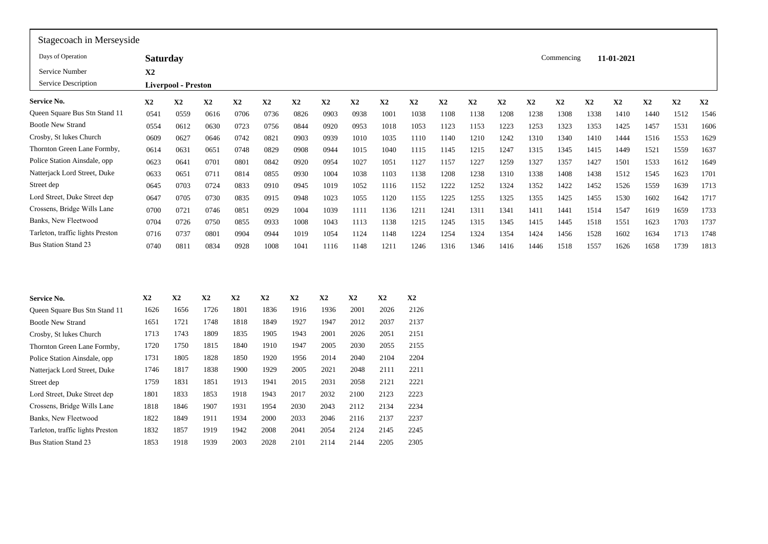Stagecoach in Merseyside

| | | | |
|---|---|---|---|
| Days of Operation | **Saturday** | Commencing | **11-01-2021** |
| Service Number | **X2** | | |
| Service Description | **Liverpool - Preston** | | |

| Service No. | X2 | X2 | X2 | X2 | X2 | X2 | X2 | X2 | X2 | X2 | X2 | X2 | X2 | X2 | X2 | X2 | X2 | X2 | X2 | X2 |
|---|---|---|---|---|---|---|---|---|---|---|---|---|---|---|---|---|---|---|---|---|
| Queen Square Bus Stn Stand 11 | 0541 | 0559 | 0616 | 0706 | 0736 | 0826 | 0903 | 0938 | 1001 | 1038 | 1108 | 1138 | 1208 | 1238 | 1308 | 1338 | 1410 | 1440 | 1512 | 1546 |
| Bootle New Strand | 0554 | 0612 | 0630 | 0723 | 0756 | 0844 | 0920 | 0953 | 1018 | 1053 | 1123 | 1153 | 1223 | 1253 | 1323 | 1353 | 1425 | 1457 | 1531 | 1606 |
| Crosby, St lukes Church | 0609 | 0627 | 0646 | 0742 | 0821 | 0903 | 0939 | 1010 | 1035 | 1110 | 1140 | 1210 | 1242 | 1310 | 1340 | 1410 | 1444 | 1516 | 1553 | 1629 |
| Thornton Green Lane Formby, | 0614 | 0631 | 0651 | 0748 | 0829 | 0908 | 0944 | 1015 | 1040 | 1115 | 1145 | 1215 | 1247 | 1315 | 1345 | 1415 | 1449 | 1521 | 1559 | 1637 |
| Police Station Ainsdale, opp | 0623 | 0641 | 0701 | 0801 | 0842 | 0920 | 0954 | 1027 | 1051 | 1127 | 1157 | 1227 | 1259 | 1327 | 1357 | 1427 | 1501 | 1533 | 1612 | 1649 |
| Natterjack Lord Street, Duke | 0633 | 0651 | 0711 | 0814 | 0855 | 0930 | 1004 | 1038 | 1103 | 1138 | 1208 | 1238 | 1310 | 1338 | 1408 | 1438 | 1512 | 1545 | 1623 | 1701 |
| Street dep | 0645 | 0703 | 0724 | 0833 | 0910 | 0945 | 1019 | 1052 | 1116 | 1152 | 1222 | 1252 | 1324 | 1352 | 1422 | 1452 | 1526 | 1559 | 1639 | 1713 |
| Lord Street, Duke Street dep | 0647 | 0705 | 0730 | 0835 | 0915 | 0948 | 1023 | 1055 | 1120 | 1155 | 1225 | 1255 | 1325 | 1355 | 1425 | 1455 | 1530 | 1602 | 1642 | 1717 |
| Crossens, Bridge Wills Lane | 0700 | 0721 | 0746 | 0851 | 0929 | 1004 | 1039 | 1111 | 1136 | 1211 | 1241 | 1311 | 1341 | 1411 | 1441 | 1514 | 1547 | 1619 | 1659 | 1733 |
| Banks, New Fleetwood | 0704 | 0726 | 0750 | 0855 | 0933 | 1008 | 1043 | 1113 | 1138 | 1215 | 1245 | 1315 | 1345 | 1415 | 1445 | 1518 | 1551 | 1623 | 1703 | 1737 |
| Tarleton, traffic lights Preston | 0716 | 0737 | 0801 | 0904 | 0944 | 1019 | 1054 | 1124 | 1148 | 1224 | 1254 | 1324 | 1354 | 1424 | 1456 | 1528 | 1602 | 1634 | 1713 | 1748 |
| Bus Station Stand 23 | 0740 | 0811 | 0834 | 0928 | 1008 | 1041 | 1116 | 1148 | 1211 | 1246 | 1316 | 1346 | 1416 | 1446 | 1518 | 1557 | 1626 | 1658 | 1739 | 1813 |

| Service No. | X2 | X2 | X2 | X2 | X2 | X2 | X2 | X2 | X2 | X2 |
|---|---|---|---|---|---|---|---|---|---|---|
| Queen Square Bus Stn Stand 11 | 1626 | 1656 | 1726 | 1801 | 1836 | 1916 | 1936 | 2001 | 2026 | 2126 |
| Bootle New Strand | 1651 | 1721 | 1748 | 1818 | 1849 | 1927 | 1947 | 2012 | 2037 | 2137 |
| Crosby, St lukes Church | 1713 | 1743 | 1809 | 1835 | 1905 | 1943 | 2001 | 2026 | 2051 | 2151 |
| Thornton Green Lane Formby, | 1720 | 1750 | 1815 | 1840 | 1910 | 1947 | 2005 | 2030 | 2055 | 2155 |
| Police Station Ainsdale, opp | 1731 | 1805 | 1828 | 1850 | 1920 | 1956 | 2014 | 2040 | 2104 | 2204 |
| Natterjack Lord Street, Duke | 1746 | 1817 | 1838 | 1900 | 1929 | 2005 | 2021 | 2048 | 2111 | 2211 |
| Street dep | 1759 | 1831 | 1851 | 1913 | 1941 | 2015 | 2031 | 2058 | 2121 | 2221 |
| Lord Street, Duke Street dep | 1801 | 1833 | 1853 | 1918 | 1943 | 2017 | 2032 | 2100 | 2123 | 2223 |
| Crossens, Bridge Wills Lane | 1818 | 1846 | 1907 | 1931 | 1954 | 2030 | 2043 | 2112 | 2134 | 2234 |
| Banks, New Fleetwood | 1822 | 1849 | 1911 | 1934 | 2000 | 2033 | 2046 | 2116 | 2137 | 2237 |
| Tarleton, traffic lights Preston | 1832 | 1857 | 1919 | 1942 | 2008 | 2041 | 2054 | 2124 | 2145 | 2245 |
| Bus Station Stand 23 | 1853 | 1918 | 1939 | 2003 | 2028 | 2101 | 2114 | 2144 | 2205 | 2305 |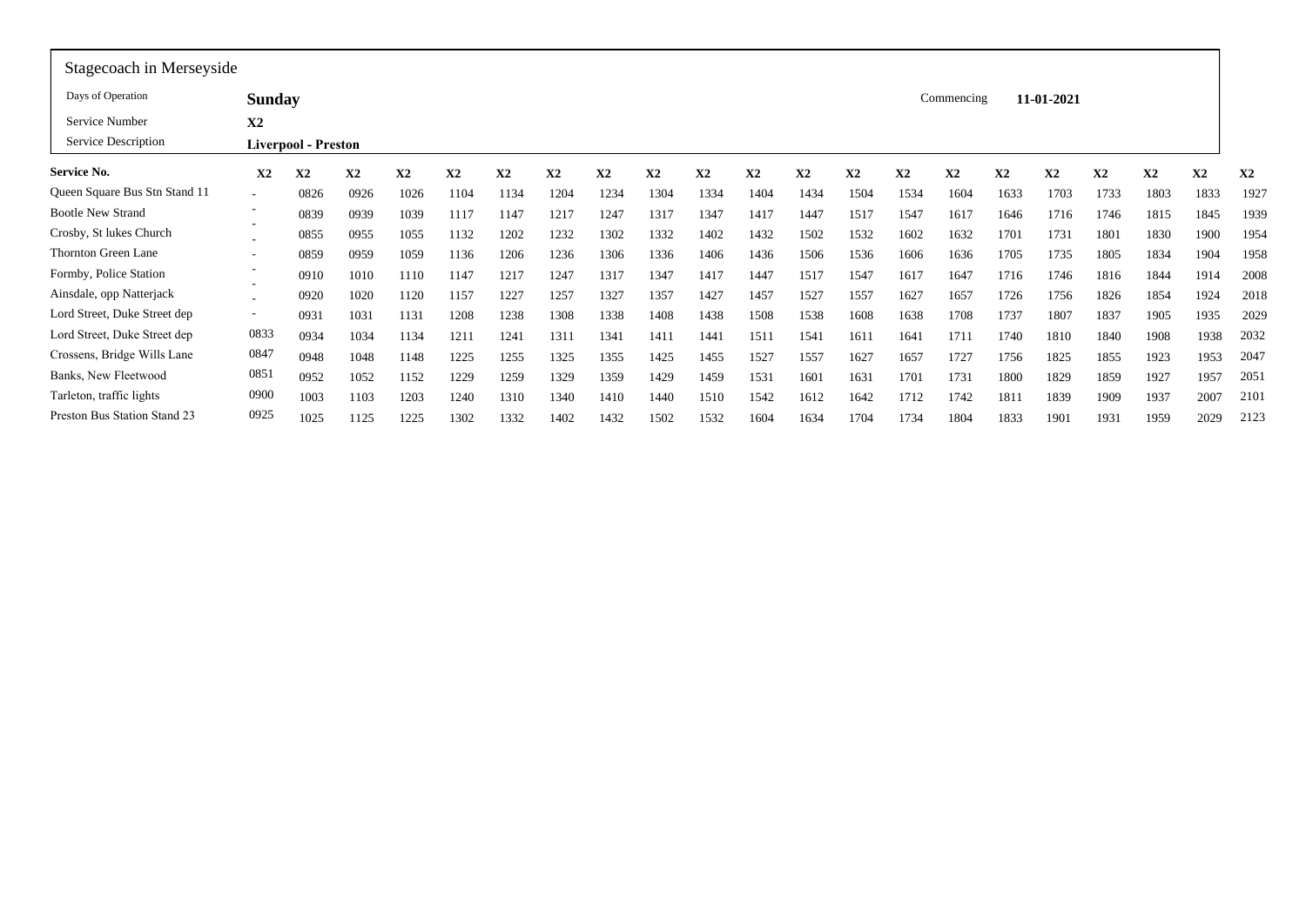Stagecoach in Merseyside

| | | | |
|---|---|---|---|
| Days of Operation | **Sunday** | Commencing | **11-01-2021** |
| Service Number | **X2** | | |
| Service Description | **Liverpool - Preston** | | |

| **Service No.** | **X2** | **X2** | **X2** | **X2** | **X2** | **X2** | **X2** | **X2** | **X2** | **X2** | **X2** | **X2** | **X2** | **X2** | **X2** | **X2** | **X2** | **X2** | **X2** | **X2** | **X2** |
|---|---|---|---|---|---|---|---|---|---|---|---|---|---|---|---|---|---|---|---|---|---|
| Queen Square Bus Stn Stand 11 | - | 0826 | 0926 | 1026 | 1104 | 1134 | 1204 | 1234 | 1304 | 1334 | 1404 | 1434 | 1504 | 1534 | 1604 | 1633 | 1703 | 1733 | 1803 | 1833 | 1927 |
| Bootle New Strand | - | 0839 | 0939 | 1039 | 1117 | 1147 | 1217 | 1247 | 1317 | 1347 | 1417 | 1447 | 1517 | 1547 | 1617 | 1646 | 1716 | 1746 | 1815 | 1845 | 1939 |
| Crosby, St lukes Church | - | 0855 | 0955 | 1055 | 1132 | 1202 | 1232 | 1302 | 1332 | 1402 | 1432 | 1502 | 1532 | 1602 | 1632 | 1701 | 1731 | 1801 | 1830 | 1900 | 1954 |
| Thornton Green Lane | - | 0859 | 0959 | 1059 | 1136 | 1206 | 1236 | 1306 | 1336 | 1406 | 1436 | 1506 | 1536 | 1606 | 1636 | 1705 | 1735 | 1805 | 1834 | 1904 | 1958 |
| Formby, Police Station | - | 0910 | 1010 | 1110 | 1147 | 1217 | 1247 | 1317 | 1347 | 1417 | 1447 | 1517 | 1547 | 1617 | 1647 | 1716 | 1746 | 1816 | 1844 | 1914 | 2008 |
| Ainsdale, opp Natterjack | - | 0920 | 1020 | 1120 | 1157 | 1227 | 1257 | 1327 | 1357 | 1427 | 1457 | 1527 | 1557 | 1627 | 1657 | 1726 | 1756 | 1826 | 1854 | 1924 | 2018 |
| Lord Street, Duke Street dep | - | 0931 | 1031 | 1131 | 1208 | 1238 | 1308 | 1338 | 1408 | 1438 | 1508 | 1538 | 1608 | 1638 | 1708 | 1737 | 1807 | 1837 | 1905 | 1935 | 2029 |
| Lord Street, Duke Street dep | 0833 | 0934 | 1034 | 1134 | 1211 | 1241 | 1311 | 1341 | 1411 | 1441 | 1511 | 1541 | 1611 | 1641 | 1711 | 1740 | 1810 | 1840 | 1908 | 1938 | 2032 |
| Crossens, Bridge Wills Lane | 0847 | 0948 | 1048 | 1148 | 1225 | 1255 | 1325 | 1355 | 1425 | 1455 | 1527 | 1557 | 1627 | 1657 | 1727 | 1756 | 1825 | 1855 | 1923 | 1953 | 2047 |
| Banks, New Fleetwood | 0851 | 0952 | 1052 | 1152 | 1229 | 1259 | 1329 | 1359 | 1429 | 1459 | 1531 | 1601 | 1631 | 1701 | 1731 | 1800 | 1829 | 1859 | 1927 | 1957 | 2051 |
| Tarleton, traffic lights | 0900 | 1003 | 1103 | 1203 | 1240 | 1310 | 1340 | 1410 | 1440 | 1510 | 1542 | 1612 | 1642 | 1712 | 1742 | 1811 | 1839 | 1909 | 1937 | 2007 | 2101 |
| Preston Bus Station Stand 23 | 0925 | 1025 | 1125 | 1225 | 1302 | 1332 | 1402 | 1432 | 1502 | 1532 | 1604 | 1634 | 1704 | 1734 | 1804 | 1833 | 1901 | 1931 | 1959 | 2029 | 2123 |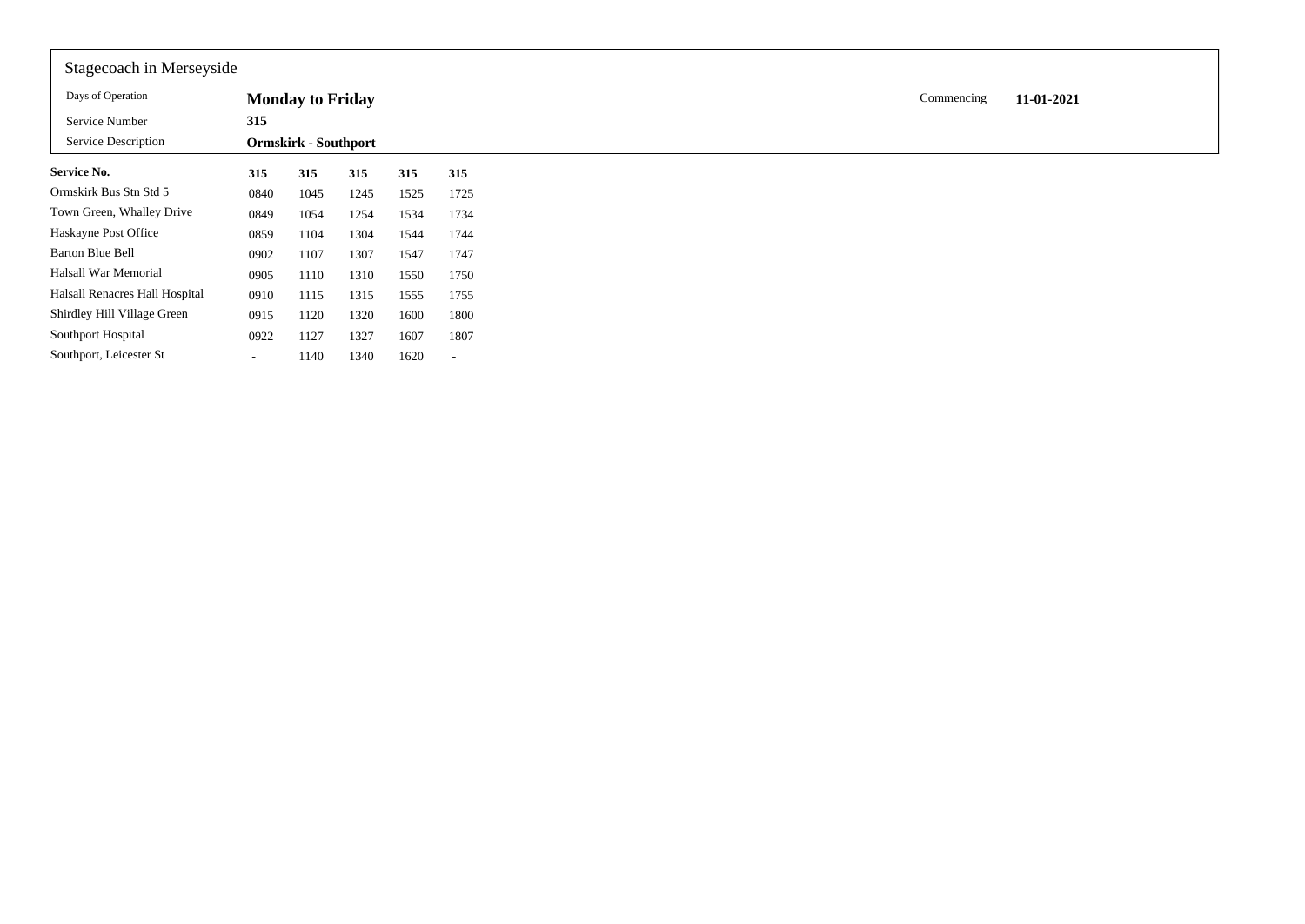Stagecoach in Merseyside

| | | | |
|---|---|---|---|
| Days of Operation | **Monday to Friday** | Commencing | **11-01-2021** |
| Service Number | **315** | | |
| Service Description | **Ormskirk - Southport** | | |

| **Service No.** | **315** | **315** | **315** | **315** | **315** |
|---|---|---|---|---|---|
| Ormskirk Bus Stn Std 5 | 0840 | 1045 | 1245 | 1525 | 1725 |
| Town Green, Whalley Drive | 0849 | 1054 | 1254 | 1534 | 1734 |
| Haskayne Post Office | 0859 | 1104 | 1304 | 1544 | 1744 |
| Barton Blue Bell | 0902 | 1107 | 1307 | 1547 | 1747 |
| Halsall War Memorial | 0905 | 1110 | 1310 | 1550 | 1750 |
| Halsall Renacres Hall Hospital | 0910 | 1115 | 1315 | 1555 | 1755 |
| Shirdley Hill Village Green | 0915 | 1120 | 1320 | 1600 | 1800 |
| Southport Hospital | 0922 | 1127 | 1327 | 1607 | 1807 |
| Southport, Leicester St | - | 1140 | 1340 | 1620 | - |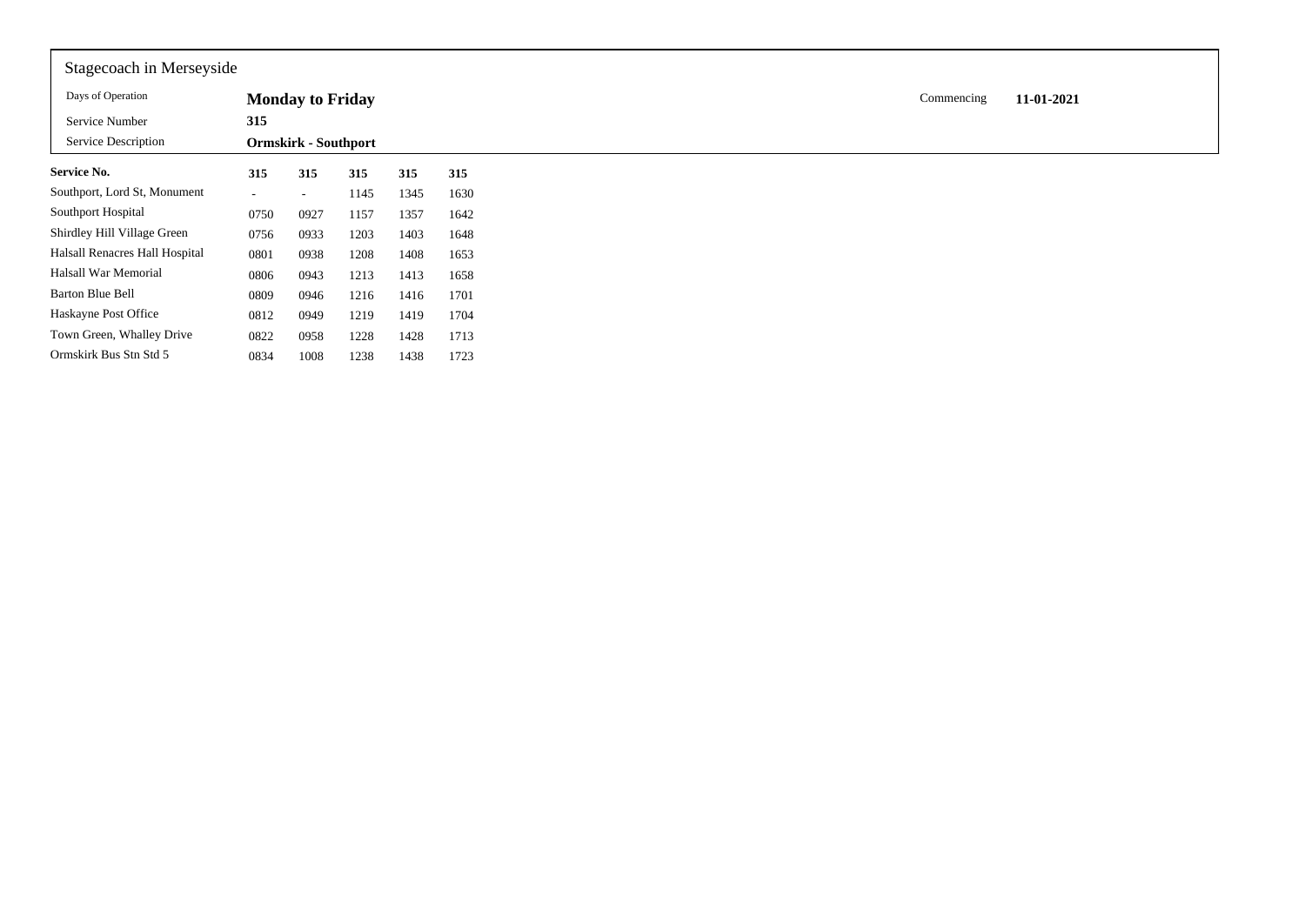Stagecoach in Merseyside

| | | | |
|---|---|---|---|
| Days of Operation | **Monday to Friday** | Commencing | **11-01-2021** |
| Service Number | **315** | | |
| Service Description | **Ormskirk - Southport** | | |

| **Service No.** | **315** | **315** | **315** | **315** | **315** |
|---|---|---|---|---|---|
| Southport, Lord St, Monument | - | - | 1145 | 1345 | 1630 |
| Southport Hospital | 0750 | 0927 | 1157 | 1357 | 1642 |
| Shirdley Hill Village Green | 0756 | 0933 | 1203 | 1403 | 1648 |
| Halsall Renacres Hall Hospital | 0801 | 0938 | 1208 | 1408 | 1653 |
| Halsall War Memorial | 0806 | 0943 | 1213 | 1413 | 1658 |
| Barton Blue Bell | 0809 | 0946 | 1216 | 1416 | 1701 |
| Haskayne Post Office | 0812 | 0949 | 1219 | 1419 | 1704 |
| Town Green, Whalley Drive | 0822 | 0958 | 1228 | 1428 | 1713 |
| Ormskirk Bus Stn Std 5 | 0834 | 1008 | 1238 | 1438 | 1723 |